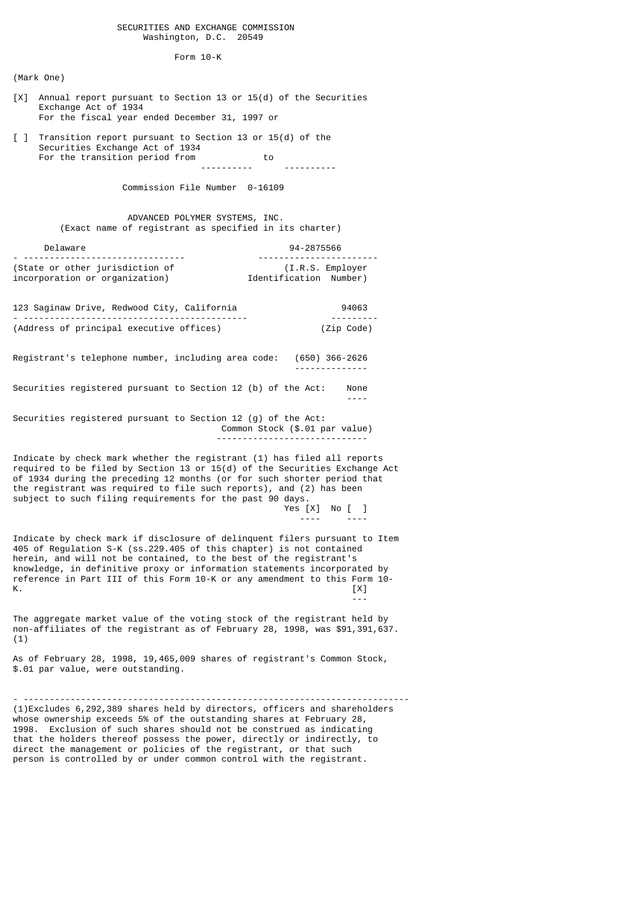SECURITIES AND EXCHANGE COMMISSION
Washington, D.C. 20549

Form 10-K

(Mark One)

[X] Annual report pursuant to Section 13 or 15(d) of the Securities Exchange Act of 1934
For the fiscal year ended December 31, 1997 or

[ ] Transition report pursuant to Section 13 or 15(d) of the Securities Exchange Act of 1934
For the transition period from \_\_\_\_\_\_\_\_\_\_ to \_\_\_\_\_\_\_\_\_\_

Commission File Number 0-16109

ADVANCED POLYMER SYSTEMS, INC.
(Exact name of registrant as specified in its charter)

| Delaware | 94-2875566 |
|---|---|
| (State or other jurisdiction of incorporation or organization) | (I.R.S. Employer Identification Number) |

| 123 Saginaw Drive, Redwood City, California | 94063 |
|---|---|
| (Address of principal executive offices) | (Zip Code) |

Registrant's telephone number, including area code: (650) 366-2626

Securities registered pursuant to Section 12 (b) of the Act: None

Securities registered pursuant to Section 12 (g) of the Act: Common Stock ($.01 par value)

Indicate by check mark whether the registrant (1) has filed all reports required to be filed by Section 13 or 15(d) of the Securities Exchange Act of 1934 during the preceding 12 months (or for such shorter period that the registrant was required to file such reports), and (2) has been subject to such filing requirements for the past 90 days.
Yes [X] No [ ]

Indicate by check mark if disclosure of delinquent filers pursuant to Item 405 of Regulation S-K (ss.229.405 of this chapter) is not contained herein, and will not be contained, to the best of the registrant's knowledge, in definitive proxy or information statements incorporated by reference in Part III of this Form 10-K or any amendment to this Form 10-K. [X]

The aggregate market value of the voting stock of the registrant held by non-affiliates of the registrant as of February 28, 1998, was $91,391,637. (1)

As of February 28, 1998, 19,465,009 shares of registrant's Common Stock, $.01 par value, were outstanding.

---

(1)Excludes 6,292,389 shares held by directors, officers and shareholders whose ownership exceeds 5% of the outstanding shares at February 28, 1998. Exclusion of such shares should not be construed as indicating that the holders thereof possess the power, directly or indirectly, to direct the management or policies of the registrant, or that such person is controlled by or under common control with the registrant.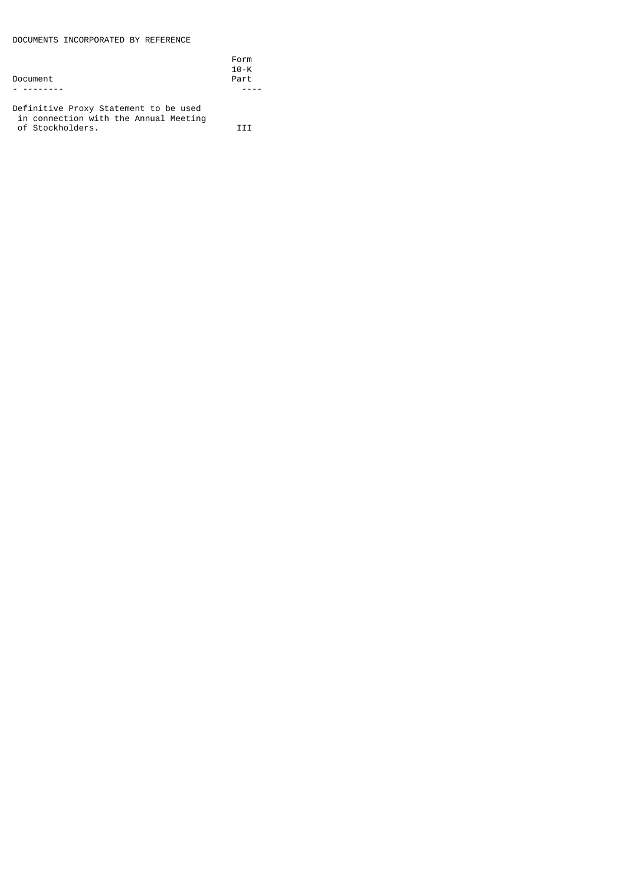DOCUMENTS INCORPORATED BY REFERENCE

| Document | Form 10-K Part |
| --- | --- |
| Definitive Proxy Statement to be used in connection with the Annual Meeting of Stockholders. | III |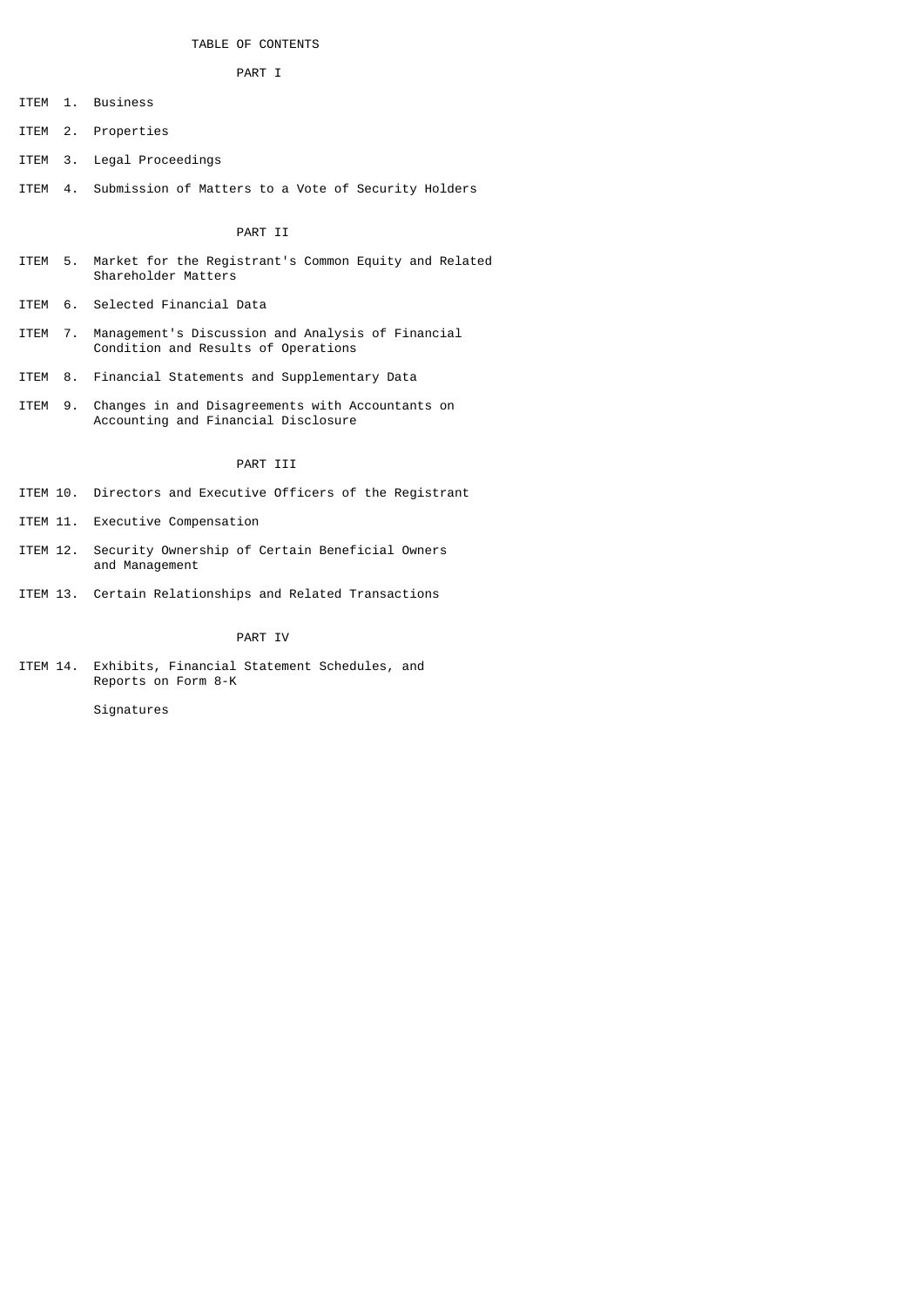# TABLE OF CONTENTS

## PART I

ITEM 1. Business

ITEM 2. Properties

ITEM 3. Legal Proceedings

ITEM 4. Submission of Matters to a Vote of Security Holders

## PART II

ITEM 5. Market for the Registrant's Common Equity and Related Shareholder Matters

ITEM 6. Selected Financial Data

ITEM 7. Management's Discussion and Analysis of Financial Condition and Results of Operations

ITEM 8. Financial Statements and Supplementary Data

ITEM 9. Changes in and Disagreements with Accountants on Accounting and Financial Disclosure

## PART III

ITEM 10. Directors and Executive Officers of the Registrant

ITEM 11. Executive Compensation

ITEM 12. Security Ownership of Certain Beneficial Owners and Management

ITEM 13. Certain Relationships and Related Transactions

## PART IV

ITEM 14. Exhibits, Financial Statement Schedules, and Reports on Form 8-K

Signatures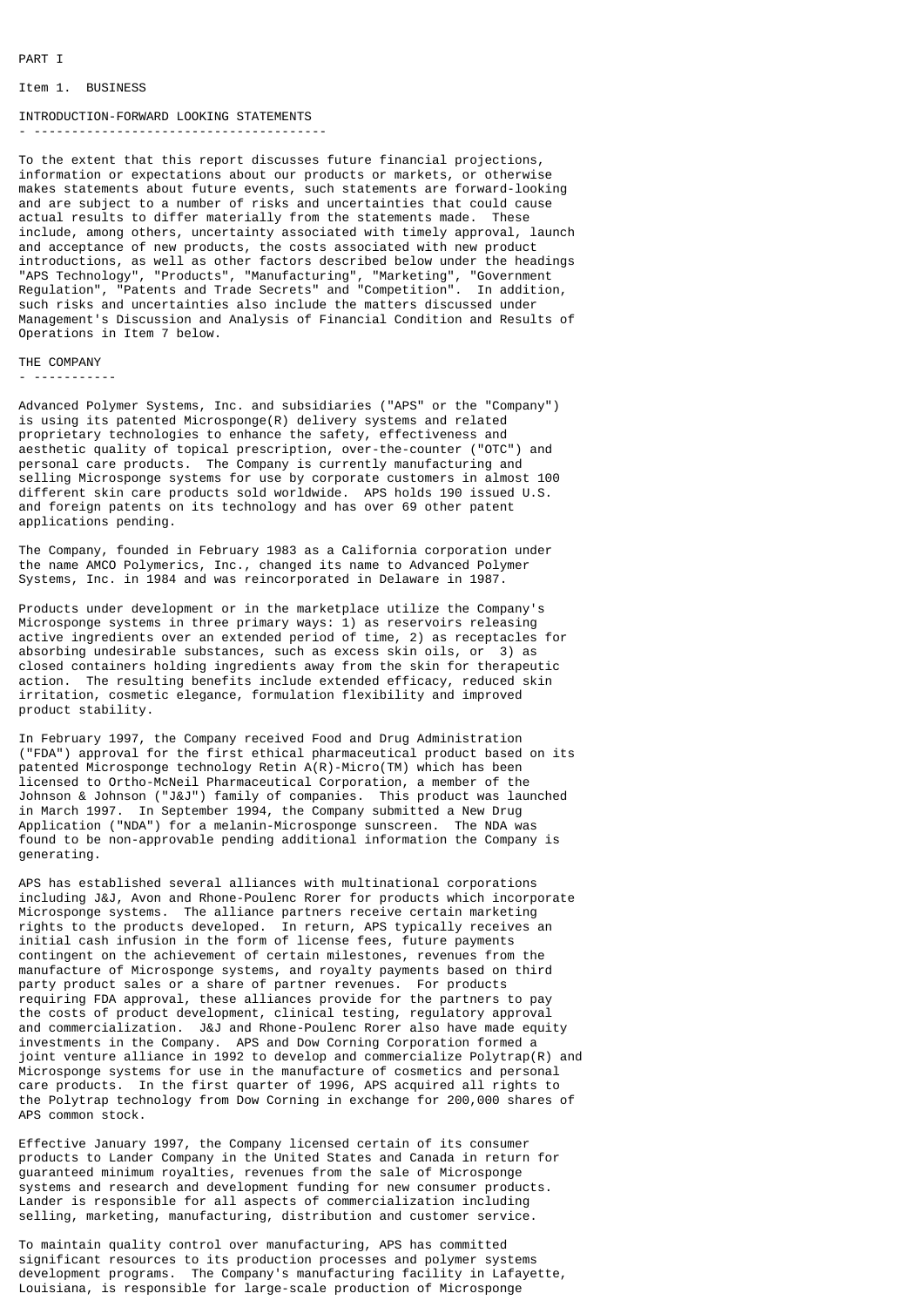PART I

Item 1. BUSINESS

## INTRODUCTION-FORWARD LOOKING STATEMENTS

To the extent that this report discusses future financial projections, information or expectations about our products or markets, or otherwise makes statements about future events, such statements are forward-looking and are subject to a number of risks and uncertainties that could cause actual results to differ materially from the statements made. These include, among others, uncertainty associated with timely approval, launch and acceptance of new products, the costs associated with new product introductions, as well as other factors described below under the headings "APS Technology", "Products", "Manufacturing", "Marketing", "Government Regulation", "Patents and Trade Secrets" and "Competition". In addition, such risks and uncertainties also include the matters discussed under Management's Discussion and Analysis of Financial Condition and Results of Operations in Item 7 below.

## THE COMPANY

Advanced Polymer Systems, Inc. and subsidiaries ("APS" or the "Company") is using its patented Microsponge(R) delivery systems and related proprietary technologies to enhance the safety, effectiveness and aesthetic quality of topical prescription, over-the-counter ("OTC") and personal care products. The Company is currently manufacturing and selling Microsponge systems for use by corporate customers in almost 100 different skin care products sold worldwide. APS holds 190 issued U.S. and foreign patents on its technology and has over 69 other patent applications pending.

The Company, founded in February 1983 as a California corporation under the name AMCO Polymerics, Inc., changed its name to Advanced Polymer Systems, Inc. in 1984 and was reincorporated in Delaware in 1987.

Products under development or in the marketplace utilize the Company's Microsponge systems in three primary ways: 1) as reservoirs releasing active ingredients over an extended period of time, 2) as receptacles for absorbing undesirable substances, such as excess skin oils, or 3) as closed containers holding ingredients away from the skin for therapeutic action. The resulting benefits include extended efficacy, reduced skin irritation, cosmetic elegance, formulation flexibility and improved product stability.

In February 1997, the Company received Food and Drug Administration ("FDA") approval for the first ethical pharmaceutical product based on its patented Microsponge technology Retin A(R)-Micro(TM) which has been licensed to Ortho-McNeil Pharmaceutical Corporation, a member of the Johnson & Johnson ("J&J") family of companies. This product was launched in March 1997. In September 1994, the Company submitted a New Drug Application ("NDA") for a melanin-Microsponge sunscreen. The NDA was found to be non-approvable pending additional information the Company is generating.

APS has established several alliances with multinational corporations including J&J, Avon and Rhone-Poulenc Rorer for products which incorporate Microsponge systems. The alliance partners receive certain marketing rights to the products developed. In return, APS typically receives an initial cash infusion in the form of license fees, future payments contingent on the achievement of certain milestones, revenues from the manufacture of Microsponge systems, and royalty payments based on third party product sales or a share of partner revenues. For products requiring FDA approval, these alliances provide for the partners to pay the costs of product development, clinical testing, regulatory approval and commercialization. J&J and Rhone-Poulenc Rorer also have made equity investments in the Company. APS and Dow Corning Corporation formed a joint venture alliance in 1992 to develop and commercialize Polytrap(R) and Microsponge systems for use in the manufacture of cosmetics and personal care products. In the first quarter of 1996, APS acquired all rights to the Polytrap technology from Dow Corning in exchange for 200,000 shares of APS common stock.

Effective January 1997, the Company licensed certain of its consumer products to Lander Company in the United States and Canada in return for guaranteed minimum royalties, revenues from the sale of Microsponge systems and research and development funding for new consumer products. Lander is responsible for all aspects of commercialization including selling, marketing, manufacturing, distribution and customer service.

To maintain quality control over manufacturing, APS has committed significant resources to its production processes and polymer systems development programs. The Company's manufacturing facility in Lafayette, Louisiana, is responsible for large-scale production of Microsponge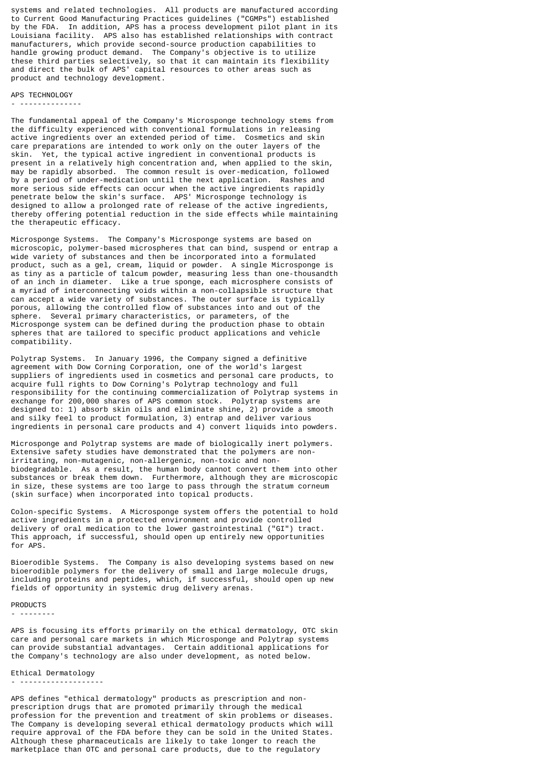systems and related technologies. All products are manufactured according to Current Good Manufacturing Practices guidelines ("CGMPs") established by the FDA. In addition, APS has a process development pilot plant in its Louisiana facility. APS also has established relationships with contract manufacturers, which provide second-source production capabilities to handle growing product demand. The Company's objective is to utilize these third parties selectively, so that it can maintain its flexibility and direct the bulk of APS' capital resources to other areas such as product and technology development.

## APS TECHNOLOGY

The fundamental appeal of the Company's Microsponge technology stems from the difficulty experienced with conventional formulations in releasing active ingredients over an extended period of time. Cosmetics and skin care preparations are intended to work only on the outer layers of the skin. Yet, the typical active ingredient in conventional products is present in a relatively high concentration and, when applied to the skin, may be rapidly absorbed. The common result is over-medication, followed by a period of under-medication until the next application. Rashes and more serious side effects can occur when the active ingredients rapidly penetrate below the skin's surface. APS' Microsponge technology is designed to allow a prolonged rate of release of the active ingredients, thereby offering potential reduction in the side effects while maintaining the therapeutic efficacy.

Microsponge Systems. The Company's Microsponge systems are based on microscopic, polymer-based microspheres that can bind, suspend or entrap a wide variety of substances and then be incorporated into a formulated product, such as a gel, cream, liquid or powder. A single Microsponge is as tiny as a particle of talcum powder, measuring less than one-thousandth of an inch in diameter. Like a true sponge, each microsphere consists of a myriad of interconnecting voids within a non-collapsible structure that can accept a wide variety of substances. The outer surface is typically porous, allowing the controlled flow of substances into and out of the sphere. Several primary characteristics, or parameters, of the Microsponge system can be defined during the production phase to obtain spheres that are tailored to specific product applications and vehicle compatibility.

Polytrap Systems. In January 1996, the Company signed a definitive agreement with Dow Corning Corporation, one of the world's largest suppliers of ingredients used in cosmetics and personal care products, to acquire full rights to Dow Corning's Polytrap technology and full responsibility for the continuing commercialization of Polytrap systems in exchange for 200,000 shares of APS common stock. Polytrap systems are designed to: 1) absorb skin oils and eliminate shine, 2) provide a smooth and silky feel to product formulation, 3) entrap and deliver various ingredients in personal care products and 4) convert liquids into powders.

Microsponge and Polytrap systems are made of biologically inert polymers. Extensive safety studies have demonstrated that the polymers are non-irritating, non-mutagenic, non-allergenic, non-toxic and non-biodegradable. As a result, the human body cannot convert them into other substances or break them down. Furthermore, although they are microscopic in size, these systems are too large to pass through the stratum corneum (skin surface) when incorporated into topical products.

Colon-specific Systems. A Microsponge system offers the potential to hold active ingredients in a protected environment and provide controlled delivery of oral medication to the lower gastrointestinal ("GI") tract. This approach, if successful, should open up entirely new opportunities for APS.

Bioerodible Systems. The Company is also developing systems based on new bioerodible polymers for the delivery of small and large molecule drugs, including proteins and peptides, which, if successful, should open up new fields of opportunity in systemic drug delivery arenas.

## PRODUCTS

APS is focusing its efforts primarily on the ethical dermatology, OTC skin care and personal care markets in which Microsponge and Polytrap systems can provide substantial advantages. Certain additional applications for the Company's technology are also under development, as noted below.

### Ethical Dermatology

APS defines "ethical dermatology" products as prescription and non-prescription drugs that are promoted primarily through the medical profession for the prevention and treatment of skin problems or diseases. The Company is developing several ethical dermatology products which will require approval of the FDA before they can be sold in the United States. Although these pharmaceuticals are likely to take longer to reach the marketplace than OTC and personal care products, due to the regulatory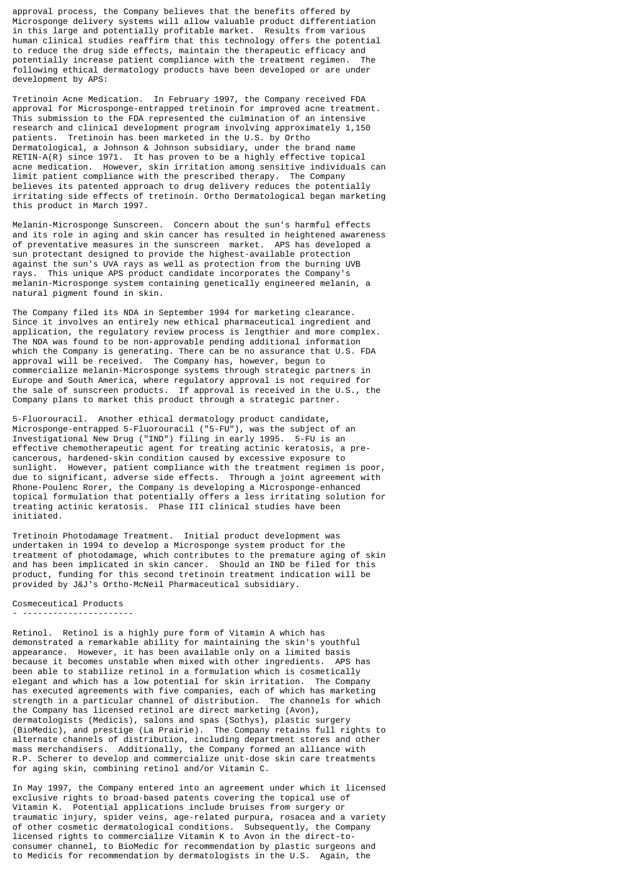approval process, the Company believes that the benefits offered by Microsponge delivery systems will allow valuable product differentiation in this large and potentially profitable market. Results from various human clinical studies reaffirm that this technology offers the potential to reduce the drug side effects, maintain the therapeutic efficacy and potentially increase patient compliance with the treatment regimen. The following ethical dermatology products have been developed or are under development by APS:

Tretinoin Acne Medication. In February 1997, the Company received FDA approval for Microsponge-entrapped tretinoin for improved acne treatment. This submission to the FDA represented the culmination of an intensive research and clinical development program involving approximately 1,150 patients. Tretinoin has been marketed in the U.S. by Ortho Dermatological, a Johnson & Johnson subsidiary, under the brand name RETIN-A(R) since 1971. It has proven to be a highly effective topical acne medication. However, skin irritation among sensitive individuals can limit patient compliance with the prescribed therapy. The Company believes its patented approach to drug delivery reduces the potentially irritating side effects of tretinoin. Ortho Dermatological began marketing this product in March 1997.

Melanin-Microsponge Sunscreen. Concern about the sun's harmful effects and its role in aging and skin cancer has resulted in heightened awareness of preventative measures in the sunscreen market. APS has developed a sun protectant designed to provide the highest-available protection against the sun's UVA rays as well as protection from the burning UVB rays. This unique APS product candidate incorporates the Company's melanin-Microsponge system containing genetically engineered melanin, a natural pigment found in skin.

The Company filed its NDA in September 1994 for marketing clearance. Since it involves an entirely new ethical pharmaceutical ingredient and application, the regulatory review process is lengthier and more complex. The NDA was found to be non-approvable pending additional information which the Company is generating. There can be no assurance that U.S. FDA approval will be received. The Company has, however, begun to commercialize melanin-Microsponge systems through strategic partners in Europe and South America, where regulatory approval is not required for the sale of sunscreen products. If approval is received in the U.S., the Company plans to market this product through a strategic partner.

5-Fluorouracil. Another ethical dermatology product candidate, Microsponge-entrapped 5-Fluorouracil ("5-FU"), was the subject of an Investigational New Drug ("IND") filing in early 1995. 5-FU is an effective chemotherapeutic agent for treating actinic keratosis, a pre-cancerous, hardened-skin condition caused by excessive exposure to sunlight. However, patient compliance with the treatment regimen is poor, due to significant, adverse side effects. Through a joint agreement with Rhone-Poulenc Rorer, the Company is developing a Microsponge-enhanced topical formulation that potentially offers a less irritating solution for treating actinic keratosis. Phase III clinical studies have been initiated.

Tretinoin Photodamage Treatment. Initial product development was undertaken in 1994 to develop a Microsponge system product for the treatment of photodamage, which contributes to the premature aging of skin and has been implicated in skin cancer. Should an IND be filed for this product, funding for this second tretinoin treatment indication will be provided by J&J's Ortho-McNeil Pharmaceutical subsidiary.

## Cosmeceutical Products

Retinol. Retinol is a highly pure form of Vitamin A which has demonstrated a remarkable ability for maintaining the skin's youthful appearance. However, it has been available only on a limited basis because it becomes unstable when mixed with other ingredients. APS has been able to stabilize retinol in a formulation which is cosmetically elegant and which has a low potential for skin irritation. The Company has executed agreements with five companies, each of which has marketing strength in a particular channel of distribution. The channels for which the Company has licensed retinol are direct marketing (Avon), dermatologists (Medicis), salons and spas (Sothys), plastic surgery (BioMedic), and prestige (La Prairie). The Company retains full rights to alternate channels of distribution, including department stores and other mass merchandisers. Additionally, the Company formed an alliance with R.P. Scherer to develop and commercialize unit-dose skin care treatments for aging skin, combining retinol and/or Vitamin C.

In May 1997, the Company entered into an agreement under which it licensed exclusive rights to broad-based patents covering the topical use of Vitamin K. Potential applications include bruises from surgery or traumatic injury, spider veins, age-related purpura, rosacea and a variety of other cosmetic dermatological conditions. Subsequently, the Company licensed rights to commercialize Vitamin K to Avon in the direct-to-consumer channel, to BioMedic for recommendation by plastic surgeons and to Medicis for recommendation by dermatologists in the U.S. Again, the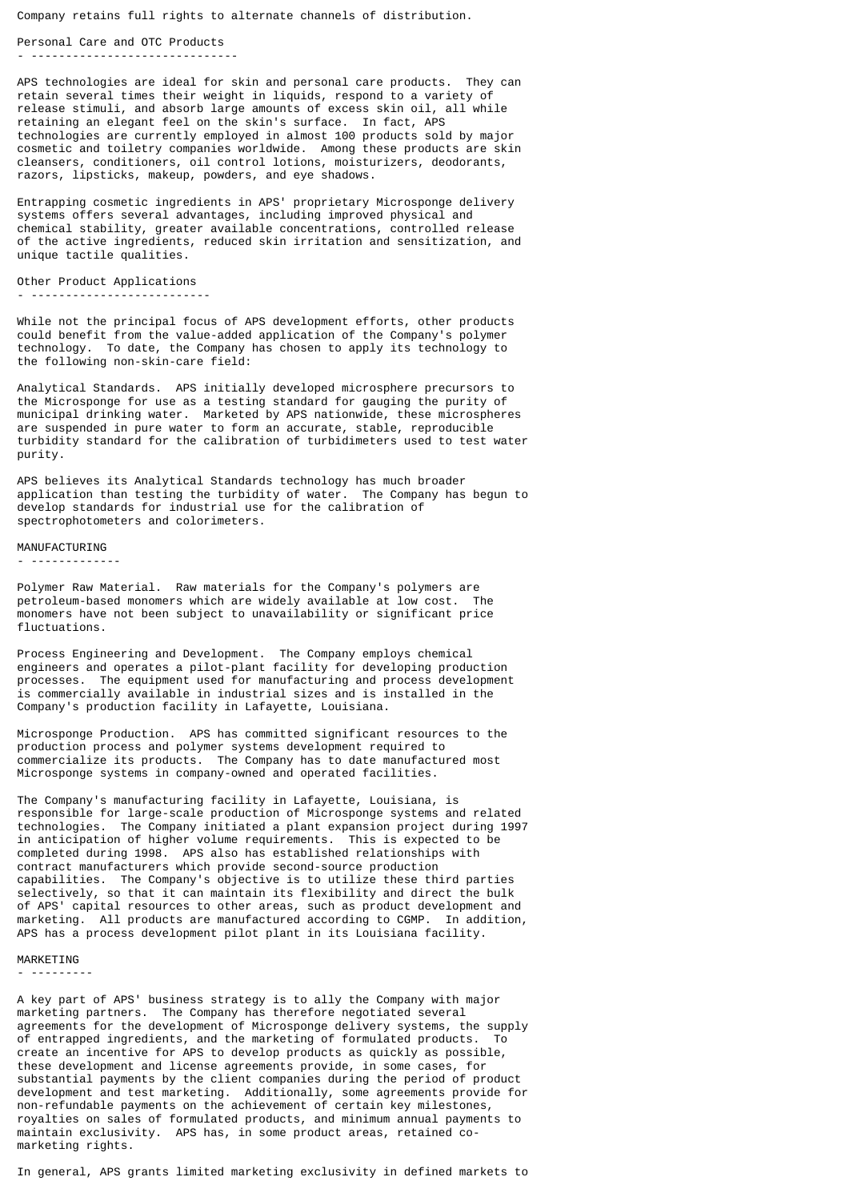Company retains full rights to alternate channels of distribution.

## Personal Care and OTC Products

APS technologies are ideal for skin and personal care products. They can retain several times their weight in liquids, respond to a variety of release stimuli, and absorb large amounts of excess skin oil, all while retaining an elegant feel on the skin's surface. In fact, APS technologies are currently employed in almost 100 products sold by major cosmetic and toiletry companies worldwide. Among these products are skin cleansers, conditioners, oil control lotions, moisturizers, deodorants, razors, lipsticks, makeup, powders, and eye shadows.

Entrapping cosmetic ingredients in APS' proprietary Microsponge delivery systems offers several advantages, including improved physical and chemical stability, greater available concentrations, controlled release of the active ingredients, reduced skin irritation and sensitization, and unique tactile qualities.

## Other Product Applications

While not the principal focus of APS development efforts, other products could benefit from the value-added application of the Company's polymer technology. To date, the Company has chosen to apply its technology to the following non-skin-care field:

Analytical Standards. APS initially developed microsphere precursors to the Microsponge for use as a testing standard for gauging the purity of municipal drinking water. Marketed by APS nationwide, these microspheres are suspended in pure water to form an accurate, stable, reproducible turbidity standard for the calibration of turbidimeters used to test water purity.

APS believes its Analytical Standards technology has much broader application than testing the turbidity of water. The Company has begun to develop standards for industrial use for the calibration of spectrophotometers and colorimeters.

## MANUFACTURING

Polymer Raw Material. Raw materials for the Company's polymers are petroleum-based monomers which are widely available at low cost. The monomers have not been subject to unavailability or significant price fluctuations.

Process Engineering and Development. The Company employs chemical engineers and operates a pilot-plant facility for developing production processes. The equipment used for manufacturing and process development is commercially available in industrial sizes and is installed in the Company's production facility in Lafayette, Louisiana.

Microsponge Production. APS has committed significant resources to the production process and polymer systems development required to commercialize its products. The Company has to date manufactured most Microsponge systems in company-owned and operated facilities.

The Company's manufacturing facility in Lafayette, Louisiana, is responsible for large-scale production of Microsponge systems and related technologies. The Company initiated a plant expansion project during 1997 in anticipation of higher volume requirements. This is expected to be completed during 1998. APS also has established relationships with contract manufacturers which provide second-source production capabilities. The Company's objective is to utilize these third parties selectively, so that it can maintain its flexibility and direct the bulk of APS' capital resources to other areas, such as product development and marketing. All products are manufactured according to CGMP. In addition, APS has a process development pilot plant in its Louisiana facility.

## MARKETING

A key part of APS' business strategy is to ally the Company with major marketing partners. The Company has therefore negotiated several agreements for the development of Microsponge delivery systems, the supply of entrapped ingredients, and the marketing of formulated products. To create an incentive for APS to develop products as quickly as possible, these development and license agreements provide, in some cases, for substantial payments by the client companies during the period of product development and test marketing. Additionally, some agreements provide for non-refundable payments on the achievement of certain key milestones, royalties on sales of formulated products, and minimum annual payments to maintain exclusivity. APS has, in some product areas, retained co-marketing rights.

In general, APS grants limited marketing exclusivity in defined markets to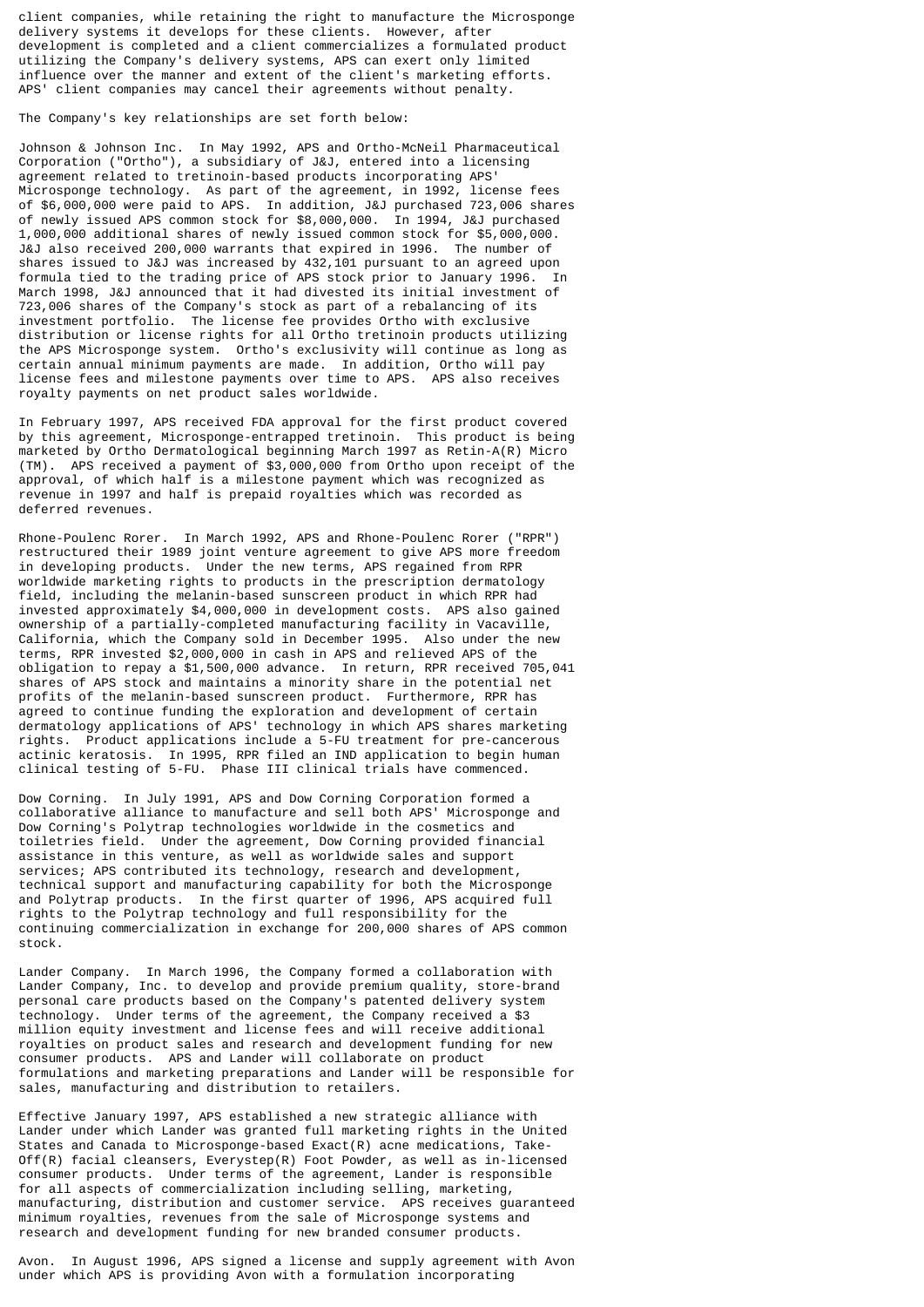client companies, while retaining the right to manufacture the Microsponge delivery systems it develops for these clients. However, after development is completed and a client commercializes a formulated product utilizing the Company's delivery systems, APS can exert only limited influence over the manner and extent of the client's marketing efforts. APS' client companies may cancel their agreements without penalty.

The Company's key relationships are set forth below:

Johnson & Johnson Inc. In May 1992, APS and Ortho-McNeil Pharmaceutical Corporation ("Ortho"), a subsidiary of J&J, entered into a licensing agreement related to tretinoin-based products incorporating APS' Microsponge technology. As part of the agreement, in 1992, license fees of $6,000,000 were paid to APS. In addition, J&J purchased 723,006 shares of newly issued APS common stock for $8,000,000. In 1994, J&J purchased 1,000,000 additional shares of newly issued common stock for $5,000,000. J&J also received 200,000 warrants that expired in 1996. The number of shares issued to J&J was increased by 432,101 pursuant to an agreed upon formula tied to the trading price of APS stock prior to January 1996. In March 1998, J&J announced that it had divested its initial investment of 723,006 shares of the Company's stock as part of a rebalancing of its investment portfolio. The license fee provides Ortho with exclusive distribution or license rights for all Ortho tretinoin products utilizing the APS Microsponge system. Ortho's exclusivity will continue as long as certain annual minimum payments are made. In addition, Ortho will pay license fees and milestone payments over time to APS. APS also receives royalty payments on net product sales worldwide.

In February 1997, APS received FDA approval for the first product covered by this agreement, Microsponge-entrapped tretinoin. This product is being marketed by Ortho Dermatological beginning March 1997 as Retin-A(R) Micro (TM). APS received a payment of $3,000,000 from Ortho upon receipt of the approval, of which half is a milestone payment which was recognized as revenue in 1997 and half is prepaid royalties which was recorded as deferred revenues.

Rhone-Poulenc Rorer. In March 1992, APS and Rhone-Poulenc Rorer ("RPR") restructured their 1989 joint venture agreement to give APS more freedom in developing products. Under the new terms, APS regained from RPR worldwide marketing rights to products in the prescription dermatology field, including the melanin-based sunscreen product in which RPR had invested approximately $4,000,000 in development costs. APS also gained ownership of a partially-completed manufacturing facility in Vacaville, California, which the Company sold in December 1995. Also under the new terms, RPR invested $2,000,000 in cash in APS and relieved APS of the obligation to repay a $1,500,000 advance. In return, RPR received 705,041 shares of APS stock and maintains a minority share in the potential net profits of the melanin-based sunscreen product. Furthermore, RPR has agreed to continue funding the exploration and development of certain dermatology applications of APS' technology in which APS shares marketing rights. Product applications include a 5-FU treatment for pre-cancerous actinic keratosis. In 1995, RPR filed an IND application to begin human clinical testing of 5-FU. Phase III clinical trials have commenced.

Dow Corning. In July 1991, APS and Dow Corning Corporation formed a collaborative alliance to manufacture and sell both APS' Microsponge and Dow Corning's Polytrap technologies worldwide in the cosmetics and toiletries field. Under the agreement, Dow Corning provided financial assistance in this venture, as well as worldwide sales and support services; APS contributed its technology, research and development, technical support and manufacturing capability for both the Microsponge and Polytrap products. In the first quarter of 1996, APS acquired full rights to the Polytrap technology and full responsibility for the continuing commercialization in exchange for 200,000 shares of APS common stock.

Lander Company. In March 1996, the Company formed a collaboration with Lander Company, Inc. to develop and provide premium quality, store-brand personal care products based on the Company's patented delivery system technology. Under terms of the agreement, the Company received a $3 million equity investment and license fees and will receive additional royalties on product sales and research and development funding for new consumer products. APS and Lander will collaborate on product formulations and marketing preparations and Lander will be responsible for sales, manufacturing and distribution to retailers.

Effective January 1997, APS established a new strategic alliance with Lander under which Lander was granted full marketing rights in the United States and Canada to Microsponge-based Exact(R) acne medications, Take-Off(R) facial cleansers, Everystep(R) Foot Powder, as well as in-licensed consumer products. Under terms of the agreement, Lander is responsible for all aspects of commercialization including selling, marketing, manufacturing, distribution and customer service. APS receives guaranteed minimum royalties, revenues from the sale of Microsponge systems and research and development funding for new branded consumer products.

Avon. In August 1996, APS signed a license and supply agreement with Avon under which APS is providing Avon with a formulation incorporating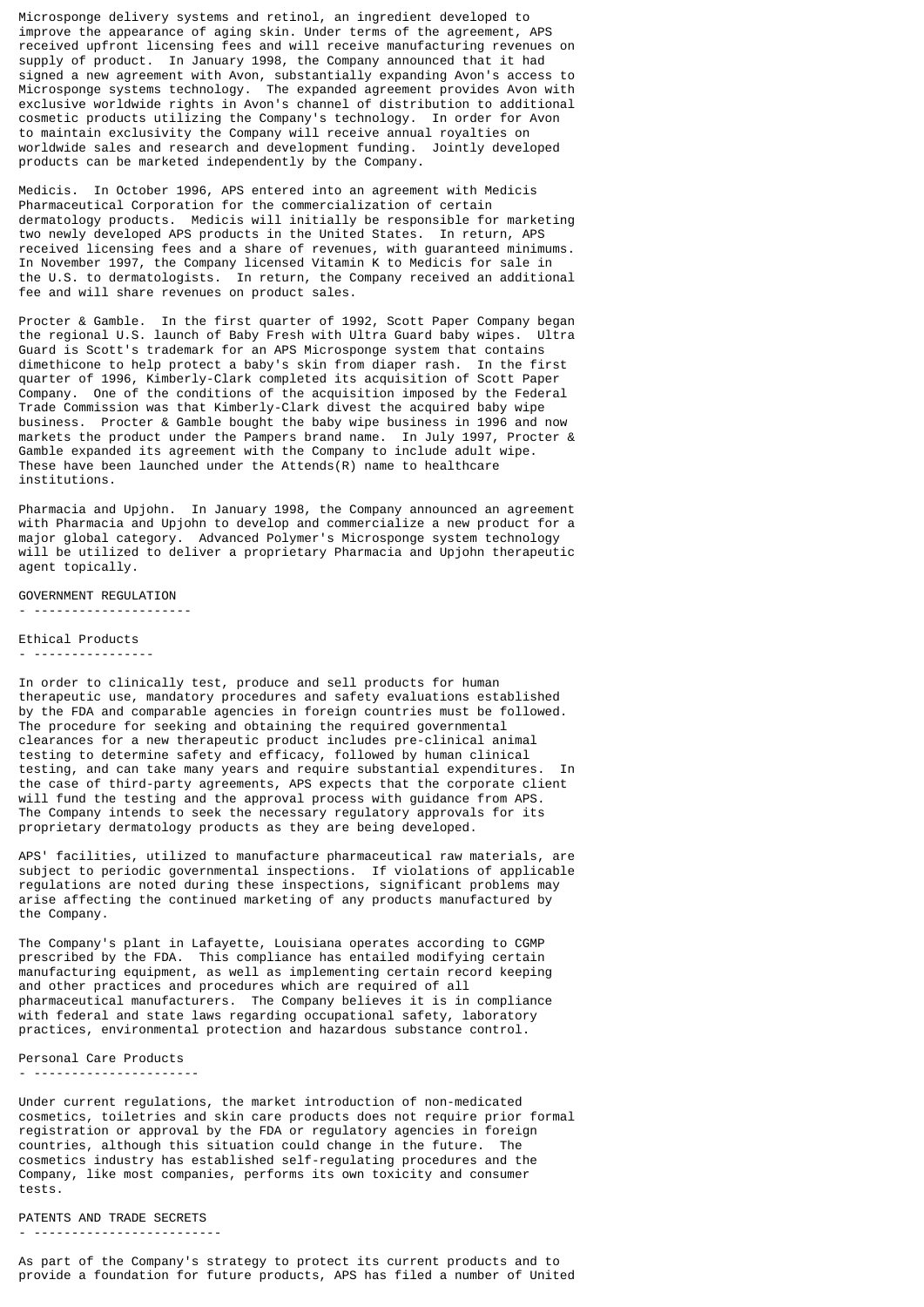Microsponge delivery systems and retinol, an ingredient developed to improve the appearance of aging skin. Under terms of the agreement, APS received upfront licensing fees and will receive manufacturing revenues on supply of product. In January 1998, the Company announced that it had signed a new agreement with Avon, substantially expanding Avon's access to Microsponge systems technology. The expanded agreement provides Avon with exclusive worldwide rights in Avon's channel of distribution to additional cosmetic products utilizing the Company's technology. In order for Avon to maintain exclusivity the Company will receive annual royalties on worldwide sales and research and development funding. Jointly developed products can be marketed independently by the Company.

Medicis. In October 1996, APS entered into an agreement with Medicis Pharmaceutical Corporation for the commercialization of certain dermatology products. Medicis will initially be responsible for marketing two newly developed APS products in the United States. In return, APS received licensing fees and a share of revenues, with guaranteed minimums. In November 1997, the Company licensed Vitamin K to Medicis for sale in the U.S. to dermatologists. In return, the Company received an additional fee and will share revenues on product sales.

Procter & Gamble. In the first quarter of 1992, Scott Paper Company began the regional U.S. launch of Baby Fresh with Ultra Guard baby wipes. Ultra Guard is Scott's trademark for an APS Microsponge system that contains dimethicone to help protect a baby's skin from diaper rash. In the first quarter of 1996, Kimberly-Clark completed its acquisition of Scott Paper Company. One of the conditions of the acquisition imposed by the Federal Trade Commission was that Kimberly-Clark divest the acquired baby wipe business. Procter & Gamble bought the baby wipe business in 1996 and now markets the product under the Pampers brand name. In July 1997, Procter & Gamble expanded its agreement with the Company to include adult wipe. These have been launched under the Attends(R) name to healthcare institutions.

Pharmacia and Upjohn. In January 1998, the Company announced an agreement with Pharmacia and Upjohn to develop and commercialize a new product for a major global category. Advanced Polymer's Microsponge system technology will be utilized to deliver a proprietary Pharmacia and Upjohn therapeutic agent topically.

## GOVERNMENT REGULATION

### Ethical Products

In order to clinically test, produce and sell products for human therapeutic use, mandatory procedures and safety evaluations established by the FDA and comparable agencies in foreign countries must be followed. The procedure for seeking and obtaining the required governmental clearances for a new therapeutic product includes pre-clinical animal testing to determine safety and efficacy, followed by human clinical testing, and can take many years and require substantial expenditures. In the case of third-party agreements, APS expects that the corporate client will fund the testing and the approval process with guidance from APS. The Company intends to seek the necessary regulatory approvals for its proprietary dermatology products as they are being developed.

APS' facilities, utilized to manufacture pharmaceutical raw materials, are subject to periodic governmental inspections. If violations of applicable regulations are noted during these inspections, significant problems may arise affecting the continued marketing of any products manufactured by the Company.

The Company's plant in Lafayette, Louisiana operates according to CGMP prescribed by the FDA. This compliance has entailed modifying certain manufacturing equipment, as well as implementing certain record keeping and other practices and procedures which are required of all pharmaceutical manufacturers. The Company believes it is in compliance with federal and state laws regarding occupational safety, laboratory practices, environmental protection and hazardous substance control.

### Personal Care Products

Under current regulations, the market introduction of non-medicated cosmetics, toiletries and skin care products does not require prior formal registration or approval by the FDA or regulatory agencies in foreign countries, although this situation could change in the future. The cosmetics industry has established self-regulating procedures and the Company, like most companies, performs its own toxicity and consumer tests.

## PATENTS AND TRADE SECRETS

As part of the Company's strategy to protect its current products and to provide a foundation for future products, APS has filed a number of United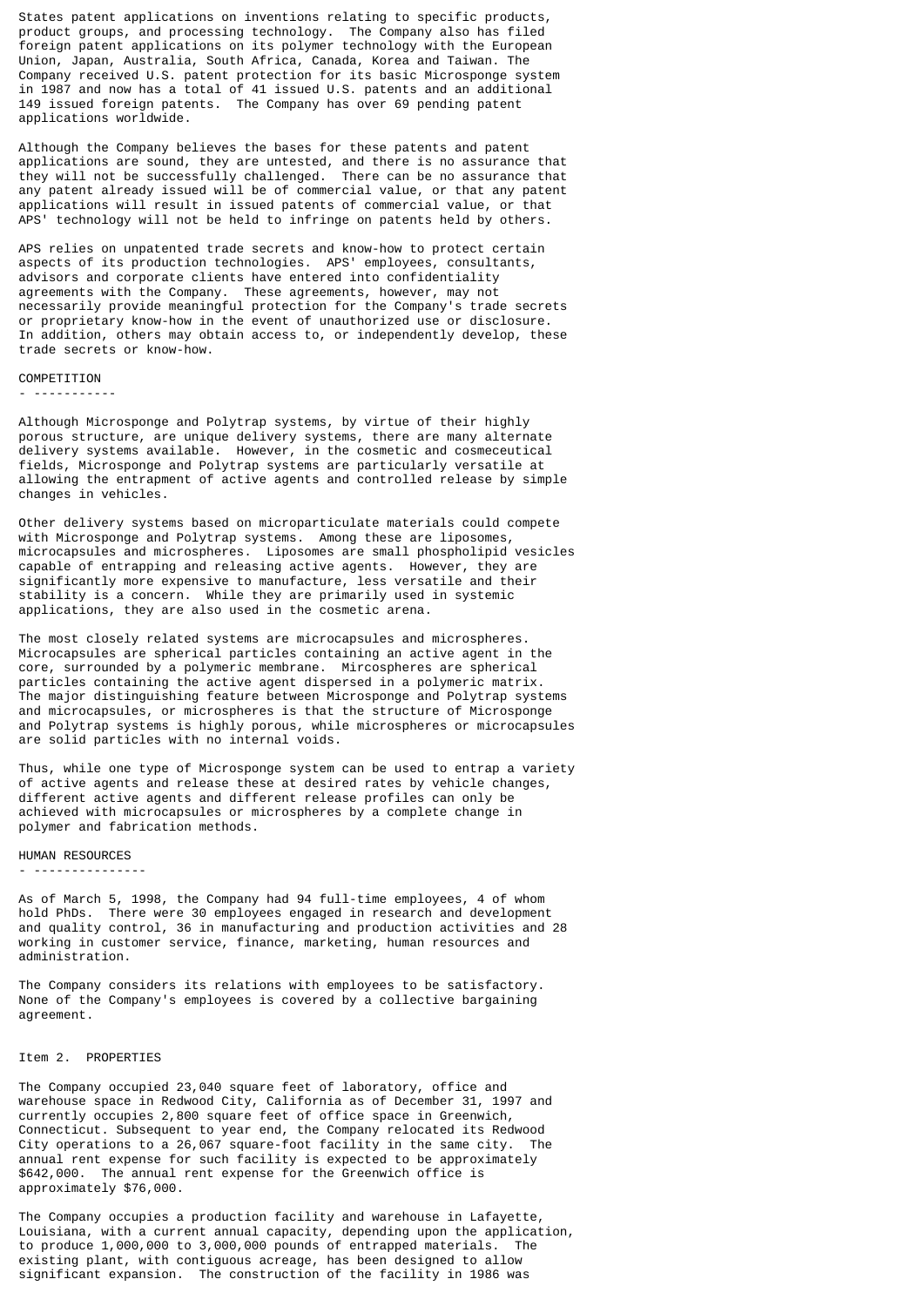States patent applications on inventions relating to specific products, product groups, and processing technology. The Company also has filed foreign patent applications on its polymer technology with the European Union, Japan, Australia, South Africa, Canada, Korea and Taiwan. The Company received U.S. patent protection for its basic Microsponge system in 1987 and now has a total of 41 issued U.S. patents and an additional 149 issued foreign patents. The Company has over 69 pending patent applications worldwide.

Although the Company believes the bases for these patents and patent applications are sound, they are untested, and there is no assurance that they will not be successfully challenged. There can be no assurance that any patent already issued will be of commercial value, or that any patent applications will result in issued patents of commercial value, or that APS' technology will not be held to infringe on patents held by others.

APS relies on unpatented trade secrets and know-how to protect certain aspects of its production technologies. APS' employees, consultants, advisors and corporate clients have entered into confidentiality agreements with the Company. These agreements, however, may not necessarily provide meaningful protection for the Company's trade secrets or proprietary know-how in the event of unauthorized use or disclosure. In addition, others may obtain access to, or independently develop, these trade secrets or know-how.

## COMPETITION

Although Microsponge and Polytrap systems, by virtue of their highly porous structure, are unique delivery systems, there are many alternate delivery systems available. However, in the cosmetic and cosmeceutical fields, Microsponge and Polytrap systems are particularly versatile at allowing the entrapment of active agents and controlled release by simple changes in vehicles.

Other delivery systems based on microparticulate materials could compete with Microsponge and Polytrap systems. Among these are liposomes, microcapsules and microspheres. Liposomes are small phospholipid vesicles capable of entrapping and releasing active agents. However, they are significantly more expensive to manufacture, less versatile and their stability is a concern. While they are primarily used in systemic applications, they are also used in the cosmetic arena.

The most closely related systems are microcapsules and microspheres. Microcapsules are spherical particles containing an active agent in the core, surrounded by a polymeric membrane. Mircospheres are spherical particles containing the active agent dispersed in a polymeric matrix. The major distinguishing feature between Microsponge and Polytrap systems and microcapsules, or microspheres is that the structure of Microsponge and Polytrap systems is highly porous, while microspheres or microcapsules are solid particles with no internal voids.

Thus, while one type of Microsponge system can be used to entrap a variety of active agents and release these at desired rates by vehicle changes, different active agents and different release profiles can only be achieved with microcapsules or microspheres by a complete change in polymer and fabrication methods.

## HUMAN RESOURCES

As of March 5, 1998, the Company had 94 full-time employees, 4 of whom hold PhDs. There were 30 employees engaged in research and development and quality control, 36 in manufacturing and production activities and 28 working in customer service, finance, marketing, human resources and administration.

The Company considers its relations with employees to be satisfactory. None of the Company's employees is covered by a collective bargaining agreement.

## Item 2. PROPERTIES

The Company occupied 23,040 square feet of laboratory, office and warehouse space in Redwood City, California as of December 31, 1997 and currently occupies 2,800 square feet of office space in Greenwich, Connecticut. Subsequent to year end, the Company relocated its Redwood City operations to a 26,067 square-foot facility in the same city. The annual rent expense for such facility is expected to be approximately $642,000. The annual rent expense for the Greenwich office is approximately $76,000.

The Company occupies a production facility and warehouse in Lafayette, Louisiana, with a current annual capacity, depending upon the application, to produce 1,000,000 to 3,000,000 pounds of entrapped materials. The existing plant, with contiguous acreage, has been designed to allow significant expansion. The construction of the facility in 1986 was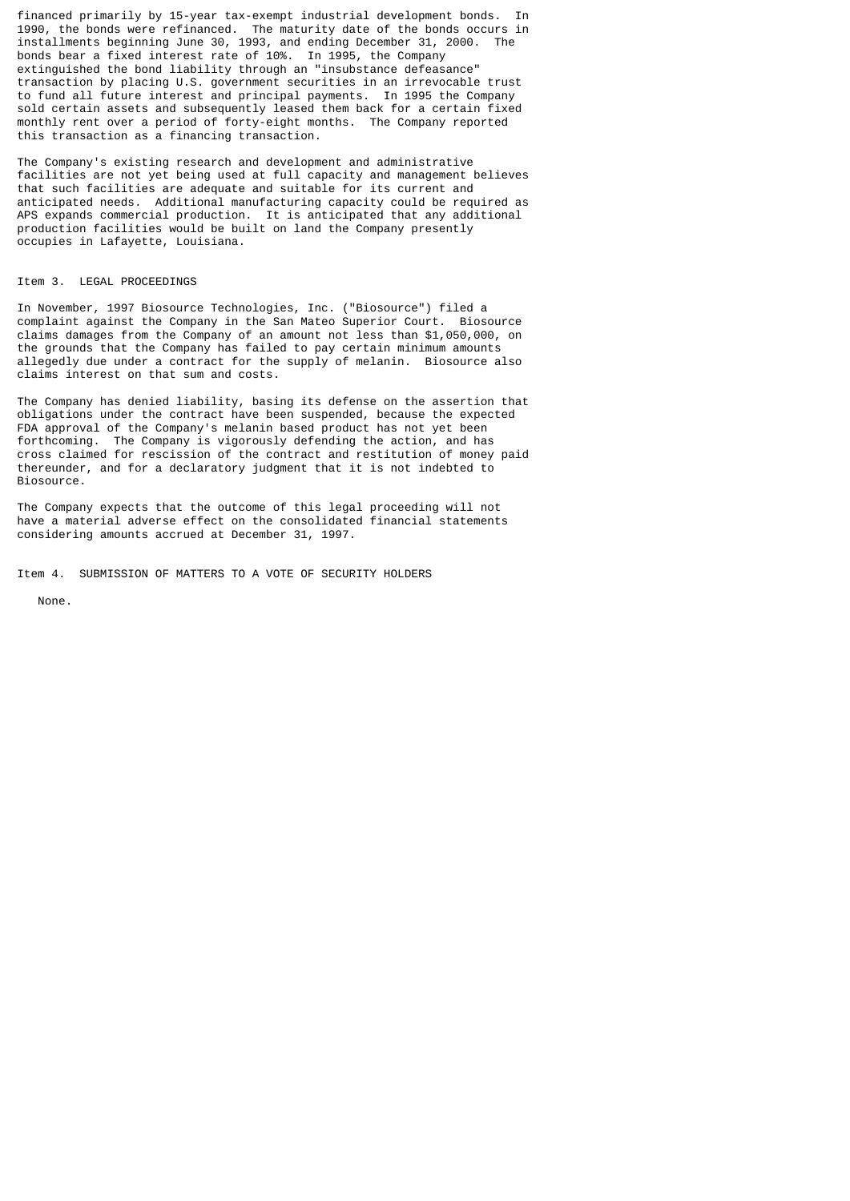financed primarily by 15-year tax-exempt industrial development bonds. In 1990, the bonds were refinanced. The maturity date of the bonds occurs in installments beginning June 30, 1993, and ending December 31, 2000. The bonds bear a fixed interest rate of 10%. In 1995, the Company extinguished the bond liability through an "insubstance defeasance" transaction by placing U.S. government securities in an irrevocable trust to fund all future interest and principal payments. In 1995 the Company sold certain assets and subsequently leased them back for a certain fixed monthly rent over a period of forty-eight months. The Company reported this transaction as a financing transaction.

The Company's existing research and development and administrative facilities are not yet being used at full capacity and management believes that such facilities are adequate and suitable for its current and anticipated needs. Additional manufacturing capacity could be required as APS expands commercial production. It is anticipated that any additional production facilities would be built on land the Company presently occupies in Lafayette, Louisiana.

## Item 3. LEGAL PROCEEDINGS

In November, 1997 Biosource Technologies, Inc. ("Biosource") filed a complaint against the Company in the San Mateo Superior Court. Biosource claims damages from the Company of an amount not less than $1,050,000, on the grounds that the Company has failed to pay certain minimum amounts allegedly due under a contract for the supply of melanin. Biosource also claims interest on that sum and costs.

The Company has denied liability, basing its defense on the assertion that obligations under the contract have been suspended, because the expected FDA approval of the Company's melanin based product has not yet been forthcoming. The Company is vigorously defending the action, and has cross claimed for rescission of the contract and restitution of money paid thereunder, and for a declaratory judgment that it is not indebted to Biosource.

The Company expects that the outcome of this legal proceeding will not have a material adverse effect on the consolidated financial statements considering amounts accrued at December 31, 1997.

## Item 4. SUBMISSION OF MATTERS TO A VOTE OF SECURITY HOLDERS

None.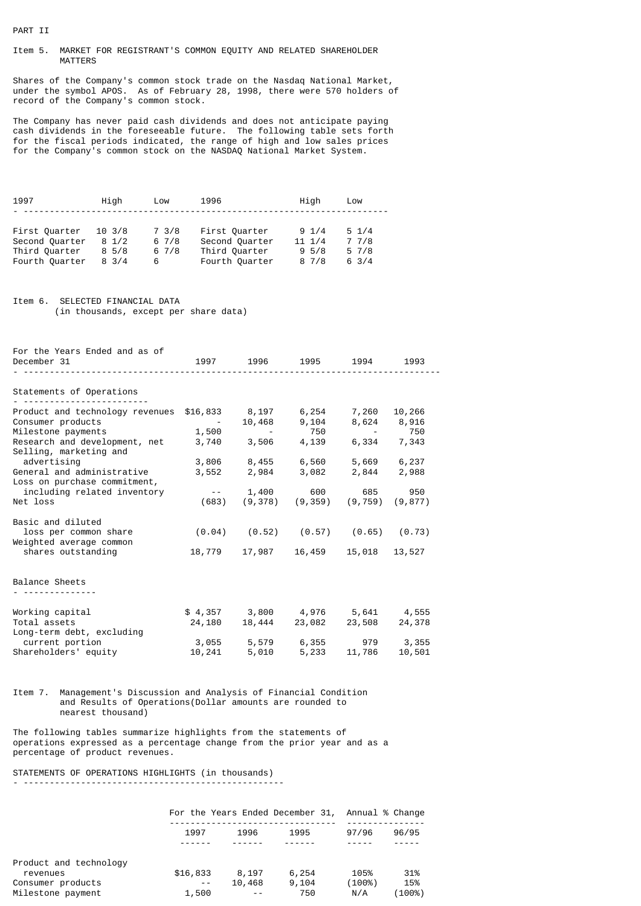PART II

## Item 5. MARKET FOR REGISTRANT'S COMMON EQUITY AND RELATED SHAREHOLDER MATTERS

Shares of the Company's common stock trade on the Nasdaq National Market, under the symbol APOS. As of February 28, 1998, there were 570 holders of record of the Company's common stock.

The Company has never paid cash dividends and does not anticipate paying cash dividends in the foreseeable future. The following table sets forth for the fiscal periods indicated, the range of high and low sales prices for the Company's common stock on the NASDAQ National Market System.

| 1997 | High | Low | 1996 | High | Low |
|---|---|---|---|---|---|
| First Quarter | 10 3/8 | 7 3/8 | First Quarter | 9 1/4 | 5 1/4 |
| Second Quarter | 8 1/2 | 6 7/8 | Second Quarter | 11 1/4 | 7 7/8 |
| Third Quarter | 8 5/8 | 6 7/8 | Third Quarter | 9 5/8 | 5 7/8 |
| Fourth Quarter | 8 3/4 | 6 | Fourth Quarter | 8 7/8 | 6 3/4 |

## Item 6. SELECTED FINANCIAL DATA

(in thousands, except per share data)

| For the Years Ended and as of December 31 | 1997 | 1996 | 1995 | 1994 | 1993 |
|---|---|---|---|---|---|
| **Statements of Operations** | | | | | |
| Product and technology revenues | $16,833 | 8,197 | 6,254 | 7,260 | 10,266 |
| Consumer products | - | 10,468 | 9,104 | 8,624 | 8,916 |
| Milestone payments | 1,500 | - | 750 | - | 750 |
| Research and development, net | 3,740 | 3,506 | 4,139 | 6,334 | 7,343 |
| Selling, marketing and advertising | 3,806 | 8,455 | 6,560 | 5,669 | 6,237 |
| General and administrative | 3,552 | 2,984 | 3,082 | 2,844 | 2,988 |
| Loss on purchase commitment, including related inventory | -- | 1,400 | 600 | 685 | 950 |
| Net loss | (683) | (9,378) | (9,359) | (9,759) | (9,877) |
| Basic and diluted loss per common share | (0.04) | (0.52) | (0.57) | (0.65) | (0.73) |
| Weighted average common shares outstanding | 18,779 | 17,987 | 16,459 | 15,018 | 13,527 |
| **Balance Sheets** | | | | | |
| Working capital | $ 4,357 | 3,800 | 4,976 | 5,641 | 4,555 |
| Total assets | 24,180 | 18,444 | 23,082 | 23,508 | 24,378 |
| Long-term debt, excluding current portion | 3,055 | 5,579 | 6,355 | 979 | 3,355 |
| Shareholders' equity | 10,241 | 5,010 | 5,233 | 11,786 | 10,501 |

## Item 7. Management's Discussion and Analysis of Financial Condition and Results of Operations(Dollar amounts are rounded to nearest thousand)

The following tables summarize highlights from the statements of operations expressed as a percentage change from the prior year and as a percentage of product revenues.

STATEMENTS OF OPERATIONS HIGHLIGHTS (in thousands)

| | For the Years Ended December 31, | | | Annual % Change | |
|---|---|---|---|---|---|
| | 1997 | 1996 | 1995 | 97/96 | 96/95 |
| Product and technology revenues | $16,833 | 8,197 | 6,254 | 105% | 31% |
| Consumer products | -- | 10,468 | 9,104 | (100%) | 15% |
| Milestone payment | 1,500 | -- | 750 | N/A | (100%) |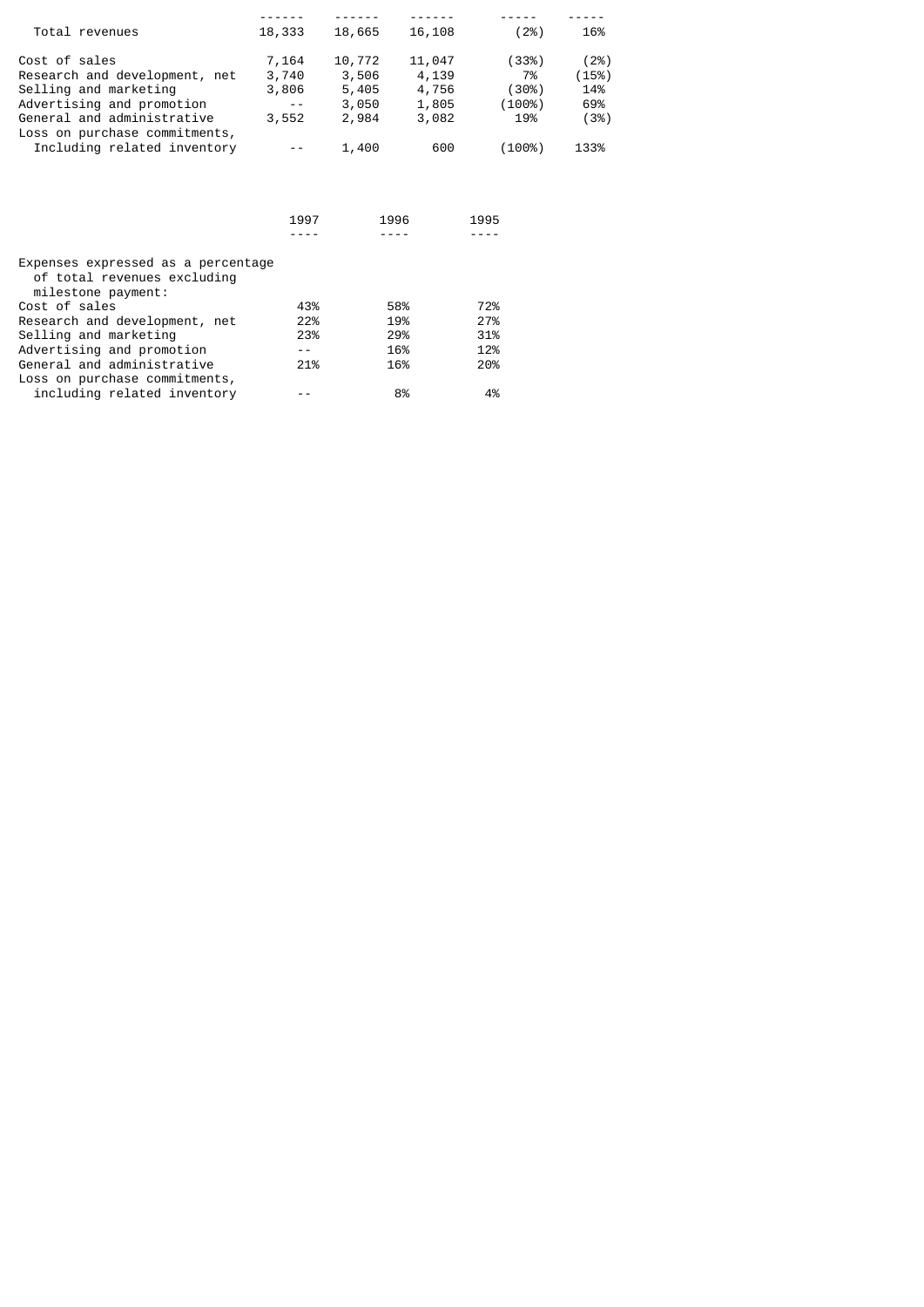| | | | | | |
|---|---|---|---|---|---|
| Total revenues | 18,333 | 18,665 | 16,108 | (2%) | 16% |
| Cost of sales | 7,164 | 10,772 | 11,047 | (33%) | (2%) |
| Research and development, net | 3,740 | 3,506 | 4,139 | 7% | (15%) |
| Selling and marketing | 3,806 | 5,405 | 4,756 | (30%) | 14% |
| Advertising and promotion | -- | 3,050 | 1,805 | (100%) | 69% |
| General and administrative | 3,552 | 2,984 | 3,082 | 19% | (3%) |
| Loss on purchase commitments, Including related inventory | -- | 1,400 | 600 | (100%) | 133% |

| | 1997 | 1996 | 1995 |
|---|---|---|---|
| Expenses expressed as a percentage of total revenues excluding milestone payment: | | | |
| Cost of sales | 43% | 58% | 72% |
| Research and development, net | 22% | 19% | 27% |
| Selling and marketing | 23% | 29% | 31% |
| Advertising and promotion | -- | 16% | 12% |
| General and administrative | 21% | 16% | 20% |
| Loss on purchase commitments, including related inventory | -- | 8% | 4% |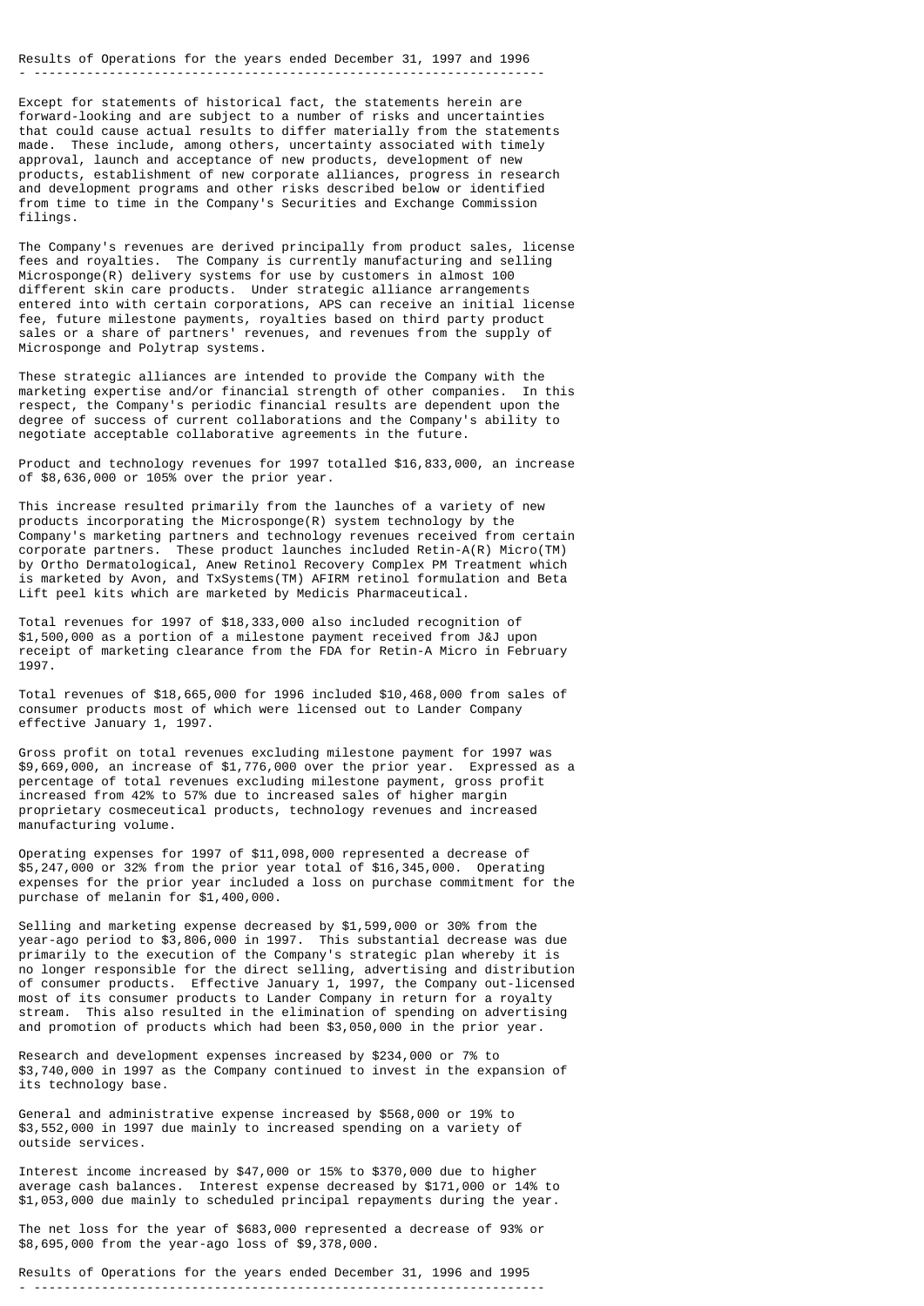## Results of Operations for the years ended December 31, 1997 and 1996

Except for statements of historical fact, the statements herein are forward-looking and are subject to a number of risks and uncertainties that could cause actual results to differ materially from the statements made. These include, among others, uncertainty associated with timely approval, launch and acceptance of new products, development of new products, establishment of new corporate alliances, progress in research and development programs and other risks described below or identified from time to time in the Company's Securities and Exchange Commission filings.

The Company's revenues are derived principally from product sales, license fees and royalties. The Company is currently manufacturing and selling Microsponge(R) delivery systems for use by customers in almost 100 different skin care products. Under strategic alliance arrangements entered into with certain corporations, APS can receive an initial license fee, future milestone payments, royalties based on third party product sales or a share of partners' revenues, and revenues from the supply of Microsponge and Polytrap systems.

These strategic alliances are intended to provide the Company with the marketing expertise and/or financial strength of other companies. In this respect, the Company's periodic financial results are dependent upon the degree of success of current collaborations and the Company's ability to negotiate acceptable collaborative agreements in the future.

Product and technology revenues for 1997 totalled $16,833,000, an increase of $8,636,000 or 105% over the prior year.

This increase resulted primarily from the launches of a variety of new products incorporating the Microsponge(R) system technology by the Company's marketing partners and technology revenues received from certain corporate partners. These product launches included Retin-A(R) Micro(TM) by Ortho Dermatological, Anew Retinol Recovery Complex PM Treatment which is marketed by Avon, and TxSystems(TM) AFIRM retinol formulation and Beta Lift peel kits which are marketed by Medicis Pharmaceutical.

Total revenues for 1997 of $18,333,000 also included recognition of $1,500,000 as a portion of a milestone payment received from J&J upon receipt of marketing clearance from the FDA for Retin-A Micro in February 1997.

Total revenues of $18,665,000 for 1996 included $10,468,000 from sales of consumer products most of which were licensed out to Lander Company effective January 1, 1997.

Gross profit on total revenues excluding milestone payment for 1997 was $9,669,000, an increase of $1,776,000 over the prior year. Expressed as a percentage of total revenues excluding milestone payment, gross profit increased from 42% to 57% due to increased sales of higher margin proprietary cosmeceutical products, technology revenues and increased manufacturing volume.

Operating expenses for 1997 of $11,098,000 represented a decrease of $5,247,000 or 32% from the prior year total of $16,345,000. Operating expenses for the prior year included a loss on purchase commitment for the purchase of melanin for $1,400,000.

Selling and marketing expense decreased by $1,599,000 or 30% from the year-ago period to $3,806,000 in 1997. This substantial decrease was due primarily to the execution of the Company's strategic plan whereby it is no longer responsible for the direct selling, advertising and distribution of consumer products. Effective January 1, 1997, the Company out-licensed most of its consumer products to Lander Company in return for a royalty stream. This also resulted in the elimination of spending on advertising and promotion of products which had been $3,050,000 in the prior year.

Research and development expenses increased by $234,000 or 7% to $3,740,000 in 1997 as the Company continued to invest in the expansion of its technology base.

General and administrative expense increased by $568,000 or 19% to $3,552,000 in 1997 due mainly to increased spending on a variety of outside services.

Interest income increased by $47,000 or 15% to $370,000 due to higher average cash balances. Interest expense decreased by $171,000 or 14% to $1,053,000 due mainly to scheduled principal repayments during the year.

The net loss for the year of $683,000 represented a decrease of 93% or $8,695,000 from the year-ago loss of $9,378,000.

## Results of Operations for the years ended December 31, 1996 and 1995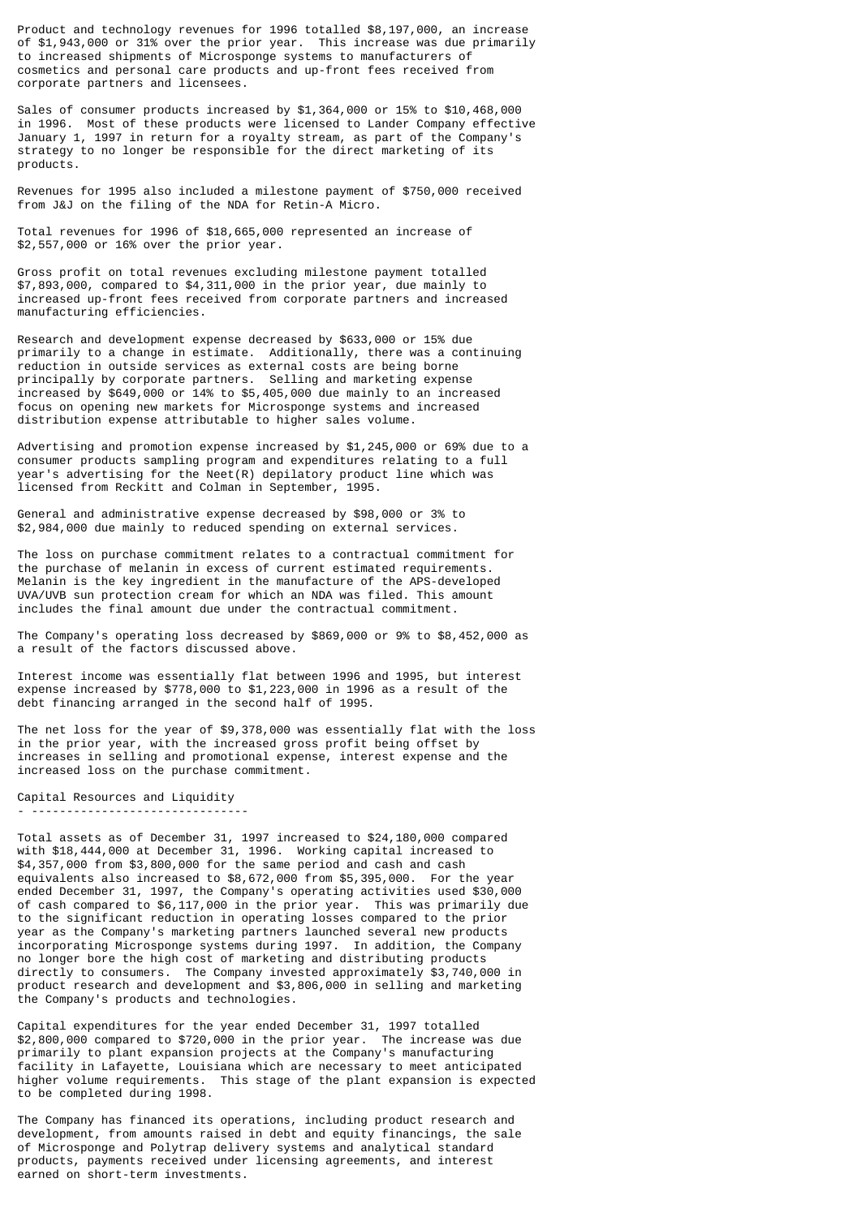Product and technology revenues for 1996 totalled $8,197,000, an increase of $1,943,000 or 31% over the prior year. This increase was due primarily to increased shipments of Microsponge systems to manufacturers of cosmetics and personal care products and up-front fees received from corporate partners and licensees.

Sales of consumer products increased by $1,364,000 or 15% to $10,468,000 in 1996. Most of these products were licensed to Lander Company effective January 1, 1997 in return for a royalty stream, as part of the Company's strategy to no longer be responsible for the direct marketing of its products.

Revenues for 1995 also included a milestone payment of $750,000 received from J&J on the filing of the NDA for Retin-A Micro.

Total revenues for 1996 of $18,665,000 represented an increase of $2,557,000 or 16% over the prior year.

Gross profit on total revenues excluding milestone payment totalled $7,893,000, compared to $4,311,000 in the prior year, due mainly to increased up-front fees received from corporate partners and increased manufacturing efficiencies.

Research and development expense decreased by $633,000 or 15% due primarily to a change in estimate. Additionally, there was a continuing reduction in outside services as external costs are being borne principally by corporate partners. Selling and marketing expense increased by $649,000 or 14% to $5,405,000 due mainly to an increased focus on opening new markets for Microsponge systems and increased distribution expense attributable to higher sales volume.

Advertising and promotion expense increased by $1,245,000 or 69% due to a consumer products sampling program and expenditures relating to a full year's advertising for the Neet(R) depilatory product line which was licensed from Reckitt and Colman in September, 1995.

General and administrative expense decreased by $98,000 or 3% to $2,984,000 due mainly to reduced spending on external services.

The loss on purchase commitment relates to a contractual commitment for the purchase of melanin in excess of current estimated requirements. Melanin is the key ingredient in the manufacture of the APS-developed UVA/UVB sun protection cream for which an NDA was filed. This amount includes the final amount due under the contractual commitment.

The Company's operating loss decreased by $869,000 or 9% to $8,452,000 as a result of the factors discussed above.

Interest income was essentially flat between 1996 and 1995, but interest expense increased by $778,000 to $1,223,000 in 1996 as a result of the debt financing arranged in the second half of 1995.

The net loss for the year of $9,378,000 was essentially flat with the loss in the prior year, with the increased gross profit being offset by increases in selling and promotional expense, interest expense and the increased loss on the purchase commitment.

## Capital Resources and Liquidity

Total assets as of December 31, 1997 increased to $24,180,000 compared with $18,444,000 at December 31, 1996. Working capital increased to $4,357,000 from $3,800,000 for the same period and cash and cash equivalents also increased to $8,672,000 from $5,395,000. For the year ended December 31, 1997, the Company's operating activities used $30,000 of cash compared to $6,117,000 in the prior year. This was primarily due to the significant reduction in operating losses compared to the prior year as the Company's marketing partners launched several new products incorporating Microsponge systems during 1997. In addition, the Company no longer bore the high cost of marketing and distributing products directly to consumers. The Company invested approximately $3,740,000 in product research and development and $3,806,000 in selling and marketing the Company's products and technologies.

Capital expenditures for the year ended December 31, 1997 totalled $2,800,000 compared to $720,000 in the prior year. The increase was due primarily to plant expansion projects at the Company's manufacturing facility in Lafayette, Louisiana which are necessary to meet anticipated higher volume requirements. This stage of the plant expansion is expected to be completed during 1998.

The Company has financed its operations, including product research and development, from amounts raised in debt and equity financings, the sale of Microsponge and Polytrap delivery systems and analytical standard products, payments received under licensing agreements, and interest earned on short-term investments.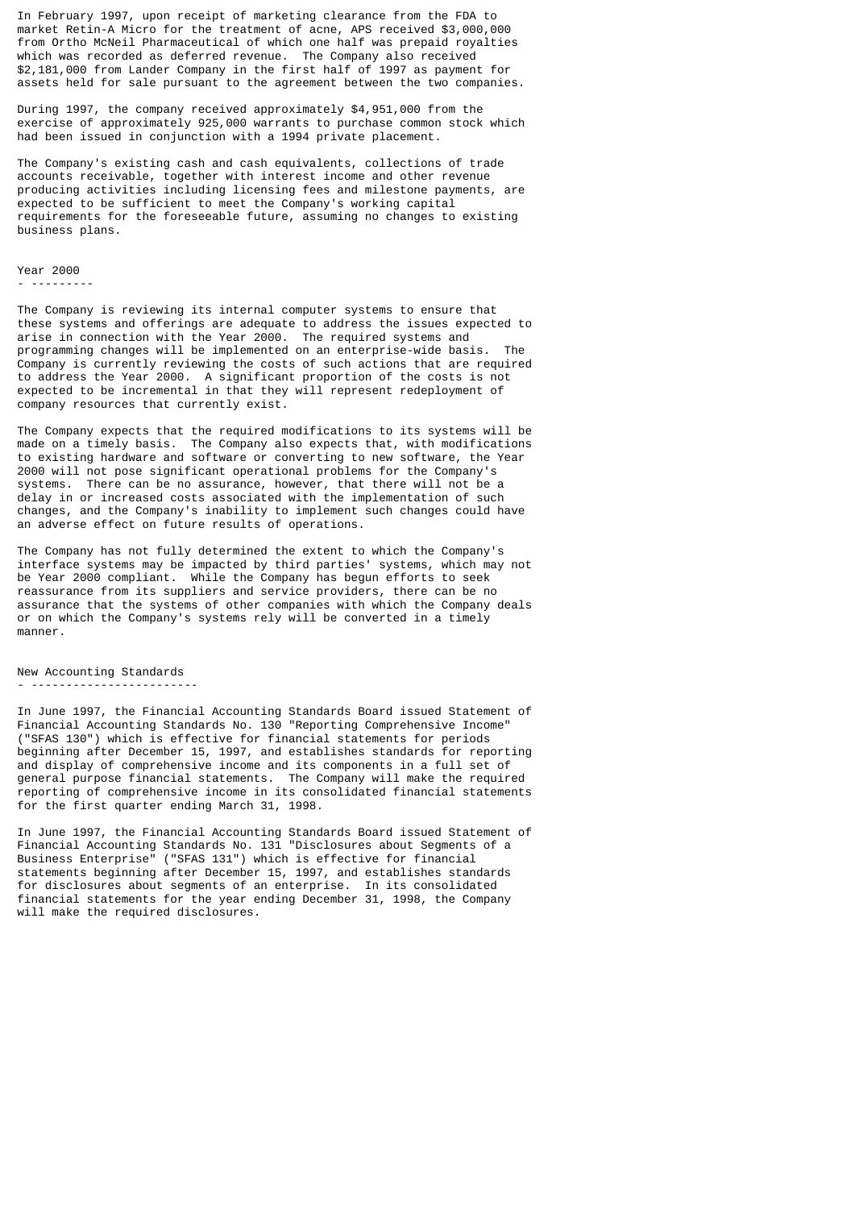In February 1997, upon receipt of marketing clearance from the FDA to market Retin-A Micro for the treatment of acne, APS received $3,000,000 from Ortho McNeil Pharmaceutical of which one half was prepaid royalties which was recorded as deferred revenue. The Company also received $2,181,000 from Lander Company in the first half of 1997 as payment for assets held for sale pursuant to the agreement between the two companies.

During 1997, the company received approximately $4,951,000 from the exercise of approximately 925,000 warrants to purchase common stock which had been issued in conjunction with a 1994 private placement.

The Company's existing cash and cash equivalents, collections of trade accounts receivable, together with interest income and other revenue producing activities including licensing fees and milestone payments, are expected to be sufficient to meet the Company's working capital requirements for the foreseeable future, assuming no changes to existing business plans.

## Year 2000

The Company is reviewing its internal computer systems to ensure that these systems and offerings are adequate to address the issues expected to arise in connection with the Year 2000. The required systems and programming changes will be implemented on an enterprise-wide basis. The Company is currently reviewing the costs of such actions that are required to address the Year 2000. A significant proportion of the costs is not expected to be incremental in that they will represent redeployment of company resources that currently exist.

The Company expects that the required modifications to its systems will be made on a timely basis. The Company also expects that, with modifications to existing hardware and software or converting to new software, the Year 2000 will not pose significant operational problems for the Company's systems. There can be no assurance, however, that there will not be a delay in or increased costs associated with the implementation of such changes, and the Company's inability to implement such changes could have an adverse effect on future results of operations.

The Company has not fully determined the extent to which the Company's interface systems may be impacted by third parties' systems, which may not be Year 2000 compliant. While the Company has begun efforts to seek reassurance from its suppliers and service providers, there can be no assurance that the systems of other companies with which the Company deals or on which the Company's systems rely will be converted in a timely manner.

## New Accounting Standards

In June 1997, the Financial Accounting Standards Board issued Statement of Financial Accounting Standards No. 130 "Reporting Comprehensive Income" ("SFAS 130") which is effective for financial statements for periods beginning after December 15, 1997, and establishes standards for reporting and display of comprehensive income and its components in a full set of general purpose financial statements. The Company will make the required reporting of comprehensive income in its consolidated financial statements for the first quarter ending March 31, 1998.

In June 1997, the Financial Accounting Standards Board issued Statement of Financial Accounting Standards No. 131 "Disclosures about Segments of a Business Enterprise" ("SFAS 131") which is effective for financial statements beginning after December 15, 1997, and establishes standards for disclosures about segments of an enterprise. In its consolidated financial statements for the year ending December 31, 1998, the Company will make the required disclosures.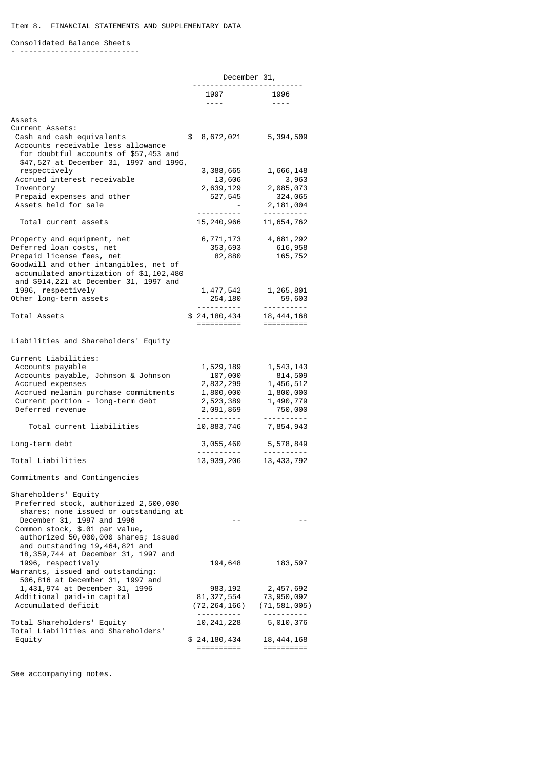Item 8. FINANCIAL STATEMENTS AND SUPPLEMENTARY DATA

## Consolidated Balance Sheets

| | December 31, 1997 | December 31, 1996 |
|---|---|---|
| **Assets** | | |
| Current Assets: | | |
| Cash and cash equivalents | $ 8,672,021 | 5,394,509 |
| Accounts receivable less allowance for doubtful accounts of $57,453 and $47,527 at December 31, 1997 and 1996, respectively | 3,388,665 | 1,666,148 |
| Accrued interest receivable | 13,606 | 3,963 |
| Inventory | 2,639,129 | 2,085,073 |
| Prepaid expenses and other | 527,545 | 324,065 |
| Assets held for sale | - | 2,181,004 |
| Total current assets | 15,240,966 | 11,654,762 |
| Property and equipment, net | 6,771,173 | 4,681,292 |
| Deferred loan costs, net | 353,693 | 616,958 |
| Prepaid license fees, net | 82,880 | 165,752 |
| Goodwill and other intangibles, net of accumulated amortization of $1,102,480 and $914,221 at December 31, 1997 and 1996, respectively | 1,477,542 | 1,265,801 |
| Other long-term assets | 254,180 | 59,603 |
| Total Assets | $ 24,180,434 | 18,444,168 |
| **Liabilities and Shareholders' Equity** | | |
| Current Liabilities: | | |
| Accounts payable | 1,529,189 | 1,543,143 |
| Accounts payable, Johnson & Johnson | 107,000 | 814,509 |
| Accrued expenses | 2,832,299 | 1,456,512 |
| Accrued melanin purchase commitments | 1,800,000 | 1,800,000 |
| Current portion - long-term debt | 2,523,389 | 1,490,779 |
| Deferred revenue | 2,091,869 | 750,000 |
| Total current liabilities | 10,883,746 | 7,854,943 |
| Long-term debt | 3,055,460 | 5,578,849 |
| Total Liabilities | 13,939,206 | 13,433,792 |
| Commitments and Contingencies | | |
| Shareholders' Equity | | |
| Preferred stock, authorized 2,500,000 shares; none issued or outstanding at December 31, 1997 and 1996 | -- | -- |
| Common stock, $.01 par value, authorized 50,000,000 shares; issued and outstanding 19,464,821 and 18,359,744 at December 31, 1997 and 1996, respectively | 194,648 | 183,597 |
| Warrants, issued and outstanding: 506,816 at December 31, 1997 and 1,431,974 at December 31, 1996 | 983,192 | 2,457,692 |
| Additional paid-in capital | 81,327,554 | 73,950,092 |
| Accumulated deficit | (72,264,166) | (71,581,005) |
| Total Shareholders' Equity | 10,241,228 | 5,010,376 |
| Total Liabilities and Shareholders' Equity | $ 24,180,434 | 18,444,168 |

See accompanying notes.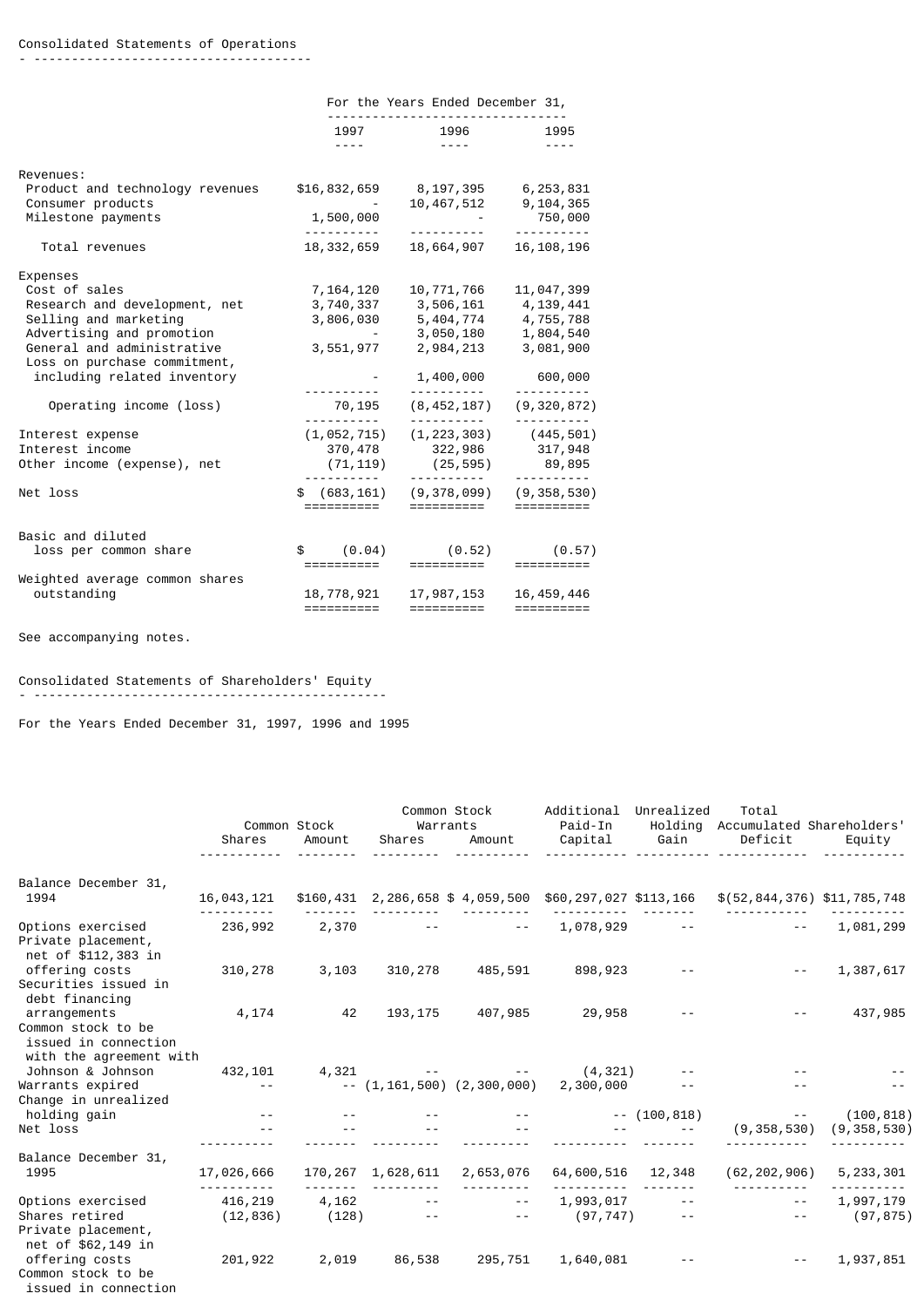## Consolidated Statements of Operations

| | For the Years Ended December 31, | | |
|---|---|---|---|
| | 1997 | 1996 | 1995 |
| **Revenues:** | | | |
| Product and technology revenues | $16,832,659 | 8,197,395 | 6,253,831 |
| Consumer products | - | 10,467,512 | 9,104,365 |
| Milestone payments | 1,500,000 | - | 750,000 |
| Total revenues | 18,332,659 | 18,664,907 | 16,108,196 |
| **Expenses** | | | |
| Cost of sales | 7,164,120 | 10,771,766 | 11,047,399 |
| Research and development, net | 3,740,337 | 3,506,161 | 4,139,441 |
| Selling and marketing | 3,806,030 | 5,404,774 | 4,755,788 |
| Advertising and promotion | - | 3,050,180 | 1,804,540 |
| General and administrative | 3,551,977 | 2,984,213 | 3,081,900 |
| Loss on purchase commitment, including related inventory | - | 1,400,000 | 600,000 |
| Operating income (loss) | 70,195 | (8,452,187) | (9,320,872) |
| Interest expense | (1,052,715) | (1,223,303) | (445,501) |
| Interest income | 370,478 | 322,986 | 317,948 |
| Other income (expense), net | (71,119) | (25,595) | 89,895 |
| Net loss | $ (683,161) | (9,378,099) | (9,358,530) |
| Basic and diluted loss per common share | $ (0.04) | (0.52) | (0.57) |
| Weighted average common shares outstanding | 18,778,921 | 17,987,153 | 16,459,446 |

See accompanying notes.

## Consolidated Statements of Shareholders' Equity

For the Years Ended December 31, 1997, 1996 and 1995

| | Common Stock | | Common Stock Warrants | | Additional Paid-In Capital | Unrealized Holding Gain | Accumulated Deficit | Total Shareholders' Equity |
|---|---|---|---|---|---|---|---|---|
| | Shares | Amount | Shares | Amount | | | | |
| Balance December 31, 1994 | 16,043,121 | $160,431 | 2,286,658 | $ 4,059,500 | $60,297,027 | $113,166 | $(52,844,376) | $11,785,748 |
| Options exercised | 236,992 | 2,370 | -- | -- | 1,078,929 | -- | -- | 1,081,299 |
| Private placement, net of $112,383 in offering costs | 310,278 | 3,103 | 310,278 | 485,591 | 898,923 | -- | -- | 1,387,617 |
| Securities issued in debt financing arrangements | 4,174 | 42 | 193,175 | 407,985 | 29,958 | -- | -- | 437,985 |
| Common stock to be issued in connection with the agreement with Johnson & Johnson | 432,101 | 4,321 | -- | -- | (4,321) | -- | -- | -- |
| Warrants expired | -- | -- | (1,161,500) | (2,300,000) | 2,300,000 | -- | -- | -- |
| Change in unrealized holding gain | -- | -- | -- | -- | -- | (100,818) | -- | (100,818) |
| Net loss | -- | -- | -- | -- | -- | -- | (9,358,530) | (9,358,530) |
| Balance December 31, 1995 | 17,026,666 | 170,267 | 1,628,611 | 2,653,076 | 64,600,516 | 12,348 | (62,202,906) | 5,233,301 |
| Options exercised | 416,219 | 4,162 | -- | -- | 1,993,017 | -- | -- | 1,997,179 |
| Shares retired | (12,836) | (128) | -- | -- | (97,747) | -- | -- | (97,875) |
| Private placement, net of $62,149 in offering costs | 201,922 | 2,019 | 86,538 | 295,751 | 1,640,081 | -- | -- | 1,937,851 |
| Common stock to be issued in connection | | | | | | | | |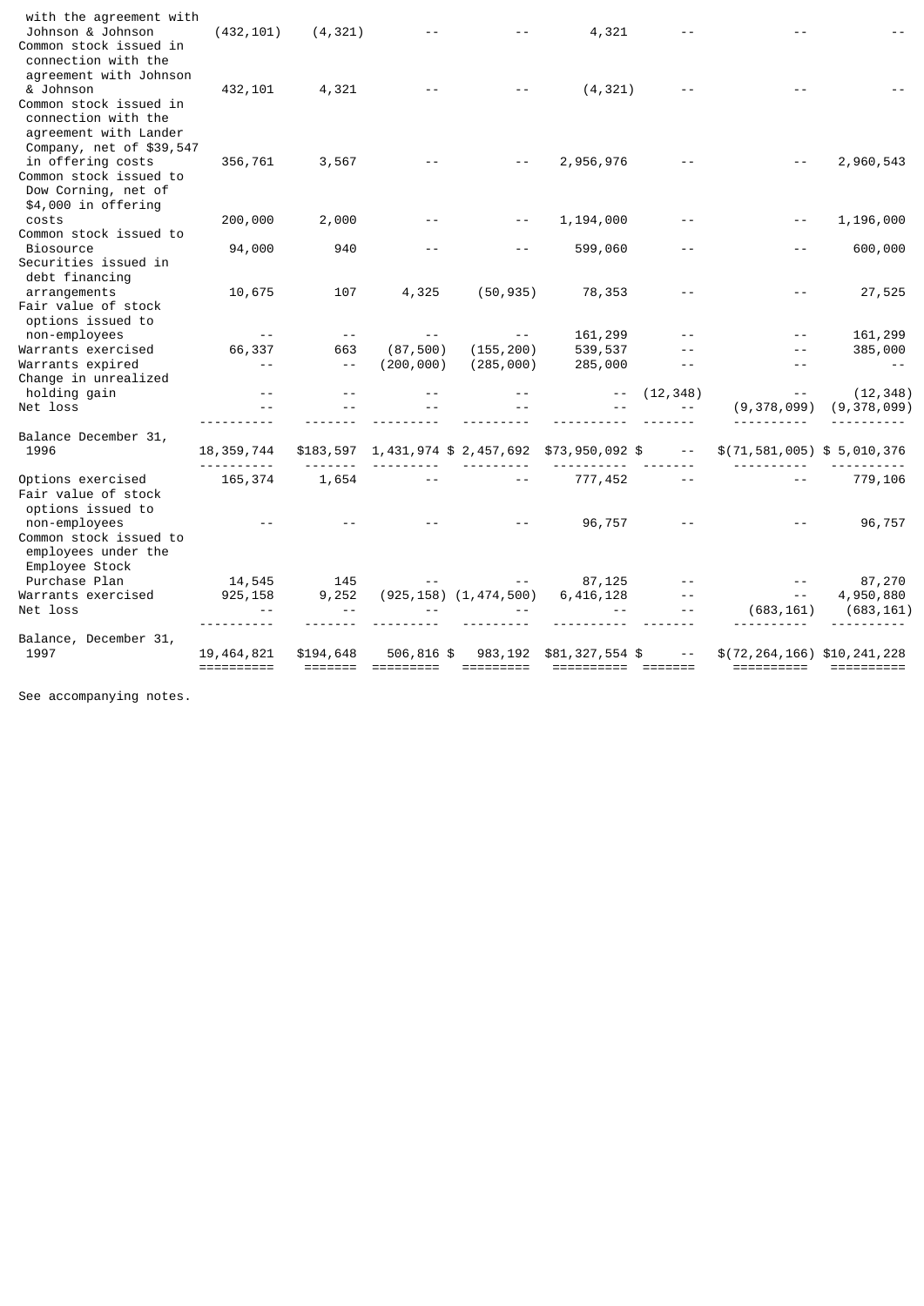| | | | | | | | | |
|---|---|---|---|---|---|---|---|---|
| with the agreement with Johnson & Johnson | (432,101) | (4,321) | -- | -- | 4,321 | -- | -- | -- |
| Common stock issued in connection with the agreement with Johnson & Johnson | 432,101 | 4,321 | -- | -- | (4,321) | -- | -- | -- |
| Common stock issued in connection with the agreement with Lander Company, net of $39,547 in offering costs | 356,761 | 3,567 | -- | -- | 2,956,976 | -- | -- | 2,960,543 |
| Common stock issued to Dow Corning, net of $4,000 in offering costs | 200,000 | 2,000 | -- | -- | 1,194,000 | -- | -- | 1,196,000 |
| Common stock issued to Biosource | 94,000 | 940 | -- | -- | 599,060 | -- | -- | 600,000 |
| Securities issued in debt financing arrangements | 10,675 | 107 | 4,325 | (50,935) | 78,353 | -- | -- | 27,525 |
| Fair value of stock options issued to non-employees | -- | -- | -- | -- | 161,299 | -- | -- | 161,299 |
| Warrants exercised | 66,337 | 663 | (87,500) | (155,200) | 539,537 | -- | -- | 385,000 |
| Warrants expired | -- | -- | (200,000) | (285,000) | 285,000 | -- | -- | -- |
| Change in unrealized holding gain | -- | -- | -- | -- | -- | (12,348) | -- | (12,348) |
| Net loss | -- | -- | -- | -- | -- | -- | (9,378,099) | (9,378,099) |
| Balance December 31, 1996 | 18,359,744 | $183,597 | 1,431,974 | $ 2,457,692 | $73,950,092 | $ -- | $(71,581,005) | $ 5,010,376 |
| Options exercised | 165,374 | 1,654 | -- | -- | 777,452 | -- | -- | 779,106 |
| Fair value of stock options issued to non-employees | -- | -- | -- | -- | 96,757 | -- | -- | 96,757 |
| Common stock issued to employees under the Employee Stock Purchase Plan | 14,545 | 145 | -- | -- | 87,125 | -- | -- | 87,270 |
| Warrants exercised | 925,158 | 9,252 | (925,158) | (1,474,500) | 6,416,128 | -- | -- | 4,950,880 |
| Net loss | -- | -- | -- | -- | -- | -- | (683,161) | (683,161) |
| Balance, December 31, 1997 | 19,464,821 | $194,648 | 506,816 | $ 983,192 | $81,327,554 | $ -- | $(72,264,166) | $10,241,228 |

See accompanying notes.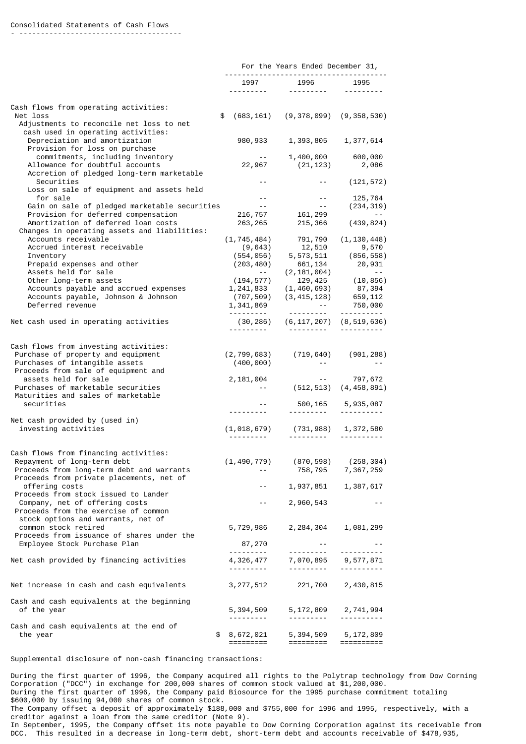Consolidated Statements of Cash Flows

| | For the Years Ended December 31, | | |
|---|---|---|---|
| | 1997 | 1996 | 1995 |
| **Cash flows from operating activities:** | | | |
| Net loss | $ (683,161) | (9,378,099) | (9,358,530) |
| Adjustments to reconcile net loss to net cash used in operating activities: | | | |
| Depreciation and amortization | 980,933 | 1,393,805 | 1,377,614 |
| Provision for loss on purchase commitments, including inventory | -- | 1,400,000 | 600,000 |
| Allowance for doubtful accounts | 22,967 | (21,123) | 2,086 |
| Accretion of pledged long-term marketable Securities | -- | -- | (121,572) |
| Loss on sale of equipment and assets held for sale | -- | -- | 125,764 |
| Gain on sale of pledged marketable securities | -- | -- | (234,319) |
| Provision for deferred compensation | 216,757 | 161,299 | -- |
| Amortization of deferred loan costs | 263,265 | 215,366 | (439,824) |
| Changes in operating assets and liabilities: | | | |
| Accounts receivable | (1,745,484) | 791,790 | (1,130,448) |
| Accrued interest receivable | (9,643) | 12,510 | 9,570 |
| Inventory | (554,056) | 5,573,511 | (856,558) |
| Prepaid expenses and other | (203,480) | 661,134 | 20,931 |
| Assets held for sale | -- | (2,181,004) | -- |
| Other long-term assets | (194,577) | 129,425 | (10,856) |
| Accounts payable and accrued expenses | 1,241,833 | (1,460,693) | 87,394 |
| Accounts payable, Johnson & Johnson | (707,509) | (3,415,128) | 659,112 |
| Deferred revenue | 1,341,869 | -- | 750,000 |
| Net cash used in operating activities | (30,286) | (6,117,207) | (8,519,636) |
| **Cash flows from investing activities:** | | | |
| Purchase of property and equipment | (2,799,683) | (719,640) | (901,288) |
| Purchases of intangible assets | (400,000) | -- | -- |
| Proceeds from sale of equipment and assets held for sale | 2,181,004 | -- | 797,672 |
| Purchases of marketable securities | -- | (512,513) | (4,458,891) |
| Maturities and sales of marketable securities | -- | 500,165 | 5,935,087 |
| Net cash provided by (used in) investing activities | (1,018,679) | (731,988) | 1,372,580 |
| **Cash flows from financing activities:** | | | |
| Repayment of long-term debt | (1,490,779) | (870,598) | (258,304) |
| Proceeds from long-term debt and warrants | -- | 758,795 | 7,367,259 |
| Proceeds from private placements, net of offering costs | -- | 1,937,851 | 1,387,617 |
| Proceeds from stock issued to Lander Company, net of offering costs | -- | 2,960,543 | -- |
| Proceeds from the exercise of common stock options and warrants, net of common stock retired | 5,729,986 | 2,284,304 | 1,081,299 |
| Proceeds from issuance of shares under the Employee Stock Purchase Plan | 87,270 | -- | -- |
| Net cash provided by financing activities | 4,326,477 | 7,070,895 | 9,577,871 |
| Net increase in cash and cash equivalents | 3,277,512 | 221,700 | 2,430,815 |
| Cash and cash equivalents at the beginning of the year | 5,394,509 | 5,172,809 | 2,741,994 |
| Cash and cash equivalents at the end of the year | $ 8,672,021 | 5,394,509 | 5,172,809 |

Supplemental disclosure of non-cash financing transactions:

During the first quarter of 1996, the Company acquired all rights to the Polytrap technology from Dow Corning Corporation ("DCC") in exchange for 200,000 shares of common stock valued at $1,200,000.
During the first quarter of 1996, the Company paid Biosource for the 1995 purchase commitment totaling $600,000 by issuing 94,000 shares of common stock.
The Company offset a deposit of approximately $188,000 and $755,000 for 1996 and 1995, respectively, with a creditor against a loan from the same creditor (Note 9).
In September, 1995, the Company offset its note payable to Dow Corning Corporation against its receivable from DCC. This resulted in a decrease in long-term debt, short-term debt and accounts receivable of $478,935,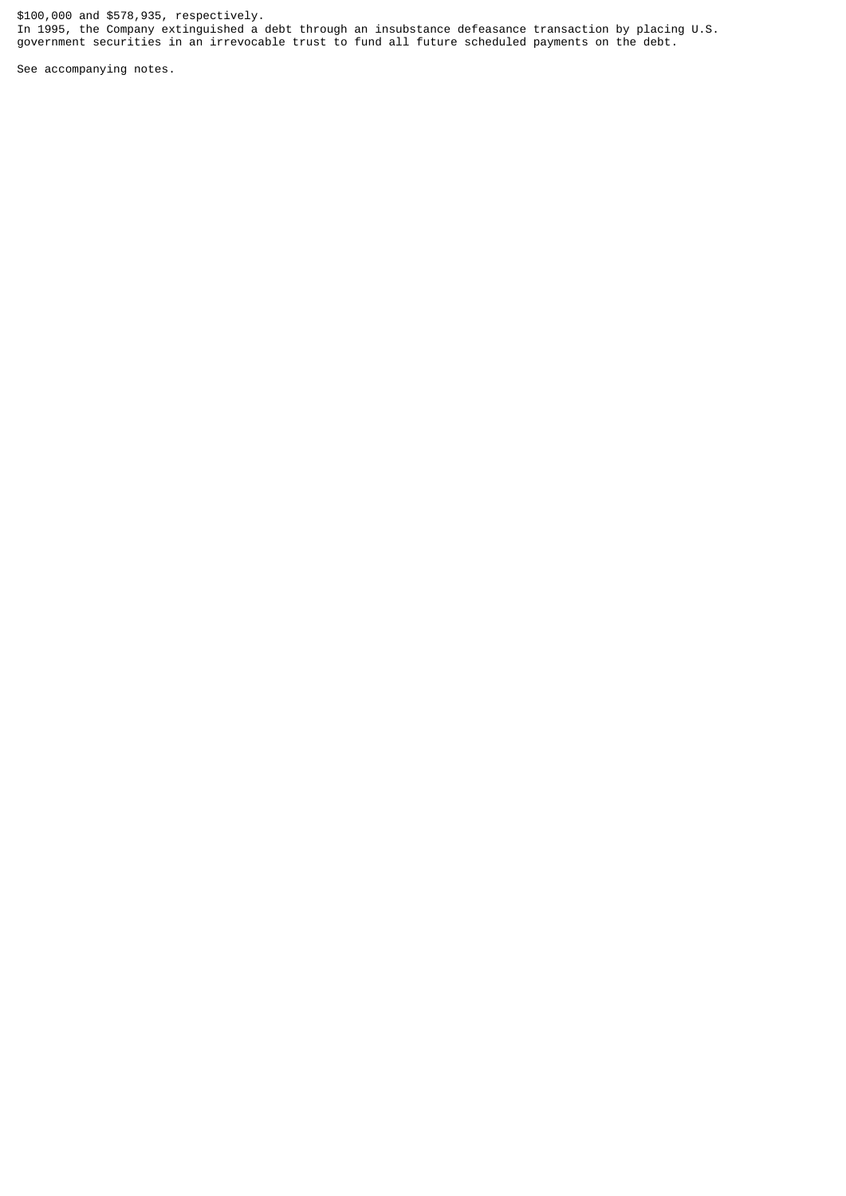$100,000 and $578,935, respectively.
In 1995, the Company extinguished a debt through an insubstance defeasance transaction by placing U.S. government securities in an irrevocable trust to fund all future scheduled payments on the debt.

See accompanying notes.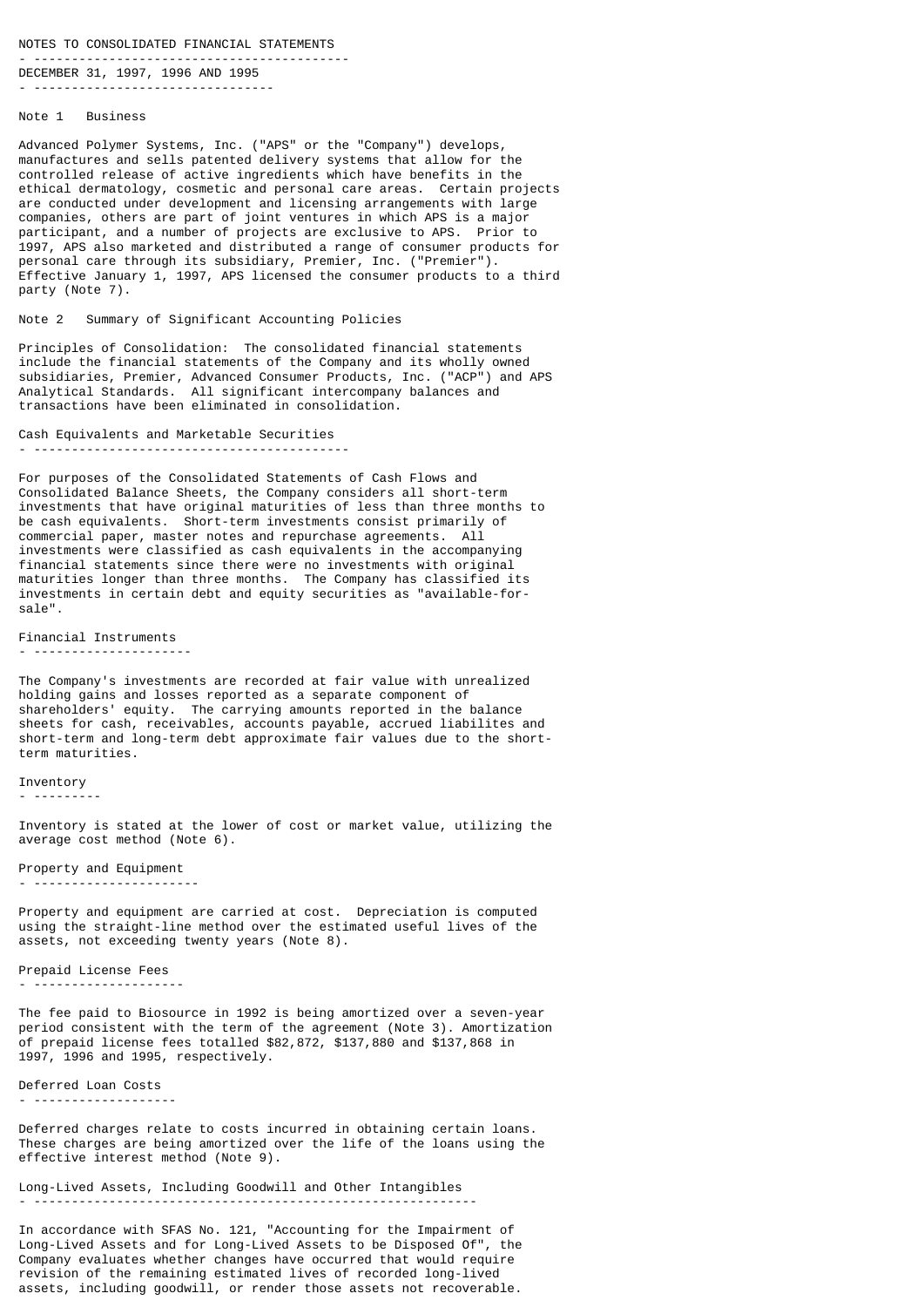NOTES TO CONSOLIDATED FINANCIAL STATEMENTS

DECEMBER 31, 1997, 1996 AND 1995

## Note 1 Business

Advanced Polymer Systems, Inc. ("APS" or the "Company") develops, manufactures and sells patented delivery systems that allow for the controlled release of active ingredients which have benefits in the ethical dermatology, cosmetic and personal care areas. Certain projects are conducted under development and licensing arrangements with large companies, others are part of joint ventures in which APS is a major participant, and a number of projects are exclusive to APS. Prior to 1997, APS also marketed and distributed a range of consumer products for personal care through its subsidiary, Premier, Inc. ("Premier"). Effective January 1, 1997, APS licensed the consumer products to a third party (Note 7).

## Note 2 Summary of Significant Accounting Policies

Principles of Consolidation: The consolidated financial statements include the financial statements of the Company and its wholly owned subsidiaries, Premier, Advanced Consumer Products, Inc. ("ACP") and APS Analytical Standards. All significant intercompany balances and transactions have been eliminated in consolidation.

### Cash Equivalents and Marketable Securities

For purposes of the Consolidated Statements of Cash Flows and Consolidated Balance Sheets, the Company considers all short-term investments that have original maturities of less than three months to be cash equivalents. Short-term investments consist primarily of commercial paper, master notes and repurchase agreements. All investments were classified as cash equivalents in the accompanying financial statements since there were no investments with original maturities longer than three months. The Company has classified its investments in certain debt and equity securities as "available-for-sale".

### Financial Instruments

The Company's investments are recorded at fair value with unrealized holding gains and losses reported as a separate component of shareholders' equity. The carrying amounts reported in the balance sheets for cash, receivables, accounts payable, accrued liabilites and short-term and long-term debt approximate fair values due to the short-term maturities.

### Inventory

Inventory is stated at the lower of cost or market value, utilizing the average cost method (Note 6).

### Property and Equipment

Property and equipment are carried at cost. Depreciation is computed using the straight-line method over the estimated useful lives of the assets, not exceeding twenty years (Note 8).

### Prepaid License Fees

The fee paid to Biosource in 1992 is being amortized over a seven-year period consistent with the term of the agreement (Note 3). Amortization of prepaid license fees totalled $82,872, $137,880 and $137,868 in 1997, 1996 and 1995, respectively.

### Deferred Loan Costs

Deferred charges relate to costs incurred in obtaining certain loans. These charges are being amortized over the life of the loans using the effective interest method (Note 9).

### Long-Lived Assets, Including Goodwill and Other Intangibles

In accordance with SFAS No. 121, "Accounting for the Impairment of Long-Lived Assets and for Long-Lived Assets to be Disposed Of", the Company evaluates whether changes have occurred that would require revision of the remaining estimated lives of recorded long-lived assets, including goodwill, or render those assets not recoverable.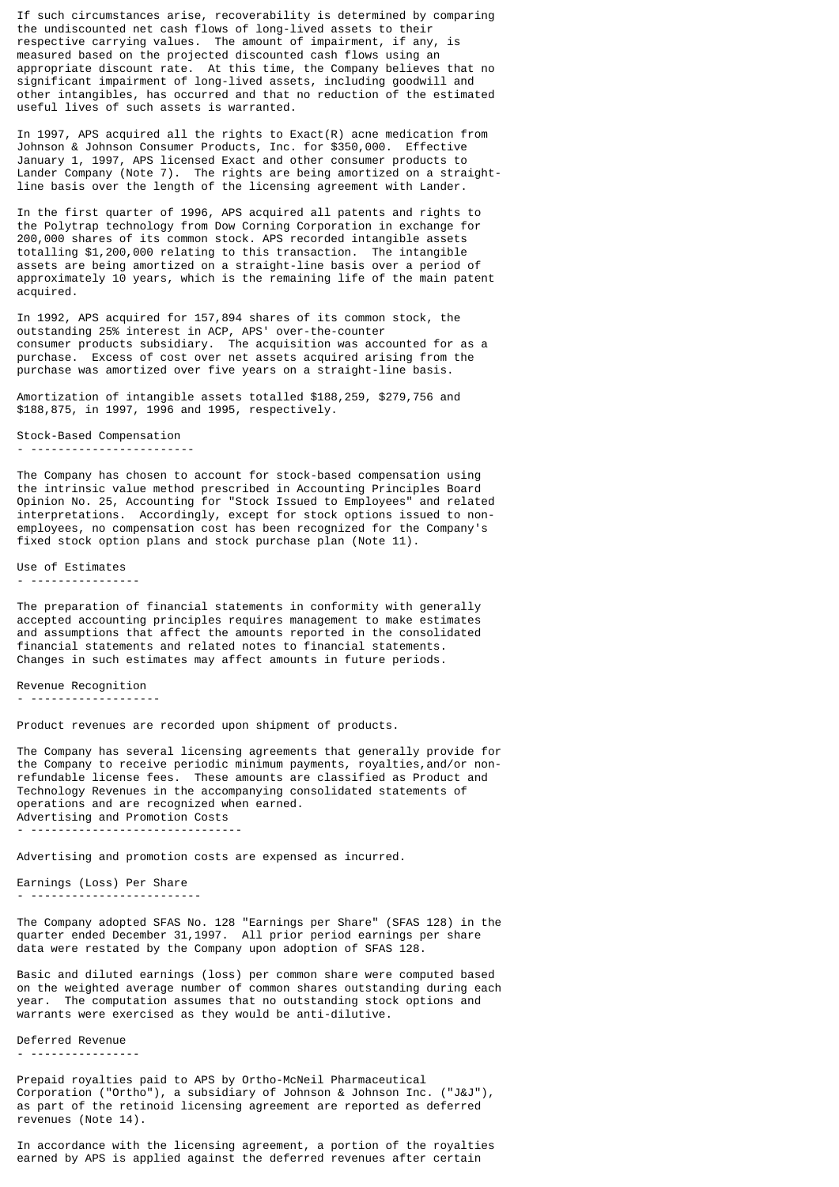If such circumstances arise, recoverability is determined by comparing the undiscounted net cash flows of long-lived assets to their respective carrying values. The amount of impairment, if any, is measured based on the projected discounted cash flows using an appropriate discount rate. At this time, the Company believes that no significant impairment of long-lived assets, including goodwill and other intangibles, has occurred and that no reduction of the estimated useful lives of such assets is warranted.

In 1997, APS acquired all the rights to Exact(R) acne medication from Johnson & Johnson Consumer Products, Inc. for $350,000. Effective January 1, 1997, APS licensed Exact and other consumer products to Lander Company (Note 7). The rights are being amortized on a straight-line basis over the length of the licensing agreement with Lander.

In the first quarter of 1996, APS acquired all patents and rights to the Polytrap technology from Dow Corning Corporation in exchange for 200,000 shares of its common stock. APS recorded intangible assets totalling $1,200,000 relating to this transaction. The intangible assets are being amortized on a straight-line basis over a period of approximately 10 years, which is the remaining life of the main patent acquired.

In 1992, APS acquired for 157,894 shares of its common stock, the outstanding 25% interest in ACP, APS' over-the-counter consumer products subsidiary. The acquisition was accounted for as a purchase. Excess of cost over net assets acquired arising from the purchase was amortized over five years on a straight-line basis.

Amortization of intangible assets totalled $188,259, $279,756 and $188,875, in 1997, 1996 and 1995, respectively.

### Stock-Based Compensation

The Company has chosen to account for stock-based compensation using the intrinsic value method prescribed in Accounting Principles Board Opinion No. 25, Accounting for "Stock Issued to Employees" and related interpretations. Accordingly, except for stock options issued to non-employees, no compensation cost has been recognized for the Company's fixed stock option plans and stock purchase plan (Note 11).

### Use of Estimates

The preparation of financial statements in conformity with generally accepted accounting principles requires management to make estimates and assumptions that affect the amounts reported in the consolidated financial statements and related notes to financial statements. Changes in such estimates may affect amounts in future periods.

### Revenue Recognition

Product revenues are recorded upon shipment of products.

The Company has several licensing agreements that generally provide for the Company to receive periodic minimum payments, royalties,and/or non-refundable license fees. These amounts are classified as Product and Technology Revenues in the accompanying consolidated statements of operations and are recognized when earned.

### Advertising and Promotion Costs

Advertising and promotion costs are expensed as incurred.

### Earnings (Loss) Per Share

The Company adopted SFAS No. 128 "Earnings per Share" (SFAS 128) in the quarter ended December 31,1997. All prior period earnings per share data were restated by the Company upon adoption of SFAS 128.

Basic and diluted earnings (loss) per common share were computed based on the weighted average number of common shares outstanding during each year. The computation assumes that no outstanding stock options and warrants were exercised as they would be anti-dilutive.

### Deferred Revenue

Prepaid royalties paid to APS by Ortho-McNeil Pharmaceutical Corporation ("Ortho"), a subsidiary of Johnson & Johnson Inc. ("J&J"), as part of the retinoid licensing agreement are reported as deferred revenues (Note 14).

In accordance with the licensing agreement, a portion of the royalties earned by APS is applied against the deferred revenues after certain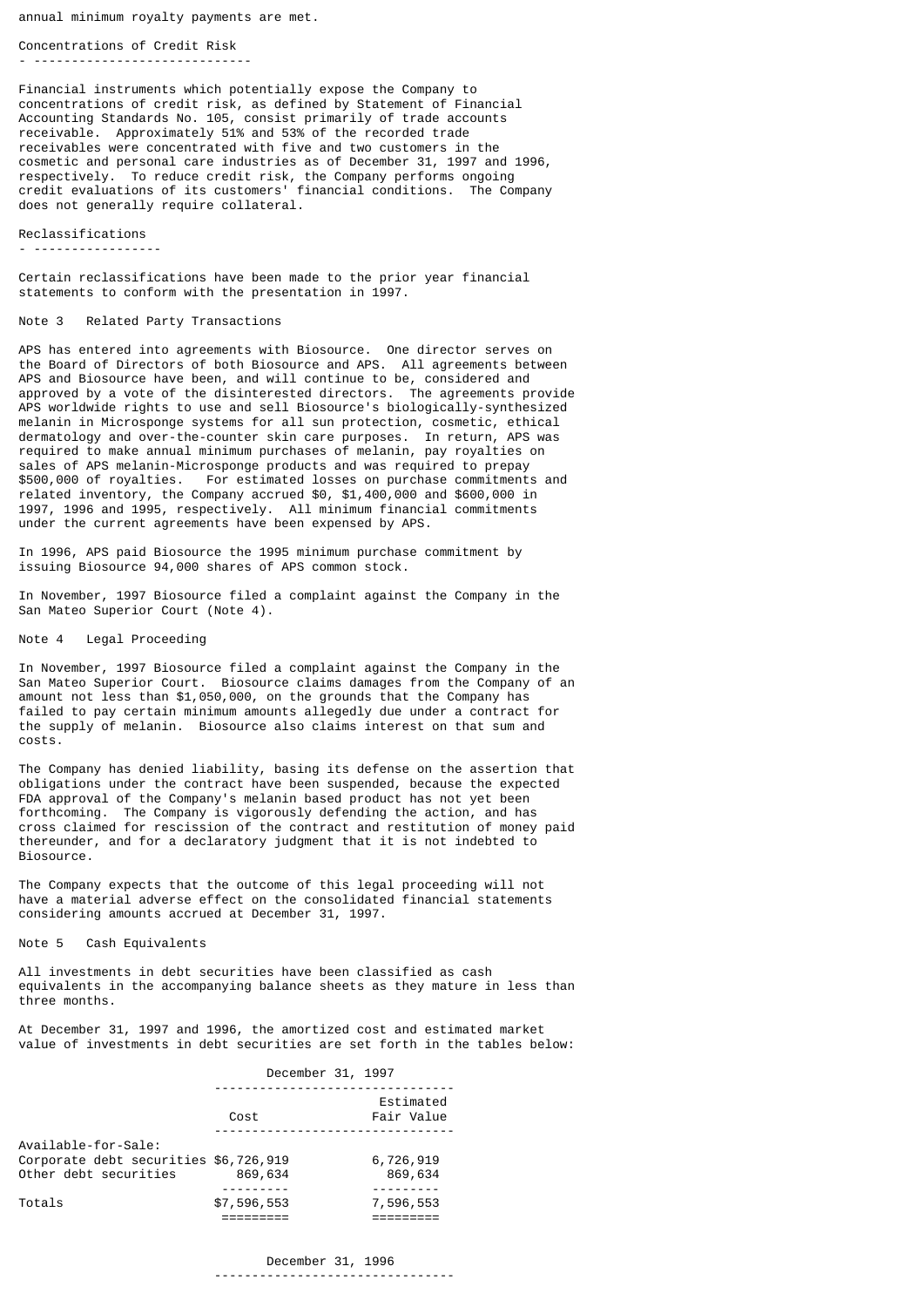annual minimum royalty payments are met.

### Concentrations of Credit Risk

Financial instruments which potentially expose the Company to concentrations of credit risk, as defined by Statement of Financial Accounting Standards No. 105, consist primarily of trade accounts receivable. Approximately 51% and 53% of the recorded trade receivables were concentrated with five and two customers in the cosmetic and personal care industries as of December 31, 1997 and 1996, respectively. To reduce credit risk, the Company performs ongoing credit evaluations of its customers' financial conditions. The Company does not generally require collateral.

### Reclassifications

Certain reclassifications have been made to the prior year financial statements to conform with the presentation in 1997.

## Note 3 Related Party Transactions

APS has entered into agreements with Biosource. One director serves on the Board of Directors of both Biosource and APS. All agreements between APS and Biosource have been, and will continue to be, considered and approved by a vote of the disinterested directors. The agreements provide APS worldwide rights to use and sell Biosource's biologically-synthesized melanin in Microsponge systems for all sun protection, cosmetic, ethical dermatology and over-the-counter skin care purposes. In return, APS was required to make annual minimum purchases of melanin, pay royalties on sales of APS melanin-Microsponge products and was required to prepay $500,000 of royalties. For estimated losses on purchase commitments and related inventory, the Company accrued $0, $1,400,000 and $600,000 in 1997, 1996 and 1995, respectively. All minimum financial commitments under the current agreements have been expensed by APS.

In 1996, APS paid Biosource the 1995 minimum purchase commitment by issuing Biosource 94,000 shares of APS common stock.

In November, 1997 Biosource filed a complaint against the Company in the San Mateo Superior Court (Note 4).

## Note 4 Legal Proceeding

In November, 1997 Biosource filed a complaint against the Company in the San Mateo Superior Court. Biosource claims damages from the Company of an amount not less than $1,050,000, on the grounds that the Company has failed to pay certain minimum amounts allegedly due under a contract for the supply of melanin. Biosource also claims interest on that sum and costs.

The Company has denied liability, basing its defense on the assertion that obligations under the contract have been suspended, because the expected FDA approval of the Company's melanin based product has not yet been forthcoming. The Company is vigorously defending the action, and has cross claimed for rescission of the contract and restitution of money paid thereunder, and for a declaratory judgment that it is not indebted to Biosource.

The Company expects that the outcome of this legal proceeding will not have a material adverse effect on the consolidated financial statements considering amounts accrued at December 31, 1997.

## Note 5 Cash Equivalents

All investments in debt securities have been classified as cash equivalents in the accompanying balance sheets as they mature in less than three months.

At December 31, 1997 and 1996, the amortized cost and estimated market value of investments in debt securities are set forth in the tables below:

| | December 31, 1997 | |
|---|---|---|
| | Cost | Estimated Fair Value |
| Available-for-Sale: | | |
| Corporate debt securities | $6,726,919 | 6,726,919 |
| Other debt securities | 869,634 | 869,634 |
| Totals | $7,596,553 | 7,596,553 |

December 31, 1996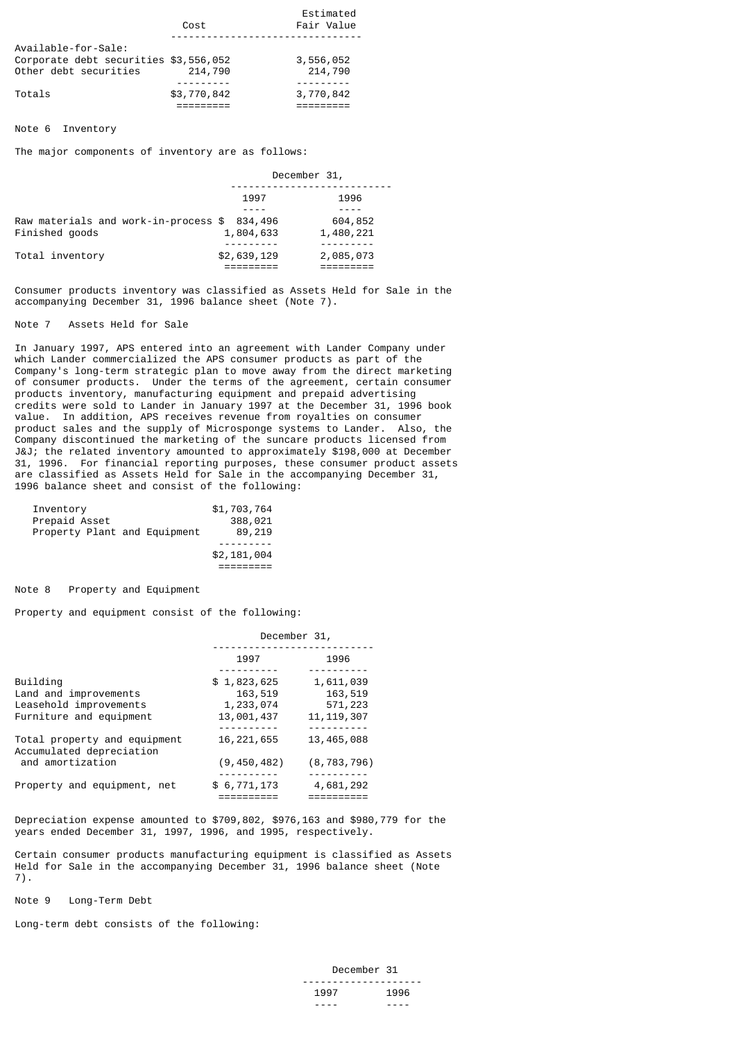| | Cost | Estimated Fair Value |
|---|---|---|
| Available-for-Sale: | | |
| Corporate debt securities | $3,556,052 | 3,556,052 |
| Other debt securities | 214,790 | 214,790 |
| Totals | $3,770,842 | 3,770,842 |

Note 6 Inventory

The major components of inventory are as follows:

| | December 31, | |
|---|---|---|
| | 1997 | 1996 |
| Raw materials and work-in-process | $ 834,496 | 604,852 |
| Finished goods | 1,804,633 | 1,480,221 |
| Total inventory | $2,639,129 | 2,085,073 |

Consumer products inventory was classified as Assets Held for Sale in the accompanying December 31, 1996 balance sheet (Note 7).

Note 7 Assets Held for Sale

In January 1997, APS entered into an agreement with Lander Company under which Lander commercialized the APS consumer products as part of the Company's long-term strategic plan to move away from the direct marketing of consumer products. Under the terms of the agreement, certain consumer products inventory, manufacturing equipment and prepaid advertising credits were sold to Lander in January 1997 at the December 31, 1996 book value. In addition, APS receives revenue from royalties on consumer product sales and the supply of Microsponge systems to Lander. Also, the Company discontinued the marketing of the suncare products licensed from J&J; the related inventory amounted to approximately $198,000 at December 31, 1996. For financial reporting purposes, these consumer product assets are classified as Assets Held for Sale in the accompanying December 31, 1996 balance sheet and consist of the following:

| | |
|---|---|
| Inventory | $1,703,764 |
| Prepaid Asset | 388,021 |
| Property Plant and Equipment | 89,219 |
| | $2,181,004 |

Note 8 Property and Equipment

Property and equipment consist of the following:

| | December 31, | |
|---|---|---|
| | 1997 | 1996 |
| Building | $ 1,823,625 | 1,611,039 |
| Land and improvements | 163,519 | 163,519 |
| Leasehold improvements | 1,233,074 | 571,223 |
| Furniture and equipment | 13,001,437 | 11,119,307 |
| Total property and equipment | 16,221,655 | 13,465,088 |
| Accumulated depreciation and amortization | (9,450,482) | (8,783,796) |
| Property and equipment, net | $ 6,771,173 | 4,681,292 |

Depreciation expense amounted to $709,802, $976,163 and $980,779 for the years ended December 31, 1997, 1996, and 1995, respectively.

Certain consumer products manufacturing equipment is classified as Assets Held for Sale in the accompanying December 31, 1996 balance sheet (Note 7).

Note 9 Long-Term Debt

Long-term debt consists of the following:

| | December 31 | |
|---|---|---|
| | 1997 | 1996 |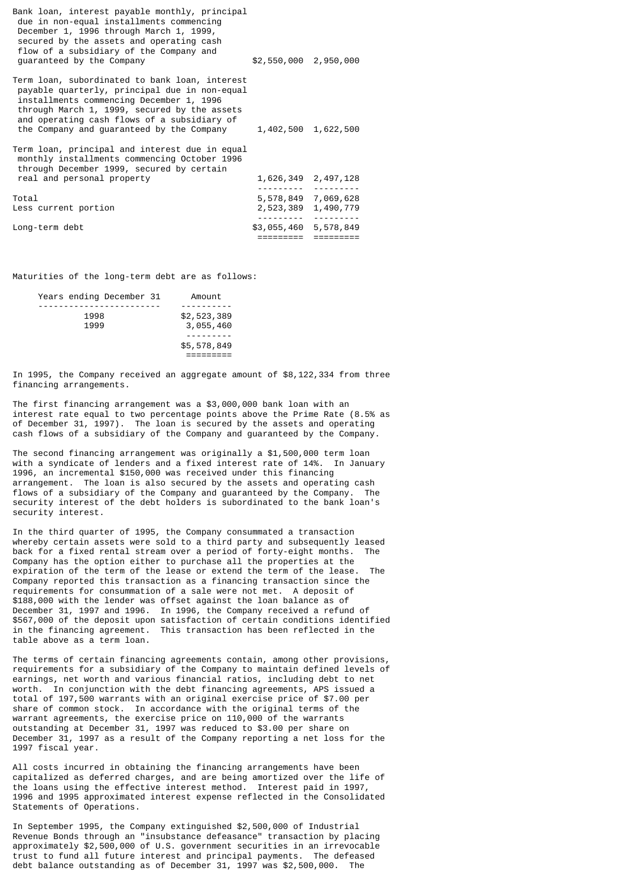| | | |
|---|---|---|
| Bank loan, interest payable monthly, principal due in non-equal installments commencing December 1, 1996 through March 1, 1999, secured by the assets and operating cash flow of a subsidiary of the Company and guaranteed by the Company | $2,550,000 | 2,950,000 |
| Term loan, subordinated to bank loan, interest payable quarterly, principal due in non-equal installments commencing December 1, 1996 through March 1, 1999, secured by the assets and operating cash flows of a subsidiary of the Company and guaranteed by the Company | 1,402,500 | 1,622,500 |
| Term loan, principal and interest due in equal monthly installments commencing October 1996 through December 1999, secured by certain real and personal property | 1,626,349 | 2,497,128 |
| Total | 5,578,849 | 7,069,628 |
| Less current portion | 2,523,389 | 1,490,779 |
| Long-term debt | $3,055,460 | 5,578,849 |

Maturities of the long-term debt are as follows:

| Years ending December 31 | Amount |
|---|---|
| 1998 | $2,523,389 |
| 1999 | 3,055,460 |
| | $5,578,849 |

In 1995, the Company received an aggregate amount of $8,122,334 from three financing arrangements.

The first financing arrangement was a $3,000,000 bank loan with an interest rate equal to two percentage points above the Prime Rate (8.5% as of December 31, 1997). The loan is secured by the assets and operating cash flows of a subsidiary of the Company and guaranteed by the Company.

The second financing arrangement was originally a $1,500,000 term loan with a syndicate of lenders and a fixed interest rate of 14%. In January 1996, an incremental $150,000 was received under this financing arrangement. The loan is also secured by the assets and operating cash flows of a subsidiary of the Company and guaranteed by the Company. The security interest of the debt holders is subordinated to the bank loan's security interest.

In the third quarter of 1995, the Company consummated a transaction whereby certain assets were sold to a third party and subsequently leased back for a fixed rental stream over a period of forty-eight months. The Company has the option either to purchase all the properties at the expiration of the term of the lease or extend the term of the lease. The Company reported this transaction as a financing transaction since the requirements for consummation of a sale were not met. A deposit of $188,000 with the lender was offset against the loan balance as of December 31, 1997 and 1996. In 1996, the Company received a refund of $567,000 of the deposit upon satisfaction of certain conditions identified in the financing agreement. This transaction has been reflected in the table above as a term loan.

The terms of certain financing agreements contain, among other provisions, requirements for a subsidiary of the Company to maintain defined levels of earnings, net worth and various financial ratios, including debt to net worth. In conjunction with the debt financing agreements, APS issued a total of 197,500 warrants with an original exercise price of $7.00 per share of common stock. In accordance with the original terms of the warrant agreements, the exercise price on 110,000 of the warrants outstanding at December 31, 1997 was reduced to $3.00 per share on December 31, 1997 as a result of the Company reporting a net loss for the 1997 fiscal year.

All costs incurred in obtaining the financing arrangements have been capitalized as deferred charges, and are being amortized over the life of the loans using the effective interest method. Interest paid in 1997, 1996 and 1995 approximated interest expense reflected in the Consolidated Statements of Operations.

In September 1995, the Company extinguished $2,500,000 of Industrial Revenue Bonds through an "insubstance defeasance" transaction by placing approximately $2,500,000 of U.S. government securities in an irrevocable trust to fund all future interest and principal payments. The defeased debt balance outstanding as of December 31, 1997 was $2,500,000. The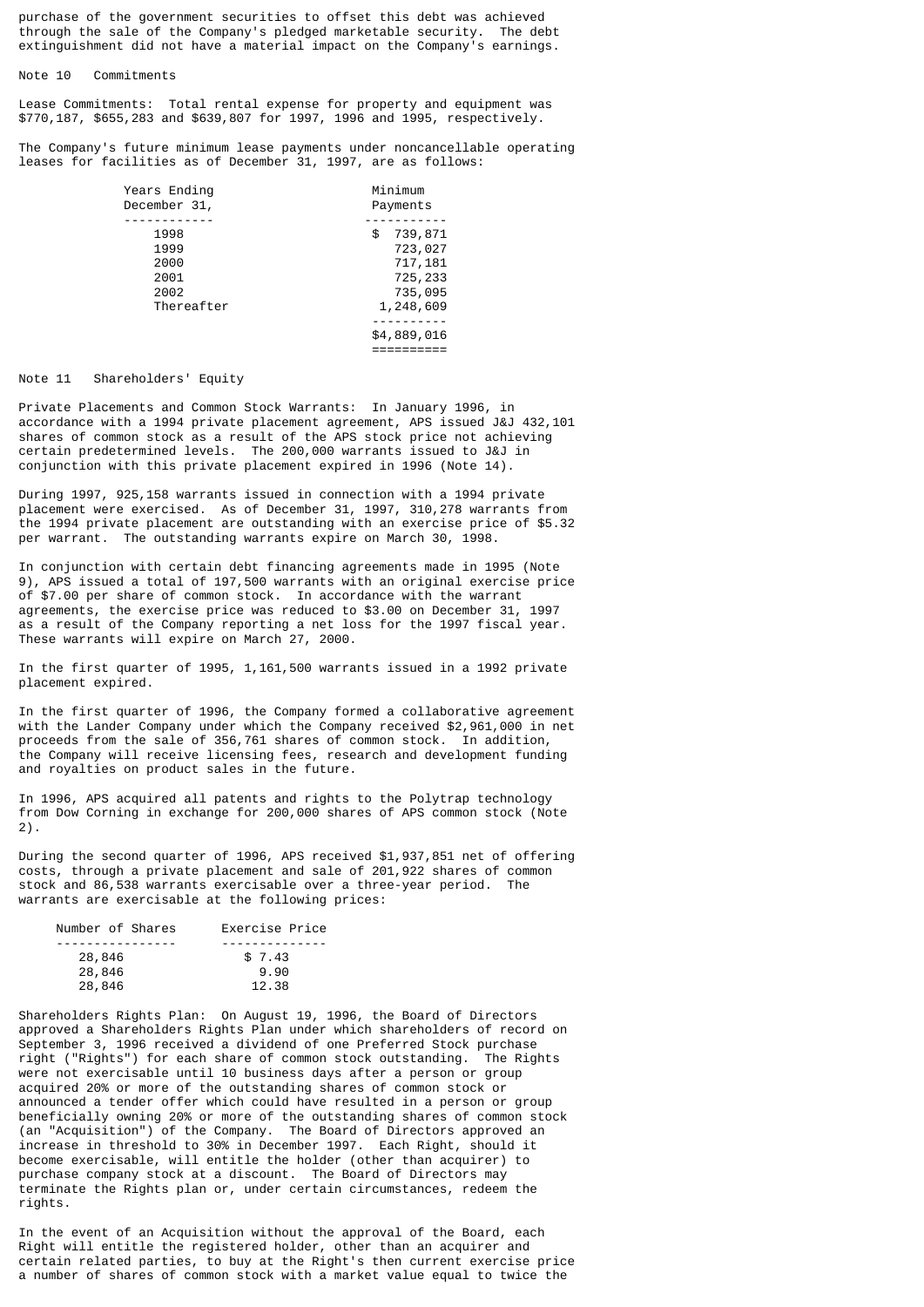purchase of the government securities to offset this debt was achieved through the sale of the Company's pledged marketable security. The debt extinguishment did not have a material impact on the Company's earnings.

## Note 10 Commitments

Lease Commitments: Total rental expense for property and equipment was $770,187, $655,283 and $639,807 for 1997, 1996 and 1995, respectively.

The Company's future minimum lease payments under noncancellable operating leases for facilities as of December 31, 1997, are as follows:

| Years Ending December 31, | Minimum Payments |
|---|---|
| 1998 | $ 739,871 |
| 1999 | 723,027 |
| 2000 | 717,181 |
| 2001 | 725,233 |
| 2002 | 735,095 |
| Thereafter | 1,248,609 |
| | $4,889,016 |

## Note 11 Shareholders' Equity

Private Placements and Common Stock Warrants: In January 1996, in accordance with a 1994 private placement agreement, APS issued J&J 432,101 shares of common stock as a result of the APS stock price not achieving certain predetermined levels. The 200,000 warrants issued to J&J in conjunction with this private placement expired in 1996 (Note 14).

During 1997, 925,158 warrants issued in connection with a 1994 private placement were exercised. As of December 31, 1997, 310,278 warrants from the 1994 private placement are outstanding with an exercise price of $5.32 per warrant. The outstanding warrants expire on March 30, 1998.

In conjunction with certain debt financing agreements made in 1995 (Note 9), APS issued a total of 197,500 warrants with an original exercise price of $7.00 per share of common stock. In accordance with the warrant agreements, the exercise price was reduced to $3.00 on December 31, 1997 as a result of the Company reporting a net loss for the 1997 fiscal year. These warrants will expire on March 27, 2000.

In the first quarter of 1995, 1,161,500 warrants issued in a 1992 private placement expired.

In the first quarter of 1996, the Company formed a collaborative agreement with the Lander Company under which the Company received $2,961,000 in net proceeds from the sale of 356,761 shares of common stock. In addition, the Company will receive licensing fees, research and development funding and royalties on product sales in the future.

In 1996, APS acquired all patents and rights to the Polytrap technology from Dow Corning in exchange for 200,000 shares of APS common stock (Note 2).

During the second quarter of 1996, APS received $1,937,851 net of offering costs, through a private placement and sale of 201,922 shares of common stock and 86,538 warrants exercisable over a three-year period. The warrants are exercisable at the following prices:

| Number of Shares | Exercise Price |
|---|---|
| 28,846 | $ 7.43 |
| 28,846 | 9.90 |
| 28,846 | 12.38 |

Shareholders Rights Plan: On August 19, 1996, the Board of Directors approved a Shareholders Rights Plan under which shareholders of record on September 3, 1996 received a dividend of one Preferred Stock purchase right ("Rights") for each share of common stock outstanding. The Rights were not exercisable until 10 business days after a person or group acquired 20% or more of the outstanding shares of common stock or announced a tender offer which could have resulted in a person or group beneficially owning 20% or more of the outstanding shares of common stock (an "Acquisition") of the Company. The Board of Directors approved an increase in threshold to 30% in December 1997. Each Right, should it become exercisable, will entitle the holder (other than acquirer) to purchase company stock at a discount. The Board of Directors may terminate the Rights plan or, under certain circumstances, redeem the rights.

In the event of an Acquisition without the approval of the Board, each Right will entitle the registered holder, other than an acquirer and certain related parties, to buy at the Right's then current exercise price a number of shares of common stock with a market value equal to twice the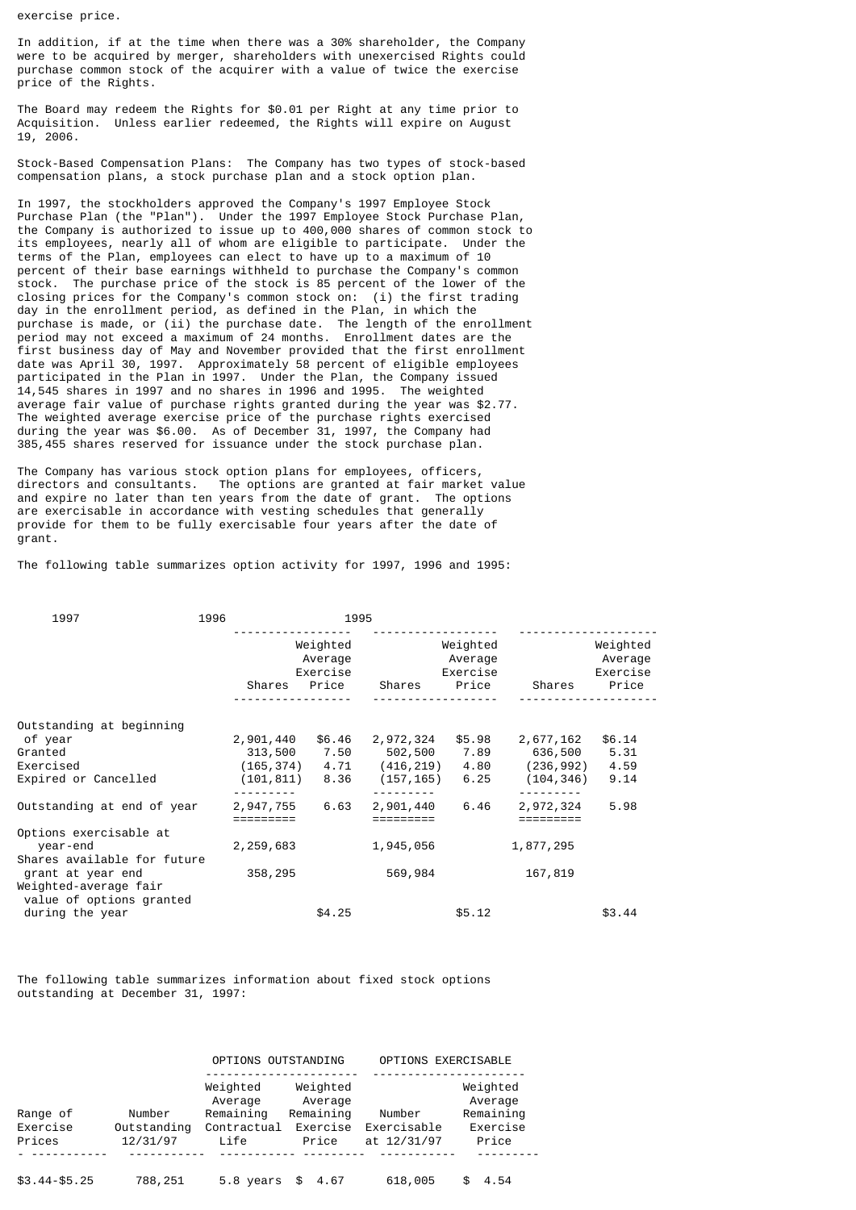exercise price.

In addition, if at the time when there was a 30% shareholder, the Company were to be acquired by merger, shareholders with unexercised Rights could purchase common stock of the acquirer with a value of twice the exercise price of the Rights.

The Board may redeem the Rights for $0.01 per Right at any time prior to Acquisition. Unless earlier redeemed, the Rights will expire on August 19, 2006.

Stock-Based Compensation Plans: The Company has two types of stock-based compensation plans, a stock purchase plan and a stock option plan.

In 1997, the stockholders approved the Company's 1997 Employee Stock Purchase Plan (the "Plan"). Under the 1997 Employee Stock Purchase Plan, the Company is authorized to issue up to 400,000 shares of common stock to its employees, nearly all of whom are eligible to participate. Under the terms of the Plan, employees can elect to have up to a maximum of 10 percent of their base earnings withheld to purchase the Company's common stock. The purchase price of the stock is 85 percent of the lower of the closing prices for the Company's common stock on: (i) the first trading day in the enrollment period, as defined in the Plan, in which the purchase is made, or (ii) the purchase date. The length of the enrollment period may not exceed a maximum of 24 months. Enrollment dates are the first business day of May and November provided that the first enrollment date was April 30, 1997. Approximately 58 percent of eligible employees participated in the Plan in 1997. Under the Plan, the Company issued 14,545 shares in 1997 and no shares in 1996 and 1995. The weighted average fair value of purchase rights granted during the year was $2.77. The weighted average exercise price of the purchase rights exercised during the year was $6.00. As of December 31, 1997, the Company had 385,455 shares reserved for issuance under the stock purchase plan.

The Company has various stock option plans for employees, officers, directors and consultants. The options are granted at fair market value and expire no later than ten years from the date of grant. The options are exercisable in accordance with vesting schedules that generally provide for them to be fully exercisable four years after the date of grant.

The following table summarizes option activity for 1997, 1996 and 1995:

| | 1997 | | 1996 | | 1995 | |
|---|---|---|---|---|---|---|
| | Shares | Weighted Average Exercise Price | Shares | Weighted Average Exercise Price | Shares | Weighted Average Exercise Price |
| Outstanding at beginning of year | 2,901,440 | $6.46 | 2,972,324 | $5.98 | 2,677,162 | $6.14 |
| Granted | 313,500 | 7.50 | 502,500 | 7.89 | 636,500 | 5.31 |
| Exercised | (165,374) | 4.71 | (416,219) | 4.80 | (236,992) | 4.59 |
| Expired or Cancelled | (101,811) | 8.36 | (157,165) | 6.25 | (104,346) | 9.14 |
| Outstanding at end of year | 2,947,755 | 6.63 | 2,901,440 | 6.46 | 2,972,324 | 5.98 |
| Options exercisable at year-end | 2,259,683 | | 1,945,056 | | 1,877,295 | |
| Shares available for future grant at year end | 358,295 | | 569,984 | | 167,819 | |
| Weighted-average fair value of options granted during the year | | $4.25 | | $5.12 | | $3.44 |

The following table summarizes information about fixed stock options outstanding at December 31, 1997:

| | OPTIONS OUTSTANDING | | | OPTIONS EXERCISABLE | |
|---|---|---|---|---|---|
| Range of Exercise Prices | Number Outstanding 12/31/97 | Weighted Average Remaining Contractual Life | Weighted Average Remaining Exercise Price | Number Exercisable at 12/31/97 | Weighted Average Remaining Exercise Price |
| $3.44-$5.25 | 788,251 | 5.8 years | $ 4.67 | 618,005 | $ 4.54 |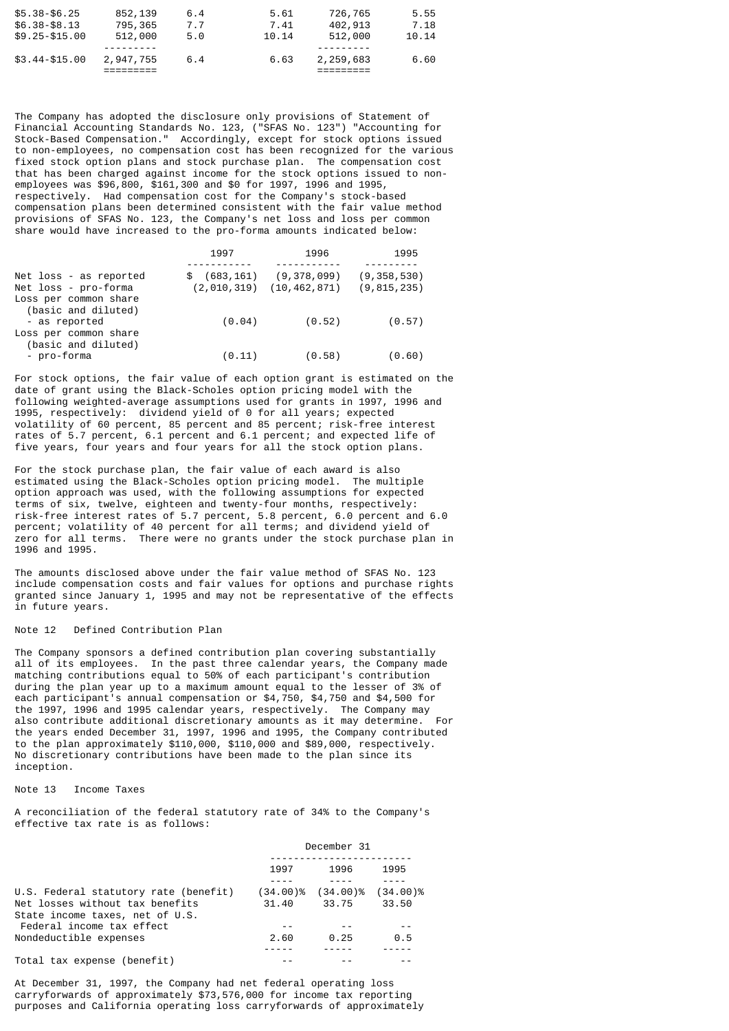| | | | | | |
|---|---|---|---|---|---|
| $5.38-$6.25 | 852,139 | 6.4 | 5.61 | 726,765 | 5.55 |
| $6.38-$8.13 | 795,365 | 7.7 | 7.41 | 402,913 | 7.18 |
| $9.25-$15.00 | 512,000 | 5.0 | 10.14 | 512,000 | 10.14 |
| $3.44-$15.00 | 2,947,755 | 6.4 | 6.63 | 2,259,683 | 6.60 |

The Company has adopted the disclosure only provisions of Statement of Financial Accounting Standards No. 123, ("SFAS No. 123") "Accounting for Stock-Based Compensation." Accordingly, except for stock options issued to non-employees, no compensation cost has been recognized for the various fixed stock option plans and stock purchase plan. The compensation cost that has been charged against income for the stock options issued to non-employees was $96,800, $161,300 and $0 for 1997, 1996 and 1995, respectively. Had compensation cost for the Company's stock-based compensation plans been determined consistent with the fair value method provisions of SFAS No. 123, the Company's net loss and loss per common share would have increased to the pro-forma amounts indicated below:

| | 1997 | 1996 | 1995 |
|---|---|---|---|
| Net loss - as reported | $ (683,161) | (9,378,099) | (9,358,530) |
| Net loss - pro-forma | (2,010,319) | (10,462,871) | (9,815,235) |
| Loss per common share (basic and diluted) - as reported | (0.04) | (0.52) | (0.57) |
| Loss per common share (basic and diluted) - pro-forma | (0.11) | (0.58) | (0.60) |

For stock options, the fair value of each option grant is estimated on the date of grant using the Black-Scholes option pricing model with the following weighted-average assumptions used for grants in 1997, 1996 and 1995, respectively: dividend yield of 0 for all years; expected volatility of 60 percent, 85 percent and 85 percent; risk-free interest rates of 5.7 percent, 6.1 percent and 6.1 percent; and expected life of five years, four years and four years for all the stock option plans.

For the stock purchase plan, the fair value of each award is also estimated using the Black-Scholes option pricing model. The multiple option approach was used, with the following assumptions for expected terms of six, twelve, eighteen and twenty-four months, respectively: risk-free interest rates of 5.7 percent, 5.8 percent, 6.0 percent and 6.0 percent; volatility of 40 percent for all terms; and dividend yield of zero for all terms. There were no grants under the stock purchase plan in 1996 and 1995.

The amounts disclosed above under the fair value method of SFAS No. 123 include compensation costs and fair values for options and purchase rights granted since January 1, 1995 and may not be representative of the effects in future years.

## Note 12 Defined Contribution Plan

The Company sponsors a defined contribution plan covering substantially all of its employees. In the past three calendar years, the Company made matching contributions equal to 50% of each participant's contribution during the plan year up to a maximum amount equal to the lesser of 3% of each participant's annual compensation or $4,750, $4,750 and $4,500 for the 1997, 1996 and 1995 calendar years, respectively. The Company may also contribute additional discretionary amounts as it may determine. For the years ended December 31, 1997, 1996 and 1995, the Company contributed to the plan approximately $110,000, $110,000 and $89,000, respectively. No discretionary contributions have been made to the plan since its inception.

## Note 13 Income Taxes

A reconciliation of the federal statutory rate of 34% to the Company's effective tax rate is as follows:

| | December 31 | | |
|---|---|---|---|
| | 1997 | 1996 | 1995 |
| U.S. Federal statutory rate (benefit) | (34.00)% | (34.00)% | (34.00)% |
| Net losses without tax benefits | 31.40 | 33.75 | 33.50 |
| State income taxes, net of U.S. Federal income tax effect | -- | -- | -- |
| Nondeductible expenses | 2.60 | 0.25 | 0.5 |
| Total tax expense (benefit) | -- | -- | -- |

At December 31, 1997, the Company had net federal operating loss carryforwards of approximately $73,576,000 for income tax reporting purposes and California operating loss carryforwards of approximately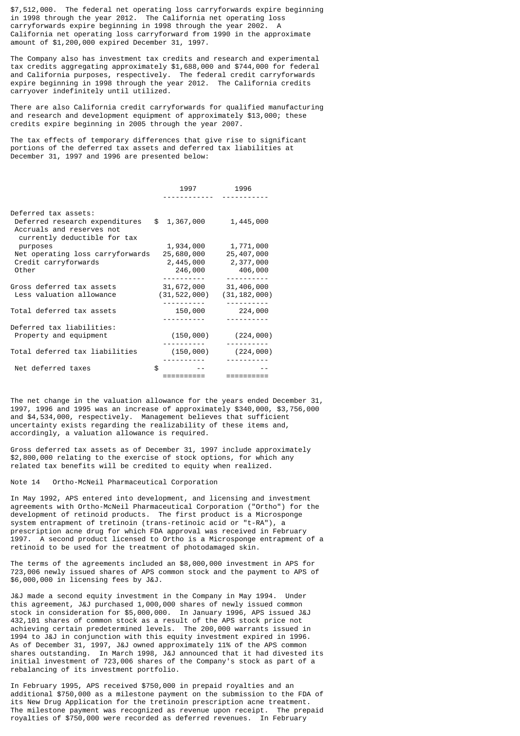$7,512,000. The federal net operating loss carryforwards expire beginning in 1998 through the year 2012. The California net operating loss carryforwards expire beginning in 1998 through the year 2002. A California net operating loss carryforward from 1990 in the approximate amount of $1,200,000 expired December 31, 1997.

The Company also has investment tax credits and research and experimental tax credits aggregating approximately $1,688,000 and $744,000 for federal and California purposes, respectively. The federal credit carryforwards expire beginning in 1998 through the year 2012. The California credits carryover indefinitely until utilized.

There are also California credit carryforwards for qualified manufacturing and research and development equipment of approximately $13,000; these credits expire beginning in 2005 through the year 2007.

The tax effects of temporary differences that give rise to significant portions of the deferred tax assets and deferred tax liabilities at December 31, 1997 and 1996 are presented below:

| | 1997 | 1996 |
|---|---|---|
| Deferred tax assets: | | |
| Deferred research expenditures | $ 1,367,000 | 1,445,000 |
| Accruals and reserves not currently deductible for tax purposes | 1,934,000 | 1,771,000 |
| Net operating loss carryforwards | 25,680,000 | 25,407,000 |
| Credit carryforwards | 2,445,000 | 2,377,000 |
| Other | 246,000 | 406,000 |
| Gross deferred tax assets | 31,672,000 | 31,406,000 |
| Less valuation allowance | (31,522,000) | (31,182,000) |
| Total deferred tax assets | 150,000 | 224,000 |
| Deferred tax liabilities: | | |
| Property and equipment | (150,000) | (224,000) |
| Total deferred tax liabilities | (150,000) | (224,000) |
| Net deferred taxes | $ -- | -- |

The net change in the valuation allowance for the years ended December 31, 1997, 1996 and 1995 was an increase of approximately $340,000, $3,756,000 and $4,534,000, respectively. Management believes that sufficient uncertainty exists regarding the realizability of these items and, accordingly, a valuation allowance is required.

Gross deferred tax assets as of December 31, 1997 include approximately $2,800,000 relating to the exercise of stock options, for which any related tax benefits will be credited to equity when realized.

Note 14 Ortho-McNeil Pharmaceutical Corporation

In May 1992, APS entered into development, and licensing and investment agreements with Ortho-McNeil Pharmaceutical Corporation ("Ortho") for the development of retinoid products. The first product is a Microsponge system entrapment of tretinoin (trans-retinoic acid or "t-RA"), a prescription acne drug for which FDA approval was received in February 1997. A second product licensed to Ortho is a Microsponge entrapment of a retinoid to be used for the treatment of photodamaged skin.

The terms of the agreements included an $8,000,000 investment in APS for 723,006 newly issued shares of APS common stock and the payment to APS of $6,000,000 in licensing fees by J&J.

J&J made a second equity investment in the Company in May 1994. Under this agreement, J&J purchased 1,000,000 shares of newly issued common stock in consideration for $5,000,000. In January 1996, APS issued J&J 432,101 shares of common stock as a result of the APS stock price not achieving certain predetermined levels. The 200,000 warrants issued in 1994 to J&J in conjunction with this equity investment expired in 1996. As of December 31, 1997, J&J owned approximately 11% of the APS common shares outstanding. In March 1998, J&J announced that it had divested its initial investment of 723,006 shares of the Company's stock as part of a rebalancing of its investment portfolio.

In February 1995, APS received $750,000 in prepaid royalties and an additional $750,000 as a milestone payment on the submission to the FDA of its New Drug Application for the tretinoin prescription acne treatment. The milestone payment was recognized as revenue upon receipt. The prepaid royalties of $750,000 were recorded as deferred revenues. In February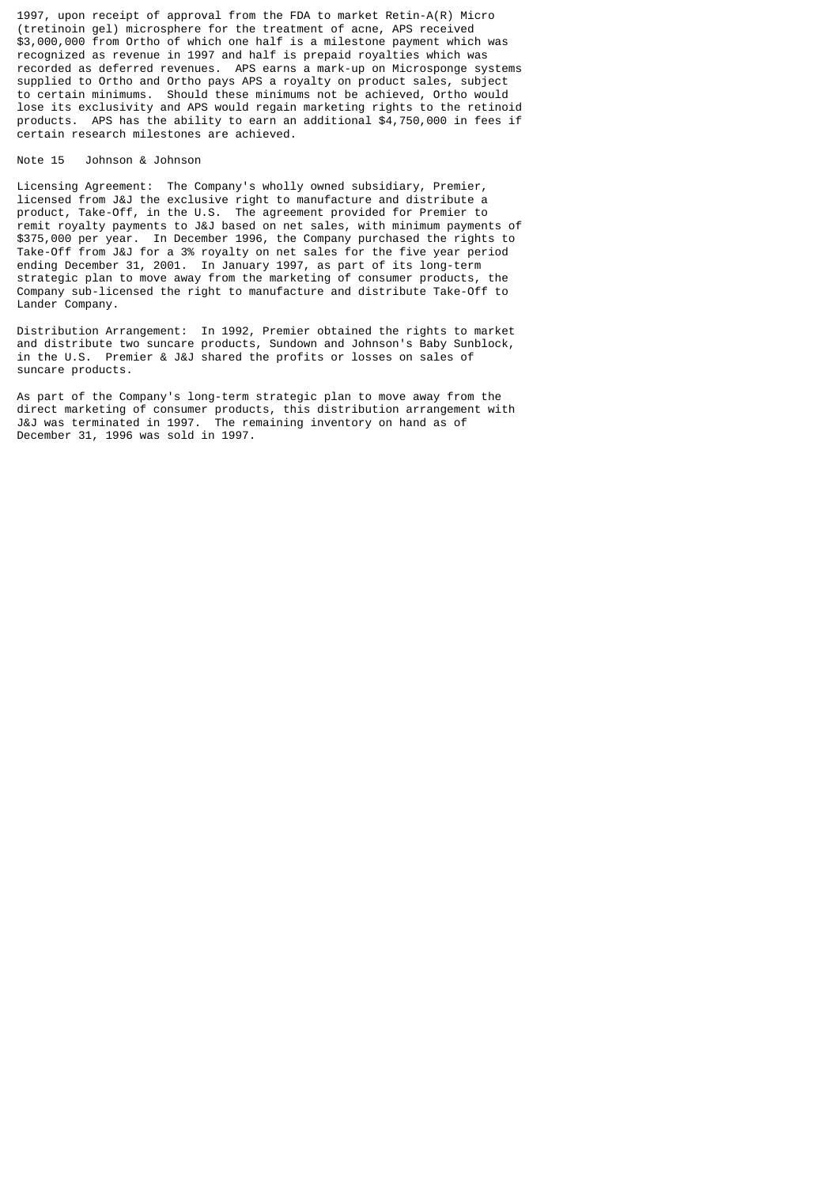1997, upon receipt of approval from the FDA to market Retin-A(R) Micro (tretinoin gel) microsphere for the treatment of acne, APS received $3,000,000 from Ortho of which one half is a milestone payment which was recognized as revenue in 1997 and half is prepaid royalties which was recorded as deferred revenues. APS earns a mark-up on Microsponge systems supplied to Ortho and Ortho pays APS a royalty on product sales, subject to certain minimums. Should these minimums not be achieved, Ortho would lose its exclusivity and APS would regain marketing rights to the retinoid products. APS has the ability to earn an additional $4,750,000 in fees if certain research milestones are achieved.

## Note 15 Johnson & Johnson

Licensing Agreement: The Company's wholly owned subsidiary, Premier, licensed from J&J the exclusive right to manufacture and distribute a product, Take-Off, in the U.S. The agreement provided for Premier to remit royalty payments to J&J based on net sales, with minimum payments of $375,000 per year. In December 1996, the Company purchased the rights to Take-Off from J&J for a 3% royalty on net sales for the five year period ending December 31, 2001. In January 1997, as part of its long-term strategic plan to move away from the marketing of consumer products, the Company sub-licensed the right to manufacture and distribute Take-Off to Lander Company.

Distribution Arrangement: In 1992, Premier obtained the rights to market and distribute two suncare products, Sundown and Johnson's Baby Sunblock, in the U.S. Premier & J&J shared the profits or losses on sales of suncare products.

As part of the Company's long-term strategic plan to move away from the direct marketing of consumer products, this distribution arrangement with J&J was terminated in 1997. The remaining inventory on hand as of December 31, 1996 was sold in 1997.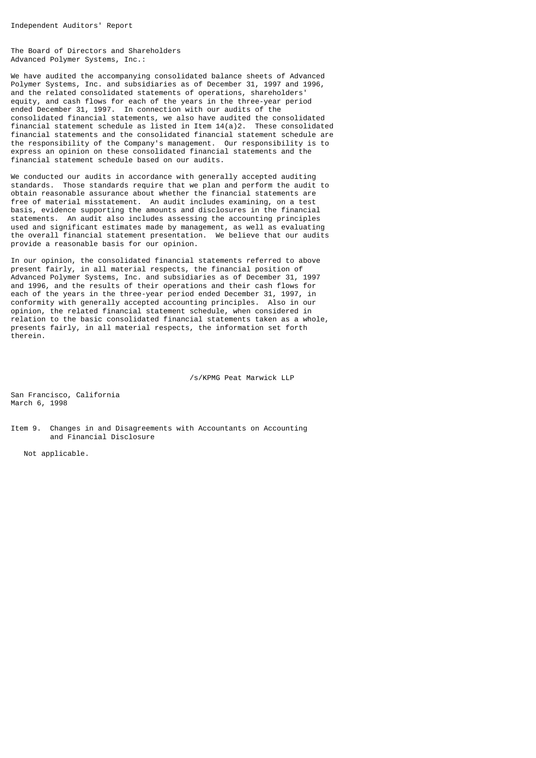## Independent Auditors' Report

The Board of Directors and Shareholders
Advanced Polymer Systems, Inc.:

We have audited the accompanying consolidated balance sheets of Advanced Polymer Systems, Inc. and subsidiaries as of December 31, 1997 and 1996, and the related consolidated statements of operations, shareholders' equity, and cash flows for each of the years in the three-year period ended December 31, 1997. In connection with our audits of the consolidated financial statements, we also have audited the consolidated financial statement schedule as listed in Item 14(a)2. These consolidated financial statements and the consolidated financial statement schedule are the responsibility of the Company's management. Our responsibility is to express an opinion on these consolidated financial statements and the financial statement schedule based on our audits.

We conducted our audits in accordance with generally accepted auditing standards. Those standards require that we plan and perform the audit to obtain reasonable assurance about whether the financial statements are free of material misstatement. An audit includes examining, on a test basis, evidence supporting the amounts and disclosures in the financial statements. An audit also includes assessing the accounting principles used and significant estimates made by management, as well as evaluating the overall financial statement presentation. We believe that our audits provide a reasonable basis for our opinion.

In our opinion, the consolidated financial statements referred to above present fairly, in all material respects, the financial position of Advanced Polymer Systems, Inc. and subsidiaries as of December 31, 1997 and 1996, and the results of their operations and their cash flows for each of the years in the three-year period ended December 31, 1997, in conformity with generally accepted accounting principles. Also in our opinion, the related financial statement schedule, when considered in relation to the basic consolidated financial statements taken as a whole, presents fairly, in all material respects, the information set forth therein.

/s/KPMG Peat Marwick LLP

San Francisco, California
March 6, 1998

## Item 9. Changes in and Disagreements with Accountants on Accounting and Financial Disclosure

Not applicable.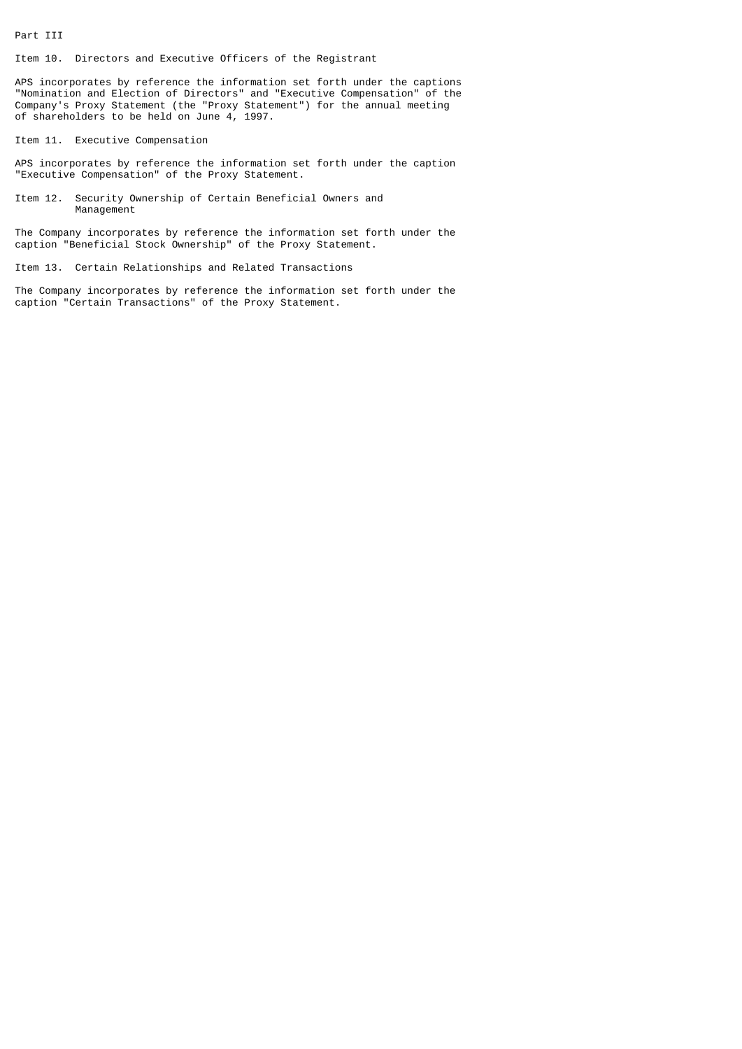# Part III

## Item 10. Directors and Executive Officers of the Registrant

APS incorporates by reference the information set forth under the captions "Nomination and Election of Directors" and "Executive Compensation" of the Company's Proxy Statement (the "Proxy Statement") for the annual meeting of shareholders to be held on June 4, 1997.

## Item 11. Executive Compensation

APS incorporates by reference the information set forth under the caption "Executive Compensation" of the Proxy Statement.

## Item 12. Security Ownership of Certain Beneficial Owners and Management

The Company incorporates by reference the information set forth under the caption "Beneficial Stock Ownership" of the Proxy Statement.

## Item 13. Certain Relationships and Related Transactions

The Company incorporates by reference the information set forth under the caption "Certain Transactions" of the Proxy Statement.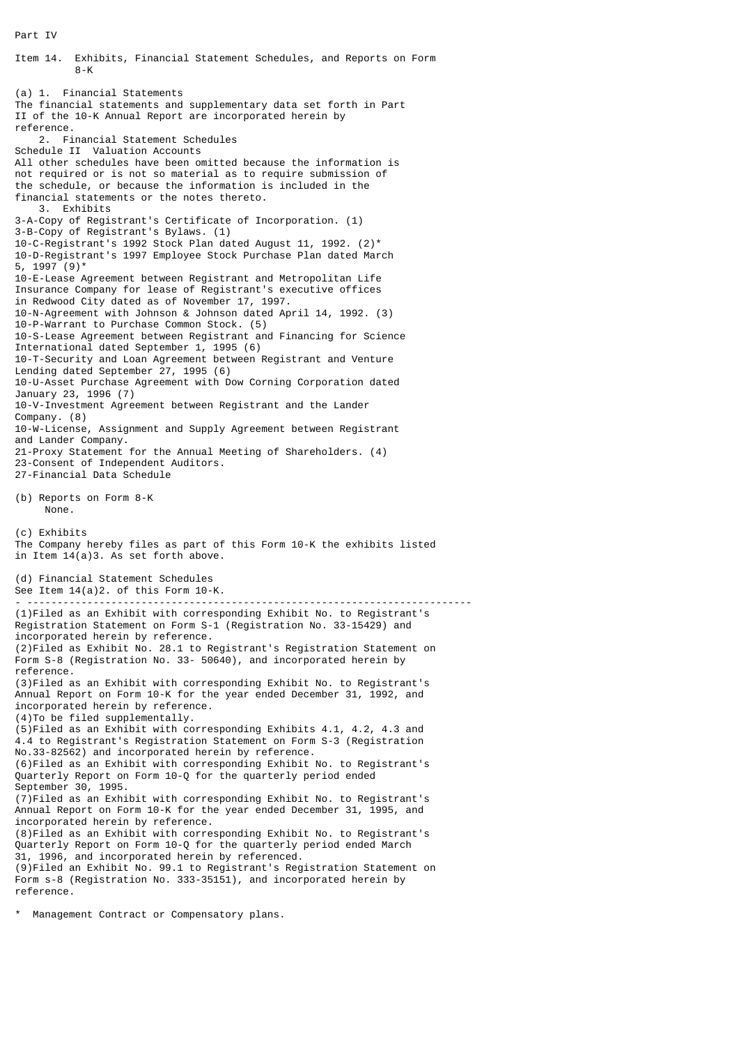# Part IV

## Item 14. Exhibits, Financial Statement Schedules, and Reports on Form 8-K

(a) 1. Financial Statements

The financial statements and supplementary data set forth in Part II of the 10-K Annual Report are incorporated herein by reference.

2. Financial Statement Schedules

Schedule II Valuation Accounts

All other schedules have been omitted because the information is not required or is not so material as to require submission of the schedule, or because the information is included in the financial statements or the notes thereto.

3. Exhibits

3-A-Copy of Registrant's Certificate of Incorporation. (1)

3-B-Copy of Registrant's Bylaws. (1)

10-C-Registrant's 1992 Stock Plan dated August 11, 1992. (2)*

10-D-Registrant's 1997 Employee Stock Purchase Plan dated March 5, 1997 (9)*

10-E-Lease Agreement between Registrant and Metropolitan Life Insurance Company for lease of Registrant's executive offices in Redwood City dated as of November 17, 1997.

10-N-Agreement with Johnson & Johnson dated April 14, 1992. (3)

10-P-Warrant to Purchase Common Stock. (5)

10-S-Lease Agreement between Registrant and Financing for Science International dated September 1, 1995 (6)

10-T-Security and Loan Agreement between Registrant and Venture Lending dated September 27, 1995 (6)

10-U-Asset Purchase Agreement with Dow Corning Corporation dated January 23, 1996 (7)

10-V-Investment Agreement between Registrant and the Lander Company. (8)

10-W-License, Assignment and Supply Agreement between Registrant and Lander Company.

21-Proxy Statement for the Annual Meeting of Shareholders. (4)

23-Consent of Independent Auditors.

27-Financial Data Schedule

(b) Reports on Form 8-K

None.

(c) Exhibits

The Company hereby files as part of this Form 10-K the exhibits listed in Item 14(a)3. As set forth above.

(d) Financial Statement Schedules

See Item 14(a)2. of this Form 10-K.

---

(1)Filed as an Exhibit with corresponding Exhibit No. to Registrant's Registration Statement on Form S-1 (Registration No. 33-15429) and incorporated herein by reference.

(2)Filed as Exhibit No. 28.1 to Registrant's Registration Statement on Form S-8 (Registration No. 33- 50640), and incorporated herein by reference.

(3)Filed as an Exhibit with corresponding Exhibit No. to Registrant's Annual Report on Form 10-K for the year ended December 31, 1992, and incorporated herein by reference.

(4)To be filed supplementally.

(5)Filed as an Exhibit with corresponding Exhibits 4.1, 4.2, 4.3 and 4.4 to Registrant's Registration Statement on Form S-3 (Registration No.33-82562) and incorporated herein by reference.

(6)Filed as an Exhibit with corresponding Exhibit No. to Registrant's Quarterly Report on Form 10-Q for the quarterly period ended September 30, 1995.

(7)Filed as an Exhibit with corresponding Exhibit No. to Registrant's Annual Report on Form 10-K for the year ended December 31, 1995, and incorporated herein by reference.

(8)Filed as an Exhibit with corresponding Exhibit No. to Registrant's Quarterly Report on Form 10-Q for the quarterly period ended March 31, 1996, and incorporated herein by referenced.

(9)Filed an Exhibit No. 99.1 to Registrant's Registration Statement on Form s-8 (Registration No. 333-35151), and incorporated herein by reference.

\* Management Contract or Compensatory plans.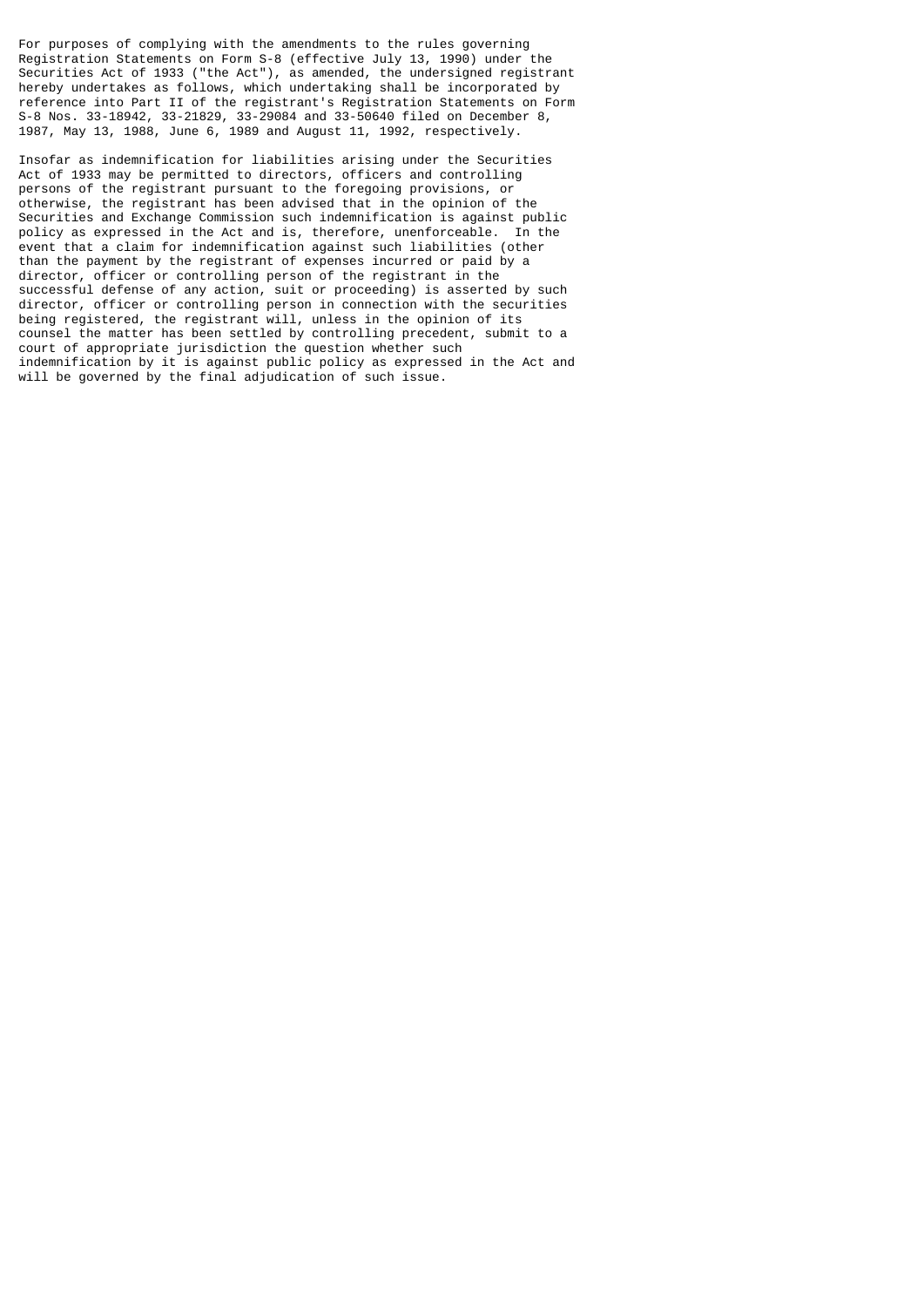For purposes of complying with the amendments to the rules governing Registration Statements on Form S-8 (effective July 13, 1990) under the Securities Act of 1933 ("the Act"), as amended, the undersigned registrant hereby undertakes as follows, which undertaking shall be incorporated by reference into Part II of the registrant's Registration Statements on Form S-8 Nos. 33-18942, 33-21829, 33-29084 and 33-50640 filed on December 8, 1987, May 13, 1988, June 6, 1989 and August 11, 1992, respectively.

Insofar as indemnification for liabilities arising under the Securities Act of 1933 may be permitted to directors, officers and controlling persons of the registrant pursuant to the foregoing provisions, or otherwise, the registrant has been advised that in the opinion of the Securities and Exchange Commission such indemnification is against public policy as expressed in the Act and is, therefore, unenforceable. In the event that a claim for indemnification against such liabilities (other than the payment by the registrant of expenses incurred or paid by a director, officer or controlling person of the registrant in the successful defense of any action, suit or proceeding) is asserted by such director, officer or controlling person in connection with the securities being registered, the registrant will, unless in the opinion of its counsel the matter has been settled by controlling precedent, submit to a court of appropriate jurisdiction the question whether such indemnification by it is against public policy as expressed in the Act and will be governed by the final adjudication of such issue.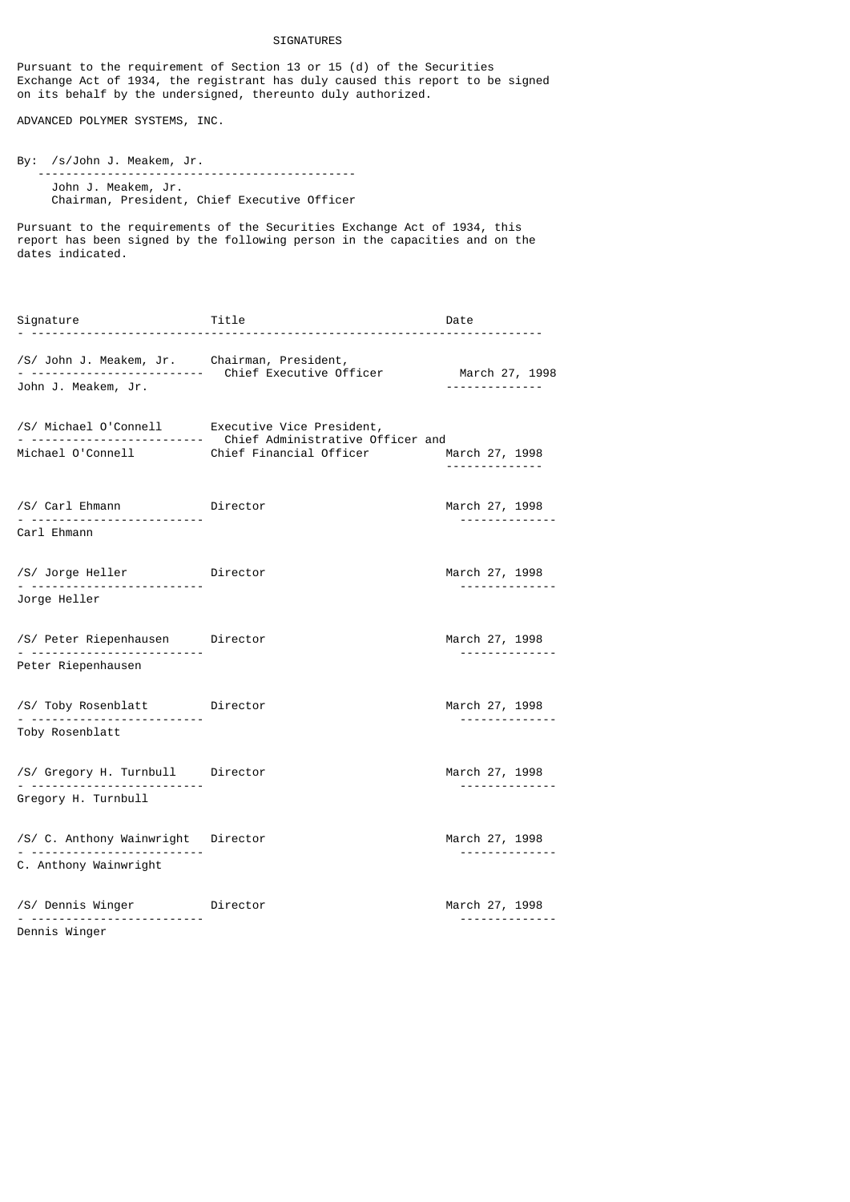# SIGNATURES

Pursuant to the requirement of Section 13 or 15 (d) of the Securities Exchange Act of 1934, the registrant has duly caused this report to be signed on its behalf by the undersigned, thereunto duly authorized.

ADVANCED POLYMER SYSTEMS, INC.

By: /s/John J. Meakem, Jr.

John J. Meakem, Jr.
Chairman, President, Chief Executive Officer

Pursuant to the requirements of the Securities Exchange Act of 1934, this report has been signed by the following person in the capacities and on the dates indicated.

| Signature | Title | Date |
|---|---|---|
| /S/ John J. Meakem, Jr.<br>John J. Meakem, Jr. | Chairman, President, Chief Executive Officer | March 27, 1998 |
| /S/ Michael O'Connell<br>Michael O'Connell | Executive Vice President, Chief Administrative Officer and Chief Financial Officer | March 27, 1998 |
| /S/ Carl Ehmann<br>Carl Ehmann | Director | March 27, 1998 |
| /S/ Jorge Heller<br>Jorge Heller | Director | March 27, 1998 |
| /S/ Peter Riepenhausen<br>Peter Riepenhausen | Director | March 27, 1998 |
| /S/ Toby Rosenblatt<br>Toby Rosenblatt | Director | March 27, 1998 |
| /S/ Gregory H. Turnbull<br>Gregory H. Turnbull | Director | March 27, 1998 |
| /S/ C. Anthony Wainwright<br>C. Anthony Wainwright | Director | March 27, 1998 |
| /S/ Dennis Winger<br>Dennis Winger | Director | March 27, 1998 |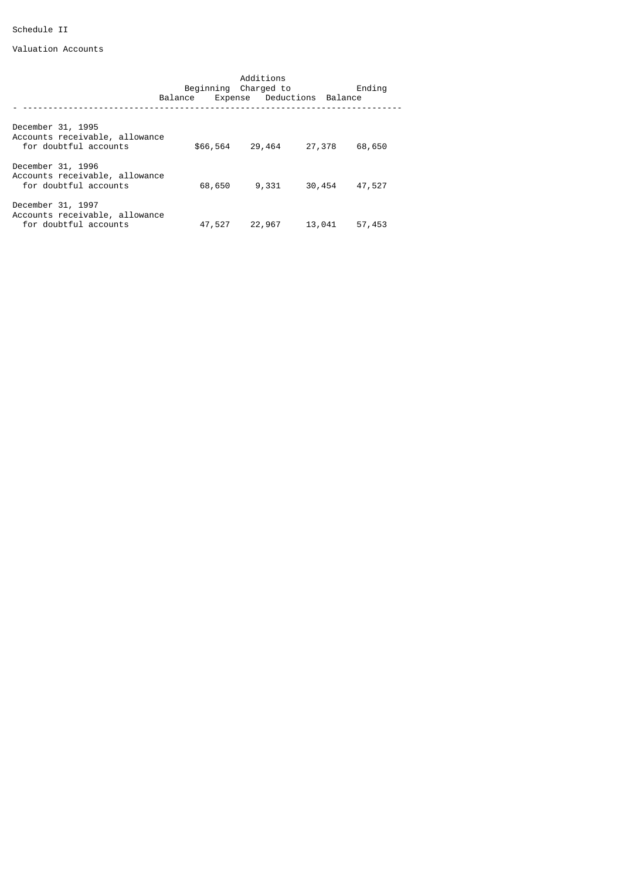Schedule II

Valuation Accounts

| | Beginning Balance | Additions Charged to Expense | Deductions | Ending Balance |
|---|---|---|---|---|
| December 31, 1995<br>Accounts receivable, allowance for doubtful accounts | $66,564 | 29,464 | 27,378 | 68,650 |
| December 31, 1996<br>Accounts receivable, allowance for doubtful accounts | 68,650 | 9,331 | 30,454 | 47,527 |
| December 31, 1997<br>Accounts receivable, allowance for doubtful accounts | 47,527 | 22,967 | 13,041 | 57,453 |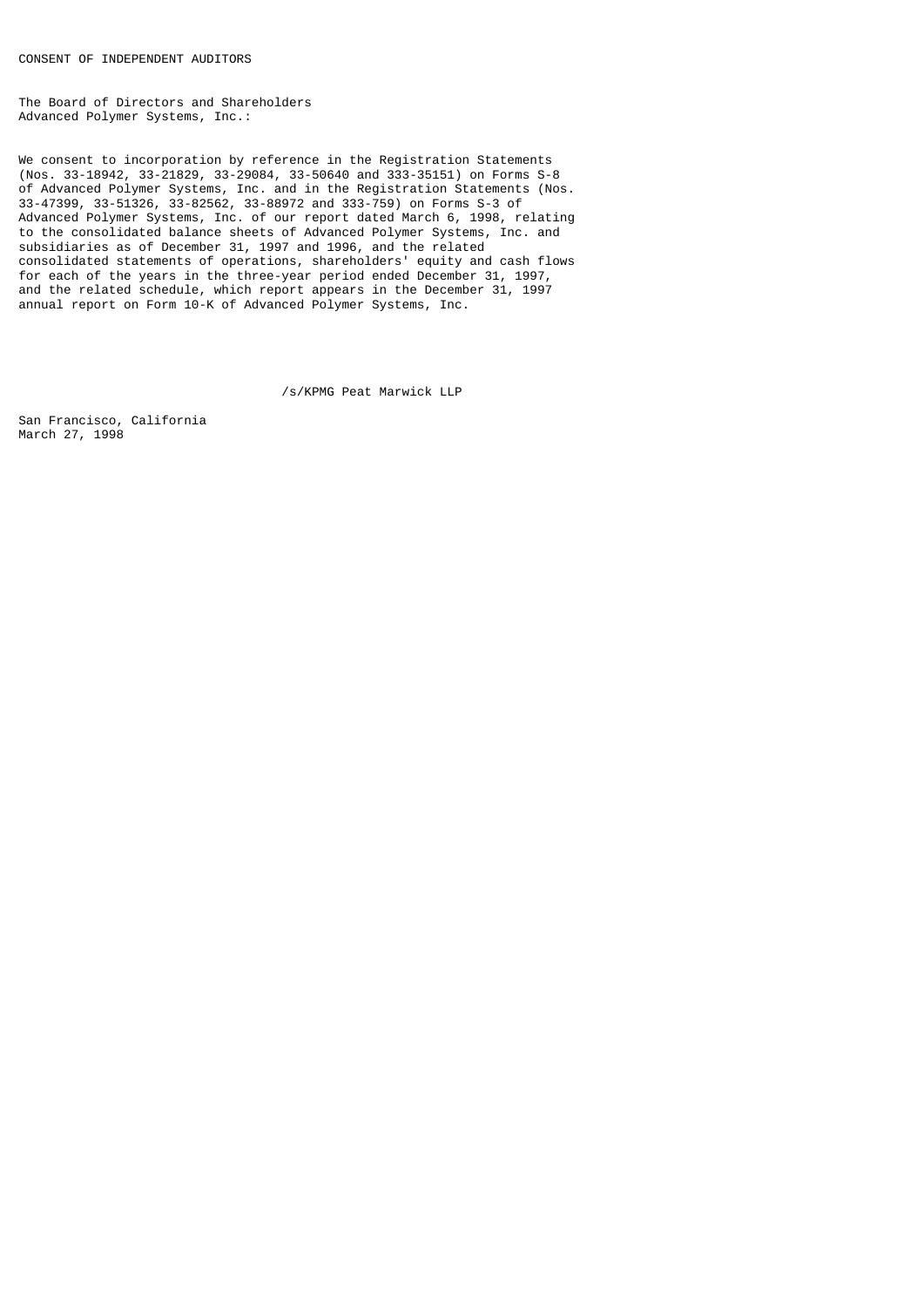CONSENT OF INDEPENDENT AUDITORS

The Board of Directors and Shareholders
Advanced Polymer Systems, Inc.:

We consent to incorporation by reference in the Registration Statements (Nos. 33-18942, 33-21829, 33-29084, 33-50640 and 333-35151) on Forms S-8 of Advanced Polymer Systems, Inc. and in the Registration Statements (Nos. 33-47399, 33-51326, 33-82562, 33-88972 and 333-759) on Forms S-3 of Advanced Polymer Systems, Inc. of our report dated March 6, 1998, relating to the consolidated balance sheets of Advanced Polymer Systems, Inc. and subsidiaries as of December 31, 1997 and 1996, and the related consolidated statements of operations, shareholders' equity and cash flows for each of the years in the three-year period ended December 31, 1997, and the related schedule, which report appears in the December 31, 1997 annual report on Form 10-K of Advanced Polymer Systems, Inc.

/s/KPMG Peat Marwick LLP

San Francisco, California
March 27, 1998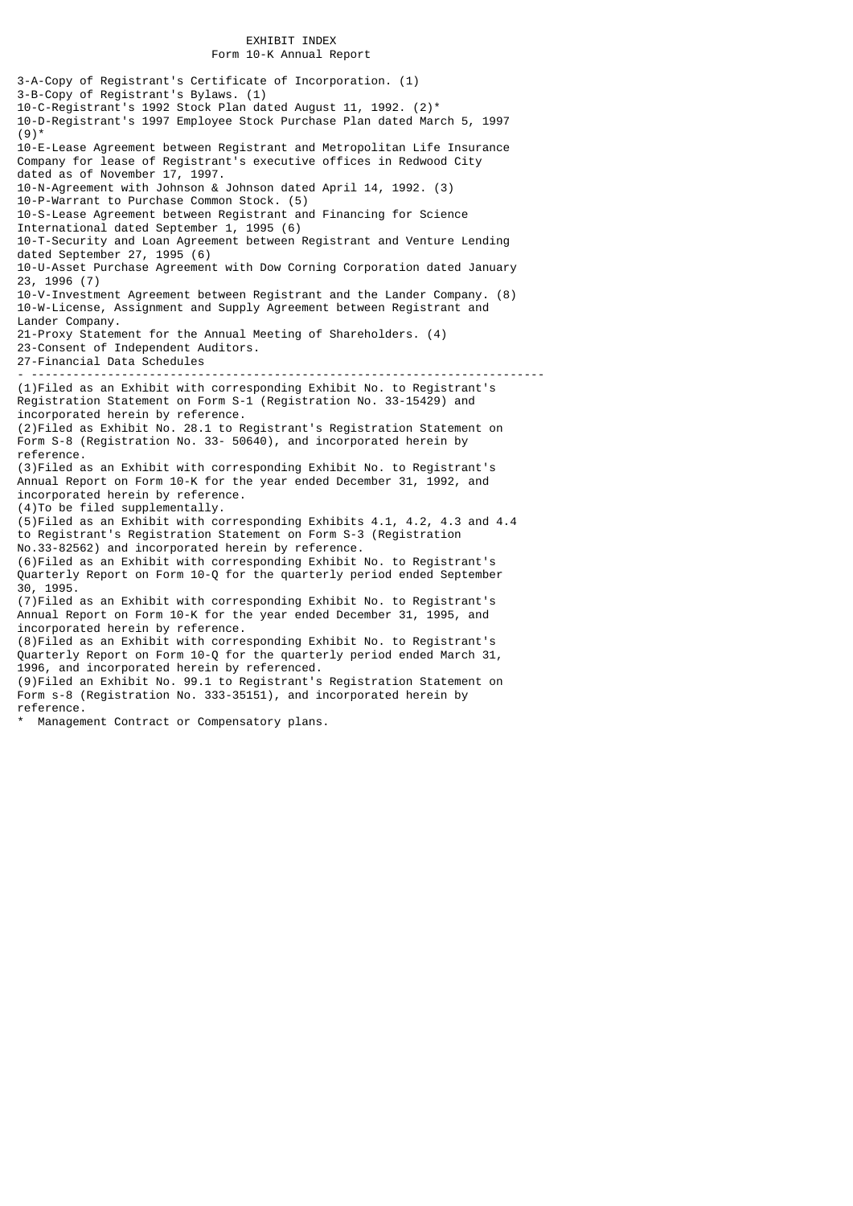# EXHIBIT INDEX

## Form 10-K Annual Report

3-A-Copy of Registrant's Certificate of Incorporation. (1)
3-B-Copy of Registrant's Bylaws. (1)
10-C-Registrant's 1992 Stock Plan dated August 11, 1992. (2)*
10-D-Registrant's 1997 Employee Stock Purchase Plan dated March 5, 1997 (9)*
10-E-Lease Agreement between Registrant and Metropolitan Life Insurance Company for lease of Registrant's executive offices in Redwood City dated as of November 17, 1997.
10-N-Agreement with Johnson & Johnson dated April 14, 1992. (3)
10-P-Warrant to Purchase Common Stock. (5)
10-S-Lease Agreement between Registrant and Financing for Science International dated September 1, 1995 (6)
10-T-Security and Loan Agreement between Registrant and Venture Lending dated September 27, 1995 (6)
10-U-Asset Purchase Agreement with Dow Corning Corporation dated January 23, 1996 (7)
10-V-Investment Agreement between Registrant and the Lander Company. (8)
10-W-License, Assignment and Supply Agreement between Registrant and Lander Company.
21-Proxy Statement for the Annual Meeting of Shareholders. (4)
23-Consent of Independent Auditors.
27-Financial Data Schedules

---

(1)Filed as an Exhibit with corresponding Exhibit No. to Registrant's Registration Statement on Form S-1 (Registration No. 33-15429) and incorporated herein by reference.
(2)Filed as Exhibit No. 28.1 to Registrant's Registration Statement on Form S-8 (Registration No. 33- 50640), and incorporated herein by reference.
(3)Filed as an Exhibit with corresponding Exhibit No. to Registrant's Annual Report on Form 10-K for the year ended December 31, 1992, and incorporated herein by reference.
(4)To be filed supplementally.
(5)Filed as an Exhibit with corresponding Exhibits 4.1, 4.2, 4.3 and 4.4 to Registrant's Registration Statement on Form S-3 (Registration No.33-82562) and incorporated herein by reference.
(6)Filed as an Exhibit with corresponding Exhibit No. to Registrant's Quarterly Report on Form 10-Q for the quarterly period ended September 30, 1995.
(7)Filed as an Exhibit with corresponding Exhibit No. to Registrant's Annual Report on Form 10-K for the year ended December 31, 1995, and incorporated herein by reference.
(8)Filed as an Exhibit with corresponding Exhibit No. to Registrant's Quarterly Report on Form 10-Q for the quarterly period ended March 31, 1996, and incorporated herein by referenced.
(9)Filed an Exhibit No. 99.1 to Registrant's Registration Statement on Form s-8 (Registration No. 333-35151), and incorporated herein by reference.
\* Management Contract or Compensatory plans.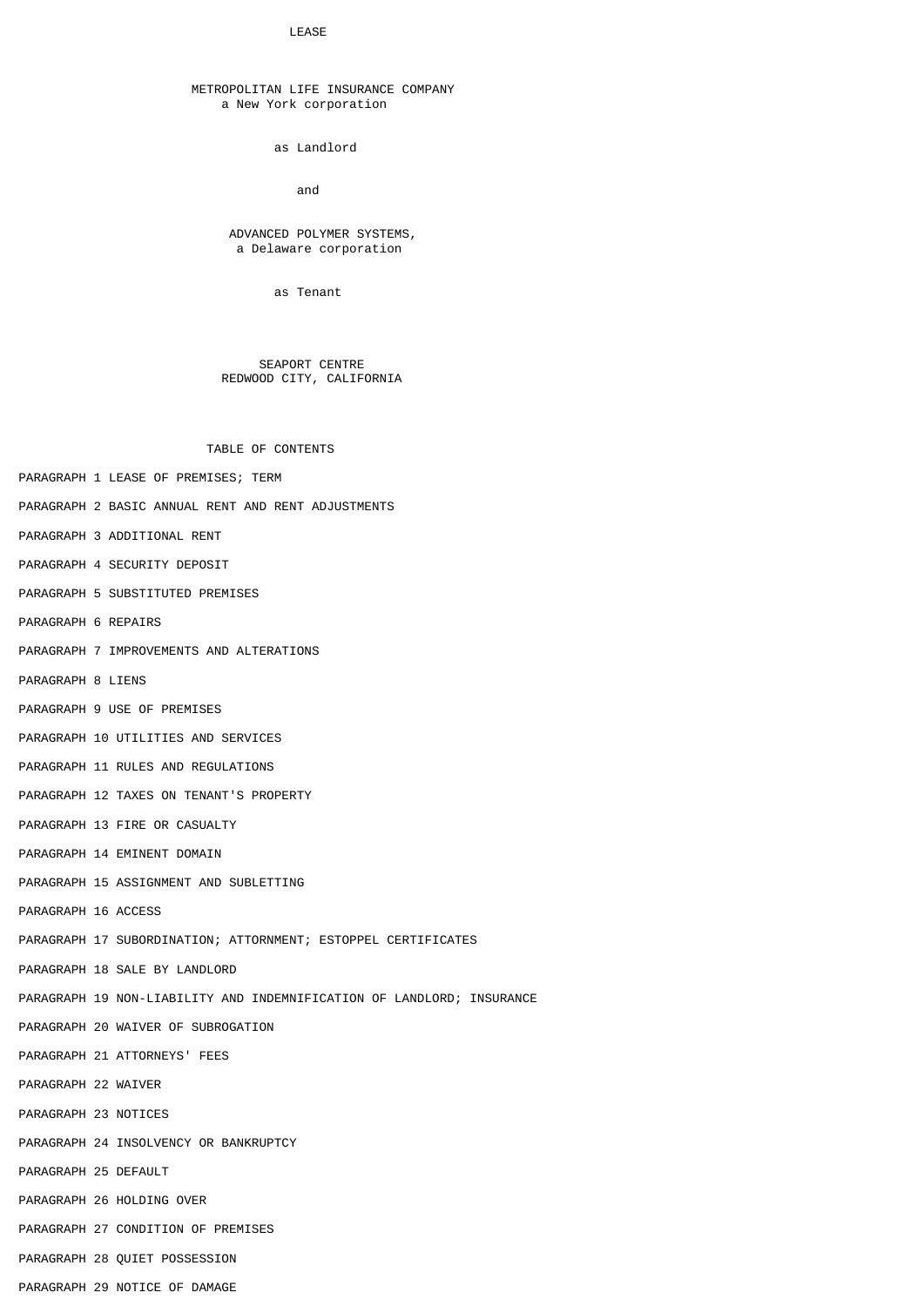# LEASE

METROPOLITAN LIFE INSURANCE COMPANY
a New York corporation

as Landlord

and

ADVANCED POLYMER SYSTEMS,
a Delaware corporation

as Tenant

SEAPORT CENTRE
REDWOOD CITY, CALIFORNIA

## TABLE OF CONTENTS

PARAGRAPH 1 LEASE OF PREMISES; TERM

PARAGRAPH 2 BASIC ANNUAL RENT AND RENT ADJUSTMENTS

PARAGRAPH 3 ADDITIONAL RENT

PARAGRAPH 4 SECURITY DEPOSIT

PARAGRAPH 5 SUBSTITUTED PREMISES

PARAGRAPH 6 REPAIRS

PARAGRAPH 7 IMPROVEMENTS AND ALTERATIONS

PARAGRAPH 8 LIENS

PARAGRAPH 9 USE OF PREMISES

PARAGRAPH 10 UTILITIES AND SERVICES

PARAGRAPH 11 RULES AND REGULATIONS

PARAGRAPH 12 TAXES ON TENANT'S PROPERTY

PARAGRAPH 13 FIRE OR CASUALTY

PARAGRAPH 14 EMINENT DOMAIN

PARAGRAPH 15 ASSIGNMENT AND SUBLETTING

PARAGRAPH 16 ACCESS

PARAGRAPH 17 SUBORDINATION; ATTORNMENT; ESTOPPEL CERTIFICATES

PARAGRAPH 18 SALE BY LANDLORD

PARAGRAPH 19 NON-LIABILITY AND INDEMNIFICATION OF LANDLORD; INSURANCE

PARAGRAPH 20 WAIVER OF SUBROGATION

PARAGRAPH 21 ATTORNEYS' FEES

PARAGRAPH 22 WAIVER

PARAGRAPH 23 NOTICES

PARAGRAPH 24 INSOLVENCY OR BANKRUPTCY

PARAGRAPH 25 DEFAULT

PARAGRAPH 26 HOLDING OVER

PARAGRAPH 27 CONDITION OF PREMISES

PARAGRAPH 28 QUIET POSSESSION

PARAGRAPH 29 NOTICE OF DAMAGE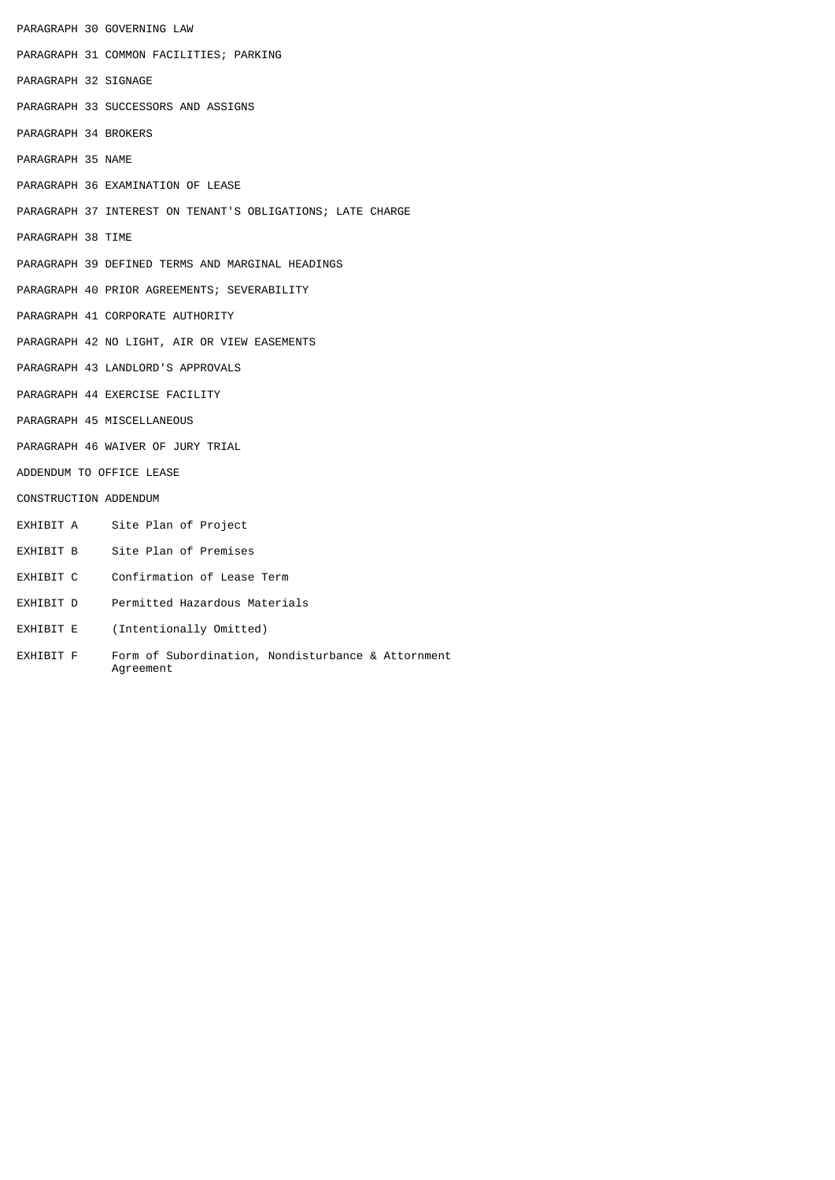PARAGRAPH 30 GOVERNING LAW

PARAGRAPH 31 COMMON FACILITIES; PARKING

PARAGRAPH 32 SIGNAGE

PARAGRAPH 33 SUCCESSORS AND ASSIGNS

PARAGRAPH 34 BROKERS

PARAGRAPH 35 NAME

PARAGRAPH 36 EXAMINATION OF LEASE

PARAGRAPH 37 INTEREST ON TENANT'S OBLIGATIONS; LATE CHARGE

PARAGRAPH 38 TIME

PARAGRAPH 39 DEFINED TERMS AND MARGINAL HEADINGS

PARAGRAPH 40 PRIOR AGREEMENTS; SEVERABILITY

PARAGRAPH 41 CORPORATE AUTHORITY

PARAGRAPH 42 NO LIGHT, AIR OR VIEW EASEMENTS

PARAGRAPH 43 LANDLORD'S APPROVALS

PARAGRAPH 44 EXERCISE FACILITY

PARAGRAPH 45 MISCELLANEOUS

PARAGRAPH 46 WAIVER OF JURY TRIAL

ADDENDUM TO OFFICE LEASE

CONSTRUCTION ADDENDUM

EXHIBIT A     Site Plan of Project

EXHIBIT B     Site Plan of Premises

EXHIBIT C     Confirmation of Lease Term

EXHIBIT D     Permitted Hazardous Materials

EXHIBIT E     (Intentionally Omitted)

EXHIBIT F     Form of Subordination, Nondisturbance & Attornment Agreement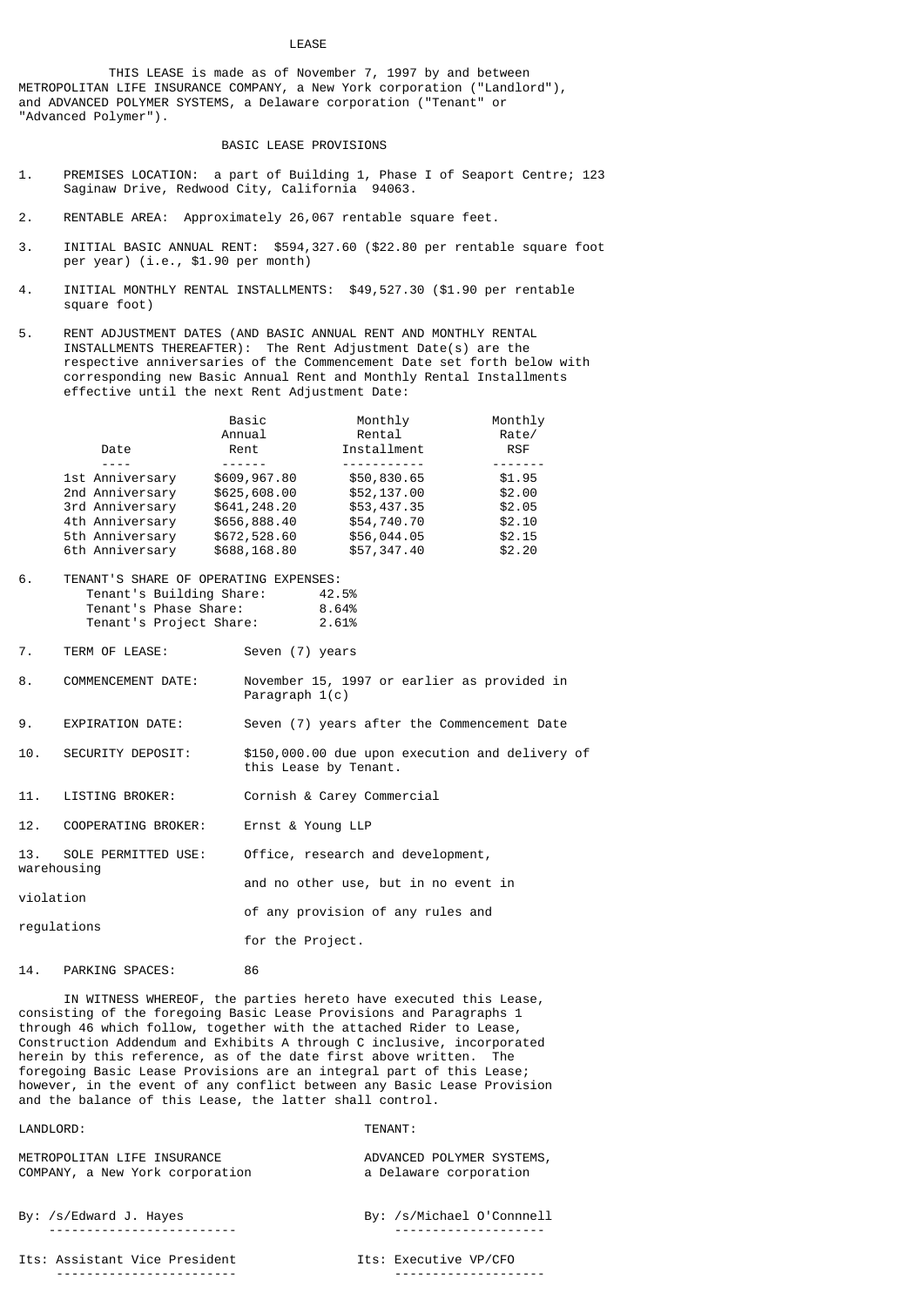# LEASE

THIS LEASE is made as of November 7, 1997 by and between METROPOLITAN LIFE INSURANCE COMPANY, a New York corporation ("Landlord"), and ADVANCED POLYMER SYSTEMS, a Delaware corporation ("Tenant" or "Advanced Polymer").

## BASIC LEASE PROVISIONS

1. PREMISES LOCATION: a part of Building 1, Phase I of Seaport Centre; 123 Saginaw Drive, Redwood City, California 94063.

2. RENTABLE AREA: Approximately 26,067 rentable square feet.

3. INITIAL BASIC ANNUAL RENT: $594,327.60 ($22.80 per rentable square foot per year) (i.e., $1.90 per month)

4. INITIAL MONTHLY RENTAL INSTALLMENTS: $49,527.30 ($1.90 per rentable square foot)

5. RENT ADJUSTMENT DATES (AND BASIC ANNUAL RENT AND MONTHLY RENTAL INSTALLMENTS THEREAFTER): The Rent Adjustment Date(s) are the respective anniversaries of the Commencement Date set forth below with corresponding new Basic Annual Rent and Monthly Rental Installments effective until the next Rent Adjustment Date:

| Date | Basic Annual Rent | Monthly Rental Installment | Monthly Rate/ RSF |
|---|---|---|---|
| 1st Anniversary | $609,967.80 | $50,830.65 | $1.95 |
| 2nd Anniversary | $625,608.00 | $52,137.00 | $2.00 |
| 3rd Anniversary | $641,248.20 | $53,437.35 | $2.05 |
| 4th Anniversary | $656,888.40 | $54,740.70 | $2.10 |
| 5th Anniversary | $672,528.60 | $56,044.05 | $2.15 |
| 6th Anniversary | $688,168.80 | $57,347.40 | $2.20 |

6. TENANT'S SHARE OF OPERATING EXPENSES:
   - Tenant's Building Share: 42.5%
   - Tenant's Phase Share: 8.64%
   - Tenant's Project Share: 2.61%

7. TERM OF LEASE: Seven (7) years

8. COMMENCEMENT DATE: November 15, 1997 or earlier as provided in Paragraph 1(c)

9. EXPIRATION DATE: Seven (7) years after the Commencement Date

10. SECURITY DEPOSIT: $150,000.00 due upon execution and delivery of this Lease by Tenant.

11. LISTING BROKER: Cornish & Carey Commercial

12. COOPERATING BROKER: Ernst & Young LLP

13. SOLE PERMITTED USE: Office, research and development, warehousing and no other use, but in no event in violation of any provision of any rules and regulations for the Project.

14. PARKING SPACES: 86

IN WITNESS WHEREOF, the parties hereto have executed this Lease, consisting of the foregoing Basic Lease Provisions and Paragraphs 1 through 46 which follow, together with the attached Rider to Lease, Construction Addendum and Exhibits A through C inclusive, incorporated herein by this reference, as of the date first above written. The foregoing Basic Lease Provisions are an integral part of this Lease; however, in the event of any conflict between any Basic Lease Provision and the balance of this Lease, the latter shall control.

| LANDLORD: | TENANT: |
|---|---|
| METROPOLITAN LIFE INSURANCE COMPANY, a New York corporation | ADVANCED POLYMER SYSTEMS, a Delaware corporation |
| By: /s/Edward J. Hayes | By: /s/Michael O'Connnell |
| Its: Assistant Vice President | Its: Executive VP/CFO |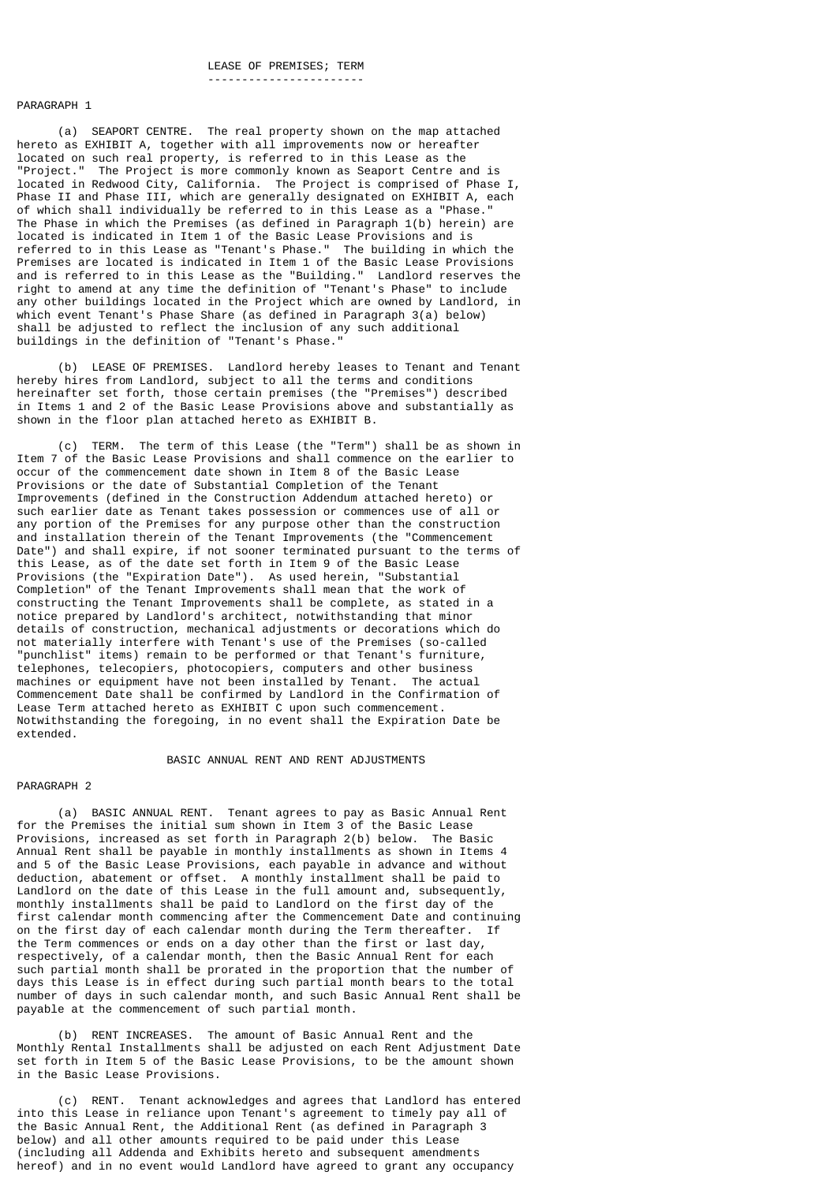## LEASE OF PREMISES; TERM

PARAGRAPH 1

(a) SEAPORT CENTRE. The real property shown on the map attached hereto as EXHIBIT A, together with all improvements now or hereafter located on such real property, is referred to in this Lease as the "Project." The Project is more commonly known as Seaport Centre and is located in Redwood City, California. The Project is comprised of Phase I, Phase II and Phase III, which are generally designated on EXHIBIT A, each of which shall individually be referred to in this Lease as a "Phase." The Phase in which the Premises (as defined in Paragraph 1(b) herein) are located is indicated in Item 1 of the Basic Lease Provisions and is referred to in this Lease as "Tenant's Phase." The building in which the Premises are located is indicated in Item 1 of the Basic Lease Provisions and is referred to in this Lease as the "Building." Landlord reserves the right to amend at any time the definition of "Tenant's Phase" to include any other buildings located in the Project which are owned by Landlord, in which event Tenant's Phase Share (as defined in Paragraph 3(a) below) shall be adjusted to reflect the inclusion of any such additional buildings in the definition of "Tenant's Phase."

(b) LEASE OF PREMISES. Landlord hereby leases to Tenant and Tenant hereby hires from Landlord, subject to all the terms and conditions hereinafter set forth, those certain premises (the "Premises") described in Items 1 and 2 of the Basic Lease Provisions above and substantially as shown in the floor plan attached hereto as EXHIBIT B.

(c) TERM. The term of this Lease (the "Term") shall be as shown in Item 7 of the Basic Lease Provisions and shall commence on the earlier to occur of the commencement date shown in Item 8 of the Basic Lease Provisions or the date of Substantial Completion of the Tenant Improvements (defined in the Construction Addendum attached hereto) or such earlier date as Tenant takes possession or commences use of all or any portion of the Premises for any purpose other than the construction and installation therein of the Tenant Improvements (the "Commencement Date") and shall expire, if not sooner terminated pursuant to the terms of this Lease, as of the date set forth in Item 9 of the Basic Lease Provisions (the "Expiration Date"). As used herein, "Substantial Completion" of the Tenant Improvements shall mean that the work of constructing the Tenant Improvements shall be complete, as stated in a notice prepared by Landlord's architect, notwithstanding that minor details of construction, mechanical adjustments or decorations which do not materially interfere with Tenant's use of the Premises (so-called "punchlist" items) remain to be performed or that Tenant's furniture, telephones, telecopiers, photocopiers, computers and other business machines or equipment have not been installed by Tenant. The actual Commencement Date shall be confirmed by Landlord in the Confirmation of Lease Term attached hereto as EXHIBIT C upon such commencement. Notwithstanding the foregoing, in no event shall the Expiration Date be extended.

## BASIC ANNUAL RENT AND RENT ADJUSTMENTS

PARAGRAPH 2

(a) BASIC ANNUAL RENT. Tenant agrees to pay as Basic Annual Rent for the Premises the initial sum shown in Item 3 of the Basic Lease Provisions, increased as set forth in Paragraph 2(b) below. The Basic Annual Rent shall be payable in monthly installments as shown in Items 4 and 5 of the Basic Lease Provisions, each payable in advance and without deduction, abatement or offset. A monthly installment shall be paid to Landlord on the date of this Lease in the full amount and, subsequently, monthly installments shall be paid to Landlord on the first day of the first calendar month commencing after the Commencement Date and continuing on the first day of each calendar month during the Term thereafter. If the Term commences or ends on a day other than the first or last day, respectively, of a calendar month, then the Basic Annual Rent for each such partial month shall be prorated in the proportion that the number of days this Lease is in effect during such partial month bears to the total number of days in such calendar month, and such Basic Annual Rent shall be payable at the commencement of such partial month.

(b) RENT INCREASES. The amount of Basic Annual Rent and the Monthly Rental Installments shall be adjusted on each Rent Adjustment Date set forth in Item 5 of the Basic Lease Provisions, to be the amount shown in the Basic Lease Provisions.

(c) RENT. Tenant acknowledges and agrees that Landlord has entered into this Lease in reliance upon Tenant's agreement to timely pay all of the Basic Annual Rent, the Additional Rent (as defined in Paragraph 3 below) and all other amounts required to be paid under this Lease (including all Addenda and Exhibits hereto and subsequent amendments hereof) and in no event would Landlord have agreed to grant any occupancy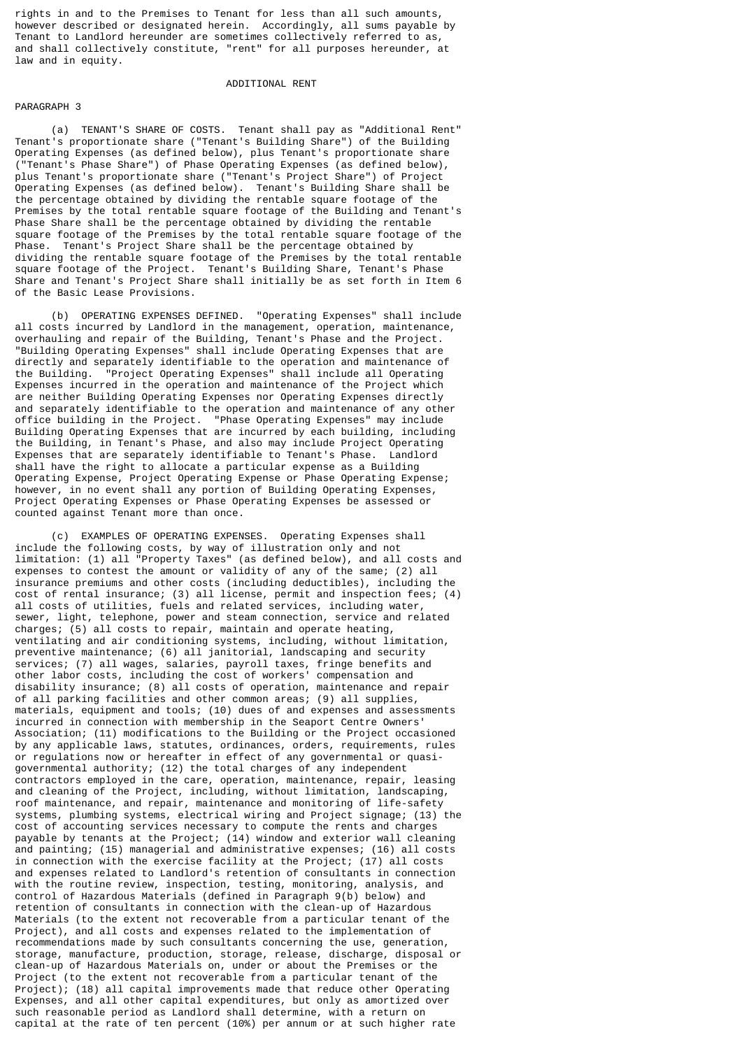rights in and to the Premises to Tenant for less than all such amounts, however described or designated herein. Accordingly, all sums payable by Tenant to Landlord hereunder are sometimes collectively referred to as, and shall collectively constitute, "rent" for all purposes hereunder, at law and in equity.

## ADDITIONAL RENT

PARAGRAPH 3

(a) TENANT'S SHARE OF COSTS. Tenant shall pay as "Additional Rent" Tenant's proportionate share ("Tenant's Building Share") of the Building Operating Expenses (as defined below), plus Tenant's proportionate share ("Tenant's Phase Share") of Phase Operating Expenses (as defined below), plus Tenant's proportionate share ("Tenant's Project Share") of Project Operating Expenses (as defined below). Tenant's Building Share shall be the percentage obtained by dividing the rentable square footage of the Premises by the total rentable square footage of the Building and Tenant's Phase Share shall be the percentage obtained by dividing the rentable square footage of the Premises by the total rentable square footage of the Phase. Tenant's Project Share shall be the percentage obtained by dividing the rentable square footage of the Premises by the total rentable square footage of the Project. Tenant's Building Share, Tenant's Phase Share and Tenant's Project Share shall initially be as set forth in Item 6 of the Basic Lease Provisions.

(b) OPERATING EXPENSES DEFINED. "Operating Expenses" shall include all costs incurred by Landlord in the management, operation, maintenance, overhauling and repair of the Building, Tenant's Phase and the Project. "Building Operating Expenses" shall include Operating Expenses that are directly and separately identifiable to the operation and maintenance of the Building. "Project Operating Expenses" shall include all Operating Expenses incurred in the operation and maintenance of the Project which are neither Building Operating Expenses nor Operating Expenses directly and separately identifiable to the operation and maintenance of any other office building in the Project. "Phase Operating Expenses" may include Building Operating Expenses that are incurred by each building, including the Building, in Tenant's Phase, and also may include Project Operating Expenses that are separately identifiable to Tenant's Phase. Landlord shall have the right to allocate a particular expense as a Building Operating Expense, Project Operating Expense or Phase Operating Expense; however, in no event shall any portion of Building Operating Expenses, Project Operating Expenses or Phase Operating Expenses be assessed or counted against Tenant more than once.

(c) EXAMPLES OF OPERATING EXPENSES. Operating Expenses shall include the following costs, by way of illustration only and not limitation: (1) all "Property Taxes" (as defined below), and all costs and expenses to contest the amount or validity of any of the same; (2) all insurance premiums and other costs (including deductibles), including the cost of rental insurance; (3) all license, permit and inspection fees; (4) all costs of utilities, fuels and related services, including water, sewer, light, telephone, power and steam connection, service and related charges; (5) all costs to repair, maintain and operate heating, ventilating and air conditioning systems, including, without limitation, preventive maintenance; (6) all janitorial, landscaping and security services; (7) all wages, salaries, payroll taxes, fringe benefits and other labor costs, including the cost of workers' compensation and disability insurance; (8) all costs of operation, maintenance and repair of all parking facilities and other common areas; (9) all supplies, materials, equipment and tools; (10) dues of and expenses and assessments incurred in connection with membership in the Seaport Centre Owners' Association; (11) modifications to the Building or the Project occasioned by any applicable laws, statutes, ordinances, orders, requirements, rules or regulations now or hereafter in effect of any governmental or quasi-governmental authority; (12) the total charges of any independent contractors employed in the care, operation, maintenance, repair, leasing and cleaning of the Project, including, without limitation, landscaping, roof maintenance, and repair, maintenance and monitoring of life-safety systems, plumbing systems, electrical wiring and Project signage; (13) the cost of accounting services necessary to compute the rents and charges payable by tenants at the Project; (14) window and exterior wall cleaning and painting; (15) managerial and administrative expenses; (16) all costs in connection with the exercise facility at the Project; (17) all costs and expenses related to Landlord's retention of consultants in connection with the routine review, inspection, testing, monitoring, analysis, and control of Hazardous Materials (defined in Paragraph 9(b) below) and retention of consultants in connection with the clean-up of Hazardous Materials (to the extent not recoverable from a particular tenant of the Project), and all costs and expenses related to the implementation of recommendations made by such consultants concerning the use, generation, storage, manufacture, production, storage, release, discharge, disposal or clean-up of Hazardous Materials on, under or about the Premises or the Project (to the extent not recoverable from a particular tenant of the Project); (18) all capital improvements made that reduce other Operating Expenses, and all other capital expenditures, but only as amortized over such reasonable period as Landlord shall determine, with a return on capital at the rate of ten percent (10%) per annum or at such higher rate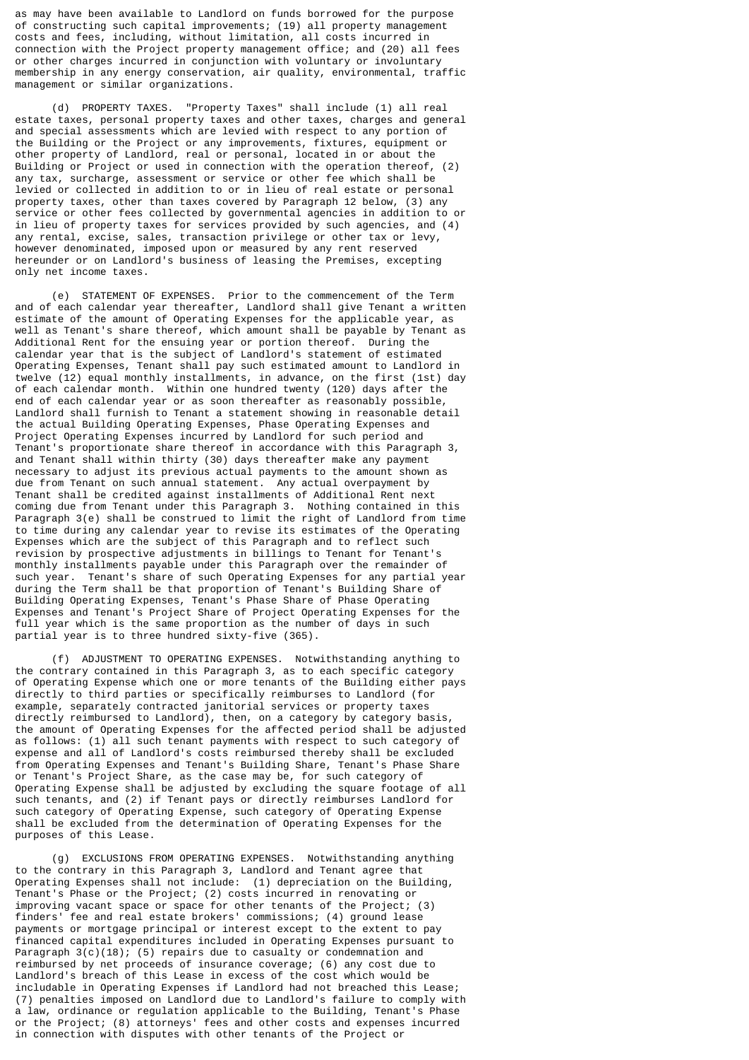as may have been available to Landlord on funds borrowed for the purpose of constructing such capital improvements; (19) all property management costs and fees, including, without limitation, all costs incurred in connection with the Project property management office; and (20) all fees or other charges incurred in conjunction with voluntary or involuntary membership in any energy conservation, air quality, environmental, traffic management or similar organizations.

(d) PROPERTY TAXES. "Property Taxes" shall include (1) all real estate taxes, personal property taxes and other taxes, charges and general and special assessments which are levied with respect to any portion of the Building or the Project or any improvements, fixtures, equipment or other property of Landlord, real or personal, located in or about the Building or Project or used in connection with the operation thereof, (2) any tax, surcharge, assessment or service or other fee which shall be levied or collected in addition to or in lieu of real estate or personal property taxes, other than taxes covered by Paragraph 12 below, (3) any service or other fees collected by governmental agencies in addition to or in lieu of property taxes for services provided by such agencies, and (4) any rental, excise, sales, transaction privilege or other tax or levy, however denominated, imposed upon or measured by any rent reserved hereunder or on Landlord's business of leasing the Premises, excepting only net income taxes.

(e) STATEMENT OF EXPENSES. Prior to the commencement of the Term and of each calendar year thereafter, Landlord shall give Tenant a written estimate of the amount of Operating Expenses for the applicable year, as well as Tenant's share thereof, which amount shall be payable by Tenant as Additional Rent for the ensuing year or portion thereof. During the calendar year that is the subject of Landlord's statement of estimated Operating Expenses, Tenant shall pay such estimated amount to Landlord in twelve (12) equal monthly installments, in advance, on the first (1st) day of each calendar month. Within one hundred twenty (120) days after the end of each calendar year or as soon thereafter as reasonably possible, Landlord shall furnish to Tenant a statement showing in reasonable detail the actual Building Operating Expenses, Phase Operating Expenses and Project Operating Expenses incurred by Landlord for such period and Tenant's proportionate share thereof in accordance with this Paragraph 3, and Tenant shall within thirty (30) days thereafter make any payment necessary to adjust its previous actual payments to the amount shown as due from Tenant on such annual statement. Any actual overpayment by Tenant shall be credited against installments of Additional Rent next coming due from Tenant under this Paragraph 3. Nothing contained in this Paragraph 3(e) shall be construed to limit the right of Landlord from time to time during any calendar year to revise its estimates of the Operating Expenses which are the subject of this Paragraph and to reflect such revision by prospective adjustments in billings to Tenant for Tenant's monthly installments payable under this Paragraph over the remainder of such year. Tenant's share of such Operating Expenses for any partial year during the Term shall be that proportion of Tenant's Building Share of Building Operating Expenses, Tenant's Phase Share of Phase Operating Expenses and Tenant's Project Share of Project Operating Expenses for the full year which is the same proportion as the number of days in such partial year is to three hundred sixty-five (365).

(f) ADJUSTMENT TO OPERATING EXPENSES. Notwithstanding anything to the contrary contained in this Paragraph 3, as to each specific category of Operating Expense which one or more tenants of the Building either pays directly to third parties or specifically reimburses to Landlord (for example, separately contracted janitorial services or property taxes directly reimbursed to Landlord), then, on a category by category basis, the amount of Operating Expenses for the affected period shall be adjusted as follows: (1) all such tenant payments with respect to such category of expense and all of Landlord's costs reimbursed thereby shall be excluded from Operating Expenses and Tenant's Building Share, Tenant's Phase Share or Tenant's Project Share, as the case may be, for such category of Operating Expense shall be adjusted by excluding the square footage of all such tenants, and (2) if Tenant pays or directly reimburses Landlord for such category of Operating Expense, such category of Operating Expense shall be excluded from the determination of Operating Expenses for the purposes of this Lease.

(g) EXCLUSIONS FROM OPERATING EXPENSES. Notwithstanding anything to the contrary in this Paragraph 3, Landlord and Tenant agree that Operating Expenses shall not include: (1) depreciation on the Building, Tenant's Phase or the Project; (2) costs incurred in renovating or improving vacant space or space for other tenants of the Project; (3) finders' fee and real estate brokers' commissions; (4) ground lease payments or mortgage principal or interest except to the extent to pay financed capital expenditures included in Operating Expenses pursuant to Paragraph 3(c)(18); (5) repairs due to casualty or condemnation and reimbursed by net proceeds of insurance coverage; (6) any cost due to Landlord's breach of this Lease in excess of the cost which would be includable in Operating Expenses if Landlord had not breached this Lease; (7) penalties imposed on Landlord due to Landlord's failure to comply with a law, ordinance or regulation applicable to the Building, Tenant's Phase or the Project; (8) attorneys' fees and other costs and expenses incurred in connection with disputes with other tenants of the Project or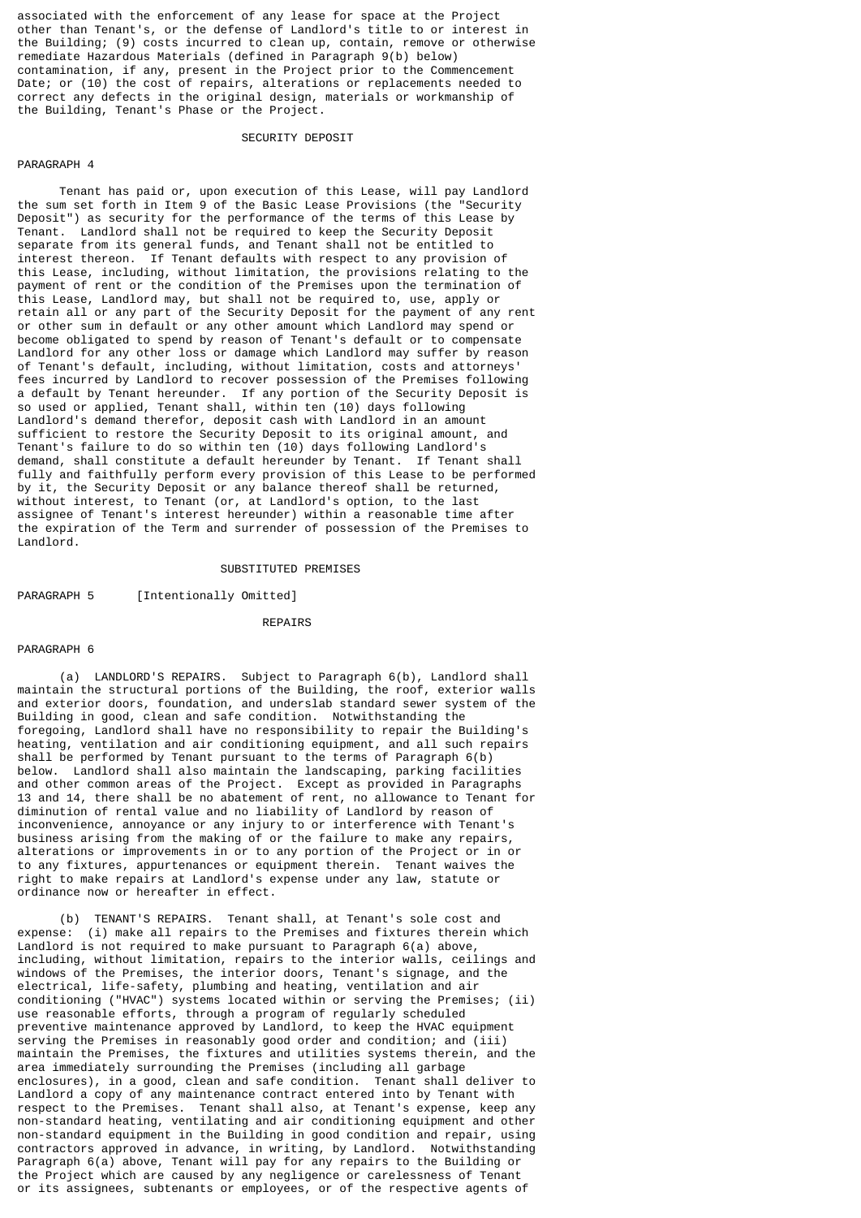associated with the enforcement of any lease for space at the Project other than Tenant's, or the defense of Landlord's title to or interest in the Building; (9) costs incurred to clean up, contain, remove or otherwise remediate Hazardous Materials (defined in Paragraph 9(b) below) contamination, if any, present in the Project prior to the Commencement Date; or (10) the cost of repairs, alterations or replacements needed to correct any defects in the original design, materials or workmanship of the Building, Tenant's Phase or the Project.

SECURITY DEPOSIT

PARAGRAPH 4

Tenant has paid or, upon execution of this Lease, will pay Landlord the sum set forth in Item 9 of the Basic Lease Provisions (the "Security Deposit") as security for the performance of the terms of this Lease by Tenant. Landlord shall not be required to keep the Security Deposit separate from its general funds, and Tenant shall not be entitled to interest thereon. If Tenant defaults with respect to any provision of this Lease, including, without limitation, the provisions relating to the payment of rent or the condition of the Premises upon the termination of this Lease, Landlord may, but shall not be required to, use, apply or retain all or any part of the Security Deposit for the payment of any rent or other sum in default or any other amount which Landlord may spend or become obligated to spend by reason of Tenant's default or to compensate Landlord for any other loss or damage which Landlord may suffer by reason of Tenant's default, including, without limitation, costs and attorneys' fees incurred by Landlord to recover possession of the Premises following a default by Tenant hereunder. If any portion of the Security Deposit is so used or applied, Tenant shall, within ten (10) days following Landlord's demand therefor, deposit cash with Landlord in an amount sufficient to restore the Security Deposit to its original amount, and Tenant's failure to do so within ten (10) days following Landlord's demand, shall constitute a default hereunder by Tenant. If Tenant shall fully and faithfully perform every provision of this Lease to be performed by it, the Security Deposit or any balance thereof shall be returned, without interest, to Tenant (or, at Landlord's option, to the last assignee of Tenant's interest hereunder) within a reasonable time after the expiration of the Term and surrender of possession of the Premises to Landlord.

SUBSTITUTED PREMISES

PARAGRAPH 5 [Intentionally Omitted]

REPAIRS

PARAGRAPH 6

(a) LANDLORD'S REPAIRS. Subject to Paragraph 6(b), Landlord shall maintain the structural portions of the Building, the roof, exterior walls and exterior doors, foundation, and underslab standard sewer system of the Building in good, clean and safe condition. Notwithstanding the foregoing, Landlord shall have no responsibility to repair the Building's heating, ventilation and air conditioning equipment, and all such repairs shall be performed by Tenant pursuant to the terms of Paragraph 6(b) below. Landlord shall also maintain the landscaping, parking facilities and other common areas of the Project. Except as provided in Paragraphs 13 and 14, there shall be no abatement of rent, no allowance to Tenant for diminution of rental value and no liability of Landlord by reason of inconvenience, annoyance or any injury to or interference with Tenant's business arising from the making of or the failure to make any repairs, alterations or improvements in or to any portion of the Project or in or to any fixtures, appurtenances or equipment therein. Tenant waives the right to make repairs at Landlord's expense under any law, statute or ordinance now or hereafter in effect.

(b) TENANT'S REPAIRS. Tenant shall, at Tenant's sole cost and expense: (i) make all repairs to the Premises and fixtures therein which Landlord is not required to make pursuant to Paragraph 6(a) above, including, without limitation, repairs to the interior walls, ceilings and windows of the Premises, the interior doors, Tenant's signage, and the electrical, life-safety, plumbing and heating, ventilation and air conditioning ("HVAC") systems located within or serving the Premises; (ii) use reasonable efforts, through a program of regularly scheduled preventive maintenance approved by Landlord, to keep the HVAC equipment serving the Premises in reasonably good order and condition; and (iii) maintain the Premises, the fixtures and utilities systems therein, and the area immediately surrounding the Premises (including all garbage enclosures), in a good, clean and safe condition. Tenant shall deliver to Landlord a copy of any maintenance contract entered into by Tenant with respect to the Premises. Tenant shall also, at Tenant's expense, keep any non-standard heating, ventilating and air conditioning equipment and other non-standard equipment in the Building in good condition and repair, using contractors approved in advance, in writing, by Landlord. Notwithstanding Paragraph 6(a) above, Tenant will pay for any repairs to the Building or the Project which are caused by any negligence or carelessness of Tenant or its assignees, subtenants or employees, or of the respective agents of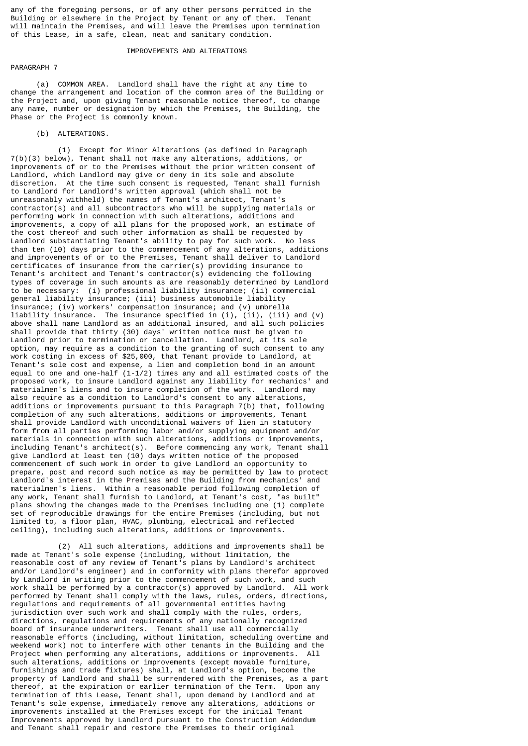any of the foregoing persons, or of any other persons permitted in the Building or elsewhere in the Project by Tenant or any of them. Tenant will maintain the Premises, and will leave the Premises upon termination of this Lease, in a safe, clean, neat and sanitary condition.

## IMPROVEMENTS AND ALTERATIONS

PARAGRAPH 7

(a) COMMON AREA. Landlord shall have the right at any time to change the arrangement and location of the common area of the Building or the Project and, upon giving Tenant reasonable notice thereof, to change any name, number or designation by which the Premises, the Building, the Phase or the Project is commonly known.

(b) ALTERATIONS.

(1) Except for Minor Alterations (as defined in Paragraph 7(b)(3) below), Tenant shall not make any alterations, additions, or improvements of or to the Premises without the prior written consent of Landlord, which Landlord may give or deny in its sole and absolute discretion. At the time such consent is requested, Tenant shall furnish to Landlord for Landlord's written approval (which shall not be unreasonably withheld) the names of Tenant's architect, Tenant's contractor(s) and all subcontractors who will be supplying materials or performing work in connection with such alterations, additions and improvements, a copy of all plans for the proposed work, an estimate of the cost thereof and such other information as shall be requested by Landlord substantiating Tenant's ability to pay for such work. No less than ten (10) days prior to the commencement of any alterations, additions and improvements of or to the Premises, Tenant shall deliver to Landlord certificates of insurance from the carrier(s) providing insurance to Tenant's architect and Tenant's contractor(s) evidencing the following types of coverage in such amounts as are reasonably determined by Landlord to be necessary: (i) professional liability insurance; (ii) commercial general liability insurance; (iii) business automobile liability insurance; (iv) workers' compensation insurance; and (v) umbrella liability insurance. The insurance specified in (i), (ii), (iii) and (v) above shall name Landlord as an additional insured, and all such policies shall provide that thirty (30) days' written notice must be given to Landlord prior to termination or cancellation. Landlord, at its sole option, may require as a condition to the granting of such consent to any work costing in excess of $25,000, that Tenant provide to Landlord, at Tenant's sole cost and expense, a lien and completion bond in an amount equal to one and one-half (1-1/2) times any and all estimated costs of the proposed work, to insure Landlord against any liability for mechanics' and materialmen's liens and to insure completion of the work. Landlord may also require as a condition to Landlord's consent to any alterations, additions or improvements pursuant to this Paragraph 7(b) that, following completion of any such alterations, additions or improvements, Tenant shall provide Landlord with unconditional waivers of lien in statutory form from all parties performing labor and/or supplying equipment and/or materials in connection with such alterations, additions or improvements, including Tenant's architect(s). Before commencing any work, Tenant shall give Landlord at least ten (10) days written notice of the proposed commencement of such work in order to give Landlord an opportunity to prepare, post and record such notice as may be permitted by law to protect Landlord's interest in the Premises and the Building from mechanics' and materialmen's liens. Within a reasonable period following completion of any work, Tenant shall furnish to Landlord, at Tenant's cost, "as built" plans showing the changes made to the Premises including one (1) complete set of reproducible drawings for the entire Premises (including, but not limited to, a floor plan, HVAC, plumbing, electrical and reflected ceiling), including such alterations, additions or improvements.

(2) All such alterations, additions and improvements shall be made at Tenant's sole expense (including, without limitation, the reasonable cost of any review of Tenant's plans by Landlord's architect and/or Landlord's engineer) and in conformity with plans therefor approved by Landlord in writing prior to the commencement of such work, and such work shall be performed by a contractor(s) approved by Landlord. All work performed by Tenant shall comply with the laws, rules, orders, directions, regulations and requirements of all governmental entities having jurisdiction over such work and shall comply with the rules, orders, directions, regulations and requirements of any nationally recognized board of insurance underwriters. Tenant shall use all commercially reasonable efforts (including, without limitation, scheduling overtime and weekend work) not to interfere with other tenants in the Building and the Project when performing any alterations, additions or improvements. All such alterations, additions or improvements (except movable furniture, furnishings and trade fixtures) shall, at Landlord's option, become the property of Landlord and shall be surrendered with the Premises, as a part thereof, at the expiration or earlier termination of the Term. Upon any termination of this Lease, Tenant shall, upon demand by Landlord and at Tenant's sole expense, immediately remove any alterations, additions or improvements installed at the Premises except for the initial Tenant Improvements approved by Landlord pursuant to the Construction Addendum and Tenant shall repair and restore the Premises to their original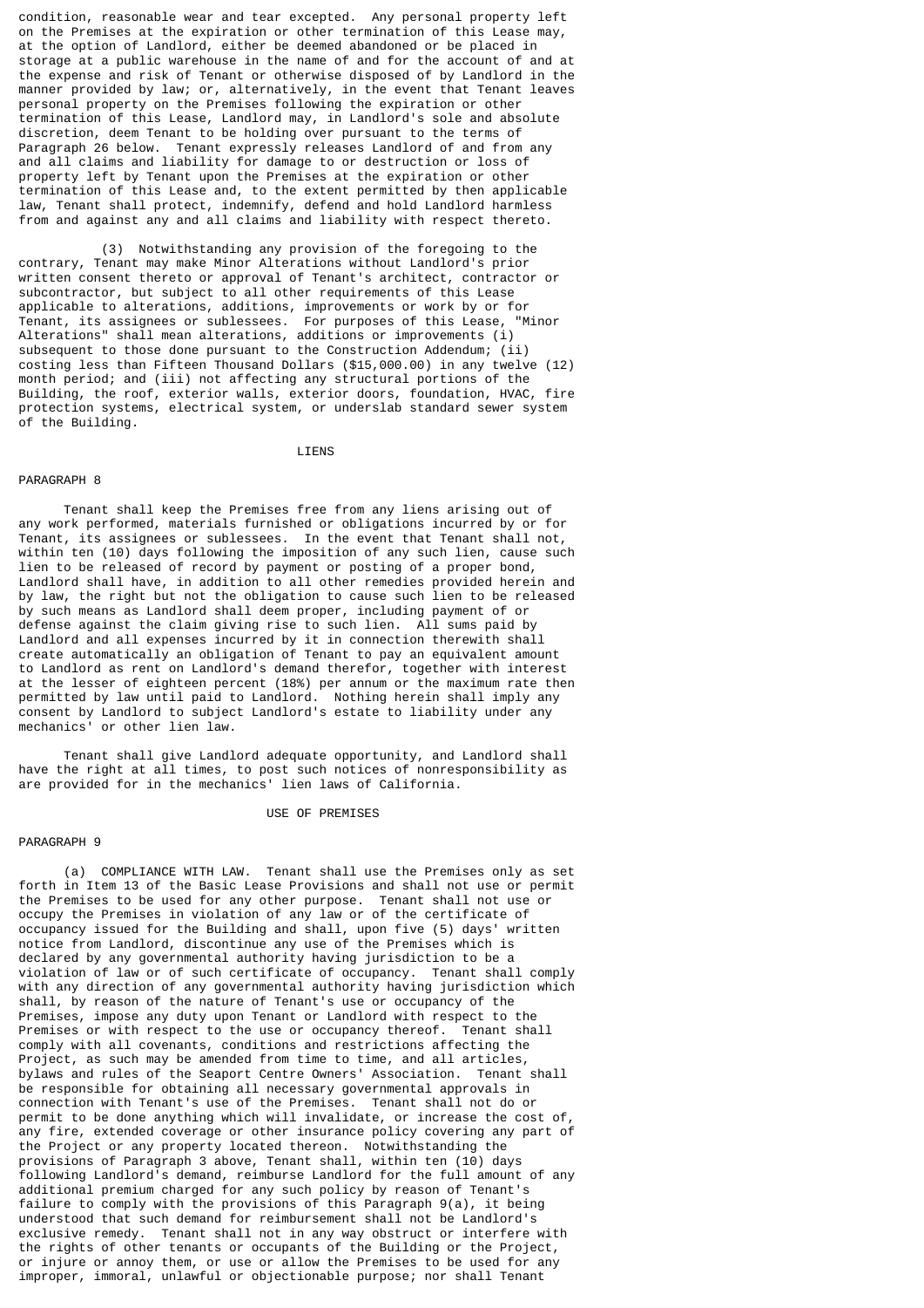condition, reasonable wear and tear excepted. Any personal property left on the Premises at the expiration or other termination of this Lease may, at the option of Landlord, either be deemed abandoned or be placed in storage at a public warehouse in the name of and for the account of and at the expense and risk of Tenant or otherwise disposed of by Landlord in the manner provided by law; or, alternatively, in the event that Tenant leaves personal property on the Premises following the expiration or other termination of this Lease, Landlord may, in Landlord's sole and absolute discretion, deem Tenant to be holding over pursuant to the terms of Paragraph 26 below. Tenant expressly releases Landlord of and from any and all claims and liability for damage to or destruction or loss of property left by Tenant upon the Premises at the expiration or other termination of this Lease and, to the extent permitted by then applicable law, Tenant shall protect, indemnify, defend and hold Landlord harmless from and against any and all claims and liability with respect thereto.

(3) Notwithstanding any provision of the foregoing to the contrary, Tenant may make Minor Alterations without Landlord's prior written consent thereto or approval of Tenant's architect, contractor or subcontractor, but subject to all other requirements of this Lease applicable to alterations, additions, improvements or work by or for Tenant, its assignees or sublessees. For purposes of this Lease, "Minor Alterations" shall mean alterations, additions or improvements (i) subsequent to those done pursuant to the Construction Addendum; (ii) costing less than Fifteen Thousand Dollars ($15,000.00) in any twelve (12) month period; and (iii) not affecting any structural portions of the Building, the roof, exterior walls, exterior doors, foundation, HVAC, fire protection systems, electrical system, or underslab standard sewer system of the Building.

## LIENS

PARAGRAPH 8

Tenant shall keep the Premises free from any liens arising out of any work performed, materials furnished or obligations incurred by or for Tenant, its assignees or sublessees. In the event that Tenant shall not, within ten (10) days following the imposition of any such lien, cause such lien to be released of record by payment or posting of a proper bond, Landlord shall have, in addition to all other remedies provided herein and by law, the right but not the obligation to cause such lien to be released by such means as Landlord shall deem proper, including payment of or defense against the claim giving rise to such lien. All sums paid by Landlord and all expenses incurred by it in connection therewith shall create automatically an obligation of Tenant to pay an equivalent amount to Landlord as rent on Landlord's demand therefor, together with interest at the lesser of eighteen percent (18%) per annum or the maximum rate then permitted by law until paid to Landlord. Nothing herein shall imply any consent by Landlord to subject Landlord's estate to liability under any mechanics' or other lien law.

Tenant shall give Landlord adequate opportunity, and Landlord shall have the right at all times, to post such notices of nonresponsibility as are provided for in the mechanics' lien laws of California.

## USE OF PREMISES

PARAGRAPH 9

(a) COMPLIANCE WITH LAW. Tenant shall use the Premises only as set forth in Item 13 of the Basic Lease Provisions and shall not use or permit the Premises to be used for any other purpose. Tenant shall not use or occupy the Premises in violation of any law or of the certificate of occupancy issued for the Building and shall, upon five (5) days' written notice from Landlord, discontinue any use of the Premises which is declared by any governmental authority having jurisdiction to be a violation of law or of such certificate of occupancy. Tenant shall comply with any direction of any governmental authority having jurisdiction which shall, by reason of the nature of Tenant's use or occupancy of the Premises, impose any duty upon Tenant or Landlord with respect to the Premises or with respect to the use or occupancy thereof. Tenant shall comply with all covenants, conditions and restrictions affecting the Project, as such may be amended from time to time, and all articles, bylaws and rules of the Seaport Centre Owners' Association. Tenant shall be responsible for obtaining all necessary governmental approvals in connection with Tenant's use of the Premises. Tenant shall not do or permit to be done anything which will invalidate, or increase the cost of, any fire, extended coverage or other insurance policy covering any part of the Project or any property located thereon. Notwithstanding the provisions of Paragraph 3 above, Tenant shall, within ten (10) days following Landlord's demand, reimburse Landlord for the full amount of any additional premium charged for any such policy by reason of Tenant's failure to comply with the provisions of this Paragraph 9(a), it being understood that such demand for reimbursement shall not be Landlord's exclusive remedy. Tenant shall not in any way obstruct or interfere with the rights of other tenants or occupants of the Building or the Project, or injure or annoy them, or use or allow the Premises to be used for any improper, immoral, unlawful or objectionable purpose; nor shall Tenant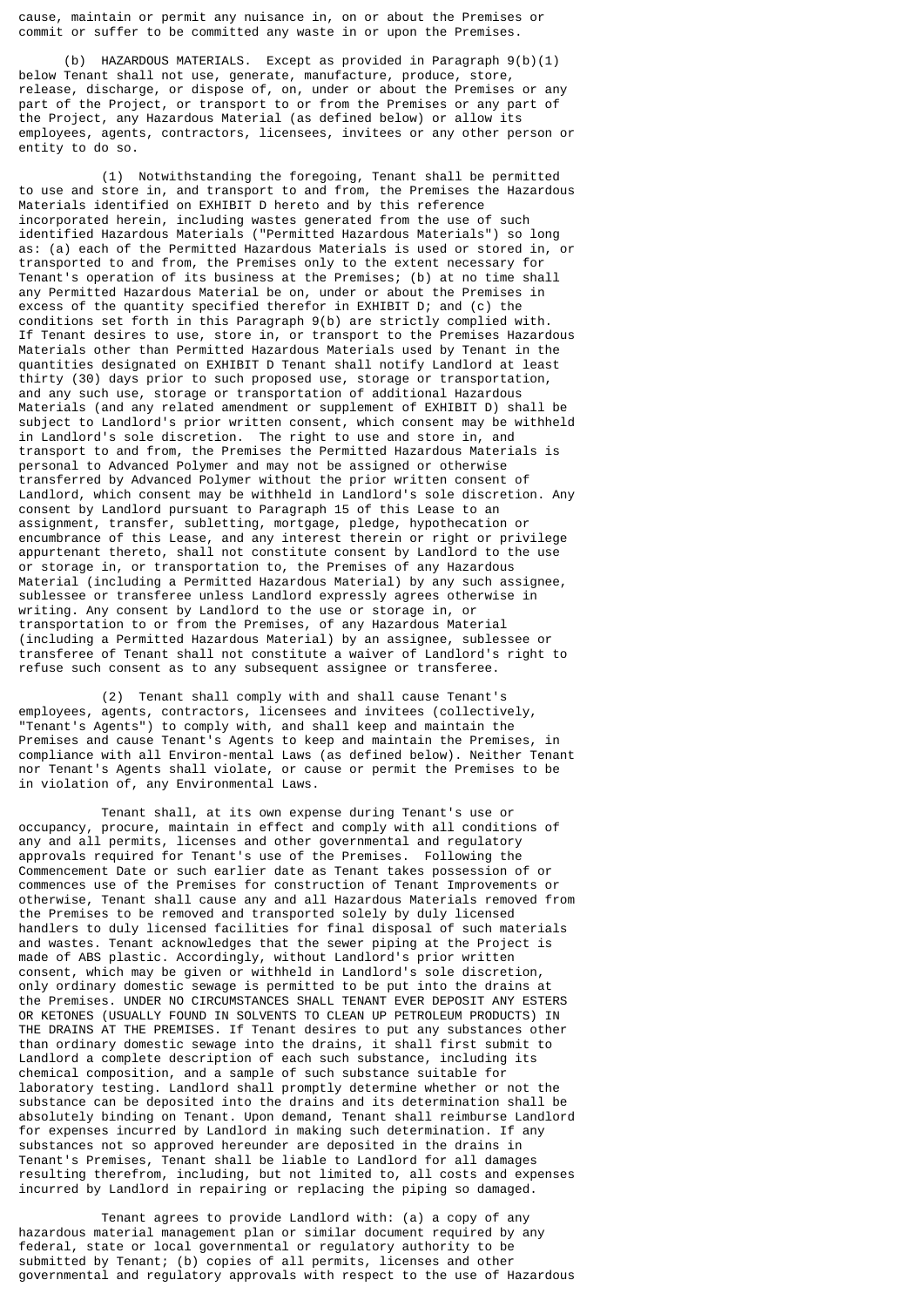cause, maintain or permit any nuisance in, on or about the Premises or commit or suffer to be committed any waste in or upon the Premises.

(b) HAZARDOUS MATERIALS. Except as provided in Paragraph 9(b)(1) below Tenant shall not use, generate, manufacture, produce, store, release, discharge, or dispose of, on, under or about the Premises or any part of the Project, or transport to or from the Premises or any part of the Project, any Hazardous Material (as defined below) or allow its employees, agents, contractors, licensees, invitees or any other person or entity to do so.

(1) Notwithstanding the foregoing, Tenant shall be permitted to use and store in, and transport to and from, the Premises the Hazardous Materials identified on EXHIBIT D hereto and by this reference incorporated herein, including wastes generated from the use of such identified Hazardous Materials ("Permitted Hazardous Materials") so long as: (a) each of the Permitted Hazardous Materials is used or stored in, or transported to and from, the Premises only to the extent necessary for Tenant's operation of its business at the Premises; (b) at no time shall any Permitted Hazardous Material be on, under or about the Premises in excess of the quantity specified therefor in EXHIBIT D; and (c) the conditions set forth in this Paragraph 9(b) are strictly complied with. If Tenant desires to use, store in, or transport to the Premises Hazardous Materials other than Permitted Hazardous Materials used by Tenant in the quantities designated on EXHIBIT D Tenant shall notify Landlord at least thirty (30) days prior to such proposed use, storage or transportation, and any such use, storage or transportation of additional Hazardous Materials (and any related amendment or supplement of EXHIBIT D) shall be subject to Landlord's prior written consent, which consent may be withheld in Landlord's sole discretion. The right to use and store in, and transport to and from, the Premises the Permitted Hazardous Materials is personal to Advanced Polymer and may not be assigned or otherwise transferred by Advanced Polymer without the prior written consent of Landlord, which consent may be withheld in Landlord's sole discretion. Any consent by Landlord pursuant to Paragraph 15 of this Lease to an assignment, transfer, subletting, mortgage, pledge, hypothecation or encumbrance of this Lease, and any interest therein or right or privilege appurtenant thereto, shall not constitute consent by Landlord to the use or storage in, or transportation to, the Premises of any Hazardous Material (including a Permitted Hazardous Material) by any such assignee, sublessee or transferee unless Landlord expressly agrees otherwise in writing. Any consent by Landlord to the use or storage in, or transportation to or from the Premises, of any Hazardous Material (including a Permitted Hazardous Material) by an assignee, sublessee or transferee of Tenant shall not constitute a waiver of Landlord's right to refuse such consent as to any subsequent assignee or transferee.

(2) Tenant shall comply with and shall cause Tenant's employees, agents, contractors, licensees and invitees (collectively, "Tenant's Agents") to comply with, and shall keep and maintain the Premises and cause Tenant's Agents to keep and maintain the Premises, in compliance with all Environ-mental Laws (as defined below). Neither Tenant nor Tenant's Agents shall violate, or cause or permit the Premises to be in violation of, any Environmental Laws.

Tenant shall, at its own expense during Tenant's use or occupancy, procure, maintain in effect and comply with all conditions of any and all permits, licenses and other governmental and regulatory approvals required for Tenant's use of the Premises. Following the Commencement Date or such earlier date as Tenant takes possession of or commences use of the Premises for construction of Tenant Improvements or otherwise, Tenant shall cause any and all Hazardous Materials removed from the Premises to be removed and transported solely by duly licensed handlers to duly licensed facilities for final disposal of such materials and wastes. Tenant acknowledges that the sewer piping at the Project is made of ABS plastic. Accordingly, without Landlord's prior written consent, which may be given or withheld in Landlord's sole discretion, only ordinary domestic sewage is permitted to be put into the drains at the Premises. UNDER NO CIRCUMSTANCES SHALL TENANT EVER DEPOSIT ANY ESTERS OR KETONES (USUALLY FOUND IN SOLVENTS TO CLEAN UP PETROLEUM PRODUCTS) IN THE DRAINS AT THE PREMISES. If Tenant desires to put any substances other than ordinary domestic sewage into the drains, it shall first submit to Landlord a complete description of each such substance, including its chemical composition, and a sample of such substance suitable for laboratory testing. Landlord shall promptly determine whether or not the substance can be deposited into the drains and its determination shall be absolutely binding on Tenant. Upon demand, Tenant shall reimburse Landlord for expenses incurred by Landlord in making such determination. If any substances not so approved hereunder are deposited in the drains in Tenant's Premises, Tenant shall be liable to Landlord for all damages resulting therefrom, including, but not limited to, all costs and expenses incurred by Landlord in repairing or replacing the piping so damaged.

Tenant agrees to provide Landlord with: (a) a copy of any hazardous material management plan or similar document required by any federal, state or local governmental or regulatory authority to be submitted by Tenant; (b) copies of all permits, licenses and other governmental and regulatory approvals with respect to the use of Hazardous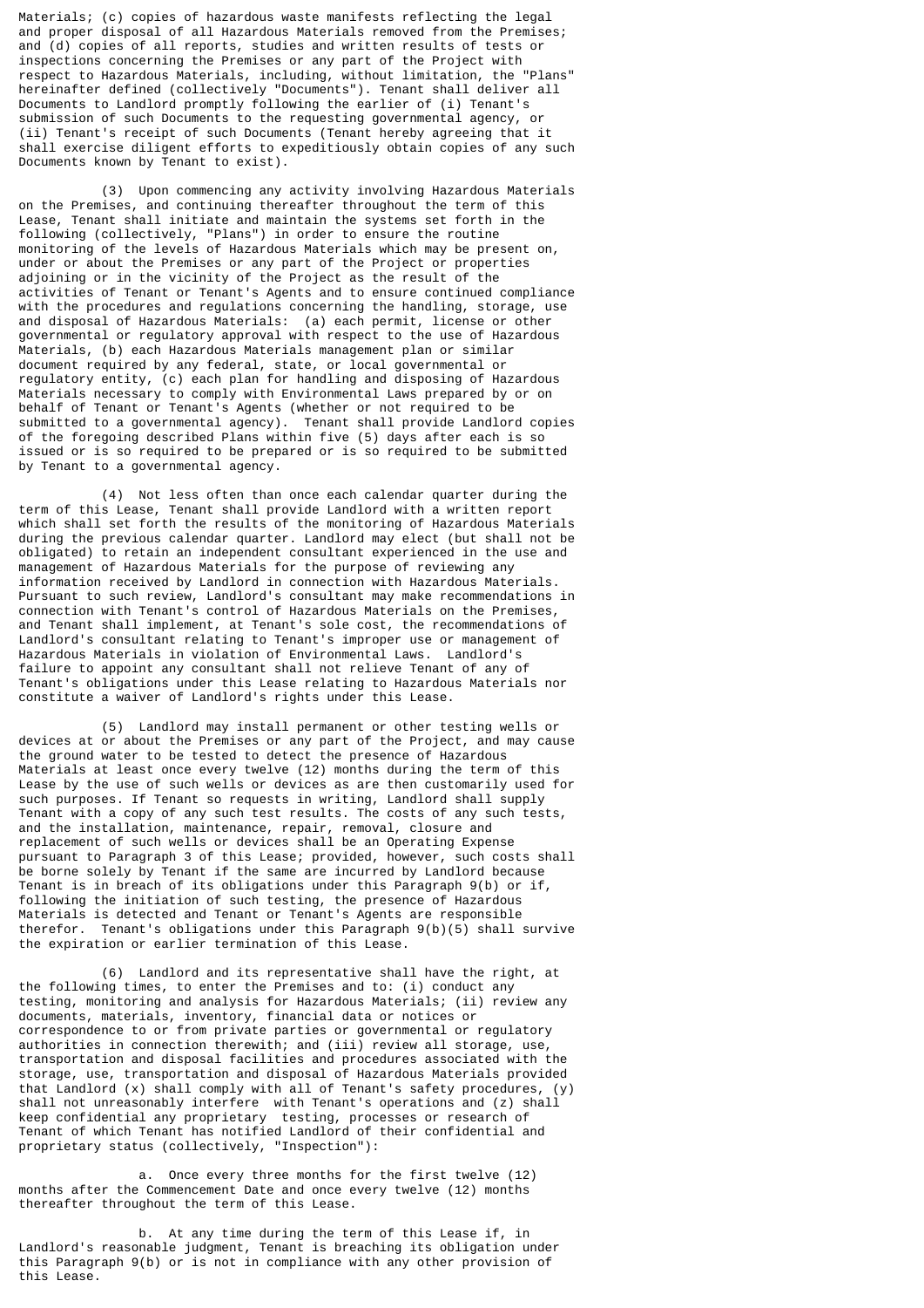Materials; (c) copies of hazardous waste manifests reflecting the legal and proper disposal of all Hazardous Materials removed from the Premises; and (d) copies of all reports, studies and written results of tests or inspections concerning the Premises or any part of the Project with respect to Hazardous Materials, including, without limitation, the "Plans" hereinafter defined (collectively "Documents"). Tenant shall deliver all Documents to Landlord promptly following the earlier of (i) Tenant's submission of such Documents to the requesting governmental agency, or (ii) Tenant's receipt of such Documents (Tenant hereby agreeing that it shall exercise diligent efforts to expeditiously obtain copies of any such Documents known by Tenant to exist).

(3) Upon commencing any activity involving Hazardous Materials on the Premises, and continuing thereafter throughout the term of this Lease, Tenant shall initiate and maintain the systems set forth in the following (collectively, "Plans") in order to ensure the routine monitoring of the levels of Hazardous Materials which may be present on, under or about the Premises or any part of the Project or properties adjoining or in the vicinity of the Project as the result of the activities of Tenant or Tenant's Agents and to ensure continued compliance with the procedures and regulations concerning the handling, storage, use and disposal of Hazardous Materials: (a) each permit, license or other governmental or regulatory approval with respect to the use of Hazardous Materials, (b) each Hazardous Materials management plan or similar document required by any federal, state, or local governmental or regulatory entity, (c) each plan for handling and disposing of Hazardous Materials necessary to comply with Environmental Laws prepared by or on behalf of Tenant or Tenant's Agents (whether or not required to be submitted to a governmental agency). Tenant shall provide Landlord copies of the foregoing described Plans within five (5) days after each is so issued or is so required to be prepared or is so required to be submitted by Tenant to a governmental agency.

(4) Not less often than once each calendar quarter during the term of this Lease, Tenant shall provide Landlord with a written report which shall set forth the results of the monitoring of Hazardous Materials during the previous calendar quarter. Landlord may elect (but shall not be obligated) to retain an independent consultant experienced in the use and management of Hazardous Materials for the purpose of reviewing any information received by Landlord in connection with Hazardous Materials. Pursuant to such review, Landlord's consultant may make recommendations in connection with Tenant's control of Hazardous Materials on the Premises, and Tenant shall implement, at Tenant's sole cost, the recommendations of Landlord's consultant relating to Tenant's improper use or management of Hazardous Materials in violation of Environmental Laws. Landlord's failure to appoint any consultant shall not relieve Tenant of any of Tenant's obligations under this Lease relating to Hazardous Materials nor constitute a waiver of Landlord's rights under this Lease.

(5) Landlord may install permanent or other testing wells or devices at or about the Premises or any part of the Project, and may cause the ground water to be tested to detect the presence of Hazardous Materials at least once every twelve (12) months during the term of this Lease by the use of such wells or devices as are then customarily used for such purposes. If Tenant so requests in writing, Landlord shall supply Tenant with a copy of any such test results. The costs of any such tests, and the installation, maintenance, repair, removal, closure and replacement of such wells or devices shall be an Operating Expense pursuant to Paragraph 3 of this Lease; provided, however, such costs shall be borne solely by Tenant if the same are incurred by Landlord because Tenant is in breach of its obligations under this Paragraph 9(b) or if, following the initiation of such testing, the presence of Hazardous Materials is detected and Tenant or Tenant's Agents are responsible therefor. Tenant's obligations under this Paragraph 9(b)(5) shall survive the expiration or earlier termination of this Lease.

(6) Landlord and its representative shall have the right, at the following times, to enter the Premises and to: (i) conduct any testing, monitoring and analysis for Hazardous Materials; (ii) review any documents, materials, inventory, financial data or notices or correspondence to or from private parties or governmental or regulatory authorities in connection therewith; and (iii) review all storage, use, transportation and disposal facilities and procedures associated with the storage, use, transportation and disposal of Hazardous Materials provided that Landlord (x) shall comply with all of Tenant's safety procedures, (y) shall not unreasonably interfere with Tenant's operations and (z) shall keep confidential any proprietary testing, processes or research of Tenant of which Tenant has notified Landlord of their confidential and proprietary status (collectively, "Inspection"):

a. Once every three months for the first twelve (12) months after the Commencement Date and once every twelve (12) months thereafter throughout the term of this Lease.

b. At any time during the term of this Lease if, in Landlord's reasonable judgment, Tenant is breaching its obligation under this Paragraph 9(b) or is not in compliance with any other provision of this Lease.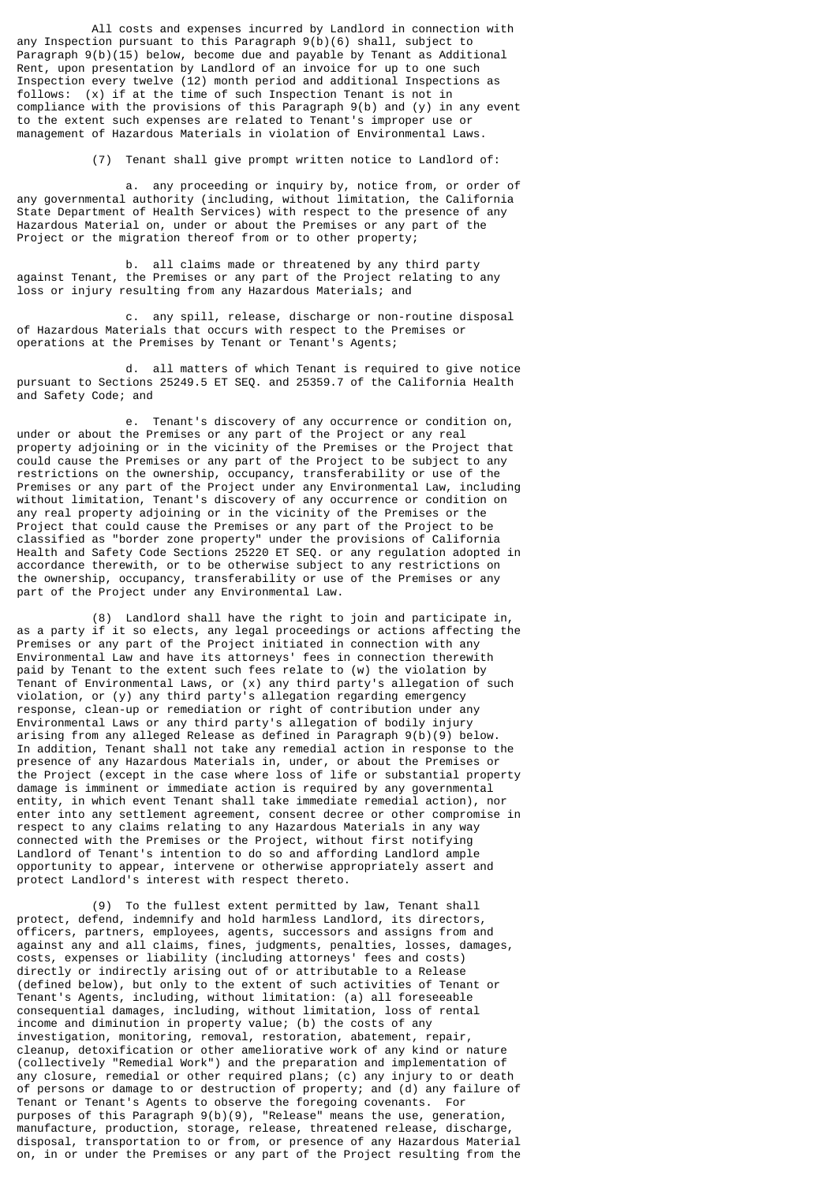All costs and expenses incurred by Landlord in connection with any Inspection pursuant to this Paragraph 9(b)(6) shall, subject to Paragraph 9(b)(15) below, become due and payable by Tenant as Additional Rent, upon presentation by Landlord of an invoice for up to one such Inspection every twelve (12) month period and additional Inspections as follows: (x) if at the time of such Inspection Tenant is not in compliance with the provisions of this Paragraph 9(b) and (y) in any event to the extent such expenses are related to Tenant's improper use or management of Hazardous Materials in violation of Environmental Laws.

(7) Tenant shall give prompt written notice to Landlord of:

a. any proceeding or inquiry by, notice from, or order of any governmental authority (including, without limitation, the California State Department of Health Services) with respect to the presence of any Hazardous Material on, under or about the Premises or any part of the Project or the migration thereof from or to other property;

b. all claims made or threatened by any third party against Tenant, the Premises or any part of the Project relating to any loss or injury resulting from any Hazardous Materials; and

c. any spill, release, discharge or non-routine disposal of Hazardous Materials that occurs with respect to the Premises or operations at the Premises by Tenant or Tenant's Agents;

d. all matters of which Tenant is required to give notice pursuant to Sections 25249.5 ET SEQ. and 25359.7 of the California Health and Safety Code; and

e. Tenant's discovery of any occurrence or condition on, under or about the Premises or any part of the Project or any real property adjoining or in the vicinity of the Premises or the Project that could cause the Premises or any part of the Project to be subject to any restrictions on the ownership, occupancy, transferability or use of the Premises or any part of the Project under any Environmental Law, including without limitation, Tenant's discovery of any occurrence or condition on any real property adjoining or in the vicinity of the Premises or the Project that could cause the Premises or any part of the Project to be classified as "border zone property" under the provisions of California Health and Safety Code Sections 25220 ET SEQ. or any regulation adopted in accordance therewith, or to be otherwise subject to any restrictions on the ownership, occupancy, transferability or use of the Premises or any part of the Project under any Environmental Law.

(8) Landlord shall have the right to join and participate in, as a party if it so elects, any legal proceedings or actions affecting the Premises or any part of the Project initiated in connection with any Environmental Law and have its attorneys' fees in connection therewith paid by Tenant to the extent such fees relate to (w) the violation by Tenant of Environmental Laws, or (x) any third party's allegation of such violation, or (y) any third party's allegation regarding emergency response, clean-up or remediation or right of contribution under any Environmental Laws or any third party's allegation of bodily injury arising from any alleged Release as defined in Paragraph 9(b)(9) below. In addition, Tenant shall not take any remedial action in response to the presence of any Hazardous Materials in, under, or about the Premises or the Project (except in the case where loss of life or substantial property damage is imminent or immediate action is required by any governmental entity, in which event Tenant shall take immediate remedial action), nor enter into any settlement agreement, consent decree or other compromise in respect to any claims relating to any Hazardous Materials in any way connected with the Premises or the Project, without first notifying Landlord of Tenant's intention to do so and affording Landlord ample opportunity to appear, intervene or otherwise appropriately assert and protect Landlord's interest with respect thereto.

(9) To the fullest extent permitted by law, Tenant shall protect, defend, indemnify and hold harmless Landlord, its directors, officers, partners, employees, agents, successors and assigns from and against any and all claims, fines, judgments, penalties, losses, damages, costs, expenses or liability (including attorneys' fees and costs) directly or indirectly arising out of or attributable to a Release (defined below), but only to the extent of such activities of Tenant or Tenant's Agents, including, without limitation: (a) all foreseeable consequential damages, including, without limitation, loss of rental income and diminution in property value; (b) the costs of any investigation, monitoring, removal, restoration, abatement, repair, cleanup, detoxification or other ameliorative work of any kind or nature (collectively "Remedial Work") and the preparation and implementation of any closure, remedial or other required plans; (c) any injury to or death of persons or damage to or destruction of property; and (d) any failure of Tenant or Tenant's Agents to observe the foregoing covenants. For purposes of this Paragraph 9(b)(9), "Release" means the use, generation, manufacture, production, storage, release, threatened release, discharge, disposal, transportation to or from, or presence of any Hazardous Material on, in or under the Premises or any part of the Project resulting from the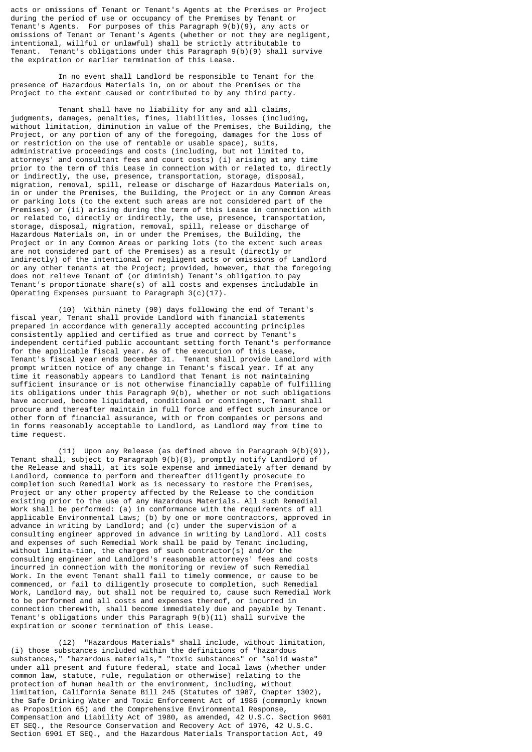acts or omissions of Tenant or Tenant's Agents at the Premises or Project during the period of use or occupancy of the Premises by Tenant or Tenant's Agents. For purposes of this Paragraph 9(b)(9), any acts or omissions of Tenant or Tenant's Agents (whether or not they are negligent, intentional, willful or unlawful) shall be strictly attributable to Tenant. Tenant's obligations under this Paragraph 9(b)(9) shall survive the expiration or earlier termination of this Lease.

In no event shall Landlord be responsible to Tenant for the presence of Hazardous Materials in, on or about the Premises or the Project to the extent caused or contributed to by any third party.

Tenant shall have no liability for any and all claims, judgments, damages, penalties, fines, liabilities, losses (including, without limitation, diminution in value of the Premises, the Building, the Project, or any portion of any of the foregoing, damages for the loss of or restriction on the use of rentable or usable space), suits, administrative proceedings and costs (including, but not limited to, attorneys' and consultant fees and court costs) (i) arising at any time prior to the term of this Lease in connection with or related to, directly or indirectly, the use, presence, transportation, storage, disposal, migration, removal, spill, release or discharge of Hazardous Materials on, in or under the Premises, the Building, the Project or in any Common Areas or parking lots (to the extent such areas are not considered part of the Premises) or (ii) arising during the term of this Lease in connection with or related to, directly or indirectly, the use, presence, transportation, storage, disposal, migration, removal, spill, release or discharge of Hazardous Materials on, in or under the Premises, the Building, the Project or in any Common Areas or parking lots (to the extent such areas are not considered part of the Premises) as a result (directly or indirectly) of the intentional or negligent acts or omissions of Landlord or any other tenants at the Project; provided, however, that the foregoing does not relieve Tenant of (or diminish) Tenant's obligation to pay Tenant's proportionate share(s) of all costs and expenses includable in Operating Expenses pursuant to Paragraph 3(c)(17).

(10) Within ninety (90) days following the end of Tenant's fiscal year, Tenant shall provide Landlord with financial statements prepared in accordance with generally accepted accounting principles consistently applied and certified as true and correct by Tenant's independent certified public accountant setting forth Tenant's performance for the applicable fiscal year. As of the execution of this Lease, Tenant's fiscal year ends December 31. Tenant shall provide Landlord with prompt written notice of any change in Tenant's fiscal year. If at any time it reasonably appears to Landlord that Tenant is not maintaining sufficient insurance or is not otherwise financially capable of fulfilling its obligations under this Paragraph 9(b), whether or not such obligations have accrued, become liquidated, conditional or contingent, Tenant shall procure and thereafter maintain in full force and effect such insurance or other form of financial assurance, with or from companies or persons and in forms reasonably acceptable to Landlord, as Landlord may from time to time request.

(11) Upon any Release (as defined above in Paragraph 9(b)(9)), Tenant shall, subject to Paragraph 9(b)(8), promptly notify Landlord of the Release and shall, at its sole expense and immediately after demand by Landlord, commence to perform and thereafter diligently prosecute to completion such Remedial Work as is necessary to restore the Premises, Project or any other property affected by the Release to the condition existing prior to the use of any Hazardous Materials. All such Remedial Work shall be performed: (a) in conformance with the requirements of all applicable Environmental Laws; (b) by one or more contractors, approved in advance in writing by Landlord; and (c) under the supervision of a consulting engineer approved in advance in writing by Landlord. All costs and expenses of such Remedial Work shall be paid by Tenant including, without limita-tion, the charges of such contractor(s) and/or the consulting engineer and Landlord's reasonable attorneys' fees and costs incurred in connection with the monitoring or review of such Remedial Work. In the event Tenant shall fail to timely commence, or cause to be commenced, or fail to diligently prosecute to completion, such Remedial Work, Landlord may, but shall not be required to, cause such Remedial Work to be performed and all costs and expenses thereof, or incurred in connection therewith, shall become immediately due and payable by Tenant. Tenant's obligations under this Paragraph 9(b)(11) shall survive the expiration or sooner termination of this Lease.

(12) "Hazardous Materials" shall include, without limitation, (i) those substances included within the definitions of "hazardous substances," "hazardous materials," "toxic substances" or "solid waste" under all present and future federal, state and local laws (whether under common law, statute, rule, regulation or otherwise) relating to the protection of human health or the environment, including, without limitation, California Senate Bill 245 (Statutes of 1987, Chapter 1302), the Safe Drinking Water and Toxic Enforcement Act of 1986 (commonly known as Proposition 65) and the Comprehensive Environmental Response, Compensation and Liability Act of 1980, as amended, 42 U.S.C. Section 9601 ET SEQ., the Resource Conservation and Recovery Act of 1976, 42 U.S.C. Section 6901 ET SEQ., and the Hazardous Materials Transportation Act, 49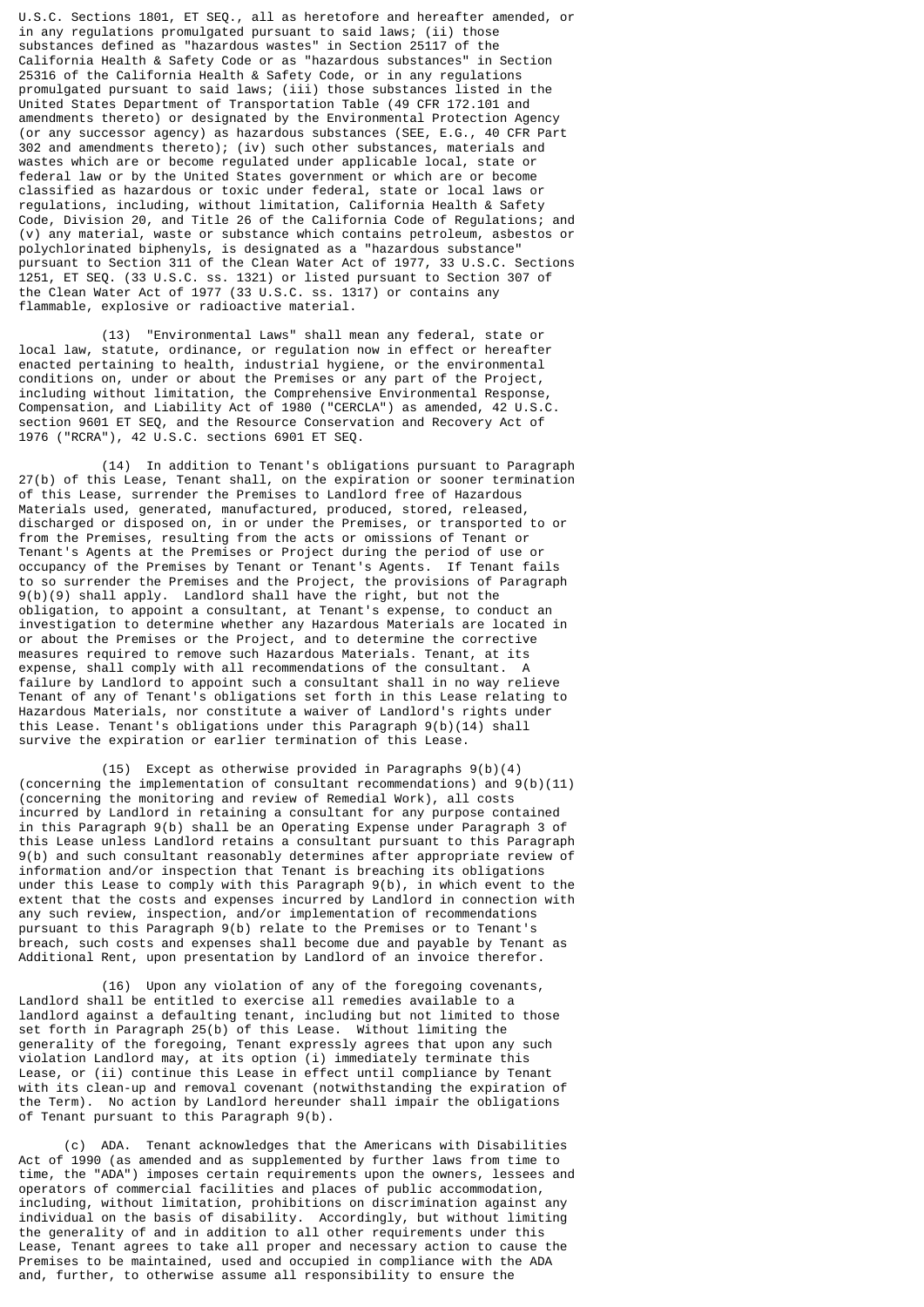U.S.C. Sections 1801, ET SEQ., all as heretofore and hereafter amended, or in any regulations promulgated pursuant to said laws; (ii) those substances defined as "hazardous wastes" in Section 25117 of the California Health & Safety Code or as "hazardous substances" in Section 25316 of the California Health & Safety Code, or in any regulations promulgated pursuant to said laws; (iii) those substances listed in the United States Department of Transportation Table (49 CFR 172.101 and amendments thereto) or designated by the Environmental Protection Agency (or any successor agency) as hazardous substances (SEE, E.G., 40 CFR Part 302 and amendments thereto); (iv) such other substances, materials and wastes which are or become regulated under applicable local, state or federal law or by the United States government or which are or become classified as hazardous or toxic under federal, state or local laws or regulations, including, without limitation, California Health & Safety Code, Division 20, and Title 26 of the California Code of Regulations; and (v) any material, waste or substance which contains petroleum, asbestos or polychlorinated biphenyls, is designated as a "hazardous substance" pursuant to Section 311 of the Clean Water Act of 1977, 33 U.S.C. Sections 1251, ET SEQ. (33 U.S.C. ss. 1321) or listed pursuant to Section 307 of the Clean Water Act of 1977 (33 U.S.C. ss. 1317) or contains any flammable, explosive or radioactive material.

(13) "Environmental Laws" shall mean any federal, state or local law, statute, ordinance, or regulation now in effect or hereafter enacted pertaining to health, industrial hygiene, or the environmental conditions on, under or about the Premises or any part of the Project, including without limitation, the Comprehensive Environmental Response, Compensation, and Liability Act of 1980 ("CERCLA") as amended, 42 U.S.C. section 9601 ET SEQ, and the Resource Conservation and Recovery Act of 1976 ("RCRA"), 42 U.S.C. sections 6901 ET SEQ.

(14) In addition to Tenant's obligations pursuant to Paragraph 27(b) of this Lease, Tenant shall, on the expiration or sooner termination of this Lease, surrender the Premises to Landlord free of Hazardous Materials used, generated, manufactured, produced, stored, released, discharged or disposed on, in or under the Premises, or transported to or from the Premises, resulting from the acts or omissions of Tenant or Tenant's Agents at the Premises or Project during the period of use or occupancy of the Premises by Tenant or Tenant's Agents. If Tenant fails to so surrender the Premises and the Project, the provisions of Paragraph 9(b)(9) shall apply. Landlord shall have the right, but not the obligation, to appoint a consultant, at Tenant's expense, to conduct an investigation to determine whether any Hazardous Materials are located in or about the Premises or the Project, and to determine the corrective measures required to remove such Hazardous Materials. Tenant, at its expense, shall comply with all recommendations of the consultant. A failure by Landlord to appoint such a consultant shall in no way relieve Tenant of any of Tenant's obligations set forth in this Lease relating to Hazardous Materials, nor constitute a waiver of Landlord's rights under this Lease. Tenant's obligations under this Paragraph 9(b)(14) shall survive the expiration or earlier termination of this Lease.

(15) Except as otherwise provided in Paragraphs 9(b)(4) (concerning the implementation of consultant recommendations) and 9(b)(11) (concerning the monitoring and review of Remedial Work), all costs incurred by Landlord in retaining a consultant for any purpose contained in this Paragraph 9(b) shall be an Operating Expense under Paragraph 3 of this Lease unless Landlord retains a consultant pursuant to this Paragraph 9(b) and such consultant reasonably determines after appropriate review of information and/or inspection that Tenant is breaching its obligations under this Lease to comply with this Paragraph 9(b), in which event to the extent that the costs and expenses incurred by Landlord in connection with any such review, inspection, and/or implementation of recommendations pursuant to this Paragraph 9(b) relate to the Premises or to Tenant's breach, such costs and expenses shall become due and payable by Tenant as Additional Rent, upon presentation by Landlord of an invoice therefor.

(16) Upon any violation of any of the foregoing covenants, Landlord shall be entitled to exercise all remedies available to a landlord against a defaulting tenant, including but not limited to those set forth in Paragraph 25(b) of this Lease. Without limiting the generality of the foregoing, Tenant expressly agrees that upon any such violation Landlord may, at its option (i) immediately terminate this Lease, or (ii) continue this Lease in effect until compliance by Tenant with its clean-up and removal covenant (notwithstanding the expiration of the Term). No action by Landlord hereunder shall impair the obligations of Tenant pursuant to this Paragraph 9(b).

(c) ADA. Tenant acknowledges that the Americans with Disabilities Act of 1990 (as amended and as supplemented by further laws from time to time, the "ADA") imposes certain requirements upon the owners, lessees and operators of commercial facilities and places of public accommodation, including, without limitation, prohibitions on discrimination against any individual on the basis of disability. Accordingly, but without limiting the generality of and in addition to all other requirements under this Lease, Tenant agrees to take all proper and necessary action to cause the Premises to be maintained, used and occupied in compliance with the ADA and, further, to otherwise assume all responsibility to ensure the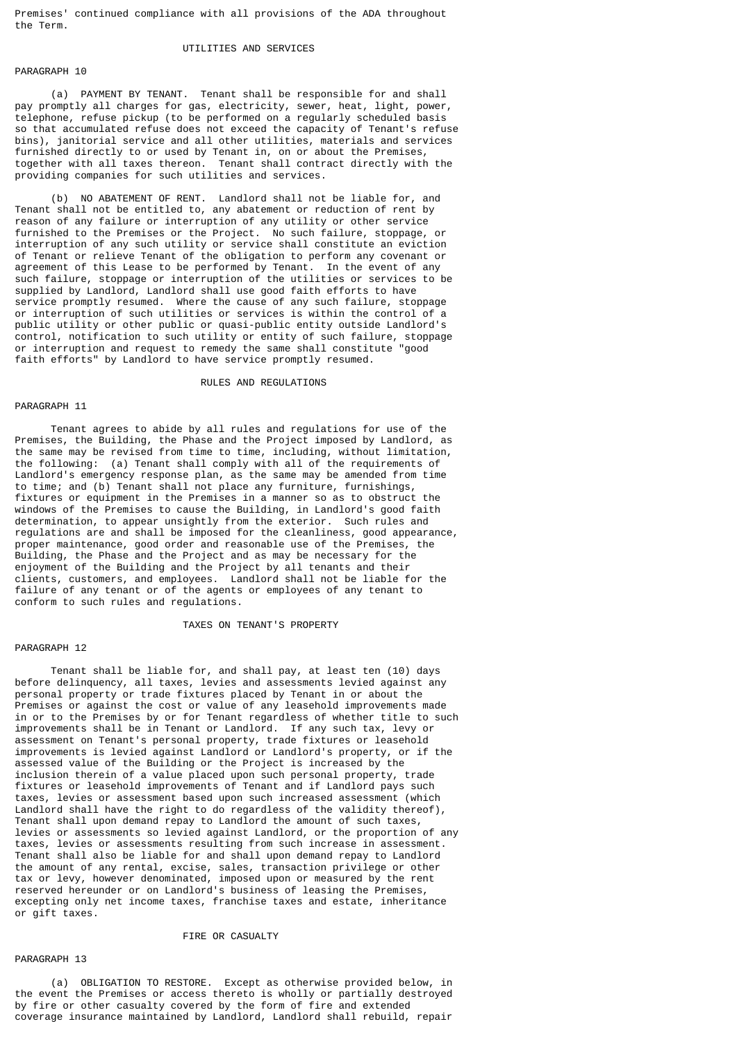Premises' continued compliance with all provisions of the ADA throughout the Term.

## UTILITIES AND SERVICES

PARAGRAPH 10

(a) PAYMENT BY TENANT. Tenant shall be responsible for and shall pay promptly all charges for gas, electricity, sewer, heat, light, power, telephone, refuse pickup (to be performed on a regularly scheduled basis so that accumulated refuse does not exceed the capacity of Tenant's refuse bins), janitorial service and all other utilities, materials and services furnished directly to or used by Tenant in, on or about the Premises, together with all taxes thereon. Tenant shall contract directly with the providing companies for such utilities and services.

(b) NO ABATEMENT OF RENT. Landlord shall not be liable for, and Tenant shall not be entitled to, any abatement or reduction of rent by reason of any failure or interruption of any utility or other service furnished to the Premises or the Project. No such failure, stoppage, or interruption of any such utility or service shall constitute an eviction of Tenant or relieve Tenant of the obligation to perform any covenant or agreement of this Lease to be performed by Tenant. In the event of any such failure, stoppage or interruption of the utilities or services to be supplied by Landlord, Landlord shall use good faith efforts to have service promptly resumed. Where the cause of any such failure, stoppage or interruption of such utilities or services is within the control of a public utility or other public or quasi-public entity outside Landlord's control, notification to such utility or entity of such failure, stoppage or interruption and request to remedy the same shall constitute "good faith efforts" by Landlord to have service promptly resumed.

## RULES AND REGULATIONS

PARAGRAPH 11

Tenant agrees to abide by all rules and regulations for use of the Premises, the Building, the Phase and the Project imposed by Landlord, as the same may be revised from time to time, including, without limitation, the following: (a) Tenant shall comply with all of the requirements of Landlord's emergency response plan, as the same may be amended from time to time; and (b) Tenant shall not place any furniture, furnishings, fixtures or equipment in the Premises in a manner so as to obstruct the windows of the Premises to cause the Building, in Landlord's good faith determination, to appear unsightly from the exterior. Such rules and regulations are and shall be imposed for the cleanliness, good appearance, proper maintenance, good order and reasonable use of the Premises, the Building, the Phase and the Project and as may be necessary for the enjoyment of the Building and the Project by all tenants and their clients, customers, and employees. Landlord shall not be liable for the failure of any tenant or of the agents or employees of any tenant to conform to such rules and regulations.

## TAXES ON TENANT'S PROPERTY

PARAGRAPH 12

Tenant shall be liable for, and shall pay, at least ten (10) days before delinquency, all taxes, levies and assessments levied against any personal property or trade fixtures placed by Tenant in or about the Premises or against the cost or value of any leasehold improvements made in or to the Premises by or for Tenant regardless of whether title to such improvements shall be in Tenant or Landlord. If any such tax, levy or assessment on Tenant's personal property, trade fixtures or leasehold improvements is levied against Landlord or Landlord's property, or if the assessed value of the Building or the Project is increased by the inclusion therein of a value placed upon such personal property, trade fixtures or leasehold improvements of Tenant and if Landlord pays such taxes, levies or assessment based upon such increased assessment (which Landlord shall have the right to do regardless of the validity thereof), Tenant shall upon demand repay to Landlord the amount of such taxes, levies or assessments so levied against Landlord, or the proportion of any taxes, levies or assessments resulting from such increase in assessment. Tenant shall also be liable for and shall upon demand repay to Landlord the amount of any rental, excise, sales, transaction privilege or other tax or levy, however denominated, imposed upon or measured by the rent reserved hereunder or on Landlord's business of leasing the Premises, excepting only net income taxes, franchise taxes and estate, inheritance or gift taxes.

## FIRE OR CASUALTY

PARAGRAPH 13

(a) OBLIGATION TO RESTORE. Except as otherwise provided below, in the event the Premises or access thereto is wholly or partially destroyed by fire or other casualty covered by the form of fire and extended coverage insurance maintained by Landlord, Landlord shall rebuild, repair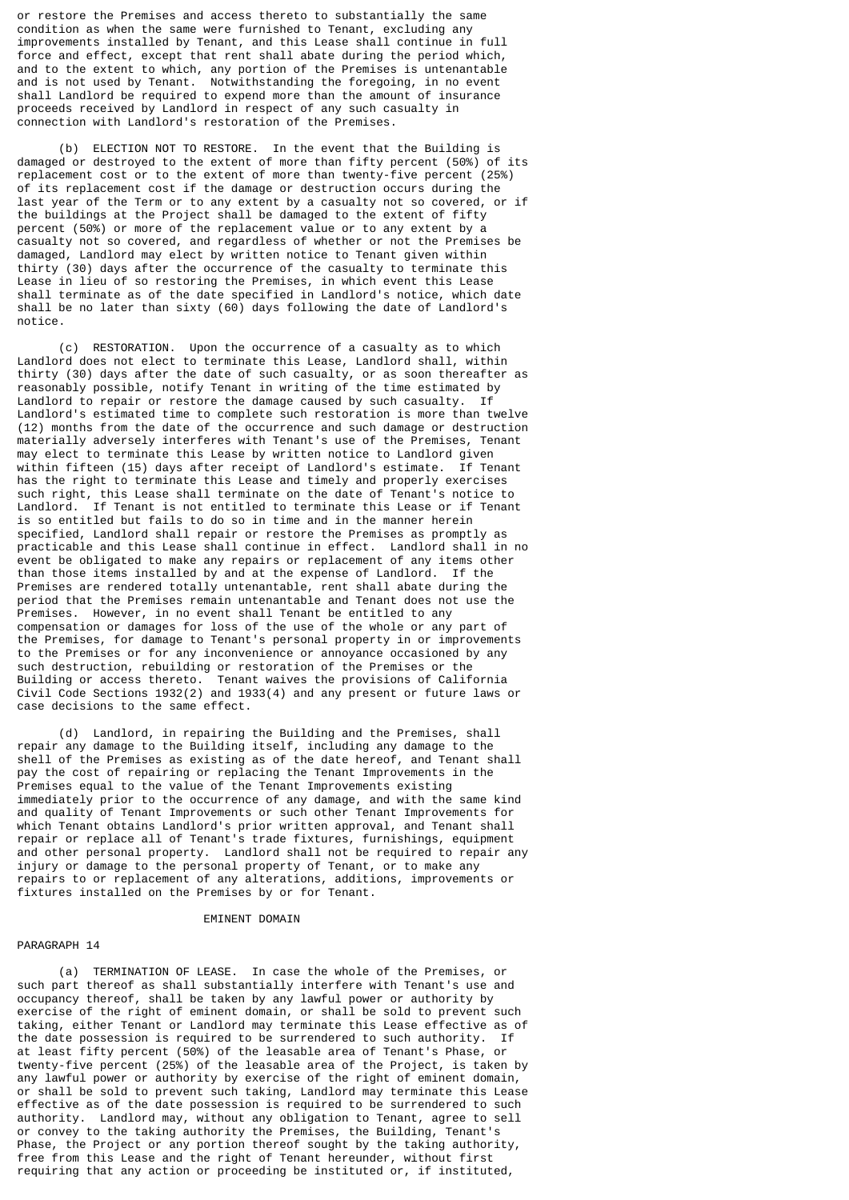or restore the Premises and access thereto to substantially the same condition as when the same were furnished to Tenant, excluding any improvements installed by Tenant, and this Lease shall continue in full force and effect, except that rent shall abate during the period which, and to the extent to which, any portion of the Premises is untenantable and is not used by Tenant. Notwithstanding the foregoing, in no event shall Landlord be required to expend more than the amount of insurance proceeds received by Landlord in respect of any such casualty in connection with Landlord's restoration of the Premises.

(b) ELECTION NOT TO RESTORE. In the event that the Building is damaged or destroyed to the extent of more than fifty percent (50%) of its replacement cost or to the extent of more than twenty-five percent (25%) of its replacement cost if the damage or destruction occurs during the last year of the Term or to any extent by a casualty not so covered, or if the buildings at the Project shall be damaged to the extent of fifty percent (50%) or more of the replacement value or to any extent by a casualty not so covered, and regardless of whether or not the Premises be damaged, Landlord may elect by written notice to Tenant given within thirty (30) days after the occurrence of the casualty to terminate this Lease in lieu of so restoring the Premises, in which event this Lease shall terminate as of the date specified in Landlord's notice, which date shall be no later than sixty (60) days following the date of Landlord's notice.

(c) RESTORATION. Upon the occurrence of a casualty as to which Landlord does not elect to terminate this Lease, Landlord shall, within thirty (30) days after the date of such casualty, or as soon thereafter as reasonably possible, notify Tenant in writing of the time estimated by Landlord to repair or restore the damage caused by such casualty. If Landlord's estimated time to complete such restoration is more than twelve (12) months from the date of the occurrence and such damage or destruction materially adversely interferes with Tenant's use of the Premises, Tenant may elect to terminate this Lease by written notice to Landlord given within fifteen (15) days after receipt of Landlord's estimate. If Tenant has the right to terminate this Lease and timely and properly exercises such right, this Lease shall terminate on the date of Tenant's notice to Landlord. If Tenant is not entitled to terminate this Lease or if Tenant is so entitled but fails to do so in time and in the manner herein specified, Landlord shall repair or restore the Premises as promptly as practicable and this Lease shall continue in effect. Landlord shall in no event be obligated to make any repairs or replacement of any items other than those items installed by and at the expense of Landlord. If the Premises are rendered totally untenantable, rent shall abate during the period that the Premises remain untenantable and Tenant does not use the Premises. However, in no event shall Tenant be entitled to any compensation or damages for loss of the use of the whole or any part of the Premises, for damage to Tenant's personal property in or improvements to the Premises or for any inconvenience or annoyance occasioned by any such destruction, rebuilding or restoration of the Premises or the Building or access thereto. Tenant waives the provisions of California Civil Code Sections 1932(2) and 1933(4) and any present or future laws or case decisions to the same effect.

(d) Landlord, in repairing the Building and the Premises, shall repair any damage to the Building itself, including any damage to the shell of the Premises as existing as of the date hereof, and Tenant shall pay the cost of repairing or replacing the Tenant Improvements in the Premises equal to the value of the Tenant Improvements existing immediately prior to the occurrence of any damage, and with the same kind and quality of Tenant Improvements or such other Tenant Improvements for which Tenant obtains Landlord's prior written approval, and Tenant shall repair or replace all of Tenant's trade fixtures, furnishings, equipment and other personal property. Landlord shall not be required to repair any injury or damage to the personal property of Tenant, or to make any repairs to or replacement of any alterations, additions, improvements or fixtures installed on the Premises by or for Tenant.

EMINENT DOMAIN

PARAGRAPH 14

(a) TERMINATION OF LEASE. In case the whole of the Premises, or such part thereof as shall substantially interfere with Tenant's use and occupancy thereof, shall be taken by any lawful power or authority by exercise of the right of eminent domain, or shall be sold to prevent such taking, either Tenant or Landlord may terminate this Lease effective as of the date possession is required to be surrendered to such authority. If at least fifty percent (50%) of the leasable area of Tenant's Phase, or twenty-five percent (25%) of the leasable area of the Project, is taken by any lawful power or authority by exercise of the right of eminent domain, or shall be sold to prevent such taking, Landlord may terminate this Lease effective as of the date possession is required to be surrendered to such authority. Landlord may, without any obligation to Tenant, agree to sell or convey to the taking authority the Premises, the Building, Tenant's Phase, the Project or any portion thereof sought by the taking authority, free from this Lease and the right of Tenant hereunder, without first requiring that any action or proceeding be instituted or, if instituted,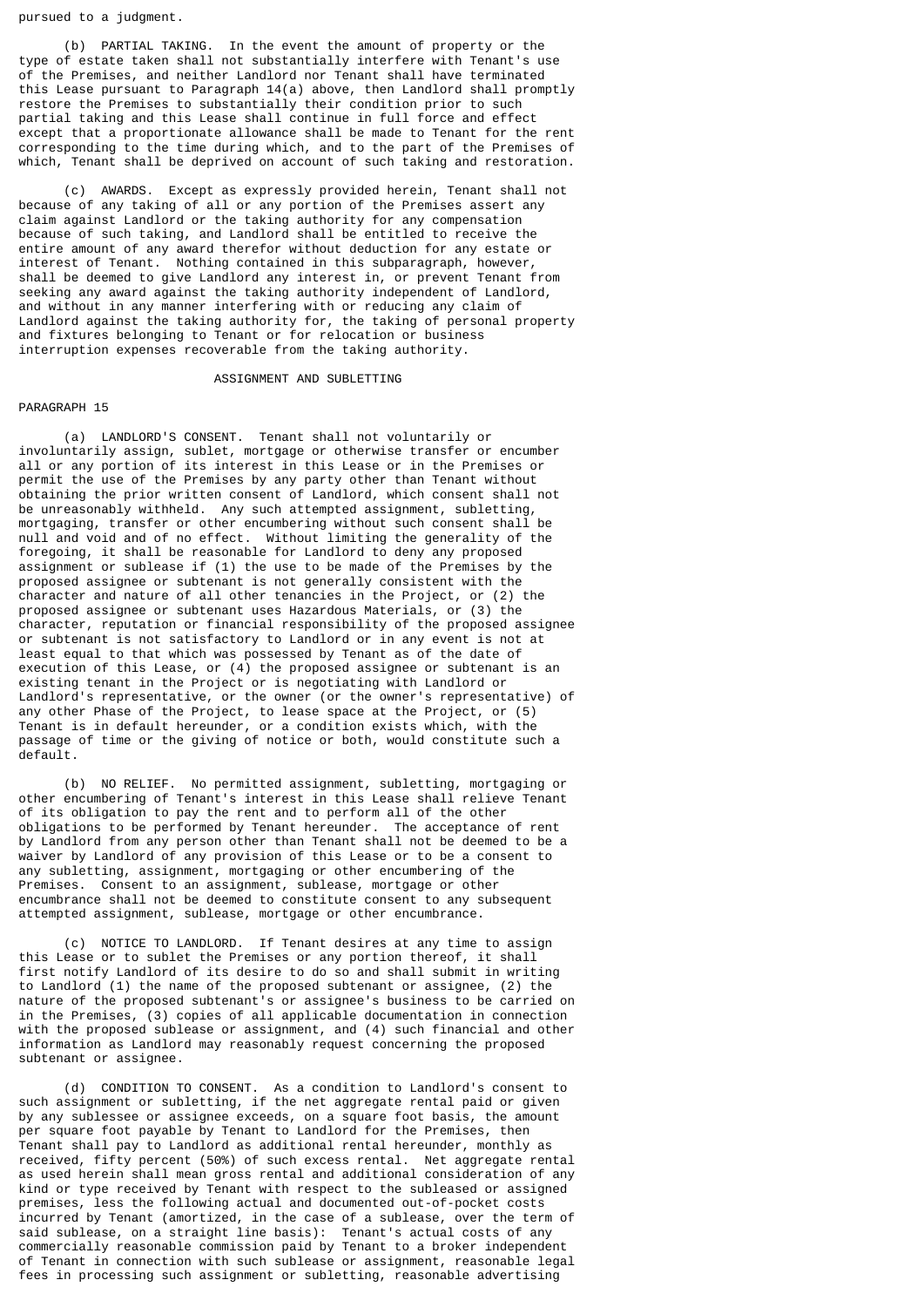pursued to a judgment.

(b) PARTIAL TAKING. In the event the amount of property or the type of estate taken shall not substantially interfere with Tenant's use of the Premises, and neither Landlord nor Tenant shall have terminated this Lease pursuant to Paragraph 14(a) above, then Landlord shall promptly restore the Premises to substantially their condition prior to such partial taking and this Lease shall continue in full force and effect except that a proportionate allowance shall be made to Tenant for the rent corresponding to the time during which, and to the part of the Premises of which, Tenant shall be deprived on account of such taking and restoration.

(c) AWARDS. Except as expressly provided herein, Tenant shall not because of any taking of all or any portion of the Premises assert any claim against Landlord or the taking authority for any compensation because of such taking, and Landlord shall be entitled to receive the entire amount of any award therefor without deduction for any estate or interest of Tenant. Nothing contained in this subparagraph, however, shall be deemed to give Landlord any interest in, or prevent Tenant from seeking any award against the taking authority independent of Landlord, and without in any manner interfering with or reducing any claim of Landlord against the taking authority for, the taking of personal property and fixtures belonging to Tenant or for relocation or business interruption expenses recoverable from the taking authority.

## ASSIGNMENT AND SUBLETTING

PARAGRAPH 15

(a) LANDLORD'S CONSENT. Tenant shall not voluntarily or involuntarily assign, sublet, mortgage or otherwise transfer or encumber all or any portion of its interest in this Lease or in the Premises or permit the use of the Premises by any party other than Tenant without obtaining the prior written consent of Landlord, which consent shall not be unreasonably withheld. Any such attempted assignment, subletting, mortgaging, transfer or other encumbering without such consent shall be null and void and of no effect. Without limiting the generality of the foregoing, it shall be reasonable for Landlord to deny any proposed assignment or sublease if (1) the use to be made of the Premises by the proposed assignee or subtenant is not generally consistent with the character and nature of all other tenancies in the Project, or (2) the proposed assignee or subtenant uses Hazardous Materials, or (3) the character, reputation or financial responsibility of the proposed assignee or subtenant is not satisfactory to Landlord or in any event is not at least equal to that which was possessed by Tenant as of the date of execution of this Lease, or (4) the proposed assignee or subtenant is an existing tenant in the Project or is negotiating with Landlord or Landlord's representative, or the owner (or the owner's representative) of any other Phase of the Project, to lease space at the Project, or (5) Tenant is in default hereunder, or a condition exists which, with the passage of time or the giving of notice or both, would constitute such a default.

(b) NO RELIEF. No permitted assignment, subletting, mortgaging or other encumbering of Tenant's interest in this Lease shall relieve Tenant of its obligation to pay the rent and to perform all of the other obligations to be performed by Tenant hereunder. The acceptance of rent by Landlord from any person other than Tenant shall not be deemed to be a waiver by Landlord of any provision of this Lease or to be a consent to any subletting, assignment, mortgaging or other encumbering of the Premises. Consent to an assignment, sublease, mortgage or other encumbrance shall not be deemed to constitute consent to any subsequent attempted assignment, sublease, mortgage or other encumbrance.

(c) NOTICE TO LANDLORD. If Tenant desires at any time to assign this Lease or to sublet the Premises or any portion thereof, it shall first notify Landlord of its desire to do so and shall submit in writing to Landlord (1) the name of the proposed subtenant or assignee, (2) the nature of the proposed subtenant's or assignee's business to be carried on in the Premises, (3) copies of all applicable documentation in connection with the proposed sublease or assignment, and (4) such financial and other information as Landlord may reasonably request concerning the proposed subtenant or assignee.

(d) CONDITION TO CONSENT. As a condition to Landlord's consent to such assignment or subletting, if the net aggregate rental paid or given by any sublessee or assignee exceeds, on a square foot basis, the amount per square foot payable by Tenant to Landlord for the Premises, then Tenant shall pay to Landlord as additional rental hereunder, monthly as received, fifty percent (50%) of such excess rental. Net aggregate rental as used herein shall mean gross rental and additional consideration of any kind or type received by Tenant with respect to the subleased or assigned premises, less the following actual and documented out-of-pocket costs incurred by Tenant (amortized, in the case of a sublease, over the term of said sublease, on a straight line basis): Tenant's actual costs of any commercially reasonable commission paid by Tenant to a broker independent of Tenant in connection with such sublease or assignment, reasonable legal fees in processing such assignment or subletting, reasonable advertising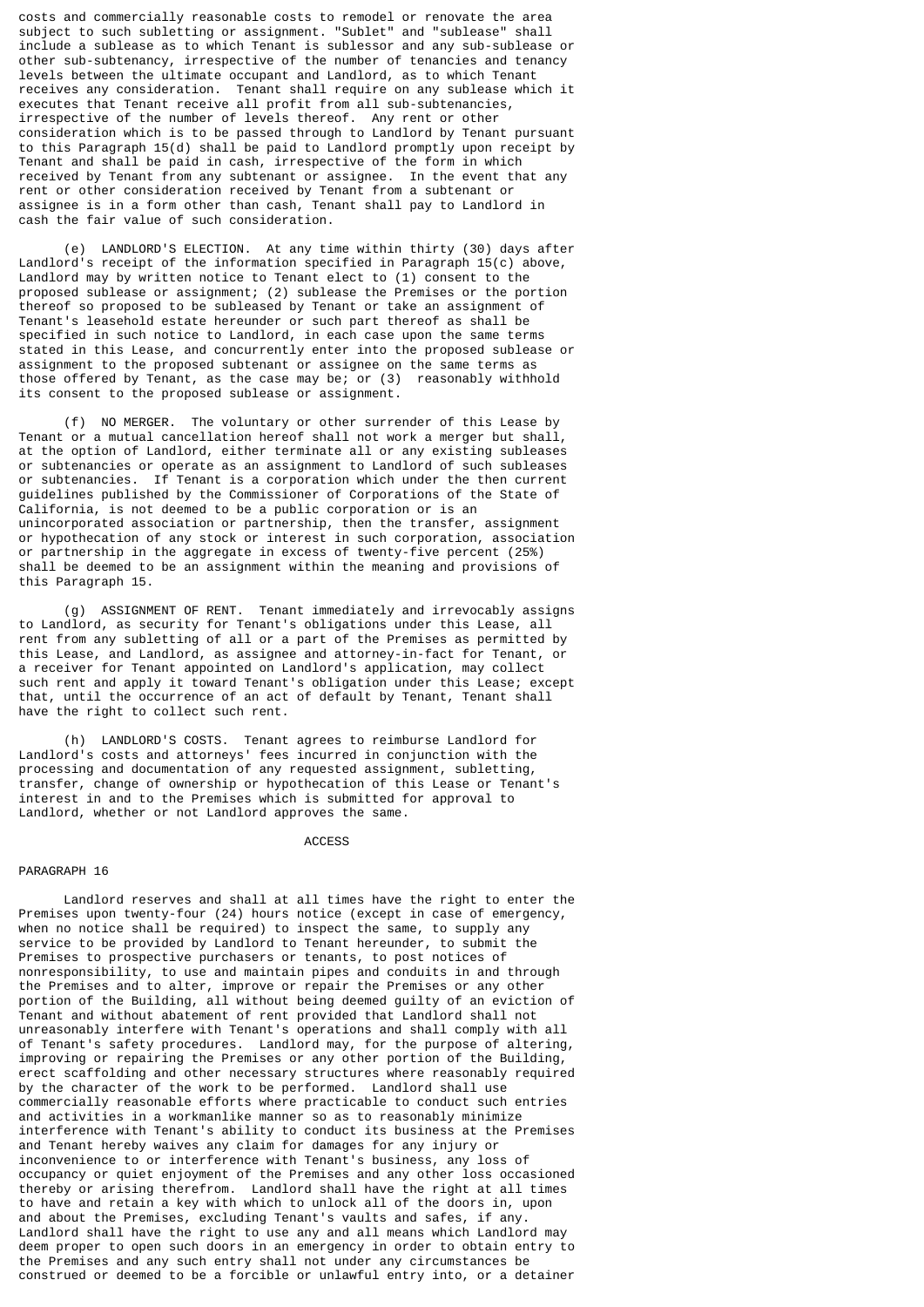costs and commercially reasonable costs to remodel or renovate the area subject to such subletting or assignment. "Sublet" and "sublease" shall include a sublease as to which Tenant is sublessor and any sub-sublease or other sub-subtenancy, irrespective of the number of tenancies and tenancy levels between the ultimate occupant and Landlord, as to which Tenant receives any consideration. Tenant shall require on any sublease which it executes that Tenant receive all profit from all sub-subtenancies, irrespective of the number of levels thereof. Any rent or other consideration which is to be passed through to Landlord by Tenant pursuant to this Paragraph 15(d) shall be paid to Landlord promptly upon receipt by Tenant and shall be paid in cash, irrespective of the form in which received by Tenant from any subtenant or assignee. In the event that any rent or other consideration received by Tenant from a subtenant or assignee is in a form other than cash, Tenant shall pay to Landlord in cash the fair value of such consideration.

(e) LANDLORD'S ELECTION. At any time within thirty (30) days after Landlord's receipt of the information specified in Paragraph 15(c) above, Landlord may by written notice to Tenant elect to (1) consent to the proposed sublease or assignment; (2) sublease the Premises or the portion thereof so proposed to be subleased by Tenant or take an assignment of Tenant's leasehold estate hereunder or such part thereof as shall be specified in such notice to Landlord, in each case upon the same terms stated in this Lease, and concurrently enter into the proposed sublease or assignment to the proposed subtenant or assignee on the same terms as those offered by Tenant, as the case may be; or (3) reasonably withhold its consent to the proposed sublease or assignment.

(f) NO MERGER. The voluntary or other surrender of this Lease by Tenant or a mutual cancellation hereof shall not work a merger but shall, at the option of Landlord, either terminate all or any existing subleases or subtenancies or operate as an assignment to Landlord of such subleases or subtenancies. If Tenant is a corporation which under the then current guidelines published by the Commissioner of Corporations of the State of California, is not deemed to be a public corporation or is an unincorporated association or partnership, then the transfer, assignment or hypothecation of any stock or interest in such corporation, association or partnership in the aggregate in excess of twenty-five percent (25%) shall be deemed to be an assignment within the meaning and provisions of this Paragraph 15.

(g) ASSIGNMENT OF RENT. Tenant immediately and irrevocably assigns to Landlord, as security for Tenant's obligations under this Lease, all rent from any subletting of all or a part of the Premises as permitted by this Lease, and Landlord, as assignee and attorney-in-fact for Tenant, or a receiver for Tenant appointed on Landlord's application, may collect such rent and apply it toward Tenant's obligation under this Lease; except that, until the occurrence of an act of default by Tenant, Tenant shall have the right to collect such rent.

(h) LANDLORD'S COSTS. Tenant agrees to reimburse Landlord for Landlord's costs and attorneys' fees incurred in conjunction with the processing and documentation of any requested assignment, subletting, transfer, change of ownership or hypothecation of this Lease or Tenant's interest in and to the Premises which is submitted for approval to Landlord, whether or not Landlord approves the same.

## ACCESS

PARAGRAPH 16

Landlord reserves and shall at all times have the right to enter the Premises upon twenty-four (24) hours notice (except in case of emergency, when no notice shall be required) to inspect the same, to supply any service to be provided by Landlord to Tenant hereunder, to submit the Premises to prospective purchasers or tenants, to post notices of nonresponsibility, to use and maintain pipes and conduits in and through the Premises and to alter, improve or repair the Premises or any other portion of the Building, all without being deemed guilty of an eviction of Tenant and without abatement of rent provided that Landlord shall not unreasonably interfere with Tenant's operations and shall comply with all of Tenant's safety procedures. Landlord may, for the purpose of altering, improving or repairing the Premises or any other portion of the Building, erect scaffolding and other necessary structures where reasonably required by the character of the work to be performed. Landlord shall use commercially reasonable efforts where practicable to conduct such entries and activities in a workmanlike manner so as to reasonably minimize interference with Tenant's ability to conduct its business at the Premises and Tenant hereby waives any claim for damages for any injury or inconvenience to or interference with Tenant's business, any loss of occupancy or quiet enjoyment of the Premises and any other loss occasioned thereby or arising therefrom. Landlord shall have the right at all times to have and retain a key with which to unlock all of the doors in, upon and about the Premises, excluding Tenant's vaults and safes, if any. Landlord shall have the right to use any and all means which Landlord may deem proper to open such doors in an emergency in order to obtain entry to the Premises and any such entry shall not under any circumstances be construed or deemed to be a forcible or unlawful entry into, or a detainer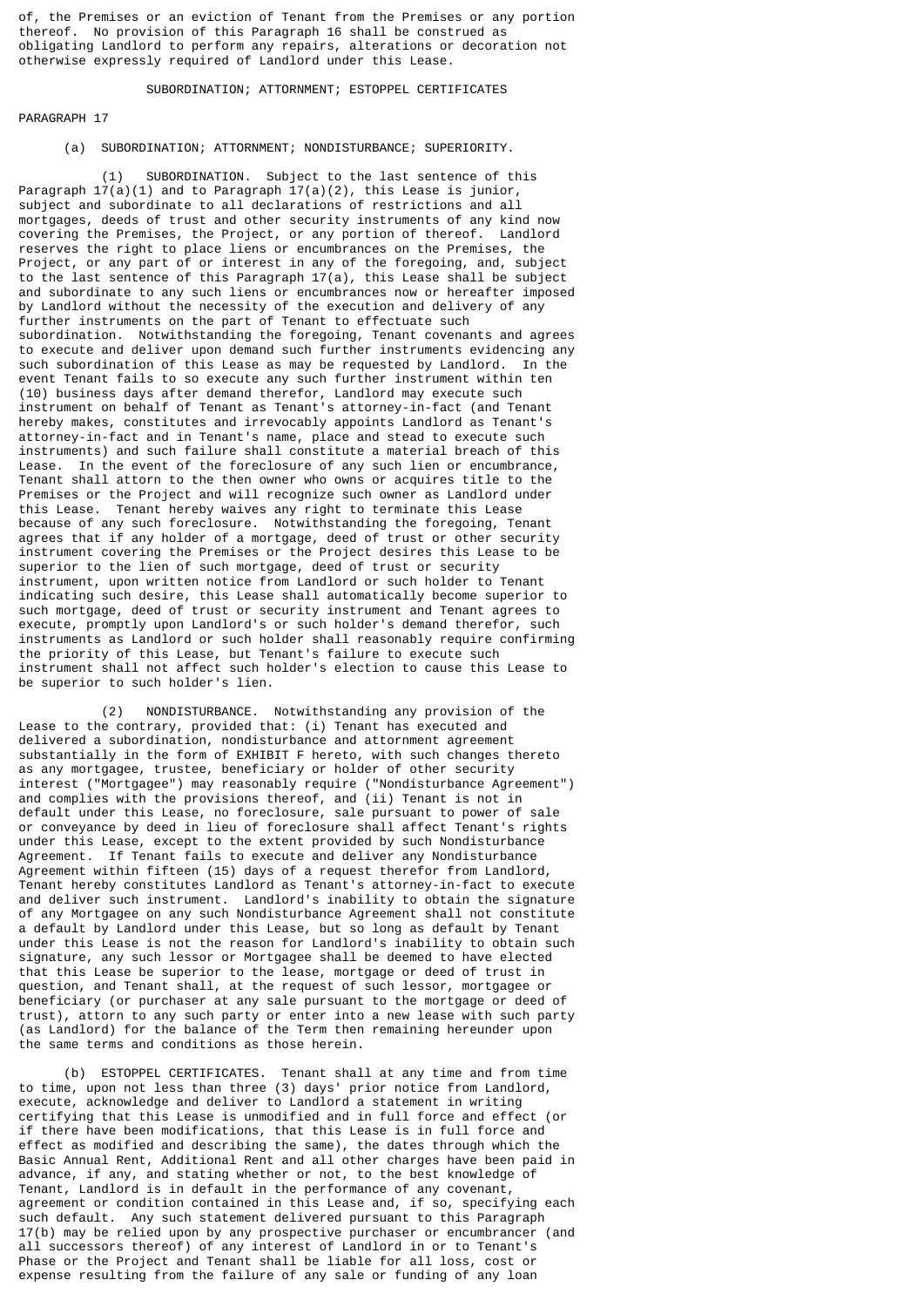of, the Premises or an eviction of Tenant from the Premises or any portion thereof. No provision of this Paragraph 16 shall be construed as obligating Landlord to perform any repairs, alterations or decoration not otherwise expressly required of Landlord under this Lease.

## SUBORDINATION; ATTORNMENT; ESTOPPEL CERTIFICATES

PARAGRAPH 17

(a) SUBORDINATION; ATTORNMENT; NONDISTURBANCE; SUPERIORITY.

(1) SUBORDINATION. Subject to the last sentence of this Paragraph 17(a)(1) and to Paragraph 17(a)(2), this Lease is junior, subject and subordinate to all declarations of restrictions and all mortgages, deeds of trust and other security instruments of any kind now covering the Premises, the Project, or any portion of thereof. Landlord reserves the right to place liens or encumbrances on the Premises, the Project, or any part of or interest in any of the foregoing, and, subject to the last sentence of this Paragraph 17(a), this Lease shall be subject and subordinate to any such liens or encumbrances now or hereafter imposed by Landlord without the necessity of the execution and delivery of any further instruments on the part of Tenant to effectuate such subordination. Notwithstanding the foregoing, Tenant covenants and agrees to execute and deliver upon demand such further instruments evidencing any such subordination of this Lease as may be requested by Landlord. In the event Tenant fails to so execute any such further instrument within ten (10) business days after demand therefor, Landlord may execute such instrument on behalf of Tenant as Tenant's attorney-in-fact (and Tenant hereby makes, constitutes and irrevocably appoints Landlord as Tenant's attorney-in-fact and in Tenant's name, place and stead to execute such instruments) and such failure shall constitute a material breach of this Lease. In the event of the foreclosure of any such lien or encumbrance, Tenant shall attorn to the then owner who owns or acquires title to the Premises or the Project and will recognize such owner as Landlord under this Lease. Tenant hereby waives any right to terminate this Lease because of any such foreclosure. Notwithstanding the foregoing, Tenant agrees that if any holder of a mortgage, deed of trust or other security instrument covering the Premises or the Project desires this Lease to be superior to the lien of such mortgage, deed of trust or security instrument, upon written notice from Landlord or such holder to Tenant indicating such desire, this Lease shall automatically become superior to such mortgage, deed of trust or security instrument and Tenant agrees to execute, promptly upon Landlord's or such holder's demand therefor, such instruments as Landlord or such holder shall reasonably require confirming the priority of this Lease, but Tenant's failure to execute such instrument shall not affect such holder's election to cause this Lease to be superior to such holder's lien.

(2) NONDISTURBANCE. Notwithstanding any provision of the Lease to the contrary, provided that: (i) Tenant has executed and delivered a subordination, nondisturbance and attornment agreement substantially in the form of EXHIBIT F hereto, with such changes thereto as any mortgagee, trustee, beneficiary or holder of other security interest ("Mortgagee") may reasonably require ("Nondisturbance Agreement") and complies with the provisions thereof, and (ii) Tenant is not in default under this Lease, no foreclosure, sale pursuant to power of sale or conveyance by deed in lieu of foreclosure shall affect Tenant's rights under this Lease, except to the extent provided by such Nondisturbance Agreement. If Tenant fails to execute and deliver any Nondisturbance Agreement within fifteen (15) days of a request therefor from Landlord, Tenant hereby constitutes Landlord as Tenant's attorney-in-fact to execute and deliver such instrument. Landlord's inability to obtain the signature of any Mortgagee on any such Nondisturbance Agreement shall not constitute a default by Landlord under this Lease, but so long as default by Tenant under this Lease is not the reason for Landlord's inability to obtain such signature, any such lessor or Mortgagee shall be deemed to have elected that this Lease be superior to the lease, mortgage or deed of trust in question, and Tenant shall, at the request of such lessor, mortgagee or beneficiary (or purchaser at any sale pursuant to the mortgage or deed of trust), attorn to any such party or enter into a new lease with such party (as Landlord) for the balance of the Term then remaining hereunder upon the same terms and conditions as those herein.

(b) ESTOPPEL CERTIFICATES. Tenant shall at any time and from time to time, upon not less than three (3) days' prior notice from Landlord, execute, acknowledge and deliver to Landlord a statement in writing certifying that this Lease is unmodified and in full force and effect (or if there have been modifications, that this Lease is in full force and effect as modified and describing the same), the dates through which the Basic Annual Rent, Additional Rent and all other charges have been paid in advance, if any, and stating whether or not, to the best knowledge of Tenant, Landlord is in default in the performance of any covenant, agreement or condition contained in this Lease and, if so, specifying each such default. Any such statement delivered pursuant to this Paragraph 17(b) may be relied upon by any prospective purchaser or encumbrancer (and all successors thereof) of any interest of Landlord in or to Tenant's Phase or the Project and Tenant shall be liable for all loss, cost or expense resulting from the failure of any sale or funding of any loan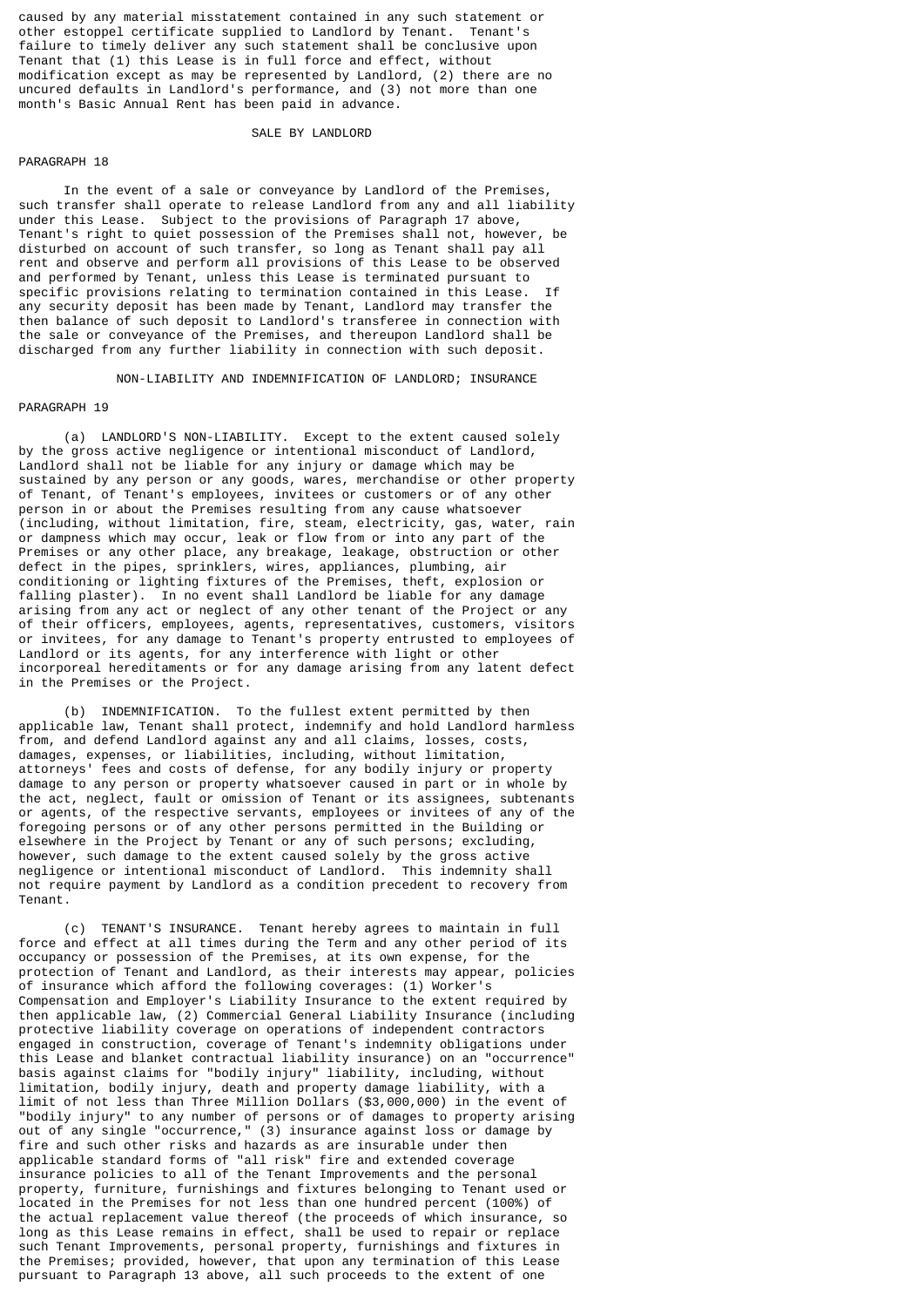caused by any material misstatement contained in any such statement or other estoppel certificate supplied to Landlord by Tenant. Tenant's failure to timely deliver any such statement shall be conclusive upon Tenant that (1) this Lease is in full force and effect, without modification except as may be represented by Landlord, (2) there are no uncured defaults in Landlord's performance, and (3) not more than one month's Basic Annual Rent has been paid in advance.

## SALE BY LANDLORD

PARAGRAPH 18

In the event of a sale or conveyance by Landlord of the Premises, such transfer shall operate to release Landlord from any and all liability under this Lease. Subject to the provisions of Paragraph 17 above, Tenant's right to quiet possession of the Premises shall not, however, be disturbed on account of such transfer, so long as Tenant shall pay all rent and observe and perform all provisions of this Lease to be observed and performed by Tenant, unless this Lease is terminated pursuant to specific provisions relating to termination contained in this Lease. If any security deposit has been made by Tenant, Landlord may transfer the then balance of such deposit to Landlord's transferee in connection with the sale or conveyance of the Premises, and thereupon Landlord shall be discharged from any further liability in connection with such deposit.

## NON-LIABILITY AND INDEMNIFICATION OF LANDLORD; INSURANCE

PARAGRAPH 19

(a) LANDLORD'S NON-LIABILITY. Except to the extent caused solely by the gross active negligence or intentional misconduct of Landlord, Landlord shall not be liable for any injury or damage which may be sustained by any person or any goods, wares, merchandise or other property of Tenant, of Tenant's employees, invitees or customers or of any other person in or about the Premises resulting from any cause whatsoever (including, without limitation, fire, steam, electricity, gas, water, rain or dampness which may occur, leak or flow from or into any part of the Premises or any other place, any breakage, leakage, obstruction or other defect in the pipes, sprinklers, wires, appliances, plumbing, air conditioning or lighting fixtures of the Premises, theft, explosion or falling plaster). In no event shall Landlord be liable for any damage arising from any act or neglect of any other tenant of the Project or any of their officers, employees, agents, representatives, customers, visitors or invitees, for any damage to Tenant's property entrusted to employees of Landlord or its agents, for any interference with light or other incorporeal hereditaments or for any damage arising from any latent defect in the Premises or the Project.

(b) INDEMNIFICATION. To the fullest extent permitted by then applicable law, Tenant shall protect, indemnify and hold Landlord harmless from, and defend Landlord against any and all claims, losses, costs, damages, expenses, or liabilities, including, without limitation, attorneys' fees and costs of defense, for any bodily injury or property damage to any person or property whatsoever caused in part or in whole by the act, neglect, fault or omission of Tenant or its assignees, subtenants or agents, of the respective servants, employees or invitees of any of the foregoing persons or of any other persons permitted in the Building or elsewhere in the Project by Tenant or any of such persons; excluding, however, such damage to the extent caused solely by the gross active negligence or intentional misconduct of Landlord. This indemnity shall not require payment by Landlord as a condition precedent to recovery from Tenant.

(c) TENANT'S INSURANCE. Tenant hereby agrees to maintain in full force and effect at all times during the Term and any other period of its occupancy or possession of the Premises, at its own expense, for the protection of Tenant and Landlord, as their interests may appear, policies of insurance which afford the following coverages: (1) Worker's Compensation and Employer's Liability Insurance to the extent required by then applicable law, (2) Commercial General Liability Insurance (including protective liability coverage on operations of independent contractors engaged in construction, coverage of Tenant's indemnity obligations under this Lease and blanket contractual liability insurance) on an "occurrence" basis against claims for "bodily injury" liability, including, without limitation, bodily injury, death and property damage liability, with a limit of not less than Three Million Dollars ($3,000,000) in the event of "bodily injury" to any number of persons or of damages to property arising out of any single "occurrence," (3) insurance against loss or damage by fire and such other risks and hazards as are insurable under then applicable standard forms of "all risk" fire and extended coverage insurance policies to all of the Tenant Improvements and the personal property, furniture, furnishings and fixtures belonging to Tenant used or located in the Premises for not less than one hundred percent (100%) of the actual replacement value thereof (the proceeds of which insurance, so long as this Lease remains in effect, shall be used to repair or replace such Tenant Improvements, personal property, furnishings and fixtures in the Premises; provided, however, that upon any termination of this Lease pursuant to Paragraph 13 above, all such proceeds to the extent of one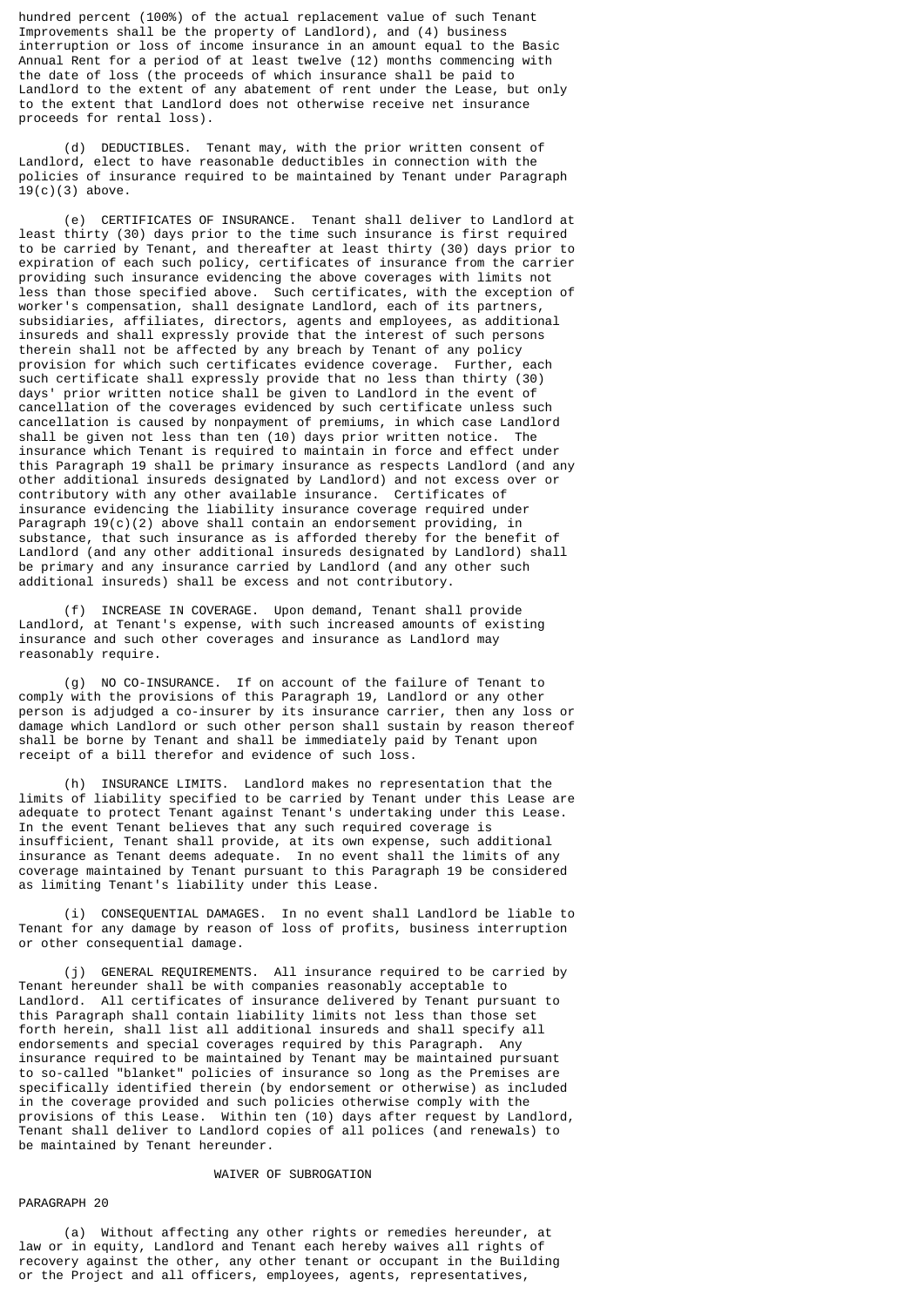hundred percent (100%) of the actual replacement value of such Tenant Improvements shall be the property of Landlord), and (4) business interruption or loss of income insurance in an amount equal to the Basic Annual Rent for a period of at least twelve (12) months commencing with the date of loss (the proceeds of which insurance shall be paid to Landlord to the extent of any abatement of rent under the Lease, but only to the extent that Landlord does not otherwise receive net insurance proceeds for rental loss).

(d) DEDUCTIBLES. Tenant may, with the prior written consent of Landlord, elect to have reasonable deductibles in connection with the policies of insurance required to be maintained by Tenant under Paragraph 19(c)(3) above.

(e) CERTIFICATES OF INSURANCE. Tenant shall deliver to Landlord at least thirty (30) days prior to the time such insurance is first required to be carried by Tenant, and thereafter at least thirty (30) days prior to expiration of each such policy, certificates of insurance from the carrier providing such insurance evidencing the above coverages with limits not less than those specified above. Such certificates, with the exception of worker's compensation, shall designate Landlord, each of its partners, subsidiaries, affiliates, directors, agents and employees, as additional insureds and shall expressly provide that the interest of such persons therein shall not be affected by any breach by Tenant of any policy provision for which such certificates evidence coverage. Further, each such certificate shall expressly provide that no less than thirty (30) days' prior written notice shall be given to Landlord in the event of cancellation of the coverages evidenced by such certificate unless such cancellation is caused by nonpayment of premiums, in which case Landlord shall be given not less than ten (10) days prior written notice. The insurance which Tenant is required to maintain in force and effect under this Paragraph 19 shall be primary insurance as respects Landlord (and any other additional insureds designated by Landlord) and not excess over or contributory with any other available insurance. Certificates of insurance evidencing the liability insurance coverage required under Paragraph 19(c)(2) above shall contain an endorsement providing, in substance, that such insurance as is afforded thereby for the benefit of Landlord (and any other additional insureds designated by Landlord) shall be primary and any insurance carried by Landlord (and any other such additional insureds) shall be excess and not contributory.

(f) INCREASE IN COVERAGE. Upon demand, Tenant shall provide Landlord, at Tenant's expense, with such increased amounts of existing insurance and such other coverages and insurance as Landlord may reasonably require.

(g) NO CO-INSURANCE. If on account of the failure of Tenant to comply with the provisions of this Paragraph 19, Landlord or any other person is adjudged a co-insurer by its insurance carrier, then any loss or damage which Landlord or such other person shall sustain by reason thereof shall be borne by Tenant and shall be immediately paid by Tenant upon receipt of a bill therefor and evidence of such loss.

(h) INSURANCE LIMITS. Landlord makes no representation that the limits of liability specified to be carried by Tenant under this Lease are adequate to protect Tenant against Tenant's undertaking under this Lease. In the event Tenant believes that any such required coverage is insufficient, Tenant shall provide, at its own expense, such additional insurance as Tenant deems adequate. In no event shall the limits of any coverage maintained by Tenant pursuant to this Paragraph 19 be considered as limiting Tenant's liability under this Lease.

(i) CONSEQUENTIAL DAMAGES. In no event shall Landlord be liable to Tenant for any damage by reason of loss of profits, business interruption or other consequential damage.

(j) GENERAL REQUIREMENTS. All insurance required to be carried by Tenant hereunder shall be with companies reasonably acceptable to Landlord. All certificates of insurance delivered by Tenant pursuant to this Paragraph shall contain liability limits not less than those set forth herein, shall list all additional insureds and shall specify all endorsements and special coverages required by this Paragraph. Any insurance required to be maintained by Tenant may be maintained pursuant to so-called "blanket" policies of insurance so long as the Premises are specifically identified therein (by endorsement or otherwise) as included in the coverage provided and such policies otherwise comply with the provisions of this Lease. Within ten (10) days after request by Landlord, Tenant shall deliver to Landlord copies of all polices (and renewals) to be maintained by Tenant hereunder.

## WAIVER OF SUBROGATION

PARAGRAPH 20

(a) Without affecting any other rights or remedies hereunder, at law or in equity, Landlord and Tenant each hereby waives all rights of recovery against the other, any other tenant or occupant in the Building or the Project and all officers, employees, agents, representatives,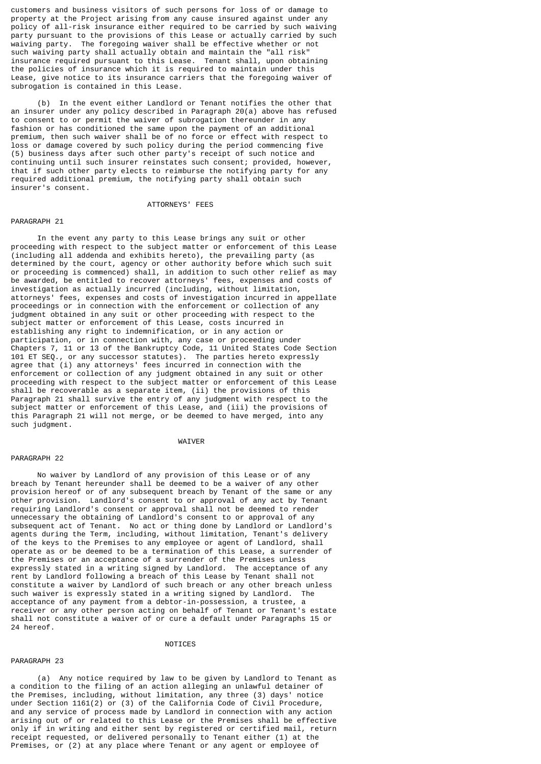customers and business visitors of such persons for loss of or damage to property at the Project arising from any cause insured against under any policy of all-risk insurance either required to be carried by such waiving party pursuant to the provisions of this Lease or actually carried by such waiving party. The foregoing waiver shall be effective whether or not such waiving party shall actually obtain and maintain the "all risk" insurance required pursuant to this Lease. Tenant shall, upon obtaining the policies of insurance which it is required to maintain under this Lease, give notice to its insurance carriers that the foregoing waiver of subrogation is contained in this Lease.

(b) In the event either Landlord or Tenant notifies the other that an insurer under any policy described in Paragraph 20(a) above has refused to consent to or permit the waiver of subrogation thereunder in any fashion or has conditioned the same upon the payment of an additional premium, then such waiver shall be of no force or effect with respect to loss or damage covered by such policy during the period commencing five (5) business days after such other party's receipt of such notice and continuing until such insurer reinstates such consent; provided, however, that if such other party elects to reimburse the notifying party for any required additional premium, the notifying party shall obtain such insurer's consent.

## ATTORNEYS' FEES

PARAGRAPH 21

In the event any party to this Lease brings any suit or other proceeding with respect to the subject matter or enforcement of this Lease (including all addenda and exhibits hereto), the prevailing party (as determined by the court, agency or other authority before which such suit or proceeding is commenced) shall, in addition to such other relief as may be awarded, be entitled to recover attorneys' fees, expenses and costs of investigation as actually incurred (including, without limitation, attorneys' fees, expenses and costs of investigation incurred in appellate proceedings or in connection with the enforcement or collection of any judgment obtained in any suit or other proceeding with respect to the subject matter or enforcement of this Lease, costs incurred in establishing any right to indemnification, or in any action or participation, or in connection with, any case or proceeding under Chapters 7, 11 or 13 of the Bankruptcy Code, 11 United States Code Section 101 ET SEQ., or any successor statutes). The parties hereto expressly agree that (i) any attorneys' fees incurred in connection with the enforcement or collection of any judgment obtained in any suit or other proceeding with respect to the subject matter or enforcement of this Lease shall be recoverable as a separate item, (ii) the provisions of this Paragraph 21 shall survive the entry of any judgment with respect to the subject matter or enforcement of this Lease, and (iii) the provisions of this Paragraph 21 will not merge, or be deemed to have merged, into any such judgment.

## WAIVER

PARAGRAPH 22

No waiver by Landlord of any provision of this Lease or of any breach by Tenant hereunder shall be deemed to be a waiver of any other provision hereof or of any subsequent breach by Tenant of the same or any other provision. Landlord's consent to or approval of any act by Tenant requiring Landlord's consent or approval shall not be deemed to render unnecessary the obtaining of Landlord's consent to or approval of any subsequent act of Tenant. No act or thing done by Landlord or Landlord's agents during the Term, including, without limitation, Tenant's delivery of the keys to the Premises to any employee or agent of Landlord, shall operate as or be deemed to be a termination of this Lease, a surrender of the Premises or an acceptance of a surrender of the Premises unless expressly stated in a writing signed by Landlord. The acceptance of any rent by Landlord following a breach of this Lease by Tenant shall not constitute a waiver by Landlord of such breach or any other breach unless such waiver is expressly stated in a writing signed by Landlord. The acceptance of any payment from a debtor-in-possession, a trustee, a receiver or any other person acting on behalf of Tenant or Tenant's estate shall not constitute a waiver of or cure a default under Paragraphs 15 or 24 hereof.

## NOTICES

PARAGRAPH 23

(a) Any notice required by law to be given by Landlord to Tenant as a condition to the filing of an action alleging an unlawful detainer of the Premises, including, without limitation, any three (3) days' notice under Section 1161(2) or (3) of the California Code of Civil Procedure, and any service of process made by Landlord in connection with any action arising out of or related to this Lease or the Premises shall be effective only if in writing and either sent by registered or certified mail, return receipt requested, or delivered personally to Tenant either (1) at the Premises, or (2) at any place where Tenant or any agent or employee of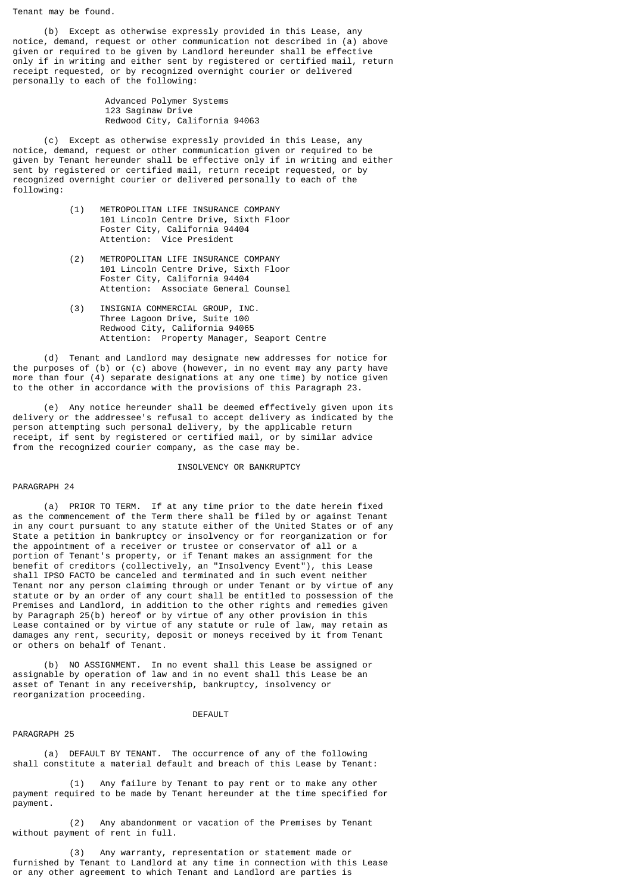Tenant may be found.

(b) Except as otherwise expressly provided in this Lease, any notice, demand, request or other communication not described in (a) above given or required to be given by Landlord hereunder shall be effective only if in writing and either sent by registered or certified mail, return receipt requested, or by recognized overnight courier or delivered personally to each of the following:

Advanced Polymer Systems
123 Saginaw Drive
Redwood City, California 94063

(c) Except as otherwise expressly provided in this Lease, any notice, demand, request or other communication given or required to be given by Tenant hereunder shall be effective only if in writing and either sent by registered or certified mail, return receipt requested, or by recognized overnight courier or delivered personally to each of the following:

(1) METROPOLITAN LIFE INSURANCE COMPANY
101 Lincoln Centre Drive, Sixth Floor
Foster City, California 94404
Attention: Vice President

(2) METROPOLITAN LIFE INSURANCE COMPANY
101 Lincoln Centre Drive, Sixth Floor
Foster City, California 94404
Attention: Associate General Counsel

(3) INSIGNIA COMMERCIAL GROUP, INC.
Three Lagoon Drive, Suite 100
Redwood City, California 94065
Attention: Property Manager, Seaport Centre

(d) Tenant and Landlord may designate new addresses for notice for the purposes of (b) or (c) above (however, in no event may any party have more than four (4) separate designations at any one time) by notice given to the other in accordance with the provisions of this Paragraph 23.

(e) Any notice hereunder shall be deemed effectively given upon its delivery or the addressee's refusal to accept delivery as indicated by the person attempting such personal delivery, by the applicable return receipt, if sent by registered or certified mail, or by similar advice from the recognized courier company, as the case may be.

## INSOLVENCY OR BANKRUPTCY

PARAGRAPH 24

(a) PRIOR TO TERM. If at any time prior to the date herein fixed as the commencement of the Term there shall be filed by or against Tenant in any court pursuant to any statute either of the United States or of any State a petition in bankruptcy or insolvency or for reorganization or for the appointment of a receiver or trustee or conservator of all or a portion of Tenant's property, or if Tenant makes an assignment for the benefit of creditors (collectively, an "Insolvency Event"), this Lease shall IPSO FACTO be canceled and terminated and in such event neither Tenant nor any person claiming through or under Tenant or by virtue of any statute or by an order of any court shall be entitled to possession of the Premises and Landlord, in addition to the other rights and remedies given by Paragraph 25(b) hereof or by virtue of any other provision in this Lease contained or by virtue of any statute or rule of law, may retain as damages any rent, security, deposit or moneys received by it from Tenant or others on behalf of Tenant.

(b) NO ASSIGNMENT. In no event shall this Lease be assigned or assignable by operation of law and in no event shall this Lease be an asset of Tenant in any receivership, bankruptcy, insolvency or reorganization proceeding.

## DEFAULT

PARAGRAPH 25

(a) DEFAULT BY TENANT. The occurrence of any of the following shall constitute a material default and breach of this Lease by Tenant:

(1) Any failure by Tenant to pay rent or to make any other payment required to be made by Tenant hereunder at the time specified for payment.

(2) Any abandonment or vacation of the Premises by Tenant without payment of rent in full.

(3) Any warranty, representation or statement made or furnished by Tenant to Landlord at any time in connection with this Lease or any other agreement to which Tenant and Landlord are parties is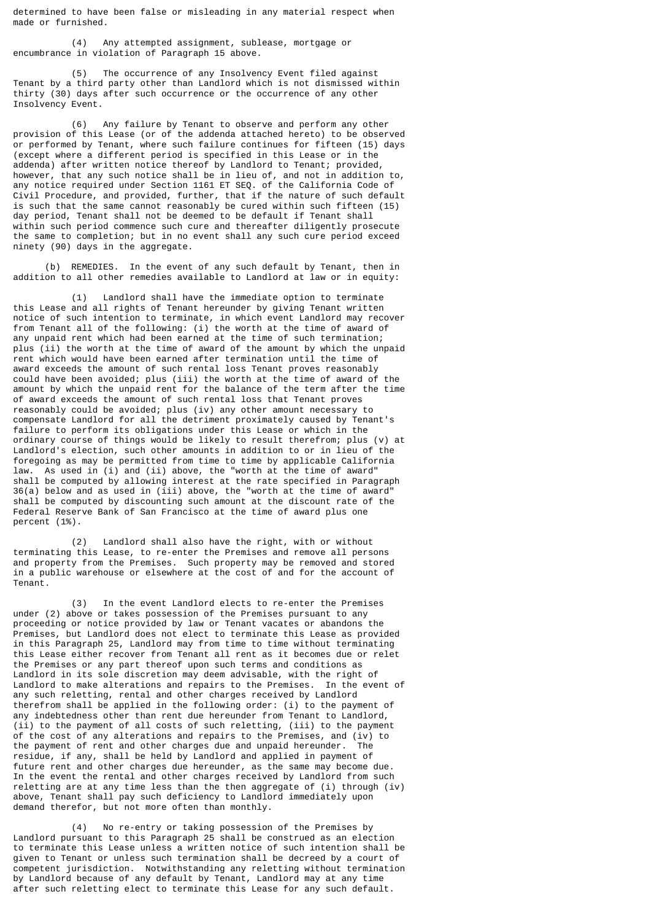determined to have been false or misleading in any material respect when made or furnished.

(4) Any attempted assignment, sublease, mortgage or encumbrance in violation of Paragraph 15 above.

(5) The occurrence of any Insolvency Event filed against Tenant by a third party other than Landlord which is not dismissed within thirty (30) days after such occurrence or the occurrence of any other Insolvency Event.

(6) Any failure by Tenant to observe and perform any other provision of this Lease (or of the addenda attached hereto) to be observed or performed by Tenant, where such failure continues for fifteen (15) days (except where a different period is specified in this Lease or in the addenda) after written notice thereof by Landlord to Tenant; provided, however, that any such notice shall be in lieu of, and not in addition to, any notice required under Section 1161 ET SEQ. of the California Code of Civil Procedure, and provided, further, that if the nature of such default is such that the same cannot reasonably be cured within such fifteen (15) day period, Tenant shall not be deemed to be default if Tenant shall within such period commence such cure and thereafter diligently prosecute the same to completion; but in no event shall any such cure period exceed ninety (90) days in the aggregate.

(b) REMEDIES. In the event of any such default by Tenant, then in addition to all other remedies available to Landlord at law or in equity:

(1) Landlord shall have the immediate option to terminate this Lease and all rights of Tenant hereunder by giving Tenant written notice of such intention to terminate, in which event Landlord may recover from Tenant all of the following: (i) the worth at the time of award of any unpaid rent which had been earned at the time of such termination; plus (ii) the worth at the time of award of the amount by which the unpaid rent which would have been earned after termination until the time of award exceeds the amount of such rental loss Tenant proves reasonably could have been avoided; plus (iii) the worth at the time of award of the amount by which the unpaid rent for the balance of the term after the time of award exceeds the amount of such rental loss that Tenant proves reasonably could be avoided; plus (iv) any other amount necessary to compensate Landlord for all the detriment proximately caused by Tenant's failure to perform its obligations under this Lease or which in the ordinary course of things would be likely to result therefrom; plus (v) at Landlord's election, such other amounts in addition to or in lieu of the foregoing as may be permitted from time to time by applicable California law. As used in (i) and (ii) above, the "worth at the time of award" shall be computed by allowing interest at the rate specified in Paragraph 36(a) below and as used in (iii) above, the "worth at the time of award" shall be computed by discounting such amount at the discount rate of the Federal Reserve Bank of San Francisco at the time of award plus one percent (1%).

(2) Landlord shall also have the right, with or without terminating this Lease, to re-enter the Premises and remove all persons and property from the Premises. Such property may be removed and stored in a public warehouse or elsewhere at the cost of and for the account of Tenant.

(3) In the event Landlord elects to re-enter the Premises under (2) above or takes possession of the Premises pursuant to any proceeding or notice provided by law or Tenant vacates or abandons the Premises, but Landlord does not elect to terminate this Lease as provided in this Paragraph 25, Landlord may from time to time without terminating this Lease either recover from Tenant all rent as it becomes due or relet the Premises or any part thereof upon such terms and conditions as Landlord in its sole discretion may deem advisable, with the right of Landlord to make alterations and repairs to the Premises. In the event of any such reletting, rental and other charges received by Landlord therefrom shall be applied in the following order: (i) to the payment of any indebtedness other than rent due hereunder from Tenant to Landlord, (ii) to the payment of all costs of such reletting, (iii) to the payment of the cost of any alterations and repairs to the Premises, and (iv) to the payment of rent and other charges due and unpaid hereunder. The residue, if any, shall be held by Landlord and applied in payment of future rent and other charges due hereunder, as the same may become due. In the event the rental and other charges received by Landlord from such reletting are at any time less than the then aggregate of (i) through (iv) above, Tenant shall pay such deficiency to Landlord immediately upon demand therefor, but not more often than monthly.

(4) No re-entry or taking possession of the Premises by Landlord pursuant to this Paragraph 25 shall be construed as an election to terminate this Lease unless a written notice of such intention shall be given to Tenant or unless such termination shall be decreed by a court of competent jurisdiction. Notwithstanding any reletting without termination by Landlord because of any default by Tenant, Landlord may at any time after such reletting elect to terminate this Lease for any such default.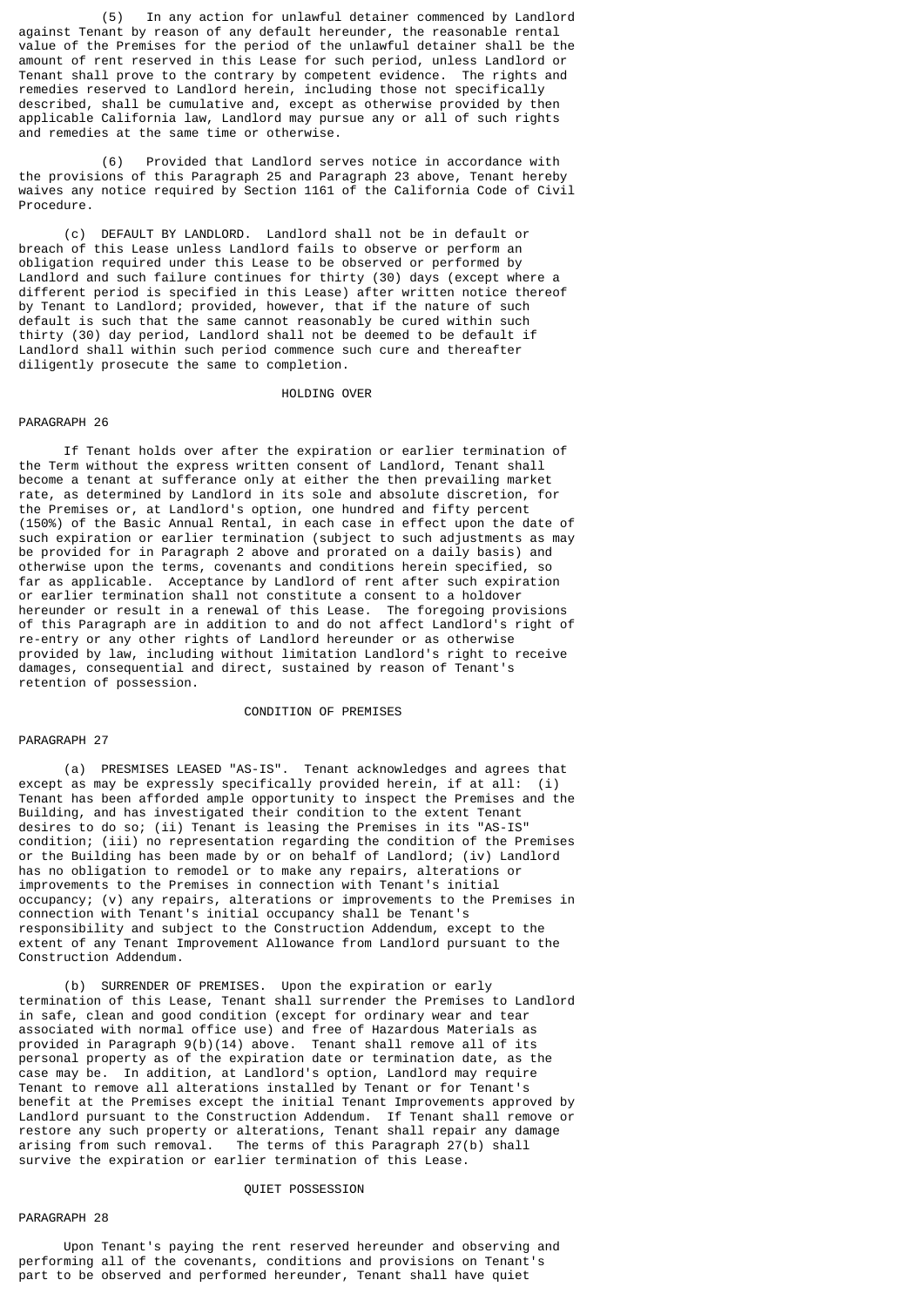(5) In any action for unlawful detainer commenced by Landlord against Tenant by reason of any default hereunder, the reasonable rental value of the Premises for the period of the unlawful detainer shall be the amount of rent reserved in this Lease for such period, unless Landlord or Tenant shall prove to the contrary by competent evidence. The rights and remedies reserved to Landlord herein, including those not specifically described, shall be cumulative and, except as otherwise provided by then applicable California law, Landlord may pursue any or all of such rights and remedies at the same time or otherwise.

(6) Provided that Landlord serves notice in accordance with the provisions of this Paragraph 25 and Paragraph 23 above, Tenant hereby waives any notice required by Section 1161 of the California Code of Civil Procedure.

(c) DEFAULT BY LANDLORD. Landlord shall not be in default or breach of this Lease unless Landlord fails to observe or perform an obligation required under this Lease to be observed or performed by Landlord and such failure continues for thirty (30) days (except where a different period is specified in this Lease) after written notice thereof by Tenant to Landlord; provided, however, that if the nature of such default is such that the same cannot reasonably be cured within such thirty (30) day period, Landlord shall not be deemed to be default if Landlord shall within such period commence such cure and thereafter diligently prosecute the same to completion.

## HOLDING OVER

PARAGRAPH 26

If Tenant holds over after the expiration or earlier termination of the Term without the express written consent of Landlord, Tenant shall become a tenant at sufferance only at either the then prevailing market rate, as determined by Landlord in its sole and absolute discretion, for the Premises or, at Landlord's option, one hundred and fifty percent (150%) of the Basic Annual Rental, in each case in effect upon the date of such expiration or earlier termination (subject to such adjustments as may be provided for in Paragraph 2 above and prorated on a daily basis) and otherwise upon the terms, covenants and conditions herein specified, so far as applicable. Acceptance by Landlord of rent after such expiration or earlier termination shall not constitute a consent to a holdover hereunder or result in a renewal of this Lease. The foregoing provisions of this Paragraph are in addition to and do not affect Landlord's right of re-entry or any other rights of Landlord hereunder or as otherwise provided by law, including without limitation Landlord's right to receive damages, consequential and direct, sustained by reason of Tenant's retention of possession.

## CONDITION OF PREMISES

PARAGRAPH 27

(a) PRESMISES LEASED "AS-IS". Tenant acknowledges and agrees that except as may be expressly specifically provided herein, if at all: (i) Tenant has been afforded ample opportunity to inspect the Premises and the Building, and has investigated their condition to the extent Tenant desires to do so; (ii) Tenant is leasing the Premises in its "AS-IS" condition; (iii) no representation regarding the condition of the Premises or the Building has been made by or on behalf of Landlord; (iv) Landlord has no obligation to remodel or to make any repairs, alterations or improvements to the Premises in connection with Tenant's initial occupancy; (v) any repairs, alterations or improvements to the Premises in connection with Tenant's initial occupancy shall be Tenant's responsibility and subject to the Construction Addendum, except to the extent of any Tenant Improvement Allowance from Landlord pursuant to the Construction Addendum.

(b) SURRENDER OF PREMISES. Upon the expiration or early termination of this Lease, Tenant shall surrender the Premises to Landlord in safe, clean and good condition (except for ordinary wear and tear associated with normal office use) and free of Hazardous Materials as provided in Paragraph 9(b)(14) above. Tenant shall remove all of its personal property as of the expiration date or termination date, as the case may be. In addition, at Landlord's option, Landlord may require Tenant to remove all alterations installed by Tenant or for Tenant's benefit at the Premises except the initial Tenant Improvements approved by Landlord pursuant to the Construction Addendum. If Tenant shall remove or restore any such property or alterations, Tenant shall repair any damage arising from such removal. The terms of this Paragraph 27(b) shall survive the expiration or earlier termination of this Lease.

## QUIET POSSESSION

PARAGRAPH 28

Upon Tenant's paying the rent reserved hereunder and observing and performing all of the covenants, conditions and provisions on Tenant's part to be observed and performed hereunder, Tenant shall have quiet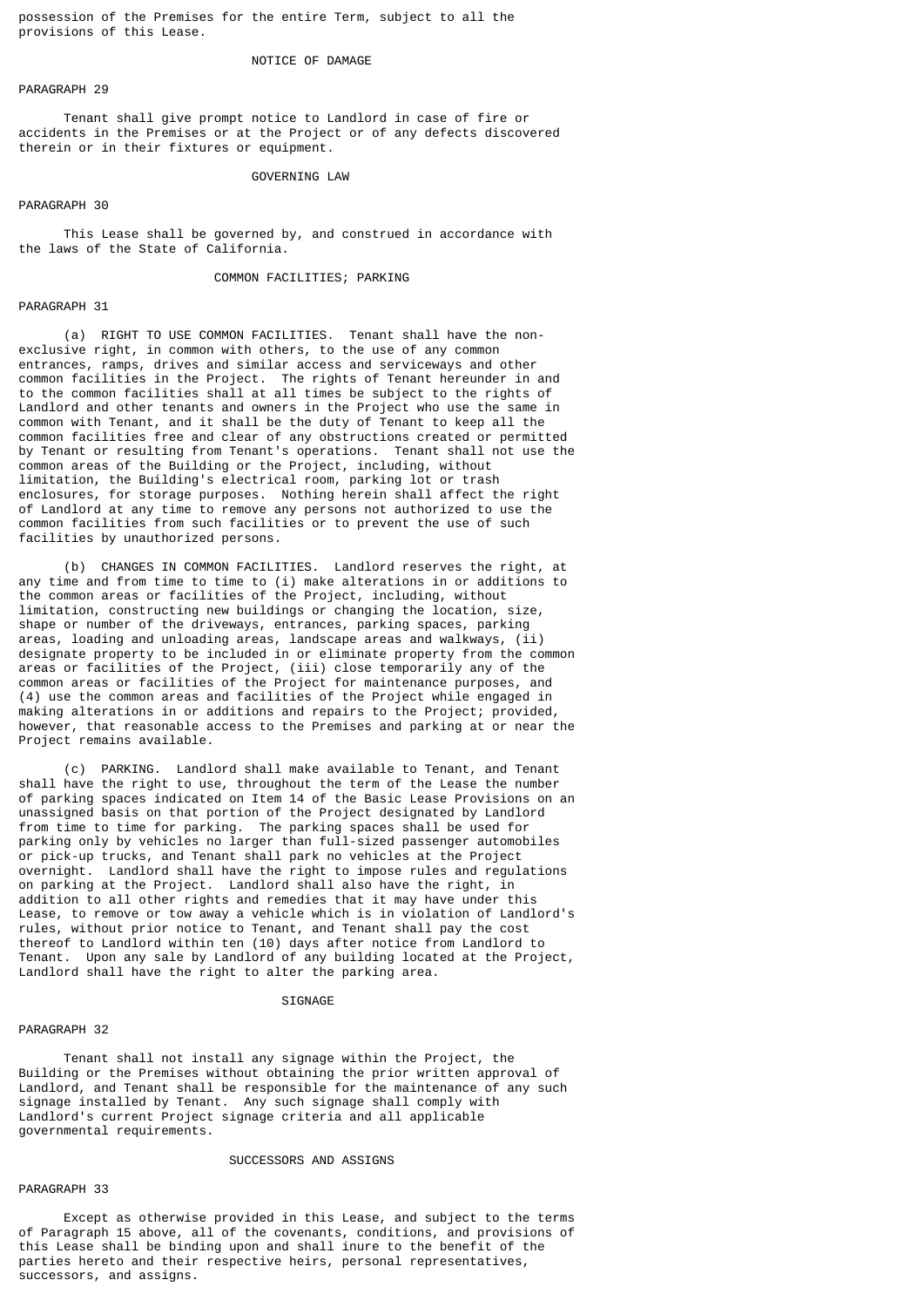possession of the Premises for the entire Term, subject to all the provisions of this Lease.

## NOTICE OF DAMAGE

PARAGRAPH 29

Tenant shall give prompt notice to Landlord in case of fire or accidents in the Premises or at the Project or of any defects discovered therein or in their fixtures or equipment.

## GOVERNING LAW

PARAGRAPH 30

This Lease shall be governed by, and construed in accordance with the laws of the State of California.

## COMMON FACILITIES; PARKING

PARAGRAPH 31

(a) RIGHT TO USE COMMON FACILITIES. Tenant shall have the non-exclusive right, in common with others, to the use of any common entrances, ramps, drives and similar access and serviceways and other common facilities in the Project. The rights of Tenant hereunder in and to the common facilities shall at all times be subject to the rights of Landlord and other tenants and owners in the Project who use the same in common with Tenant, and it shall be the duty of Tenant to keep all the common facilities free and clear of any obstructions created or permitted by Tenant or resulting from Tenant's operations. Tenant shall not use the common areas of the Building or the Project, including, without limitation, the Building's electrical room, parking lot or trash enclosures, for storage purposes. Nothing herein shall affect the right of Landlord at any time to remove any persons not authorized to use the common facilities from such facilities or to prevent the use of such facilities by unauthorized persons.

(b) CHANGES IN COMMON FACILITIES. Landlord reserves the right, at any time and from time to time to (i) make alterations in or additions to the common areas or facilities of the Project, including, without limitation, constructing new buildings or changing the location, size, shape or number of the driveways, entrances, parking spaces, parking areas, loading and unloading areas, landscape areas and walkways, (ii) designate property to be included in or eliminate property from the common areas or facilities of the Project, (iii) close temporarily any of the common areas or facilities of the Project for maintenance purposes, and (4) use the common areas and facilities of the Project while engaged in making alterations in or additions and repairs to the Project; provided, however, that reasonable access to the Premises and parking at or near the Project remains available.

(c) PARKING. Landlord shall make available to Tenant, and Tenant shall have the right to use, throughout the term of the Lease the number of parking spaces indicated on Item 14 of the Basic Lease Provisions on an unassigned basis on that portion of the Project designated by Landlord from time to time for parking. The parking spaces shall be used for parking only by vehicles no larger than full-sized passenger automobiles or pick-up trucks, and Tenant shall park no vehicles at the Project overnight. Landlord shall have the right to impose rules and regulations on parking at the Project. Landlord shall also have the right, in addition to all other rights and remedies that it may have under this Lease, to remove or tow away a vehicle which is in violation of Landlord's rules, without prior notice to Tenant, and Tenant shall pay the cost thereof to Landlord within ten (10) days after notice from Landlord to Tenant. Upon any sale by Landlord of any building located at the Project, Landlord shall have the right to alter the parking area.

## SIGNAGE

PARAGRAPH 32

Tenant shall not install any signage within the Project, the Building or the Premises without obtaining the prior written approval of Landlord, and Tenant shall be responsible for the maintenance of any such signage installed by Tenant. Any such signage shall comply with Landlord's current Project signage criteria and all applicable governmental requirements.

## SUCCESSORS AND ASSIGNS

PARAGRAPH 33

Except as otherwise provided in this Lease, and subject to the terms of Paragraph 15 above, all of the covenants, conditions, and provisions of this Lease shall be binding upon and shall inure to the benefit of the parties hereto and their respective heirs, personal representatives, successors, and assigns.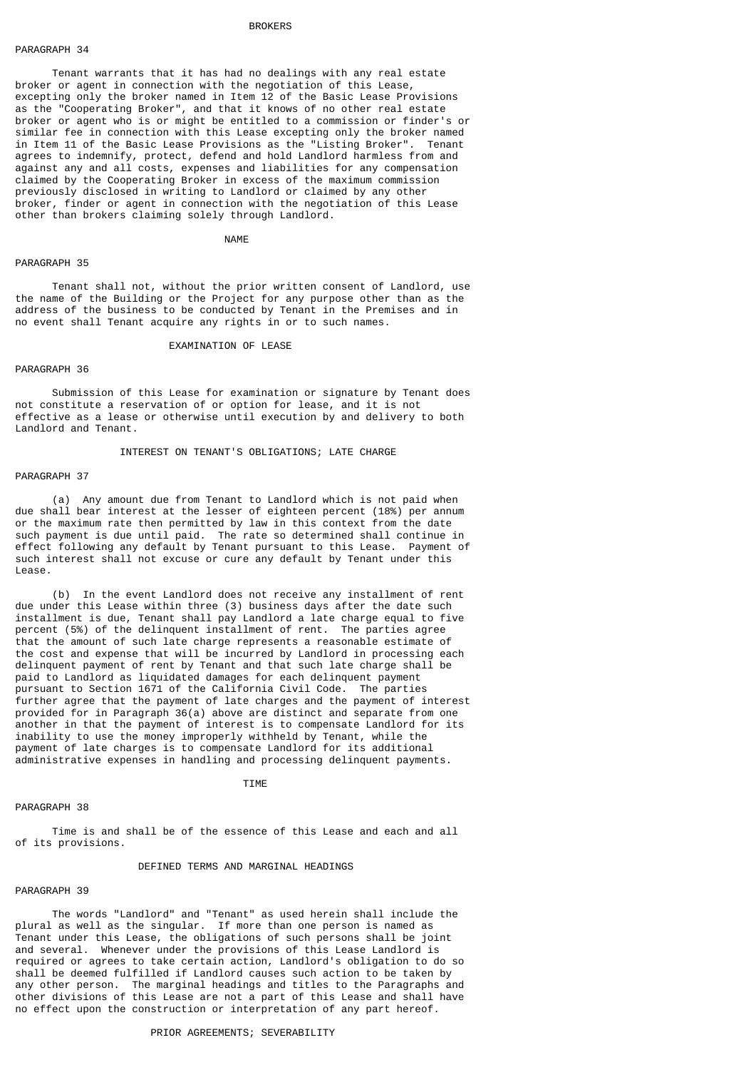## BROKERS

### PARAGRAPH 34

Tenant warrants that it has had no dealings with any real estate broker or agent in connection with the negotiation of this Lease, excepting only the broker named in Item 12 of the Basic Lease Provisions as the "Cooperating Broker", and that it knows of no other real estate broker or agent who is or might be entitled to a commission or finder's or similar fee in connection with this Lease excepting only the broker named in Item 11 of the Basic Lease Provisions as the "Listing Broker". Tenant agrees to indemnify, protect, defend and hold Landlord harmless from and against any and all costs, expenses and liabilities for any compensation claimed by the Cooperating Broker in excess of the maximum commission previously disclosed in writing to Landlord or claimed by any other broker, finder or agent in connection with the negotiation of this Lease other than brokers claiming solely through Landlord.

## NAME

### PARAGRAPH 35

Tenant shall not, without the prior written consent of Landlord, use the name of the Building or the Project for any purpose other than as the address of the business to be conducted by Tenant in the Premises and in no event shall Tenant acquire any rights in or to such names.

## EXAMINATION OF LEASE

### PARAGRAPH 36

Submission of this Lease for examination or signature by Tenant does not constitute a reservation of or option for lease, and it is not effective as a lease or otherwise until execution by and delivery to both Landlord and Tenant.

## INTEREST ON TENANT'S OBLIGATIONS; LATE CHARGE

### PARAGRAPH 37

(a) Any amount due from Tenant to Landlord which is not paid when due shall bear interest at the lesser of eighteen percent (18%) per annum or the maximum rate then permitted by law in this context from the date such payment is due until paid. The rate so determined shall continue in effect following any default by Tenant pursuant to this Lease. Payment of such interest shall not excuse or cure any default by Tenant under this Lease.

(b) In the event Landlord does not receive any installment of rent due under this Lease within three (3) business days after the date such installment is due, Tenant shall pay Landlord a late charge equal to five percent (5%) of the delinquent installment of rent. The parties agree that the amount of such late charge represents a reasonable estimate of the cost and expense that will be incurred by Landlord in processing each delinquent payment of rent by Tenant and that such late charge shall be paid to Landlord as liquidated damages for each delinquent payment pursuant to Section 1671 of the California Civil Code. The parties further agree that the payment of late charges and the payment of interest provided for in Paragraph 36(a) above are distinct and separate from one another in that the payment of interest is to compensate Landlord for its inability to use the money improperly withheld by Tenant, while the payment of late charges is to compensate Landlord for its additional administrative expenses in handling and processing delinquent payments.

## TIME

### PARAGRAPH 38

Time is and shall be of the essence of this Lease and each and all of its provisions.

## DEFINED TERMS AND MARGINAL HEADINGS

### PARAGRAPH 39

The words "Landlord" and "Tenant" as used herein shall include the plural as well as the singular. If more than one person is named as Tenant under this Lease, the obligations of such persons shall be joint and several. Whenever under the provisions of this Lease Landlord is required or agrees to take certain action, Landlord's obligation to do so shall be deemed fulfilled if Landlord causes such action to be taken by any other person. The marginal headings and titles to the Paragraphs and other divisions of this Lease are not a part of this Lease and shall have no effect upon the construction or interpretation of any part hereof.

## PRIOR AGREEMENTS; SEVERABILITY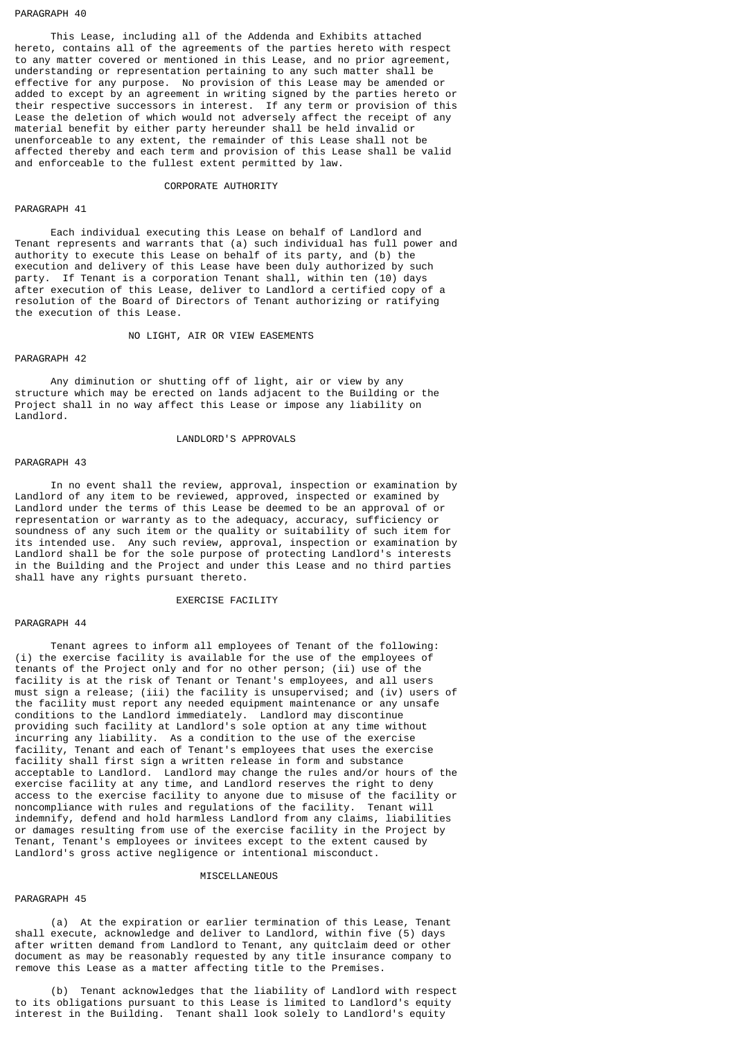PARAGRAPH 40

This Lease, including all of the Addenda and Exhibits attached hereto, contains all of the agreements of the parties hereto with respect to any matter covered or mentioned in this Lease, and no prior agreement, understanding or representation pertaining to any such matter shall be effective for any purpose. No provision of this Lease may be amended or added to except by an agreement in writing signed by the parties hereto or their respective successors in interest. If any term or provision of this Lease the deletion of which would not adversely affect the receipt of any material benefit by either party hereunder shall be held invalid or unenforceable to any extent, the remainder of this Lease shall not be affected thereby and each term and provision of this Lease shall be valid and enforceable to the fullest extent permitted by law.

## CORPORATE AUTHORITY

PARAGRAPH 41

Each individual executing this Lease on behalf of Landlord and Tenant represents and warrants that (a) such individual has full power and authority to execute this Lease on behalf of its party, and (b) the execution and delivery of this Lease have been duly authorized by such party. If Tenant is a corporation Tenant shall, within ten (10) days after execution of this Lease, deliver to Landlord a certified copy of a resolution of the Board of Directors of Tenant authorizing or ratifying the execution of this Lease.

## NO LIGHT, AIR OR VIEW EASEMENTS

PARAGRAPH 42

Any diminution or shutting off of light, air or view by any structure which may be erected on lands adjacent to the Building or the Project shall in no way affect this Lease or impose any liability on Landlord.

## LANDLORD'S APPROVALS

PARAGRAPH 43

In no event shall the review, approval, inspection or examination by Landlord of any item to be reviewed, approved, inspected or examined by Landlord under the terms of this Lease be deemed to be an approval of or representation or warranty as to the adequacy, accuracy, sufficiency or soundness of any such item or the quality or suitability of such item for its intended use. Any such review, approval, inspection or examination by Landlord shall be for the sole purpose of protecting Landlord's interests in the Building and the Project and under this Lease and no third parties shall have any rights pursuant thereto.

## EXERCISE FACILITY

PARAGRAPH 44

Tenant agrees to inform all employees of Tenant of the following: (i) the exercise facility is available for the use of the employees of tenants of the Project only and for no other person; (ii) use of the facility is at the risk of Tenant or Tenant's employees, and all users must sign a release; (iii) the facility is unsupervised; and (iv) users of the facility must report any needed equipment maintenance or any unsafe conditions to the Landlord immediately. Landlord may discontinue providing such facility at Landlord's sole option at any time without incurring any liability. As a condition to the use of the exercise facility, Tenant and each of Tenant's employees that uses the exercise facility shall first sign a written release in form and substance acceptable to Landlord. Landlord may change the rules and/or hours of the exercise facility at any time, and Landlord reserves the right to deny access to the exercise facility to anyone due to misuse of the facility or noncompliance with rules and regulations of the facility. Tenant will indemnify, defend and hold harmless Landlord from any claims, liabilities or damages resulting from use of the exercise facility in the Project by Tenant, Tenant's employees or invitees except to the extent caused by Landlord's gross active negligence or intentional misconduct.

## MISCELLANEOUS

PARAGRAPH 45

(a) At the expiration or earlier termination of this Lease, Tenant shall execute, acknowledge and deliver to Landlord, within five (5) days after written demand from Landlord to Tenant, any quitclaim deed or other document as may be reasonably requested by any title insurance company to remove this Lease as a matter affecting title to the Premises.

(b) Tenant acknowledges that the liability of Landlord with respect to its obligations pursuant to this Lease is limited to Landlord's equity interest in the Building. Tenant shall look solely to Landlord's equity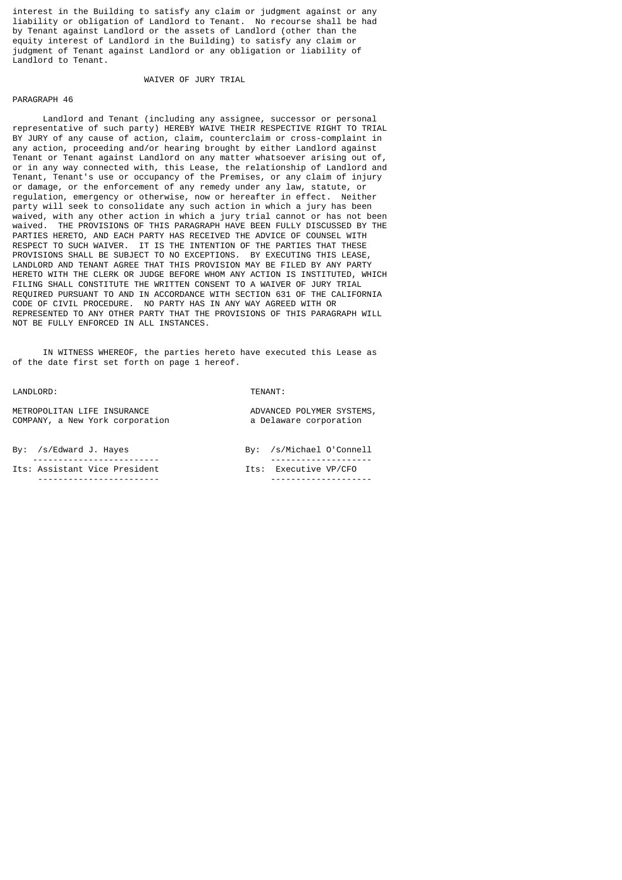interest in the Building to satisfy any claim or judgment against or any liability or obligation of Landlord to Tenant. No recourse shall be had by Tenant against Landlord or the assets of Landlord (other than the equity interest of Landlord in the Building) to satisfy any claim or judgment of Tenant against Landlord or any obligation or liability of Landlord to Tenant.

## WAIVER OF JURY TRIAL

PARAGRAPH 46

Landlord and Tenant (including any assignee, successor or personal representative of such party) HEREBY WAIVE THEIR RESPECTIVE RIGHT TO TRIAL BY JURY of any cause of action, claim, counterclaim or cross-complaint in any action, proceeding and/or hearing brought by either Landlord against Tenant or Tenant against Landlord on any matter whatsoever arising out of, or in any way connected with, this Lease, the relationship of Landlord and Tenant, Tenant's use or occupancy of the Premises, or any claim of injury or damage, or the enforcement of any remedy under any law, statute, or regulation, emergency or otherwise, now or hereafter in effect. Neither party will seek to consolidate any such action in which a jury has been waived, with any other action in which a jury trial cannot or has not been waived. THE PROVISIONS OF THIS PARAGRAPH HAVE BEEN FULLY DISCUSSED BY THE PARTIES HERETO, AND EACH PARTY HAS RECEIVED THE ADVICE OF COUNSEL WITH RESPECT TO SUCH WAIVER. IT IS THE INTENTION OF THE PARTIES THAT THESE PROVISIONS SHALL BE SUBJECT TO NO EXCEPTIONS. BY EXECUTING THIS LEASE, LANDLORD AND TENANT AGREE THAT THIS PROVISION MAY BE FILED BY ANY PARTY HERETO WITH THE CLERK OR JUDGE BEFORE WHOM ANY ACTION IS INSTITUTED, WHICH FILING SHALL CONSTITUTE THE WRITTEN CONSENT TO A WAIVER OF JURY TRIAL REQUIRED PURSUANT TO AND IN ACCORDANCE WITH SECTION 631 OF THE CALIFORNIA CODE OF CIVIL PROCEDURE. NO PARTY HAS IN ANY WAY AGREED WITH OR REPRESENTED TO ANY OTHER PARTY THAT THE PROVISIONS OF THIS PARAGRAPH WILL NOT BE FULLY ENFORCED IN ALL INSTANCES.

IN WITNESS WHEREOF, the parties hereto have executed this Lease as of the date first set forth on page 1 hereof.

| LANDLORD: | TENANT: |
|---|---|
| METROPOLITAN LIFE INSURANCE COMPANY, a New York corporation | ADVANCED POLYMER SYSTEMS, a Delaware corporation |
| By: /s/Edward J. Hayes | By: /s/Michael O'Connell |
| Its: Assistant Vice President | Its: Executive VP/CFO |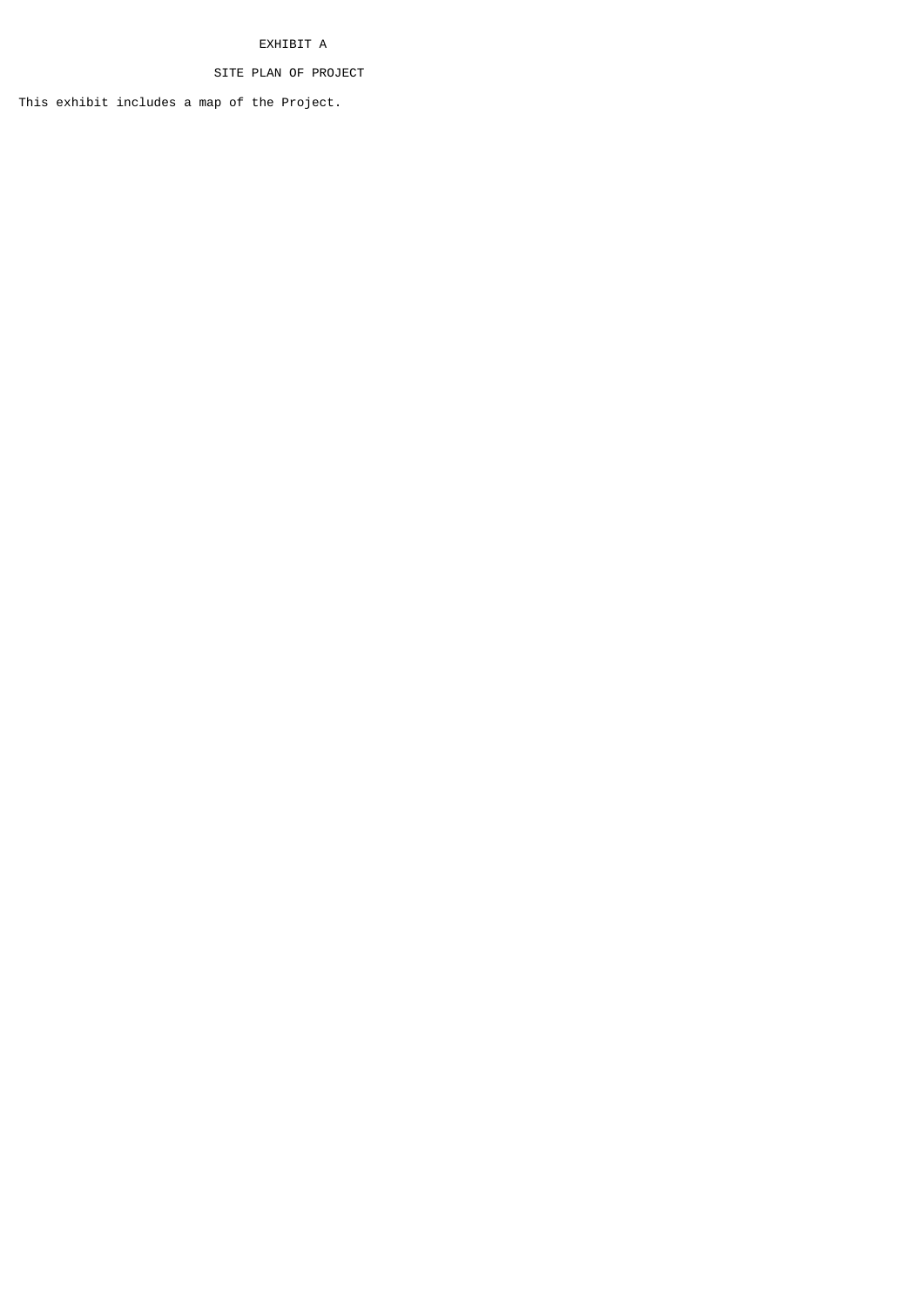# EXHIBIT A

## SITE PLAN OF PROJECT

This exhibit includes a map of the Project.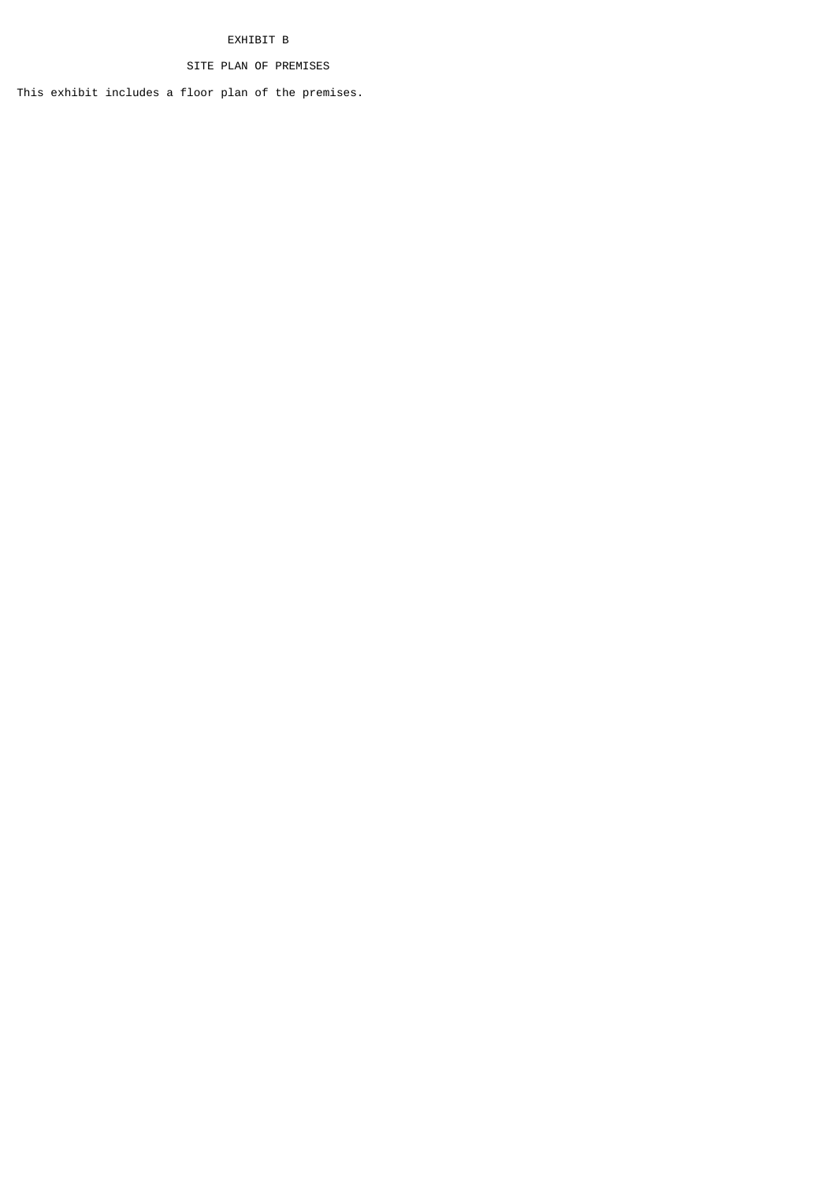# EXHIBIT B

## SITE PLAN OF PREMISES

This exhibit includes a floor plan of the premises.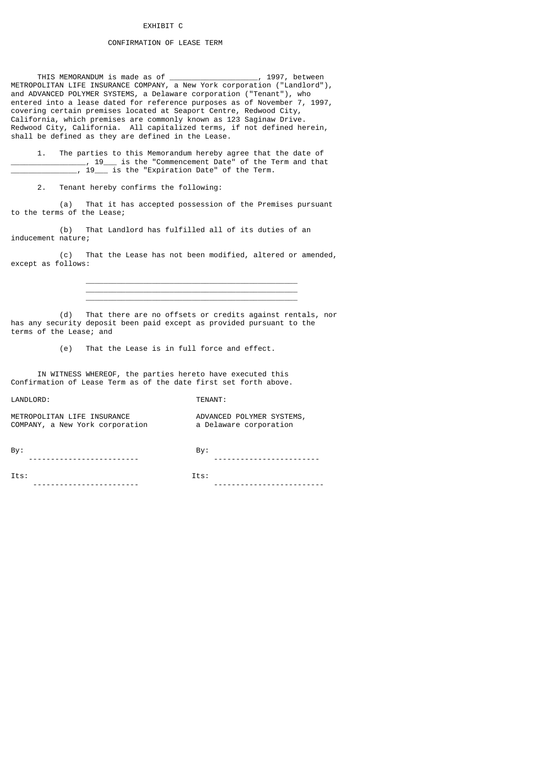# EXHIBIT C

## CONFIRMATION OF LEASE TERM

THIS MEMORANDUM is made as of ___________________, 1997, between METROPOLITAN LIFE INSURANCE COMPANY, a New York corporation ("Landlord"), and ADVANCED POLYMER SYSTEMS, a Delaware corporation ("Tenant"), who entered into a lease dated for reference purposes as of November 7, 1997, covering certain premises located at Seaport Centre, Redwood City, California, which premises are commonly known as 123 Saginaw Drive. Redwood City, California. All capitalized terms, if not defined herein, shall be defined as they are defined in the Lease.

1. The parties to this Memorandum hereby agree that the date of ________________, 19___ is the "Commencement Date" of the Term and that ______________, 19___ is the "Expiration Date" of the Term.

2. Tenant hereby confirms the following:

(a) That it has accepted possession of the Premises pursuant to the terms of the Lease;

(b) That Landlord has fulfilled all of its duties of an inducement nature;

(c) That the Lease has not been modified, altered or amended, except as follows:

_______________________________________________
_______________________________________________
_______________________________________________

(d) That there are no offsets or credits against rentals, nor has any security deposit been paid except as provided pursuant to the terms of the Lease; and

(e) That the Lease is in full force and effect.

IN WITNESS WHEREOF, the parties hereto have executed this Confirmation of Lease Term as of the date first set forth above.

| LANDLORD: | TENANT: |
|---|---|
| METROPOLITAN LIFE INSURANCE COMPANY, a New York corporation | ADVANCED POLYMER SYSTEMS, a Delaware corporation |
| By: ------------------------ | By: ----------------------- |
| Its: ----------------------- | Its: ------------------------ |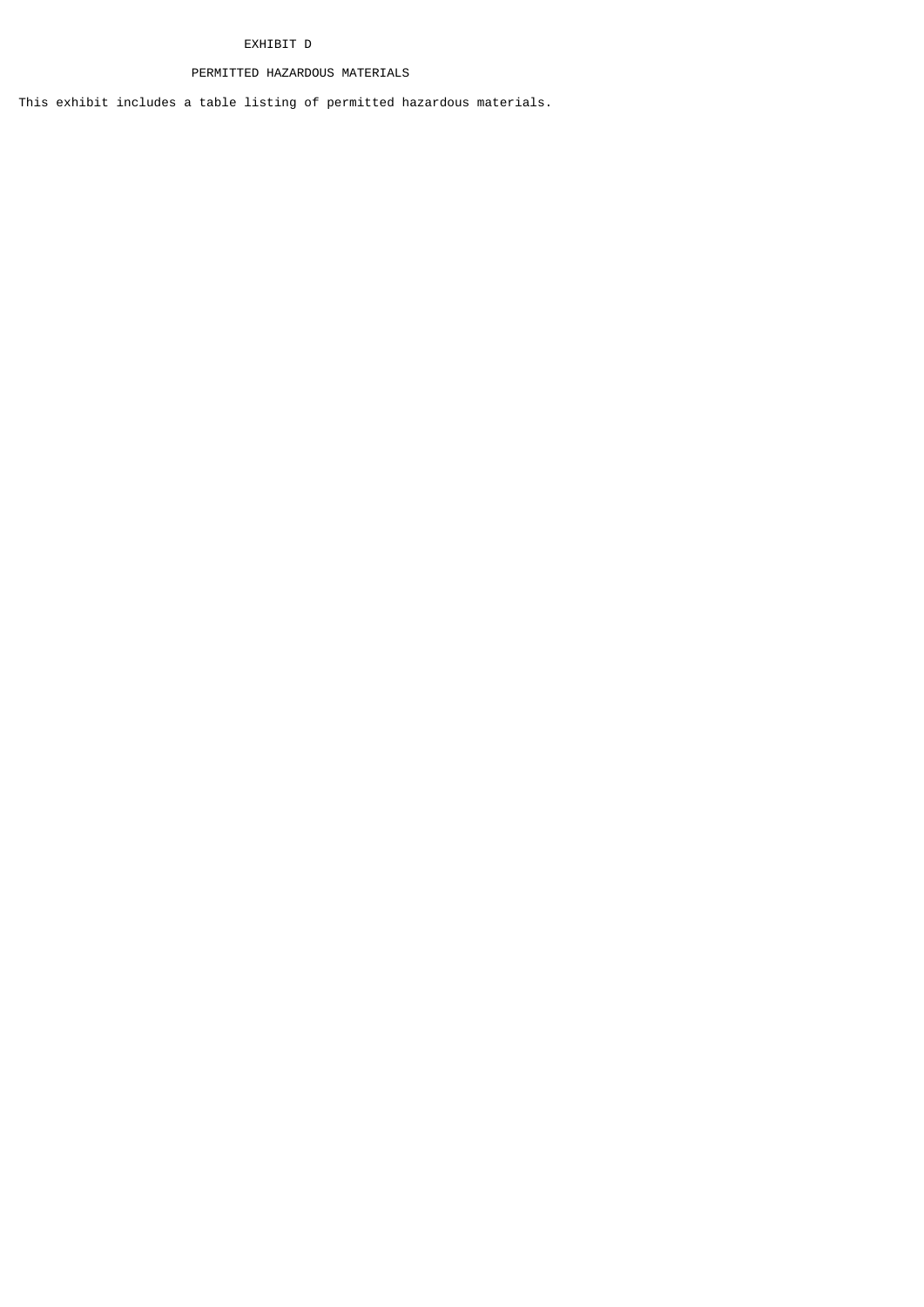# EXHIBIT D

## PERMITTED HAZARDOUS MATERIALS

This exhibit includes a table listing of permitted hazardous materials.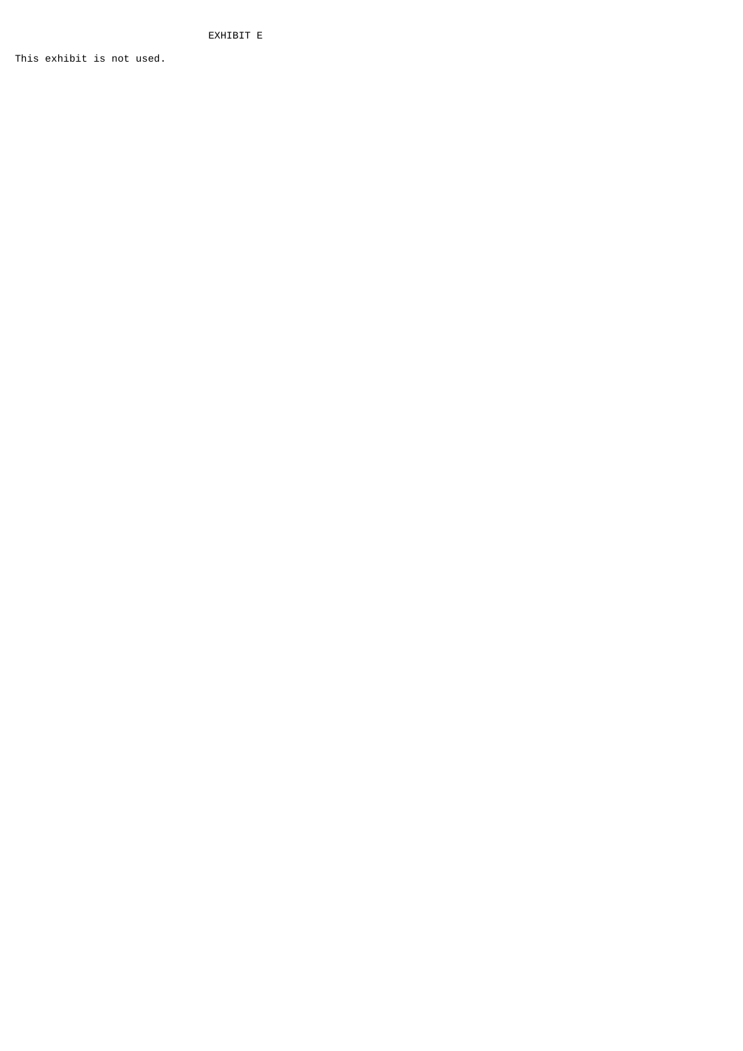# EXHIBIT E

This exhibit is not used.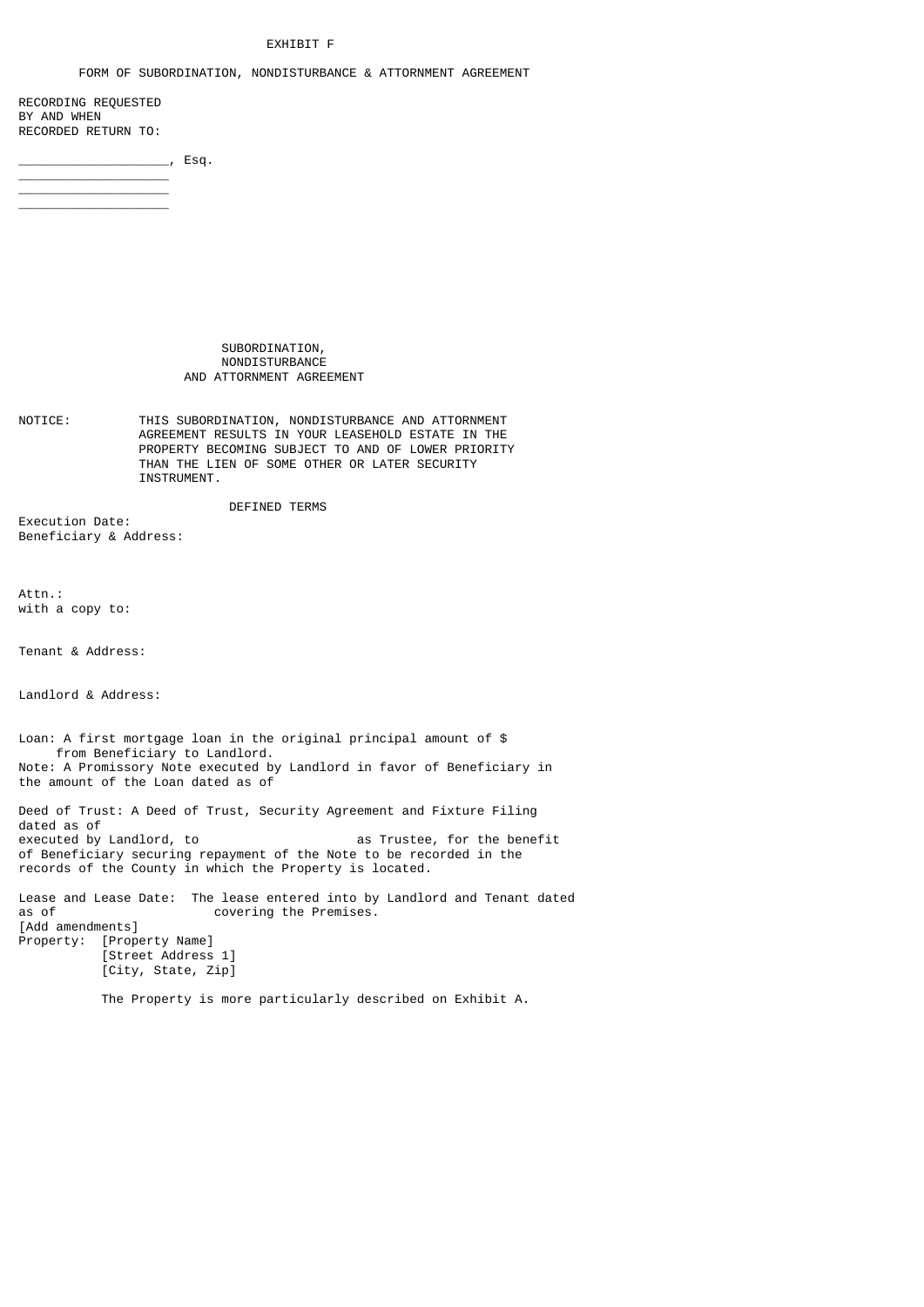EXHIBIT F

FORM OF SUBORDINATION, NONDISTURBANCE & ATTORNMENT AGREEMENT

RECORDING REQUESTED
BY AND WHEN
RECORDED RETURN TO:

___________________, Esq.
___________________
___________________
___________________

# SUBORDINATION, NONDISTURBANCE AND ATTORNMENT AGREEMENT

NOTICE: THIS SUBORDINATION, NONDISTURBANCE AND ATTORNMENT AGREEMENT RESULTS IN YOUR LEASEHOLD ESTATE IN THE PROPERTY BECOMING SUBJECT TO AND OF LOWER PRIORITY THAN THE LIEN OF SOME OTHER OR LATER SECURITY INSTRUMENT.

## DEFINED TERMS

Execution Date:
Beneficiary & Address:

Attn.:
with a copy to:

Tenant & Address:

Landlord & Address:

Loan: A first mortgage loan in the original principal amount of $ from Beneficiary to Landlord.
Note: A Promissory Note executed by Landlord in favor of Beneficiary in the amount of the Loan dated as of

Deed of Trust: A Deed of Trust, Security Agreement and Fixture Filing dated as of
executed by Landlord, to as Trustee, for the benefit of Beneficiary securing repayment of the Note to be recorded in the records of the County in which the Property is located.

Lease and Lease Date: The lease entered into by Landlord and Tenant dated as of covering the Premises.
[Add amendments]
Property: [Property Name]
[Street Address 1]
[City, State, Zip]

The Property is more particularly described on Exhibit A.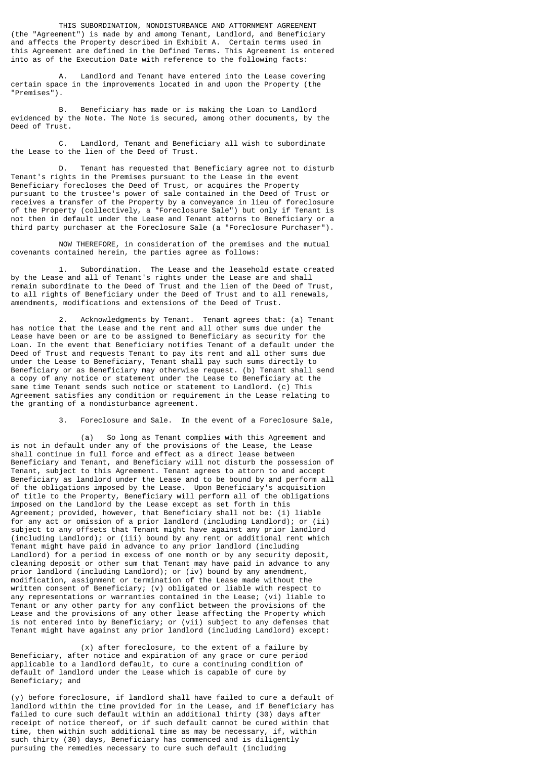THIS SUBORDINATION, NONDISTURBANCE AND ATTORNMENT AGREEMENT (the "Agreement") is made by and among Tenant, Landlord, and Beneficiary and affects the Property described in Exhibit A. Certain terms used in this Agreement are defined in the Defined Terms. This Agreement is entered into as of the Execution Date with reference to the following facts:

A. Landlord and Tenant have entered into the Lease covering certain space in the improvements located in and upon the Property (the "Premises").

B. Beneficiary has made or is making the Loan to Landlord evidenced by the Note. The Note is secured, among other documents, by the Deed of Trust.

C. Landlord, Tenant and Beneficiary all wish to subordinate the Lease to the lien of the Deed of Trust.

D. Tenant has requested that Beneficiary agree not to disturb Tenant's rights in the Premises pursuant to the Lease in the event Beneficiary forecloses the Deed of Trust, or acquires the Property pursuant to the trustee's power of sale contained in the Deed of Trust or receives a transfer of the Property by a conveyance in lieu of foreclosure of the Property (collectively, a "Foreclosure Sale") but only if Tenant is not then in default under the Lease and Tenant attorns to Beneficiary or a third party purchaser at the Foreclosure Sale (a "Foreclosure Purchaser").

NOW THEREFORE, in consideration of the premises and the mutual covenants contained herein, the parties agree as follows:

1. Subordination. The Lease and the leasehold estate created by the Lease and all of Tenant's rights under the Lease are and shall remain subordinate to the Deed of Trust and the lien of the Deed of Trust, to all rights of Beneficiary under the Deed of Trust and to all renewals, amendments, modifications and extensions of the Deed of Trust.

2. Acknowledgments by Tenant. Tenant agrees that: (a) Tenant has notice that the Lease and the rent and all other sums due under the Lease have been or are to be assigned to Beneficiary as security for the Loan. In the event that Beneficiary notifies Tenant of a default under the Deed of Trust and requests Tenant to pay its rent and all other sums due under the Lease to Beneficiary, Tenant shall pay such sums directly to Beneficiary or as Beneficiary may otherwise request. (b) Tenant shall send a copy of any notice or statement under the Lease to Beneficiary at the same time Tenant sends such notice or statement to Landlord. (c) This Agreement satisfies any condition or requirement in the Lease relating to the granting of a nondisturbance agreement.

3. Foreclosure and Sale. In the event of a Foreclosure Sale,

(a) So long as Tenant complies with this Agreement and is not in default under any of the provisions of the Lease, the Lease shall continue in full force and effect as a direct lease between Beneficiary and Tenant, and Beneficiary will not disturb the possession of Tenant, subject to this Agreement. Tenant agrees to attorn to and accept Beneficiary as landlord under the Lease and to be bound by and perform all of the obligations imposed by the Lease. Upon Beneficiary's acquisition of title to the Property, Beneficiary will perform all of the obligations imposed on the Landlord by the Lease except as set forth in this Agreement; provided, however, that Beneficiary shall not be: (i) liable for any act or omission of a prior landlord (including Landlord); or (ii) subject to any offsets that Tenant might have against any prior landlord (including Landlord); or (iii) bound by any rent or additional rent which Tenant might have paid in advance to any prior landlord (including Landlord) for a period in excess of one month or by any security deposit, cleaning deposit or other sum that Tenant may have paid in advance to any prior landlord (including Landlord); or (iv) bound by any amendment, modification, assignment or termination of the Lease made without the written consent of Beneficiary; (v) obligated or liable with respect to any representations or warranties contained in the Lease; (vi) liable to Tenant or any other party for any conflict between the provisions of the Lease and the provisions of any other lease affecting the Property which is not entered into by Beneficiary; or (vii) subject to any defenses that Tenant might have against any prior landlord (including Landlord) except:

(x) after foreclosure, to the extent of a failure by Beneficiary, after notice and expiration of any grace or cure period applicable to a landlord default, to cure a continuing condition of default of landlord under the Lease which is capable of cure by Beneficiary; and

(y) before foreclosure, if landlord shall have failed to cure a default of landlord within the time provided for in the Lease, and if Beneficiary has failed to cure such default within an additional thirty (30) days after receipt of notice thereof, or if such default cannot be cured within that time, then within such additional time as may be necessary, if, within such thirty (30) days, Beneficiary has commenced and is diligently pursuing the remedies necessary to cure such default (including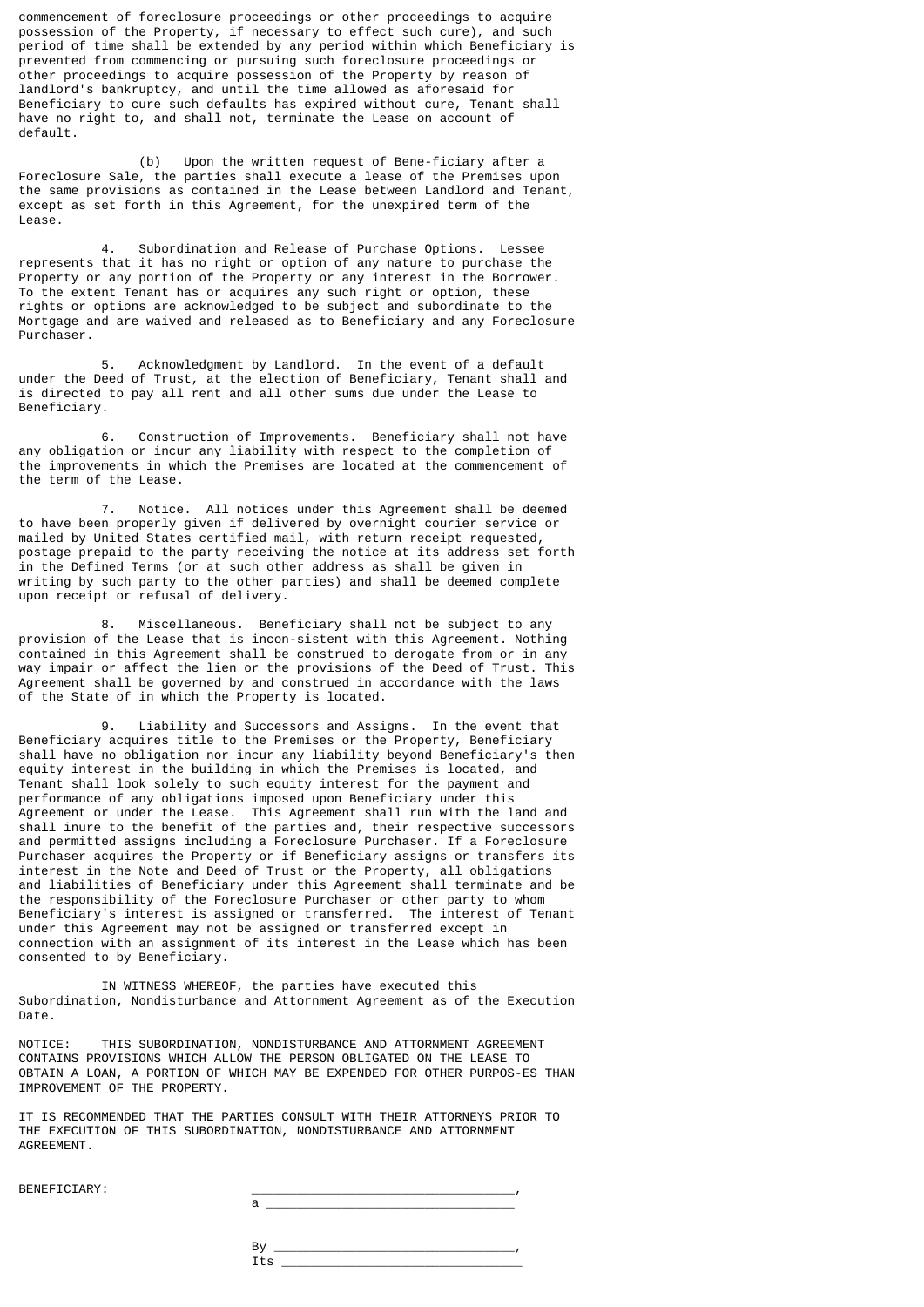commencement of foreclosure proceedings or other proceedings to acquire possession of the Property, if necessary to effect such cure), and such period of time shall be extended by any period within which Beneficiary is prevented from commencing or pursuing such foreclosure proceedings or other proceedings to acquire possession of the Property by reason of landlord's bankruptcy, and until the time allowed as aforesaid for Beneficiary to cure such defaults has expired without cure, Tenant shall have no right to, and shall not, terminate the Lease on account of default.

(b) Upon the written request of Bene-ficiary after a Foreclosure Sale, the parties shall execute a lease of the Premises upon the same provisions as contained in the Lease between Landlord and Tenant, except as set forth in this Agreement, for the unexpired term of the Lease.

4. Subordination and Release of Purchase Options. Lessee represents that it has no right or option of any nature to purchase the Property or any portion of the Property or any interest in the Borrower. To the extent Tenant has or acquires any such right or option, these rights or options are acknowledged to be subject and subordinate to the Mortgage and are waived and released as to Beneficiary and any Foreclosure Purchaser.

5. Acknowledgment by Landlord. In the event of a default under the Deed of Trust, at the election of Beneficiary, Tenant shall and is directed to pay all rent and all other sums due under the Lease to Beneficiary.

6. Construction of Improvements. Beneficiary shall not have any obligation or incur any liability with respect to the completion of the improvements in which the Premises are located at the commencement of the term of the Lease.

7. Notice. All notices under this Agreement shall be deemed to have been properly given if delivered by overnight courier service or mailed by United States certified mail, with return receipt requested, postage prepaid to the party receiving the notice at its address set forth in the Defined Terms (or at such other address as shall be given in writing by such party to the other parties) and shall be deemed complete upon receipt or refusal of delivery.

8. Miscellaneous. Beneficiary shall not be subject to any provision of the Lease that is incon-sistent with this Agreement. Nothing contained in this Agreement shall be construed to derogate from or in any way impair or affect the lien or the provisions of the Deed of Trust. This Agreement shall be governed by and construed in accordance with the laws of the State of in which the Property is located.

9. Liability and Successors and Assigns. In the event that Beneficiary acquires title to the Premises or the Property, Beneficiary shall have no obligation nor incur any liability beyond Beneficiary's then equity interest in the building in which the Premises is located, and Tenant shall look solely to such equity interest for the payment and performance of any obligations imposed upon Beneficiary under this Agreement or under the Lease. This Agreement shall run with the land and shall inure to the benefit of the parties and, their respective successors and permitted assigns including a Foreclosure Purchaser. If a Foreclosure Purchaser acquires the Property or if Beneficiary assigns or transfers its interest in the Note and Deed of Trust or the Property, all obligations and liabilities of Beneficiary under this Agreement shall terminate and be the responsibility of the Foreclosure Purchaser or other party to whom Beneficiary's interest is assigned or transferred. The interest of Tenant under this Agreement may not be assigned or transferred except in connection with an assignment of its interest in the Lease which has been consented to by Beneficiary.

IN WITNESS WHEREOF, the parties have executed this Subordination, Nondisturbance and Attornment Agreement as of the Execution Date.

NOTICE: THIS SUBORDINATION, NONDISTURBANCE AND ATTORNMENT AGREEMENT CONTAINS PROVISIONS WHICH ALLOW THE PERSON OBLIGATED ON THE LEASE TO OBTAIN A LOAN, A PORTION OF WHICH MAY BE EXPENDED FOR OTHER PURPOS-ES THAN IMPROVEMENT OF THE PROPERTY.

IT IS RECOMMENDED THAT THE PARTIES CONSULT WITH THEIR ATTORNEYS PRIOR TO THE EXECUTION OF THIS SUBORDINATION, NONDISTURBANCE AND ATTORNMENT AGREEMENT.

BENEFICIARY: ___________________________________,
a _________________________________

By _______________________________,
Its _________________________________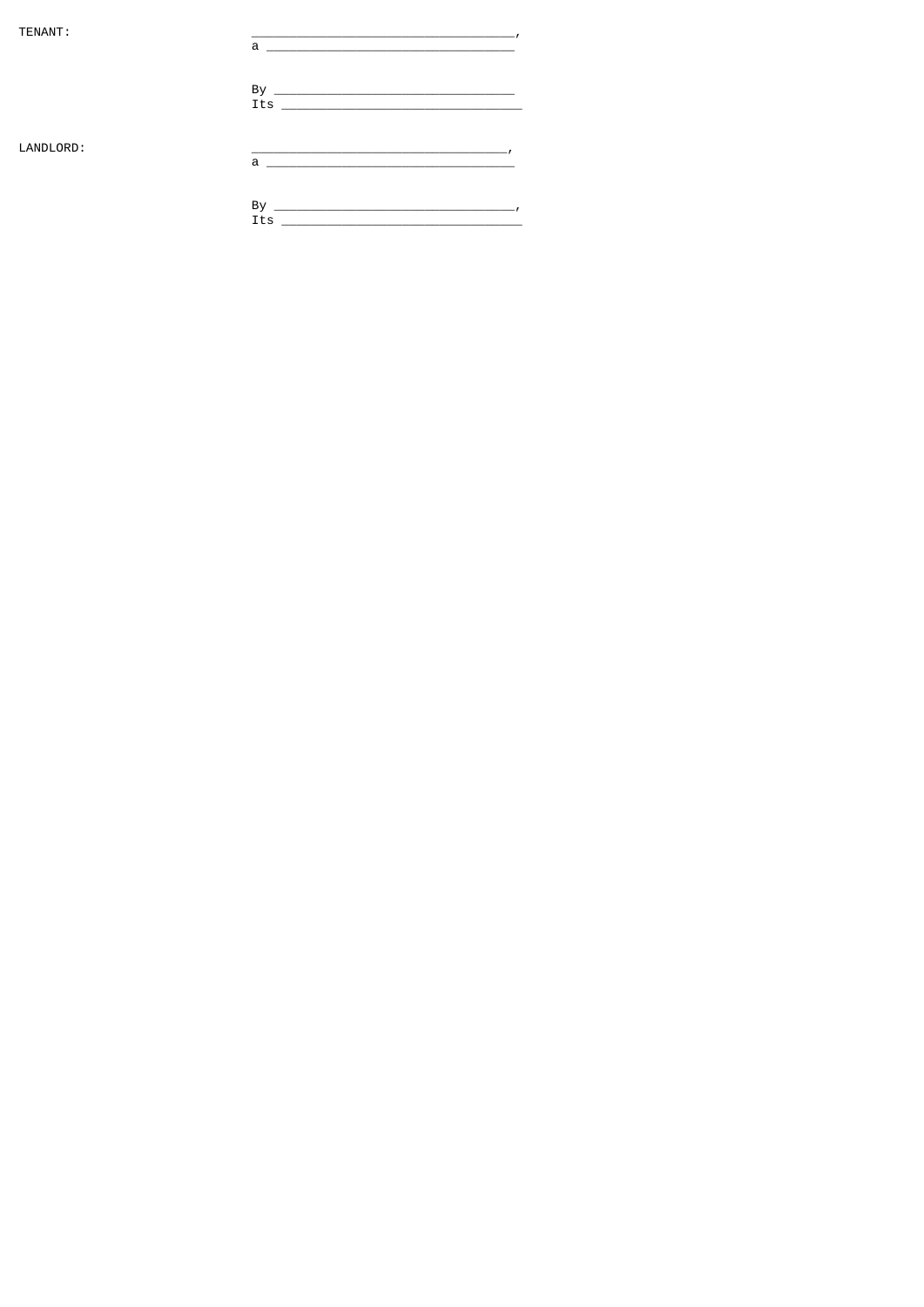TENANT:

_________________________________,
a _______________________________

By ______________________________
Its ______________________________

LANDLORD:

_________________________________,
a _______________________________

By ______________________________,
Its ______________________________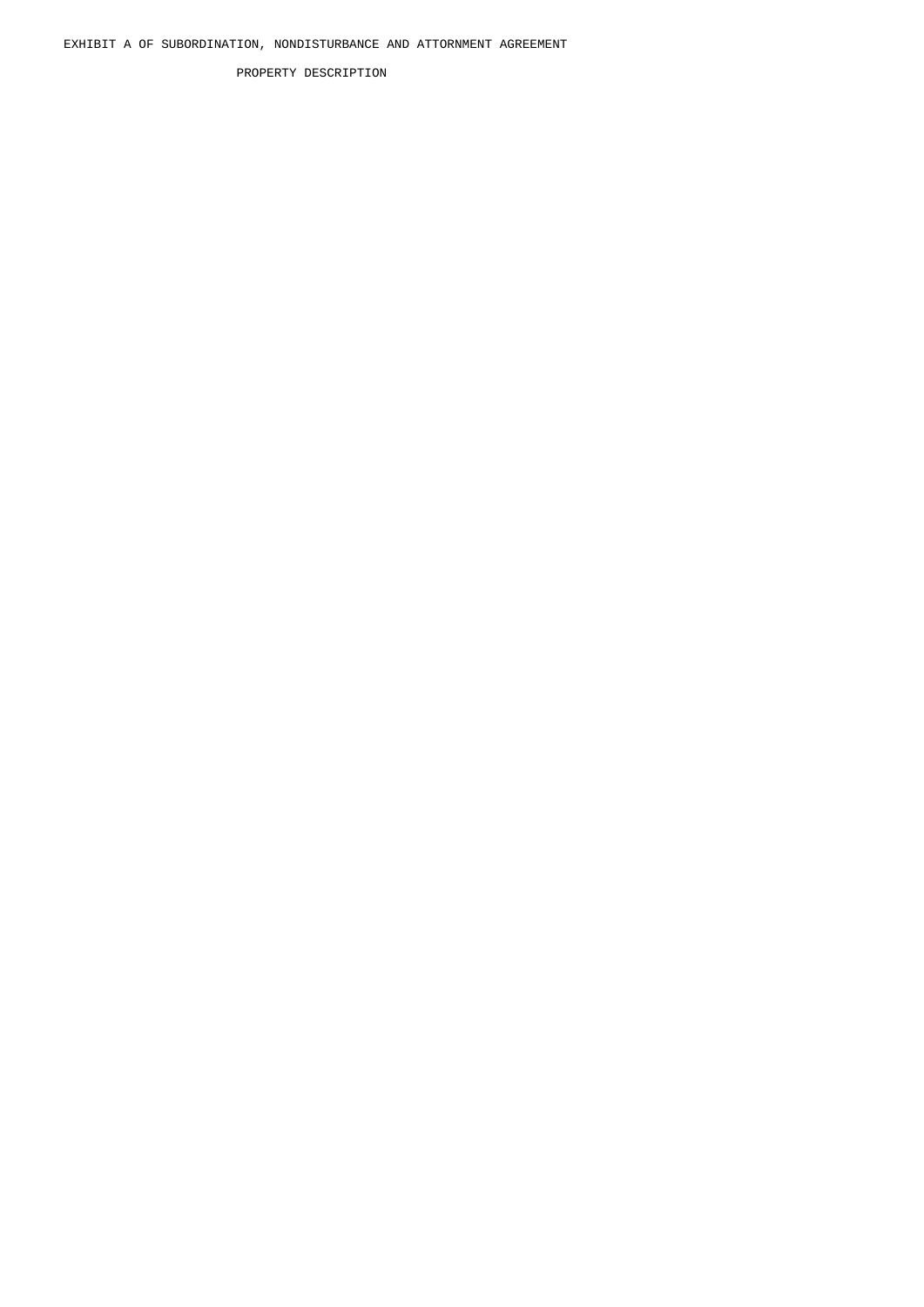EXHIBIT A OF SUBORDINATION, NONDISTURBANCE AND ATTORNMENT AGREEMENT

PROPERTY DESCRIPTION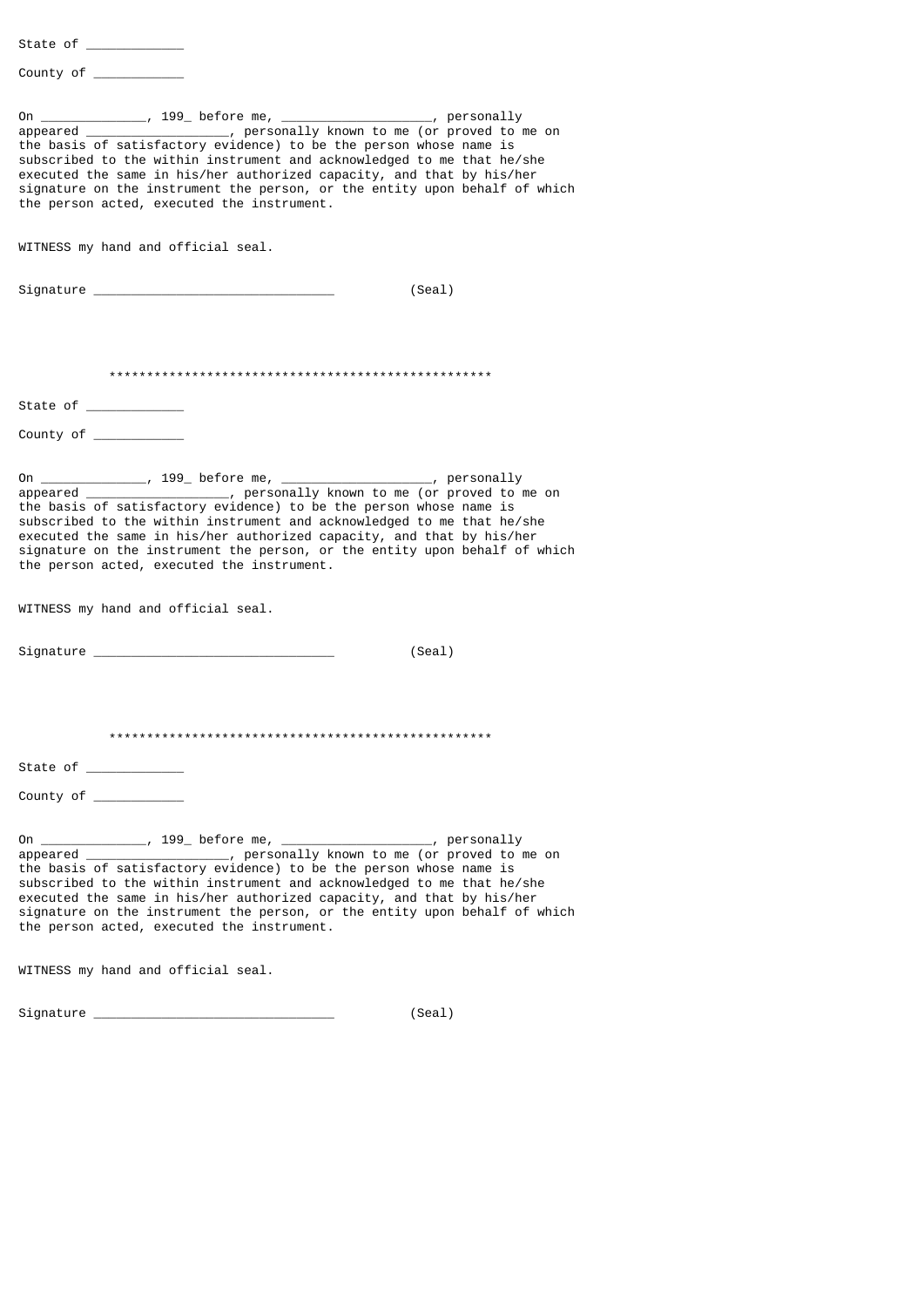State of _____________

County of ____________

On ______________, 199_ before me, ____________________, personally appeared ___________________, personally known to me (or proved to me on the basis of satisfactory evidence) to be the person whose name is subscribed to the within instrument and acknowledged to me that he/she executed the same in his/her authorized capacity, and that by his/her signature on the instrument the person, or the entity upon behalf of which the person acted, executed the instrument.

WITNESS my hand and official seal.

Signature ________________________________ (Seal)

***************************************************

State of _____________

County of ____________

On ______________, 199_ before me, ____________________, personally appeared ___________________, personally known to me (or proved to me on the basis of satisfactory evidence) to be the person whose name is subscribed to the within instrument and acknowledged to me that he/she executed the same in his/her authorized capacity, and that by his/her signature on the instrument the person, or the entity upon behalf of which the person acted, executed the instrument.

WITNESS my hand and official seal.

Signature ________________________________ (Seal)

***************************************************

State of _____________

County of ____________

On ______________, 199_ before me, ____________________, personally appeared ___________________, personally known to me (or proved to me on the basis of satisfactory evidence) to be the person whose name is subscribed to the within instrument and acknowledged to me that he/she executed the same in his/her authorized capacity, and that by his/her signature on the instrument the person, or the entity upon behalf of which the person acted, executed the instrument.

WITNESS my hand and official seal.

Signature ________________________________ (Seal)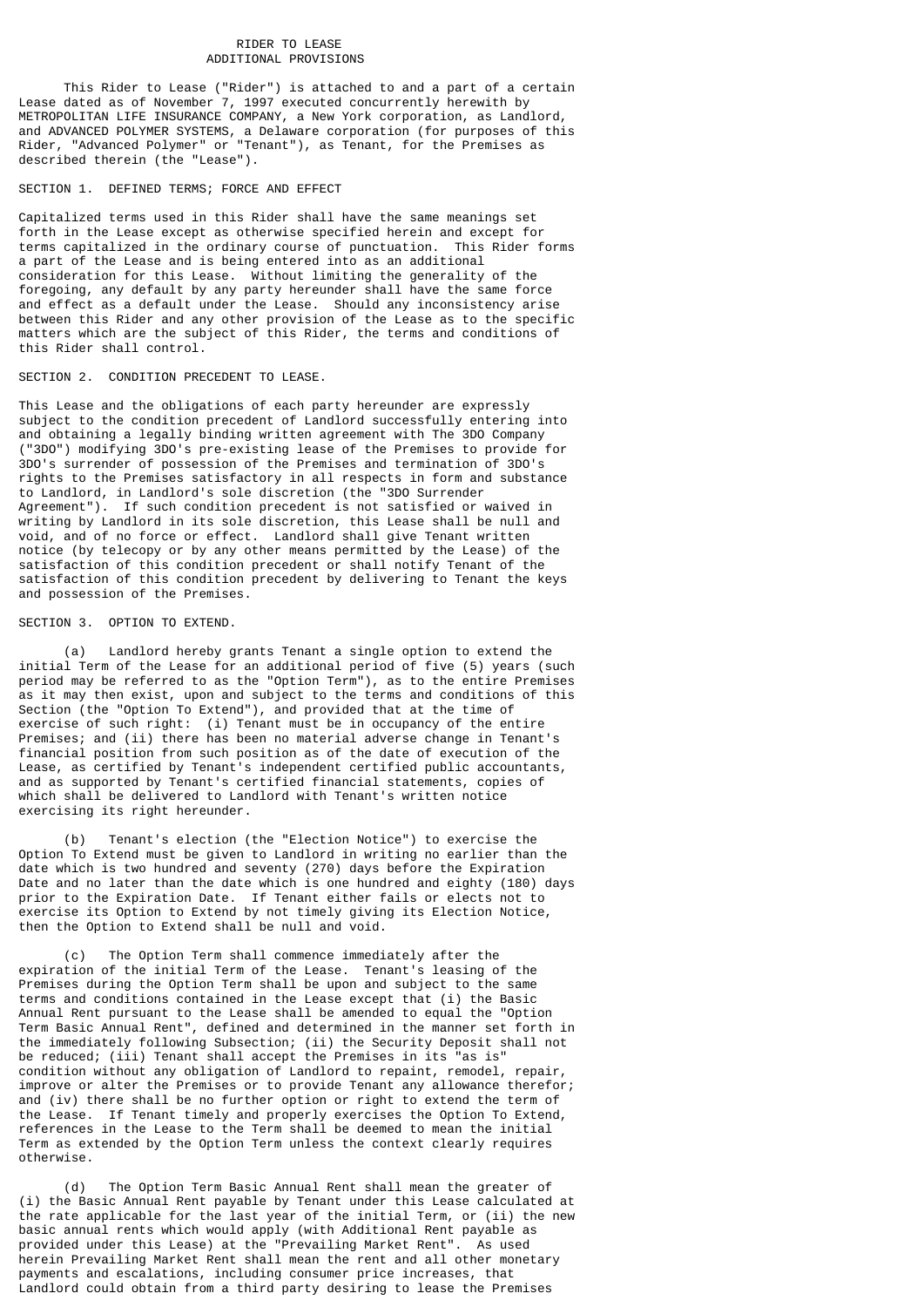# RIDER TO LEASE
## ADDITIONAL PROVISIONS

This Rider to Lease ("Rider") is attached to and a part of a certain Lease dated as of November 7, 1997 executed concurrently herewith by METROPOLITAN LIFE INSURANCE COMPANY, a New York corporation, as Landlord, and ADVANCED POLYMER SYSTEMS, a Delaware corporation (for purposes of this Rider, "Advanced Polymer" or "Tenant"), as Tenant, for the Premises as described therein (the "Lease").

SECTION 1. DEFINED TERMS; FORCE AND EFFECT

Capitalized terms used in this Rider shall have the same meanings set forth in the Lease except as otherwise specified herein and except for terms capitalized in the ordinary course of punctuation. This Rider forms a part of the Lease and is being entered into as an additional consideration for this Lease. Without limiting the generality of the foregoing, any default by any party hereunder shall have the same force and effect as a default under the Lease. Should any inconsistency arise between this Rider and any other provision of the Lease as to the specific matters which are the subject of this Rider, the terms and conditions of this Rider shall control.

SECTION 2. CONDITION PRECEDENT TO LEASE.

This Lease and the obligations of each party hereunder are expressly subject to the condition precedent of Landlord successfully entering into and obtaining a legally binding written agreement with The 3DO Company ("3DO") modifying 3DO's pre-existing lease of the Premises to provide for 3DO's surrender of possession of the Premises and termination of 3DO's rights to the Premises satisfactory in all respects in form and substance to Landlord, in Landlord's sole discretion (the "3DO Surrender Agreement"). If such condition precedent is not satisfied or waived in writing by Landlord in its sole discretion, this Lease shall be null and void, and of no force or effect. Landlord shall give Tenant written notice (by telecopy or by any other means permitted by the Lease) of the satisfaction of this condition precedent or shall notify Tenant of the satisfaction of this condition precedent by delivering to Tenant the keys and possession of the Premises.

SECTION 3. OPTION TO EXTEND.

(a) Landlord hereby grants Tenant a single option to extend the initial Term of the Lease for an additional period of five (5) years (such period may be referred to as the "Option Term"), as to the entire Premises as it may then exist, upon and subject to the terms and conditions of this Section (the "Option To Extend"), and provided that at the time of exercise of such right: (i) Tenant must be in occupancy of the entire Premises; and (ii) there has been no material adverse change in Tenant's financial position from such position as of the date of execution of the Lease, as certified by Tenant's independent certified public accountants, and as supported by Tenant's certified financial statements, copies of which shall be delivered to Landlord with Tenant's written notice exercising its right hereunder.

(b) Tenant's election (the "Election Notice") to exercise the Option To Extend must be given to Landlord in writing no earlier than the date which is two hundred and seventy (270) days before the Expiration Date and no later than the date which is one hundred and eighty (180) days prior to the Expiration Date. If Tenant either fails or elects not to exercise its Option to Extend by not timely giving its Election Notice, then the Option to Extend shall be null and void.

(c) The Option Term shall commence immediately after the expiration of the initial Term of the Lease. Tenant's leasing of the Premises during the Option Term shall be upon and subject to the same terms and conditions contained in the Lease except that (i) the Basic Annual Rent pursuant to the Lease shall be amended to equal the "Option Term Basic Annual Rent", defined and determined in the manner set forth in the immediately following Subsection; (ii) the Security Deposit shall not be reduced; (iii) Tenant shall accept the Premises in its "as is" condition without any obligation of Landlord to repaint, remodel, repair, improve or alter the Premises or to provide Tenant any allowance therefor; and (iv) there shall be no further option or right to extend the term of the Lease. If Tenant timely and properly exercises the Option To Extend, references in the Lease to the Term shall be deemed to mean the initial Term as extended by the Option Term unless the context clearly requires otherwise.

(d) The Option Term Basic Annual Rent shall mean the greater of (i) the Basic Annual Rent payable by Tenant under this Lease calculated at the rate applicable for the last year of the initial Term, or (ii) the new basic annual rents which would apply (with Additional Rent payable as provided under this Lease) at the "Prevailing Market Rent". As used herein Prevailing Market Rent shall mean the rent and all other monetary payments and escalations, including consumer price increases, that Landlord could obtain from a third party desiring to lease the Premises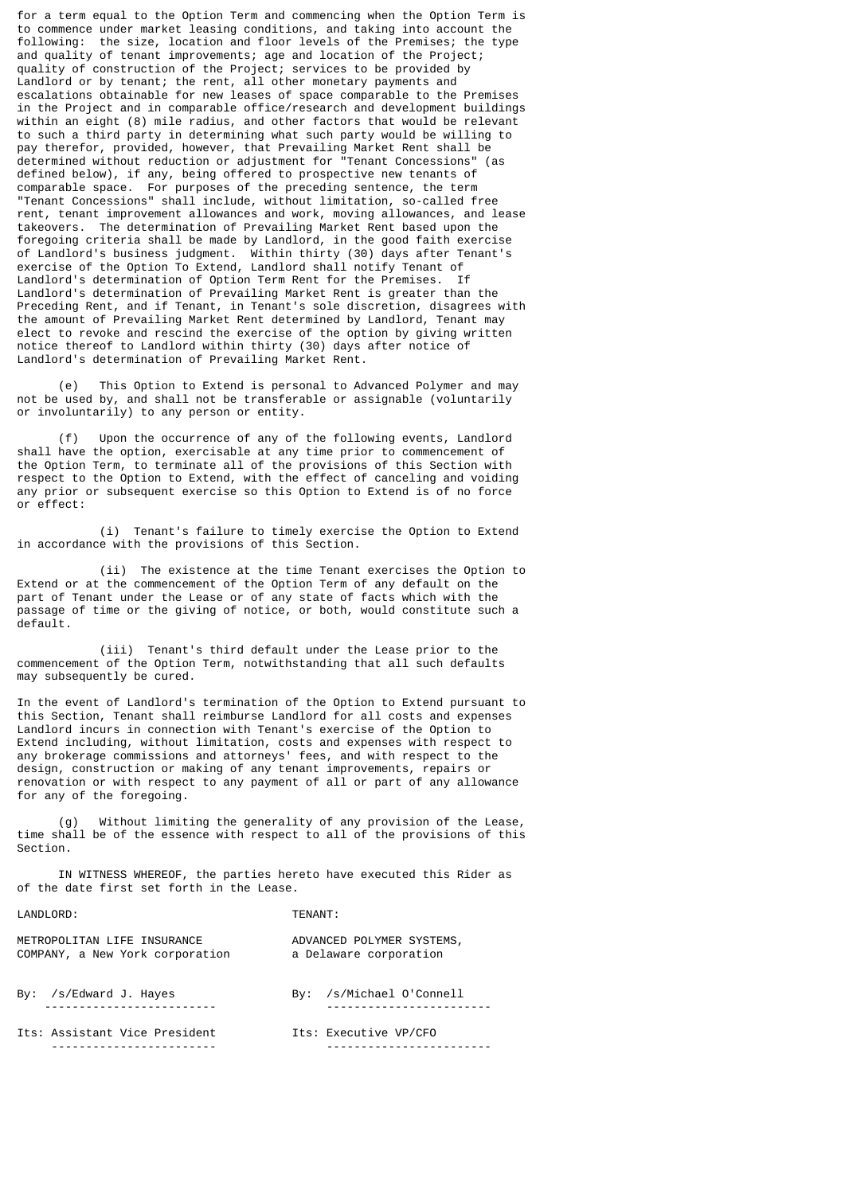for a term equal to the Option Term and commencing when the Option Term is to commence under market leasing conditions, and taking into account the following: the size, location and floor levels of the Premises; the type and quality of tenant improvements; age and location of the Project; quality of construction of the Project; services to be provided by Landlord or by tenant; the rent, all other monetary payments and escalations obtainable for new leases of space comparable to the Premises in the Project and in comparable office/research and development buildings within an eight (8) mile radius, and other factors that would be relevant to such a third party in determining what such party would be willing to pay therefor, provided, however, that Prevailing Market Rent shall be determined without reduction or adjustment for "Tenant Concessions" (as defined below), if any, being offered to prospective new tenants of comparable space. For purposes of the preceding sentence, the term "Tenant Concessions" shall include, without limitation, so-called free rent, tenant improvement allowances and work, moving allowances, and lease takeovers. The determination of Prevailing Market Rent based upon the foregoing criteria shall be made by Landlord, in the good faith exercise of Landlord's business judgment. Within thirty (30) days after Tenant's exercise of the Option To Extend, Landlord shall notify Tenant of Landlord's determination of Option Term Rent for the Premises. If Landlord's determination of Prevailing Market Rent is greater than the Preceding Rent, and if Tenant, in Tenant's sole discretion, disagrees with the amount of Prevailing Market Rent determined by Landlord, Tenant may elect to revoke and rescind the exercise of the option by giving written notice thereof to Landlord within thirty (30) days after notice of Landlord's determination of Prevailing Market Rent.

(e) This Option to Extend is personal to Advanced Polymer and may not be used by, and shall not be transferable or assignable (voluntarily or involuntarily) to any person or entity.

(f) Upon the occurrence of any of the following events, Landlord shall have the option, exercisable at any time prior to commencement of the Option Term, to terminate all of the provisions of this Section with respect to the Option to Extend, with the effect of canceling and voiding any prior or subsequent exercise so this Option to Extend is of no force or effect:

(i) Tenant's failure to timely exercise the Option to Extend in accordance with the provisions of this Section.

(ii) The existence at the time Tenant exercises the Option to Extend or at the commencement of the Option Term of any default on the part of Tenant under the Lease or of any state of facts which with the passage of time or the giving of notice, or both, would constitute such a default.

(iii) Tenant's third default under the Lease prior to the commencement of the Option Term, notwithstanding that all such defaults may subsequently be cured.

In the event of Landlord's termination of the Option to Extend pursuant to this Section, Tenant shall reimburse Landlord for all costs and expenses Landlord incurs in connection with Tenant's exercise of the Option to Extend including, without limitation, costs and expenses with respect to any brokerage commissions and attorneys' fees, and with respect to the design, construction or making of any tenant improvements, repairs or renovation or with respect to any payment of all or part of any allowance for any of the foregoing.

(g) Without limiting the generality of any provision of the Lease, time shall be of the essence with respect to all of the provisions of this Section.

IN WITNESS WHEREOF, the parties hereto have executed this Rider as of the date first set forth in the Lease.

| LANDLORD: | TENANT: |
|---|---|
| METROPOLITAN LIFE INSURANCE COMPANY, a New York corporation | ADVANCED POLYMER SYSTEMS, a Delaware corporation |
| By: /s/Edward J. Hayes | By: /s/Michael O'Connell |
| Its: Assistant Vice President | Its: Executive VP/CFO |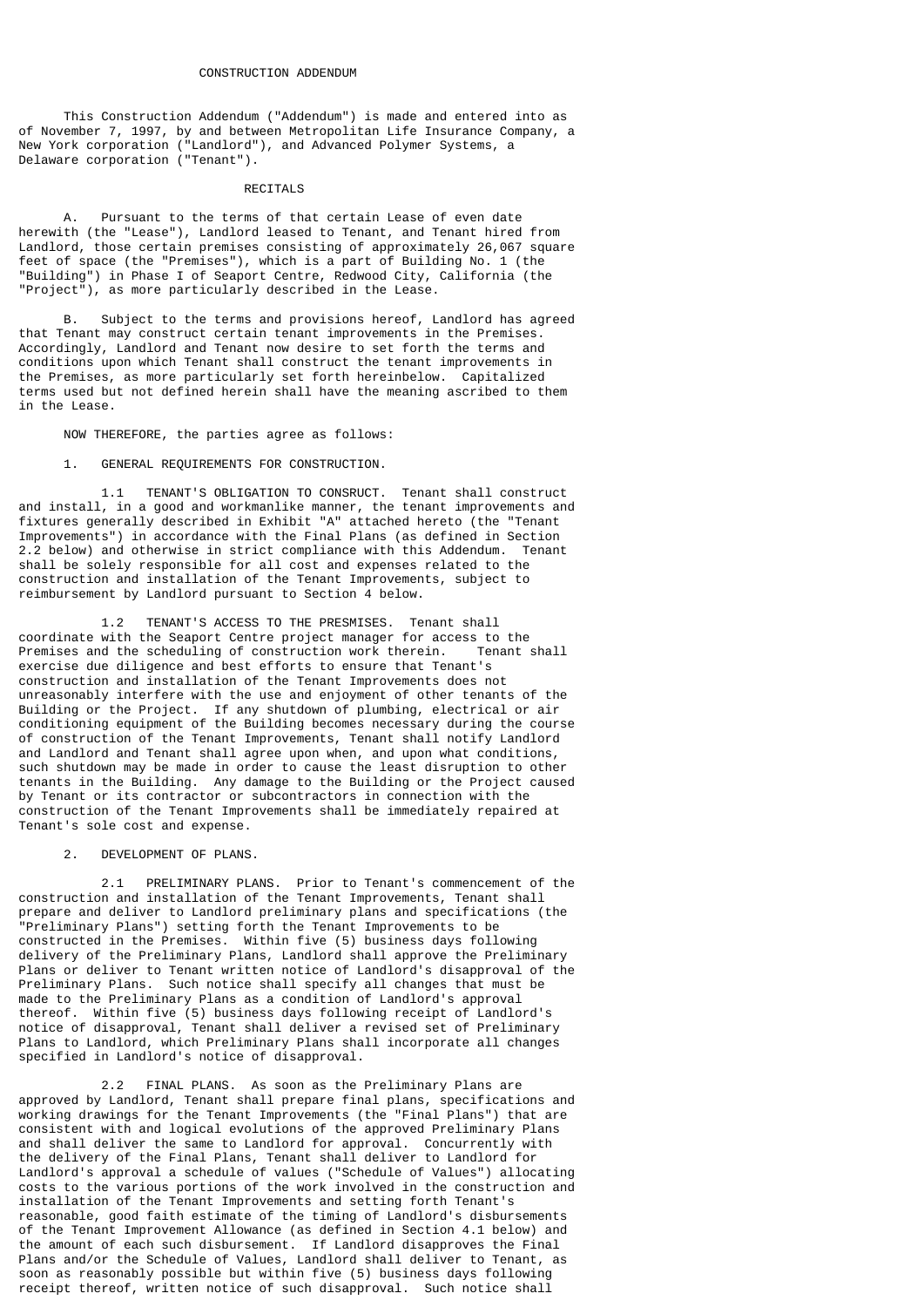# CONSTRUCTION ADDENDUM

This Construction Addendum ("Addendum") is made and entered into as of November 7, 1997, by and between Metropolitan Life Insurance Company, a New York corporation ("Landlord"), and Advanced Polymer Systems, a Delaware corporation ("Tenant").

## RECITALS

A. Pursuant to the terms of that certain Lease of even date herewith (the "Lease"), Landlord leased to Tenant, and Tenant hired from Landlord, those certain premises consisting of approximately 26,067 square feet of space (the "Premises"), which is a part of Building No. 1 (the "Building") in Phase I of Seaport Centre, Redwood City, California (the "Project"), as more particularly described in the Lease.

B. Subject to the terms and provisions hereof, Landlord has agreed that Tenant may construct certain tenant improvements in the Premises. Accordingly, Landlord and Tenant now desire to set forth the terms and conditions upon which Tenant shall construct the tenant improvements in the Premises, as more particularly set forth hereinbelow. Capitalized terms used but not defined herein shall have the meaning ascribed to them in the Lease.

NOW THEREFORE, the parties agree as follows:

1. GENERAL REQUIREMENTS FOR CONSTRUCTION.

1.1 TENANT'S OBLIGATION TO CONSRUCT. Tenant shall construct and install, in a good and workmanlike manner, the tenant improvements and fixtures generally described in Exhibit "A" attached hereto (the "Tenant Improvements") in accordance with the Final Plans (as defined in Section 2.2 below) and otherwise in strict compliance with this Addendum. Tenant shall be solely responsible for all cost and expenses related to the construction and installation of the Tenant Improvements, subject to reimbursement by Landlord pursuant to Section 4 below.

1.2 TENANT'S ACCESS TO THE PRESMISES. Tenant shall coordinate with the Seaport Centre project manager for access to the Premises and the scheduling of construction work therein. Tenant shall exercise due diligence and best efforts to ensure that Tenant's construction and installation of the Tenant Improvements does not unreasonably interfere with the use and enjoyment of other tenants of the Building or the Project. If any shutdown of plumbing, electrical or air conditioning equipment of the Building becomes necessary during the course of construction of the Tenant Improvements, Tenant shall notify Landlord and Landlord and Tenant shall agree upon when, and upon what conditions, such shutdown may be made in order to cause the least disruption to other tenants in the Building. Any damage to the Building or the Project caused by Tenant or its contractor or subcontractors in connection with the construction of the Tenant Improvements shall be immediately repaired at Tenant's sole cost and expense.

2. DEVELOPMENT OF PLANS.

2.1 PRELIMINARY PLANS. Prior to Tenant's commencement of the construction and installation of the Tenant Improvements, Tenant shall prepare and deliver to Landlord preliminary plans and specifications (the "Preliminary Plans") setting forth the Tenant Improvements to be constructed in the Premises. Within five (5) business days following delivery of the Preliminary Plans, Landlord shall approve the Preliminary Plans or deliver to Tenant written notice of Landlord's disapproval of the Preliminary Plans. Such notice shall specify all changes that must be made to the Preliminary Plans as a condition of Landlord's approval thereof. Within five (5) business days following receipt of Landlord's notice of disapproval, Tenant shall deliver a revised set of Preliminary Plans to Landlord, which Preliminary Plans shall incorporate all changes specified in Landlord's notice of disapproval.

2.2 FINAL PLANS. As soon as the Preliminary Plans are approved by Landlord, Tenant shall prepare final plans, specifications and working drawings for the Tenant Improvements (the "Final Plans") that are consistent with and logical evolutions of the approved Preliminary Plans and shall deliver the same to Landlord for approval. Concurrently with the delivery of the Final Plans, Tenant shall deliver to Landlord for Landlord's approval a schedule of values ("Schedule of Values") allocating costs to the various portions of the work involved in the construction and installation of the Tenant Improvements and setting forth Tenant's reasonable, good faith estimate of the timing of Landlord's disbursements of the Tenant Improvement Allowance (as defined in Section 4.1 below) and the amount of each such disbursement. If Landlord disapproves the Final Plans and/or the Schedule of Values, Landlord shall deliver to Tenant, as soon as reasonably possible but within five (5) business days following receipt thereof, written notice of such disapproval. Such notice shall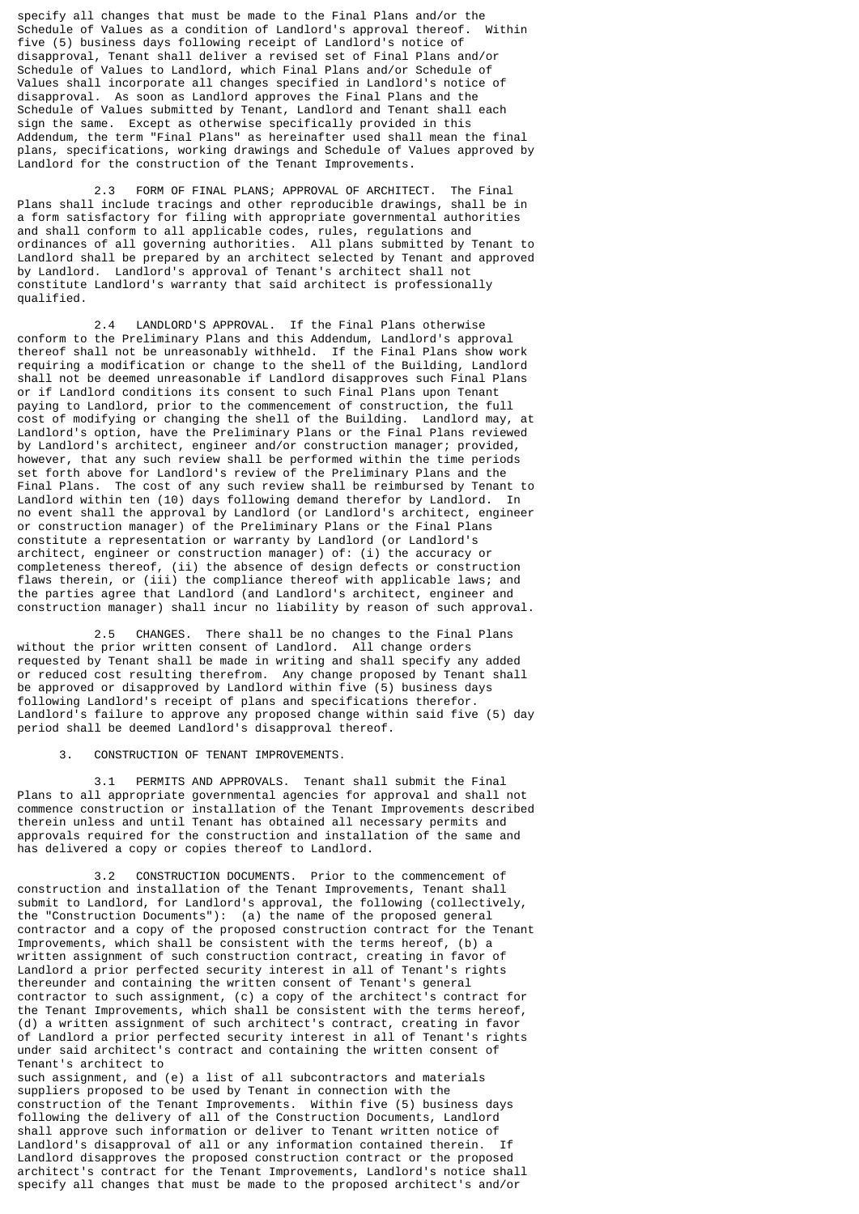specify all changes that must be made to the Final Plans and/or the Schedule of Values as a condition of Landlord's approval thereof. Within five (5) business days following receipt of Landlord's notice of disapproval, Tenant shall deliver a revised set of Final Plans and/or Schedule of Values to Landlord, which Final Plans and/or Schedule of Values shall incorporate all changes specified in Landlord's notice of disapproval. As soon as Landlord approves the Final Plans and the Schedule of Values submitted by Tenant, Landlord and Tenant shall each sign the same. Except as otherwise specifically provided in this Addendum, the term "Final Plans" as hereinafter used shall mean the final plans, specifications, working drawings and Schedule of Values approved by Landlord for the construction of the Tenant Improvements.

2.3 FORM OF FINAL PLANS; APPROVAL OF ARCHITECT. The Final Plans shall include tracings and other reproducible drawings, shall be in a form satisfactory for filing with appropriate governmental authorities and shall conform to all applicable codes, rules, regulations and ordinances of all governing authorities. All plans submitted by Tenant to Landlord shall be prepared by an architect selected by Tenant and approved by Landlord. Landlord's approval of Tenant's architect shall not constitute Landlord's warranty that said architect is professionally qualified.

2.4 LANDLORD'S APPROVAL. If the Final Plans otherwise conform to the Preliminary Plans and this Addendum, Landlord's approval thereof shall not be unreasonably withheld. If the Final Plans show work requiring a modification or change to the shell of the Building, Landlord shall not be deemed unreasonable if Landlord disapproves such Final Plans or if Landlord conditions its consent to such Final Plans upon Tenant paying to Landlord, prior to the commencement of construction, the full cost of modifying or changing the shell of the Building. Landlord may, at Landlord's option, have the Preliminary Plans or the Final Plans reviewed by Landlord's architect, engineer and/or construction manager; provided, however, that any such review shall be performed within the time periods set forth above for Landlord's review of the Preliminary Plans and the Final Plans. The cost of any such review shall be reimbursed by Tenant to Landlord within ten (10) days following demand therefor by Landlord. In no event shall the approval by Landlord (or Landlord's architect, engineer or construction manager) of the Preliminary Plans or the Final Plans constitute a representation or warranty by Landlord (or Landlord's architect, engineer or construction manager) of: (i) the accuracy or completeness thereof, (ii) the absence of design defects or construction flaws therein, or (iii) the compliance thereof with applicable laws; and the parties agree that Landlord (and Landlord's architect, engineer and construction manager) shall incur no liability by reason of such approval.

2.5 CHANGES. There shall be no changes to the Final Plans without the prior written consent of Landlord. All change orders requested by Tenant shall be made in writing and shall specify any added or reduced cost resulting therefrom. Any change proposed by Tenant shall be approved or disapproved by Landlord within five (5) business days following Landlord's receipt of plans and specifications therefor. Landlord's failure to approve any proposed change within said five (5) day period shall be deemed Landlord's disapproval thereof.

3. CONSTRUCTION OF TENANT IMPROVEMENTS.

3.1 PERMITS AND APPROVALS. Tenant shall submit the Final Plans to all appropriate governmental agencies for approval and shall not commence construction or installation of the Tenant Improvements described therein unless and until Tenant has obtained all necessary permits and approvals required for the construction and installation of the same and has delivered a copy or copies thereof to Landlord.

3.2 CONSTRUCTION DOCUMENTS. Prior to the commencement of construction and installation of the Tenant Improvements, Tenant shall submit to Landlord, for Landlord's approval, the following (collectively, the "Construction Documents"): (a) the name of the proposed general contractor and a copy of the proposed construction contract for the Tenant Improvements, which shall be consistent with the terms hereof, (b) a written assignment of such construction contract, creating in favor of Landlord a prior perfected security interest in all of Tenant's rights thereunder and containing the written consent of Tenant's general contractor to such assignment, (c) a copy of the architect's contract for the Tenant Improvements, which shall be consistent with the terms hereof, (d) a written assignment of such architect's contract, creating in favor of Landlord a prior perfected security interest in all of Tenant's rights under said architect's contract and containing the written consent of Tenant's architect to such assignment, and (e) a list of all subcontractors and materials suppliers proposed to be used by Tenant in connection with the construction of the Tenant Improvements. Within five (5) business days following the delivery of all of the Construction Documents, Landlord shall approve such information or deliver to Tenant written notice of Landlord's disapproval of all or any information contained therein. If Landlord disapproves the proposed construction contract or the proposed architect's contract for the Tenant Improvements, Landlord's notice shall specify all changes that must be made to the proposed architect's and/or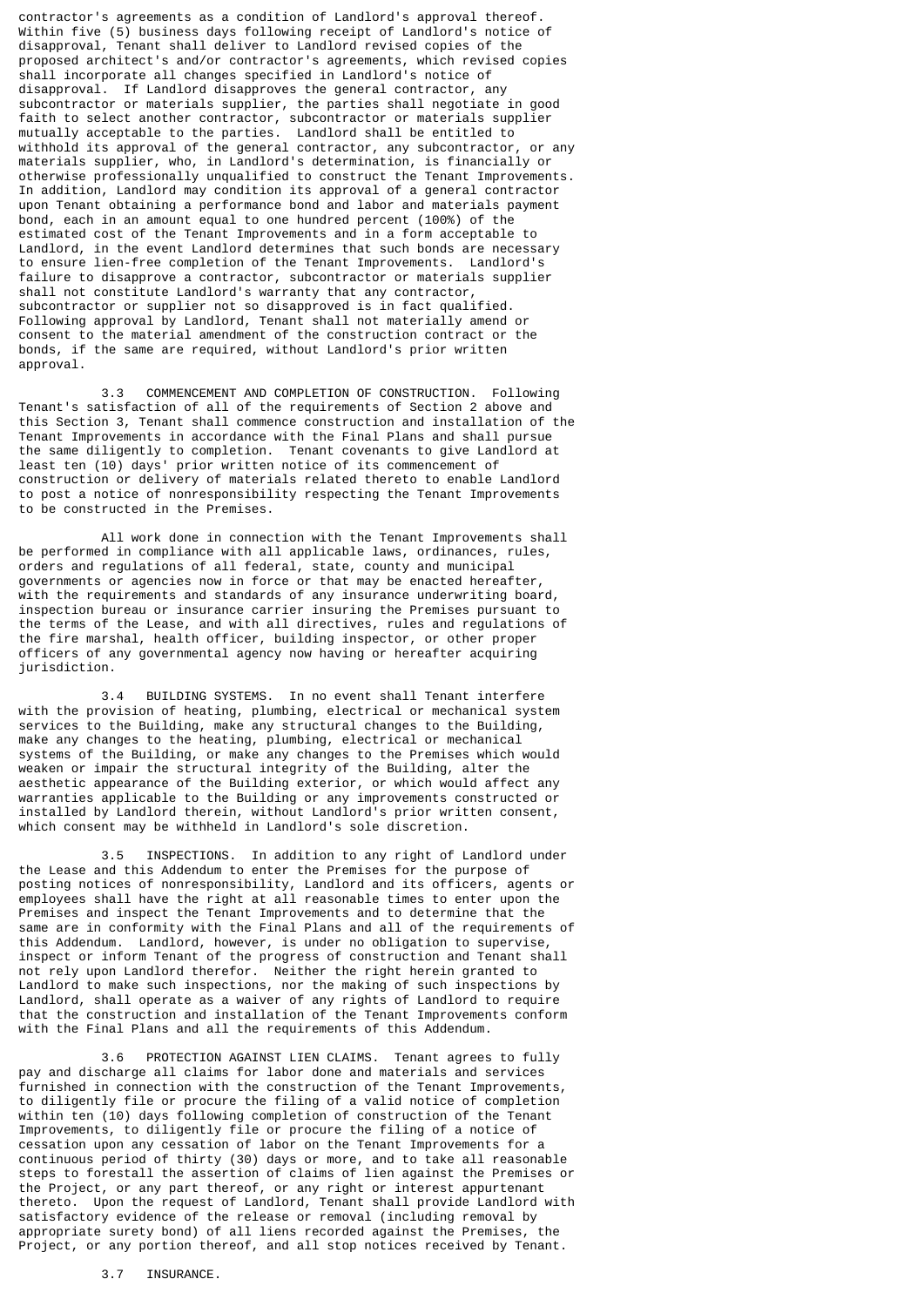contractor's agreements as a condition of Landlord's approval thereof. Within five (5) business days following receipt of Landlord's notice of disapproval, Tenant shall deliver to Landlord revised copies of the proposed architect's and/or contractor's agreements, which revised copies shall incorporate all changes specified in Landlord's notice of disapproval. If Landlord disapproves the general contractor, any subcontractor or materials supplier, the parties shall negotiate in good faith to select another contractor, subcontractor or materials supplier mutually acceptable to the parties. Landlord shall be entitled to withhold its approval of the general contractor, any subcontractor, or any materials supplier, who, in Landlord's determination, is financially or otherwise professionally unqualified to construct the Tenant Improvements. In addition, Landlord may condition its approval of a general contractor upon Tenant obtaining a performance bond and labor and materials payment bond, each in an amount equal to one hundred percent (100%) of the estimated cost of the Tenant Improvements and in a form acceptable to Landlord, in the event Landlord determines that such bonds are necessary to ensure lien-free completion of the Tenant Improvements. Landlord's failure to disapprove a contractor, subcontractor or materials supplier shall not constitute Landlord's warranty that any contractor, subcontractor or supplier not so disapproved is in fact qualified. Following approval by Landlord, Tenant shall not materially amend or consent to the material amendment of the construction contract or the bonds, if the same are required, without Landlord's prior written approval.

3.3 COMMENCEMENT AND COMPLETION OF CONSTRUCTION. Following Tenant's satisfaction of all of the requirements of Section 2 above and this Section 3, Tenant shall commence construction and installation of the Tenant Improvements in accordance with the Final Plans and shall pursue the same diligently to completion. Tenant covenants to give Landlord at least ten (10) days' prior written notice of its commencement of construction or delivery of materials related thereto to enable Landlord to post a notice of nonresponsibility respecting the Tenant Improvements to be constructed in the Premises.

All work done in connection with the Tenant Improvements shall be performed in compliance with all applicable laws, ordinances, rules, orders and regulations of all federal, state, county and municipal governments or agencies now in force or that may be enacted hereafter, with the requirements and standards of any insurance underwriting board, inspection bureau or insurance carrier insuring the Premises pursuant to the terms of the Lease, and with all directives, rules and regulations of the fire marshal, health officer, building inspector, or other proper officers of any governmental agency now having or hereafter acquiring jurisdiction.

3.4 BUILDING SYSTEMS. In no event shall Tenant interfere with the provision of heating, plumbing, electrical or mechanical system services to the Building, make any structural changes to the Building, make any changes to the heating, plumbing, electrical or mechanical systems of the Building, or make any changes to the Premises which would weaken or impair the structural integrity of the Building, alter the aesthetic appearance of the Building exterior, or which would affect any warranties applicable to the Building or any improvements constructed or installed by Landlord therein, without Landlord's prior written consent, which consent may be withheld in Landlord's sole discretion.

3.5 INSPECTIONS. In addition to any right of Landlord under the Lease and this Addendum to enter the Premises for the purpose of posting notices of nonresponsibility, Landlord and its officers, agents or employees shall have the right at all reasonable times to enter upon the Premises and inspect the Tenant Improvements and to determine that the same are in conformity with the Final Plans and all of the requirements of this Addendum. Landlord, however, is under no obligation to supervise, inspect or inform Tenant of the progress of construction and Tenant shall not rely upon Landlord therefor. Neither the right herein granted to Landlord to make such inspections, nor the making of such inspections by Landlord, shall operate as a waiver of any rights of Landlord to require that the construction and installation of the Tenant Improvements conform with the Final Plans and all the requirements of this Addendum.

3.6 PROTECTION AGAINST LIEN CLAIMS. Tenant agrees to fully pay and discharge all claims for labor done and materials and services furnished in connection with the construction of the Tenant Improvements, to diligently file or procure the filing of a valid notice of completion within ten (10) days following completion of construction of the Tenant Improvements, to diligently file or procure the filing of a notice of cessation upon any cessation of labor on the Tenant Improvements for a continuous period of thirty (30) days or more, and to take all reasonable steps to forestall the assertion of claims of lien against the Premises or the Project, or any part thereof, or any right or interest appurtenant thereto. Upon the request of Landlord, Tenant shall provide Landlord with satisfactory evidence of the release or removal (including removal by appropriate surety bond) of all liens recorded against the Premises, the Project, or any portion thereof, and all stop notices received by Tenant.

3.7 INSURANCE.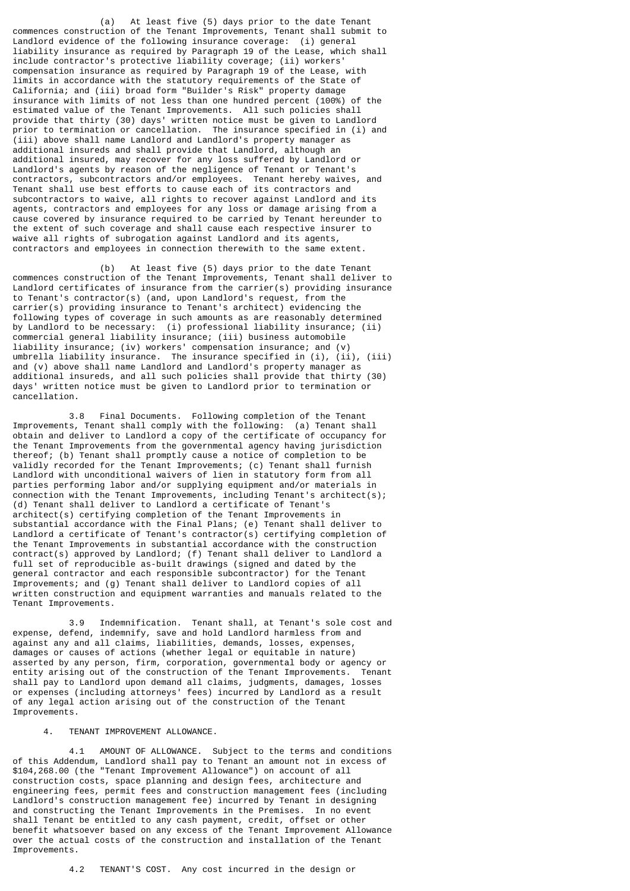(a) At least five (5) days prior to the date Tenant commences construction of the Tenant Improvements, Tenant shall submit to Landlord evidence of the following insurance coverage: (i) general liability insurance as required by Paragraph 19 of the Lease, which shall include contractor's protective liability coverage; (ii) workers' compensation insurance as required by Paragraph 19 of the Lease, with limits in accordance with the statutory requirements of the State of California; and (iii) broad form "Builder's Risk" property damage insurance with limits of not less than one hundred percent (100%) of the estimated value of the Tenant Improvements. All such policies shall provide that thirty (30) days' written notice must be given to Landlord prior to termination or cancellation. The insurance specified in (i) and (iii) above shall name Landlord and Landlord's property manager as additional insureds and shall provide that Landlord, although an additional insured, may recover for any loss suffered by Landlord or Landlord's agents by reason of the negligence of Tenant or Tenant's contractors, subcontractors and/or employees. Tenant hereby waives, and Tenant shall use best efforts to cause each of its contractors and subcontractors to waive, all rights to recover against Landlord and its agents, contractors and employees for any loss or damage arising from a cause covered by insurance required to be carried by Tenant hereunder to the extent of such coverage and shall cause each respective insurer to waive all rights of subrogation against Landlord and its agents, contractors and employees in connection therewith to the same extent.

(b) At least five (5) days prior to the date Tenant commences construction of the Tenant Improvements, Tenant shall deliver to Landlord certificates of insurance from the carrier(s) providing insurance to Tenant's contractor(s) (and, upon Landlord's request, from the carrier(s) providing insurance to Tenant's architect) evidencing the following types of coverage in such amounts as are reasonably determined by Landlord to be necessary: (i) professional liability insurance; (ii) commercial general liability insurance; (iii) business automobile liability insurance; (iv) workers' compensation insurance; and (v) umbrella liability insurance. The insurance specified in (i), (ii), (iii) and (v) above shall name Landlord and Landlord's property manager as additional insureds, and all such policies shall provide that thirty (30) days' written notice must be given to Landlord prior to termination or cancellation.

3.8 Final Documents. Following completion of the Tenant Improvements, Tenant shall comply with the following: (a) Tenant shall obtain and deliver to Landlord a copy of the certificate of occupancy for the Tenant Improvements from the governmental agency having jurisdiction thereof; (b) Tenant shall promptly cause a notice of completion to be validly recorded for the Tenant Improvements; (c) Tenant shall furnish Landlord with unconditional waivers of lien in statutory form from all parties performing labor and/or supplying equipment and/or materials in connection with the Tenant Improvements, including Tenant's architect(s); (d) Tenant shall deliver to Landlord a certificate of Tenant's architect(s) certifying completion of the Tenant Improvements in substantial accordance with the Final Plans; (e) Tenant shall deliver to Landlord a certificate of Tenant's contractor(s) certifying completion of the Tenant Improvements in substantial accordance with the construction contract(s) approved by Landlord; (f) Tenant shall deliver to Landlord a full set of reproducible as-built drawings (signed and dated by the general contractor and each responsible subcontractor) for the Tenant Improvements; and (g) Tenant shall deliver to Landlord copies of all written construction and equipment warranties and manuals related to the Tenant Improvements.

3.9 Indemnification. Tenant shall, at Tenant's sole cost and expense, defend, indemnify, save and hold Landlord harmless from and against any and all claims, liabilities, demands, losses, expenses, damages or causes of actions (whether legal or equitable in nature) asserted by any person, firm, corporation, governmental body or agency or entity arising out of the construction of the Tenant Improvements. Tenant shall pay to Landlord upon demand all claims, judgments, damages, losses or expenses (including attorneys' fees) incurred by Landlord as a result of any legal action arising out of the construction of the Tenant Improvements.

4. TENANT IMPROVEMENT ALLOWANCE.

4.1 AMOUNT OF ALLOWANCE. Subject to the terms and conditions of this Addendum, Landlord shall pay to Tenant an amount not in excess of $104,268.00 (the "Tenant Improvement Allowance") on account of all construction costs, space planning and design fees, architecture and engineering fees, permit fees and construction management fees (including Landlord's construction management fee) incurred by Tenant in designing and constructing the Tenant Improvements in the Premises. In no event shall Tenant be entitled to any cash payment, credit, offset or other benefit whatsoever based on any excess of the Tenant Improvement Allowance over the actual costs of the construction and installation of the Tenant Improvements.

4.2 TENANT'S COST. Any cost incurred in the design or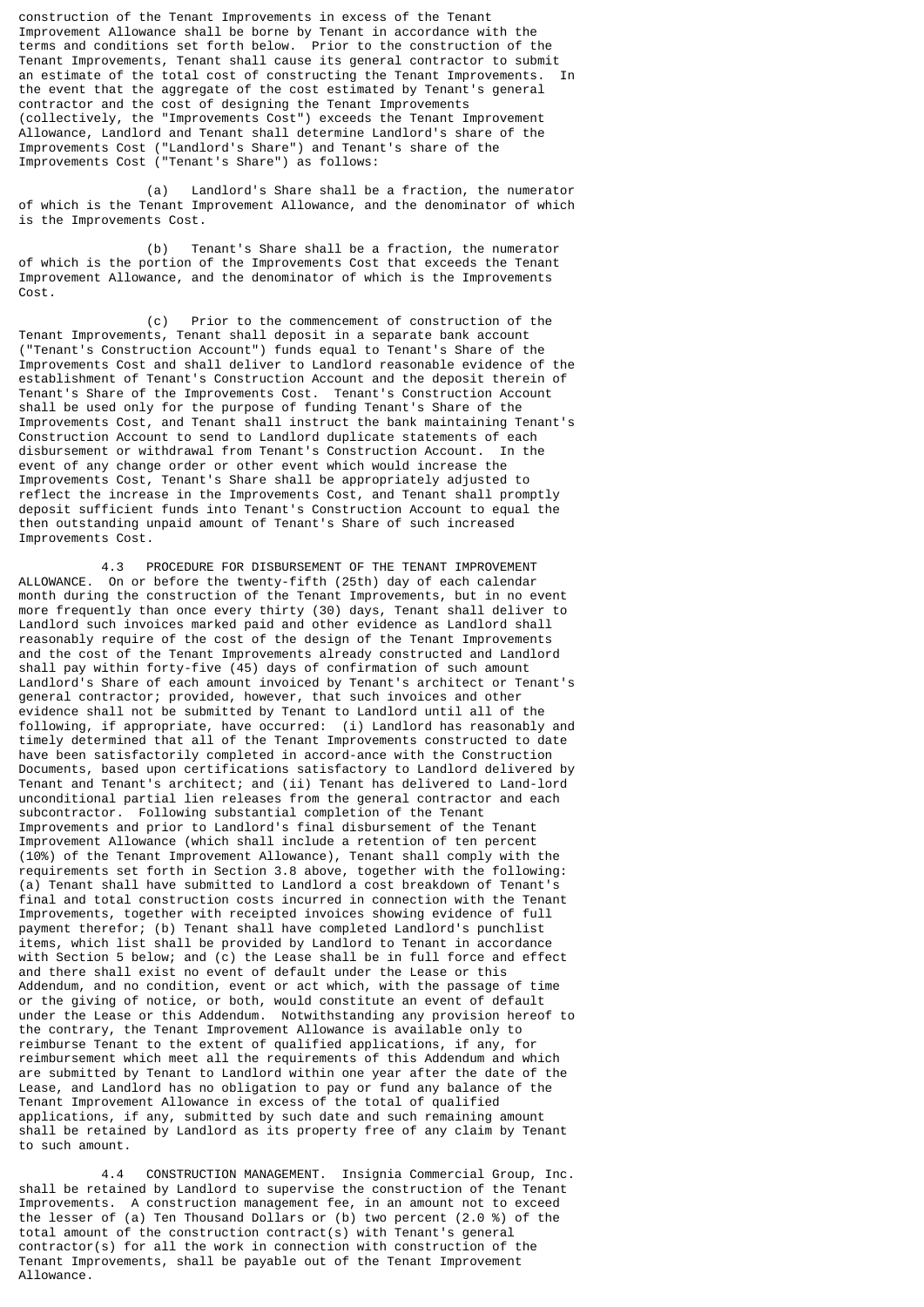construction of the Tenant Improvements in excess of the Tenant Improvement Allowance shall be borne by Tenant in accordance with the terms and conditions set forth below. Prior to the construction of the Tenant Improvements, Tenant shall cause its general contractor to submit an estimate of the total cost of constructing the Tenant Improvements. In the event that the aggregate of the cost estimated by Tenant's general contractor and the cost of designing the Tenant Improvements (collectively, the "Improvements Cost") exceeds the Tenant Improvement Allowance, Landlord and Tenant shall determine Landlord's share of the Improvements Cost ("Landlord's Share") and Tenant's share of the Improvements Cost ("Tenant's Share") as follows:

(a) Landlord's Share shall be a fraction, the numerator of which is the Tenant Improvement Allowance, and the denominator of which is the Improvements Cost.

(b) Tenant's Share shall be a fraction, the numerator of which is the portion of the Improvements Cost that exceeds the Tenant Improvement Allowance, and the denominator of which is the Improvements Cost.

(c) Prior to the commencement of construction of the Tenant Improvements, Tenant shall deposit in a separate bank account ("Tenant's Construction Account") funds equal to Tenant's Share of the Improvements Cost and shall deliver to Landlord reasonable evidence of the establishment of Tenant's Construction Account and the deposit therein of Tenant's Share of the Improvements Cost. Tenant's Construction Account shall be used only for the purpose of funding Tenant's Share of the Improvements Cost, and Tenant shall instruct the bank maintaining Tenant's Construction Account to send to Landlord duplicate statements of each disbursement or withdrawal from Tenant's Construction Account. In the event of any change order or other event which would increase the Improvements Cost, Tenant's Share shall be appropriately adjusted to reflect the increase in the Improvements Cost, and Tenant shall promptly deposit sufficient funds into Tenant's Construction Account to equal the then outstanding unpaid amount of Tenant's Share of such increased Improvements Cost.

4.3 PROCEDURE FOR DISBURSEMENT OF THE TENANT IMPROVEMENT ALLOWANCE. On or before the twenty-fifth (25th) day of each calendar month during the construction of the Tenant Improvements, but in no event more frequently than once every thirty (30) days, Tenant shall deliver to Landlord such invoices marked paid and other evidence as Landlord shall reasonably require of the cost of the design of the Tenant Improvements and the cost of the Tenant Improvements already constructed and Landlord shall pay within forty-five (45) days of confirmation of such amount Landlord's Share of each amount invoiced by Tenant's architect or Tenant's general contractor; provided, however, that such invoices and other evidence shall not be submitted by Tenant to Landlord until all of the following, if appropriate, have occurred: (i) Landlord has reasonably and timely determined that all of the Tenant Improvements constructed to date have been satisfactorily completed in accord-ance with the Construction Documents, based upon certifications satisfactory to Landlord delivered by Tenant and Tenant's architect; and (ii) Tenant has delivered to Land-lord unconditional partial lien releases from the general contractor and each subcontractor. Following substantial completion of the Tenant Improvements and prior to Landlord's final disbursement of the Tenant Improvement Allowance (which shall include a retention of ten percent (10%) of the Tenant Improvement Allowance), Tenant shall comply with the requirements set forth in Section 3.8 above, together with the following: (a) Tenant shall have submitted to Landlord a cost breakdown of Tenant's final and total construction costs incurred in connection with the Tenant Improvements, together with receipted invoices showing evidence of full payment therefor; (b) Tenant shall have completed Landlord's punchlist items, which list shall be provided by Landlord to Tenant in accordance with Section 5 below; and (c) the Lease shall be in full force and effect and there shall exist no event of default under the Lease or this Addendum, and no condition, event or act which, with the passage of time or the giving of notice, or both, would constitute an event of default under the Lease or this Addendum. Notwithstanding any provision hereof to the contrary, the Tenant Improvement Allowance is available only to reimburse Tenant to the extent of qualified applications, if any, for reimbursement which meet all the requirements of this Addendum and which are submitted by Tenant to Landlord within one year after the date of the Lease, and Landlord has no obligation to pay or fund any balance of the Tenant Improvement Allowance in excess of the total of qualified applications, if any, submitted by such date and such remaining amount shall be retained by Landlord as its property free of any claim by Tenant to such amount.

4.4 CONSTRUCTION MANAGEMENT. Insignia Commercial Group, Inc. shall be retained by Landlord to supervise the construction of the Tenant Improvements. A construction management fee, in an amount not to exceed the lesser of (a) Ten Thousand Dollars or (b) two percent (2.0 %) of the total amount of the construction contract(s) with Tenant's general contractor(s) for all the work in connection with construction of the Tenant Improvements, shall be payable out of the Tenant Improvement Allowance.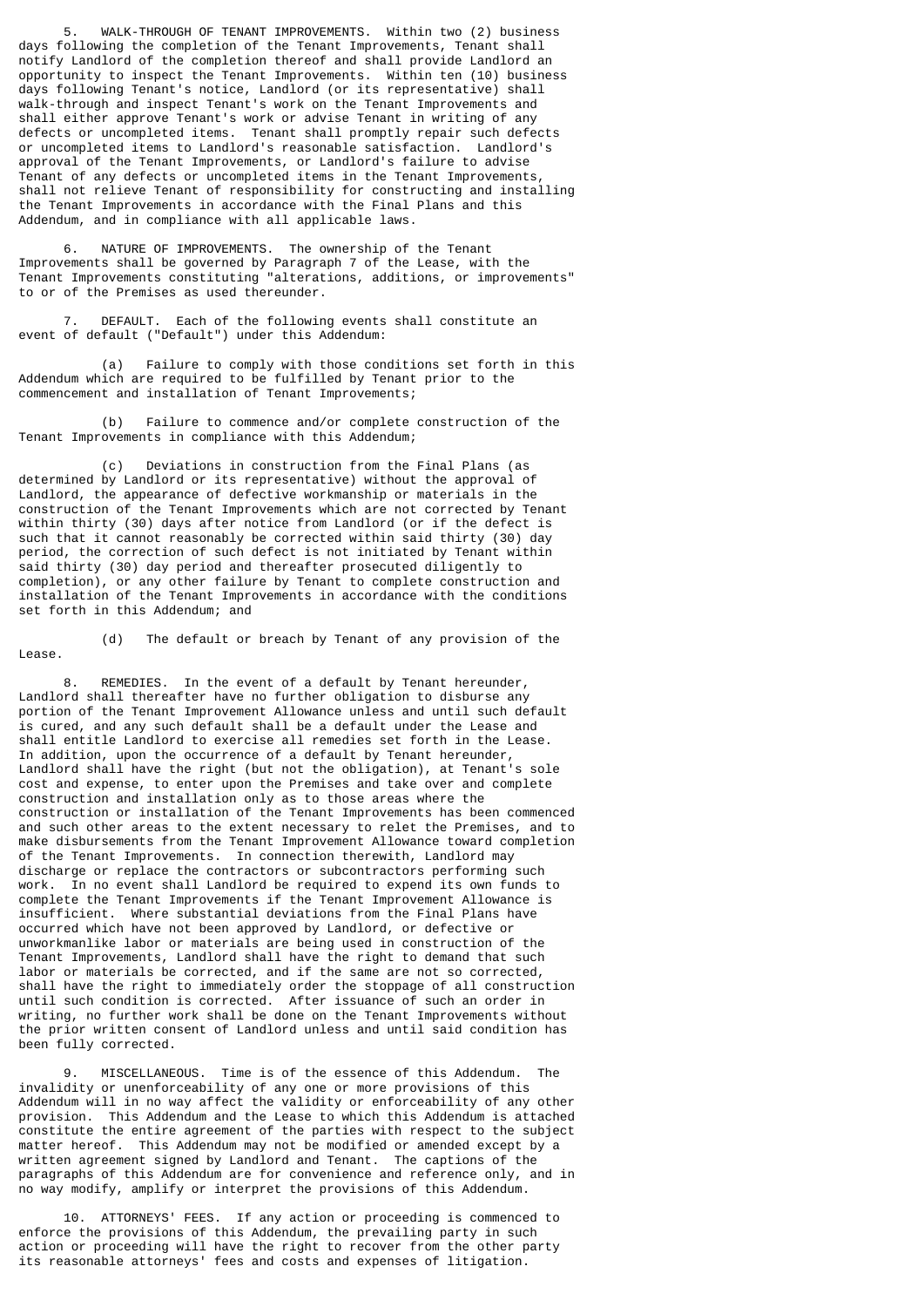5. WALK-THROUGH OF TENANT IMPROVEMENTS. Within two (2) business days following the completion of the Tenant Improvements, Tenant shall notify Landlord of the completion thereof and shall provide Landlord an opportunity to inspect the Tenant Improvements. Within ten (10) business days following Tenant's notice, Landlord (or its representative) shall walk-through and inspect Tenant's work on the Tenant Improvements and shall either approve Tenant's work or advise Tenant in writing of any defects or uncompleted items. Tenant shall promptly repair such defects or uncompleted items to Landlord's reasonable satisfaction. Landlord's approval of the Tenant Improvements, or Landlord's failure to advise Tenant of any defects or uncompleted items in the Tenant Improvements, shall not relieve Tenant of responsibility for constructing and installing the Tenant Improvements in accordance with the Final Plans and this Addendum, and in compliance with all applicable laws.

6. NATURE OF IMPROVEMENTS. The ownership of the Tenant Improvements shall be governed by Paragraph 7 of the Lease, with the Tenant Improvements constituting "alterations, additions, or improvements" to or of the Premises as used thereunder.

7. DEFAULT. Each of the following events shall constitute an event of default ("Default") under this Addendum:

(a) Failure to comply with those conditions set forth in this Addendum which are required to be fulfilled by Tenant prior to the commencement and installation of Tenant Improvements;

(b) Failure to commence and/or complete construction of the Tenant Improvements in compliance with this Addendum;

(c) Deviations in construction from the Final Plans (as determined by Landlord or its representative) without the approval of Landlord, the appearance of defective workmanship or materials in the construction of the Tenant Improvements which are not corrected by Tenant within thirty (30) days after notice from Landlord (or if the defect is such that it cannot reasonably be corrected within said thirty (30) day period, the correction of such defect is not initiated by Tenant within said thirty (30) day period and thereafter prosecuted diligently to completion), or any other failure by Tenant to complete construction and installation of the Tenant Improvements in accordance with the conditions set forth in this Addendum; and

(d) The default or breach by Tenant of any provision of the Lease.

8. REMEDIES. In the event of a default by Tenant hereunder, Landlord shall thereafter have no further obligation to disburse any portion of the Tenant Improvement Allowance unless and until such default is cured, and any such default shall be a default under the Lease and shall entitle Landlord to exercise all remedies set forth in the Lease. In addition, upon the occurrence of a default by Tenant hereunder, Landlord shall have the right (but not the obligation), at Tenant's sole cost and expense, to enter upon the Premises and take over and complete construction and installation only as to those areas where the construction or installation of the Tenant Improvements has been commenced and such other areas to the extent necessary to relet the Premises, and to make disbursements from the Tenant Improvement Allowance toward completion of the Tenant Improvements. In connection therewith, Landlord may discharge or replace the contractors or subcontractors performing such work. In no event shall Landlord be required to expend its own funds to complete the Tenant Improvements if the Tenant Improvement Allowance is insufficient. Where substantial deviations from the Final Plans have occurred which have not been approved by Landlord, or defective or unworkmanlike labor or materials are being used in construction of the Tenant Improvements, Landlord shall have the right to demand that such labor or materials be corrected, and if the same are not so corrected, shall have the right to immediately order the stoppage of all construction until such condition is corrected. After issuance of such an order in writing, no further work shall be done on the Tenant Improvements without the prior written consent of Landlord unless and until said condition has been fully corrected.

9. MISCELLANEOUS. Time is of the essence of this Addendum. The invalidity or unenforceability of any one or more provisions of this Addendum will in no way affect the validity or enforceability of any other provision. This Addendum and the Lease to which this Addendum is attached constitute the entire agreement of the parties with respect to the subject matter hereof. This Addendum may not be modified or amended except by a written agreement signed by Landlord and Tenant. The captions of the paragraphs of this Addendum are for convenience and reference only, and in no way modify, amplify or interpret the provisions of this Addendum.

10. ATTORNEYS' FEES. If any action or proceeding is commenced to enforce the provisions of this Addendum, the prevailing party in such action or proceeding will have the right to recover from the other party its reasonable attorneys' fees and costs and expenses of litigation.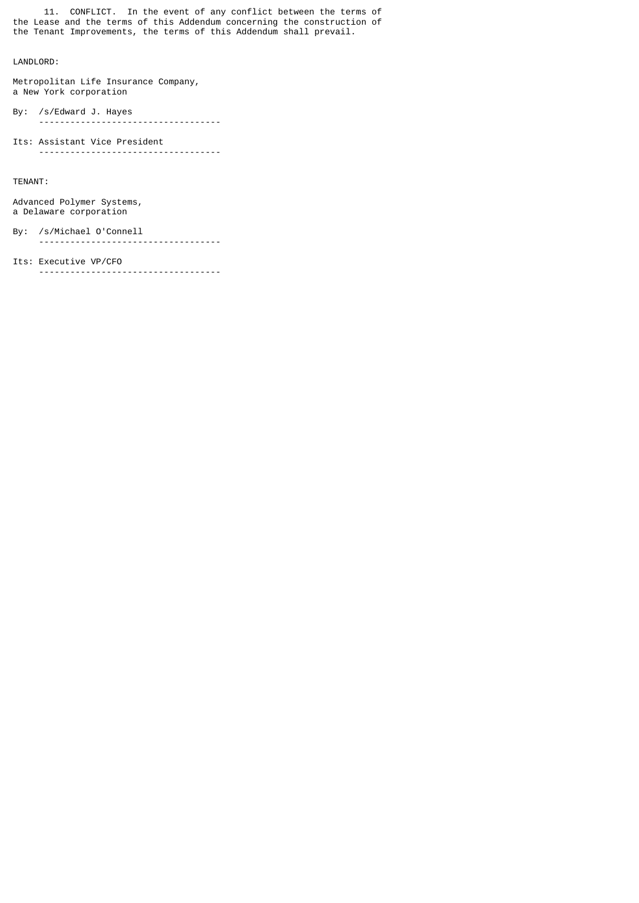11. CONFLICT. In the event of any conflict between the terms of the Lease and the terms of this Addendum concerning the construction of the Tenant Improvements, the terms of this Addendum shall prevail.

LANDLORD:

Metropolitan Life Insurance Company,
a New York corporation

By: /s/Edward J. Hayes

Its: Assistant Vice President

TENANT:

Advanced Polymer Systems,
a Delaware corporation

By: /s/Michael O'Connell

Its: Executive VP/CFO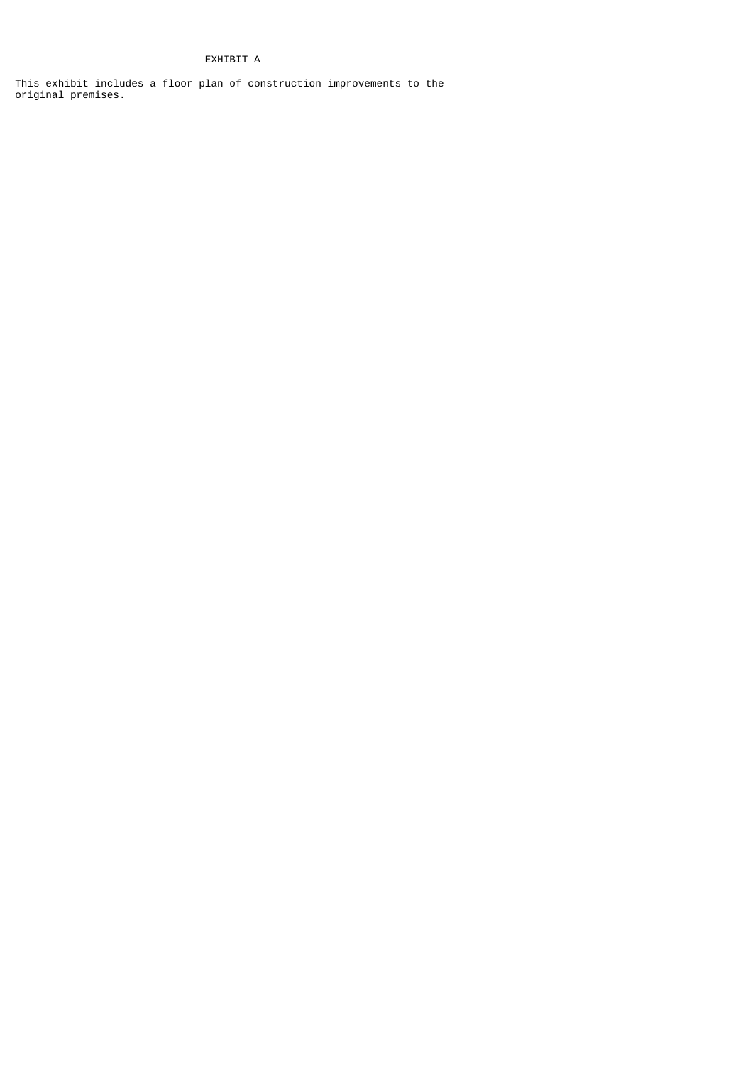# EXHIBIT A

This exhibit includes a floor plan of construction improvements to the original premises.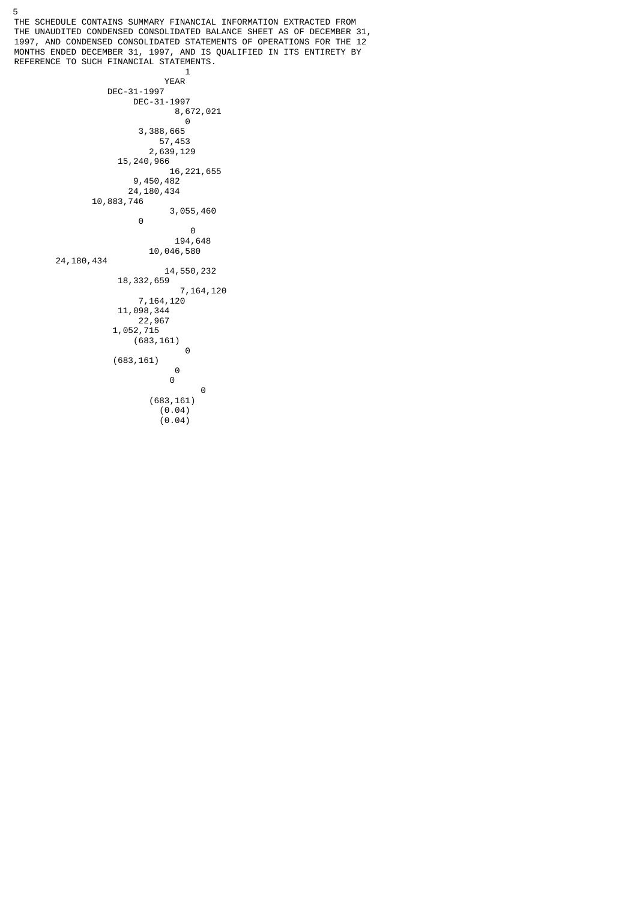5

THE SCHEDULE CONTAINS SUMMARY FINANCIAL INFORMATION EXTRACTED FROM THE UNAUDITED CONDENSED CONSOLIDATED BALANCE SHEET AS OF DECEMBER 31, 1997, AND CONDENSED CONSOLIDATED STATEMENTS OF OPERATIONS FOR THE 12 MONTHS ENDED DECEMBER 31, 1997, AND IS QUALIFIED IN ITS ENTIRETY BY REFERENCE TO SUCH FINANCIAL STATEMENTS.

```
                              1
                           YEAR
                DEC-31-1997
                     DEC-31-1997
                              8,672,021
                                      0
                      3,388,665
                          57,453
                        2,639,129
                 15,240,966
                             16,221,655
                     9,450,482
                       24,180,434
          10,883,746
                             3,055,460
                         0
                                    0
                                194,648
                          10,046,580
     24,180,434
                            14,550,232
                 18,332,659
                                7,164,120
                     7,164,120
                 11,098,344
                     22,967
               1,052,715
                    (683,161)
                                    0
               (683,161)
                                  0
                                 0
                                       0
                         (683,161)
                         (0.04)
                         (0.04)
```